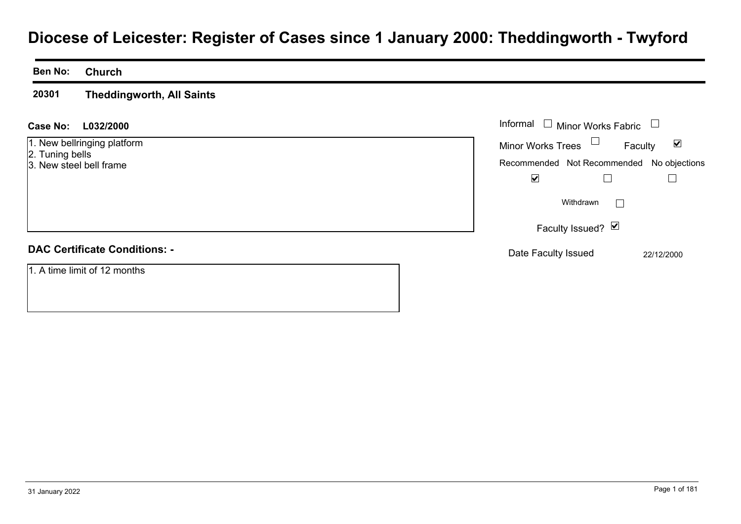# Diocese of Leicester: Register of Cases since 1 January 2000: Theddingworth - Twyford

| Ben No: | Church |
|---|---|
| 20301 | Theddingworth, All Saints |

**Case No:** L032/2000

1. New bellringing platform
2. Tuning bells
3. New steel bell frame

| Informal | Minor Works Fabric | Minor Works Trees | Faculty |
|---|---|---|---|
| ☐ | ☐ | ☐ | ☑ |

| Recommended | Not Recommended | No objections |
|---|---|---|
| ☑ | ☐ | ☐ |

Withdrawn ☐

Faculty Issued? ☑

Date Faculty Issued: 22/12/2000

**DAC Certificate Conditions: -**

1. A time limit of 12 months

31 January 2022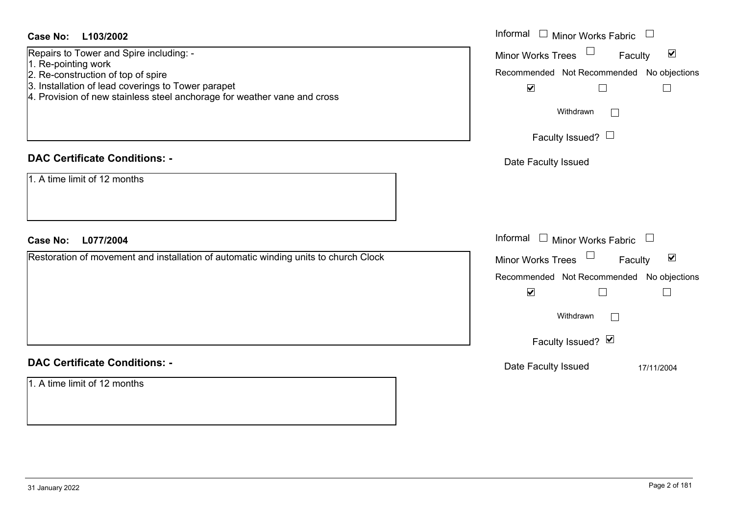**Case No:** **L103/2002**

Repairs to Tower and Spire including: -
1. Re-pointing work
2. Re-construction of top of spire
3. Installation of lead coverings to Tower parapet
4. Provision of new stainless steel anchorage for weather vane and cross

Informal ☐ Minor Works Fabric ☐
Minor Works Trees ☐ Faculty ☑
Recommended ☑ Not Recommended ☐ No objections ☐
Withdrawn ☐
Faculty Issued? ☐
Date Faculty Issued

**DAC Certificate Conditions: -**

1. A time limit of 12 months

**Case No:** **L077/2004**

Restoration of movement and installation of automatic winding units to church Clock

Informal ☐ Minor Works Fabric ☐
Minor Works Trees ☐ Faculty ☑
Recommended ☑ Not Recommended ☐ No objections ☐
Withdrawn ☐
Faculty Issued? ☑
Date Faculty Issued 17/11/2004

**DAC Certificate Conditions: -**

1. A time limit of 12 months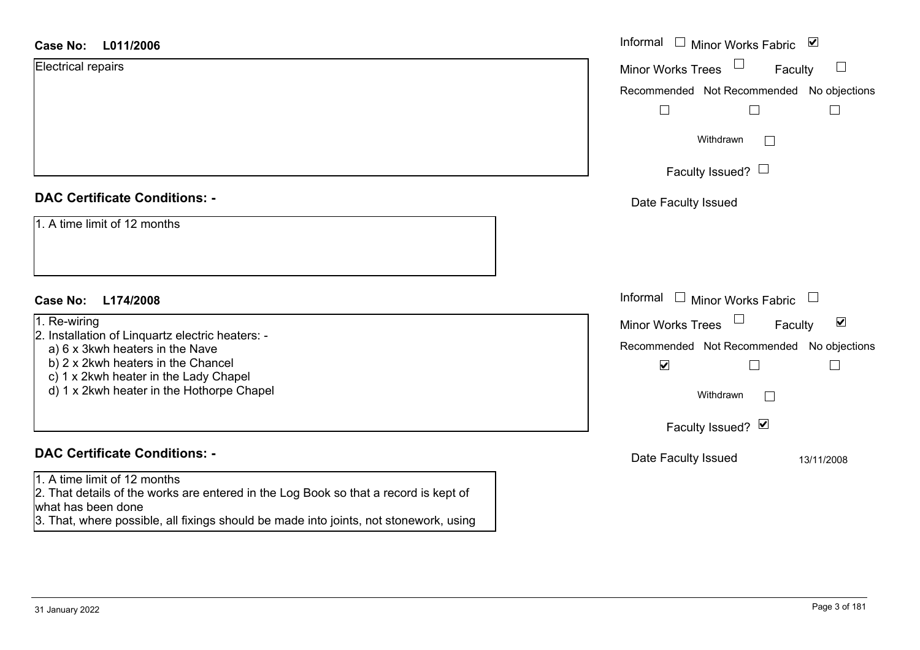**Case No: L011/2006**

Electrical repairs

Informal ☐ Minor Works Fabric ☑

Minor Works Trees ☐ Faculty ☐

Recommended ☐ Not Recommended ☐ No objections ☐

Withdrawn ☐

Faculty Issued? ☐

Date Faculty Issued

**DAC Certificate Conditions: -**

1. A time limit of 12 months

**Case No: L174/2008**

1. Re-wiring
2. Installation of Linquartz electric heaters: -
   a) 6 x 3kwh heaters in the Nave
   b) 2 x 2kwh heaters in the Chancel
   c) 1 x 2kwh heater in the Lady Chapel
   d) 1 x 2kwh heater in the Hothorpe Chapel

Informal ☐ Minor Works Fabric ☐

Minor Works Trees ☐ Faculty ☑

Recommended ☑ Not Recommended ☐ No objections ☐

Withdrawn ☐

Faculty Issued? ☑

Date Faculty Issued 13/11/2008

**DAC Certificate Conditions: -**

1. A time limit of 12 months
2. That details of the works are entered in the Log Book so that a record is kept of what has been done
3. That, where possible, all fixings should be made into joints, not stonework, using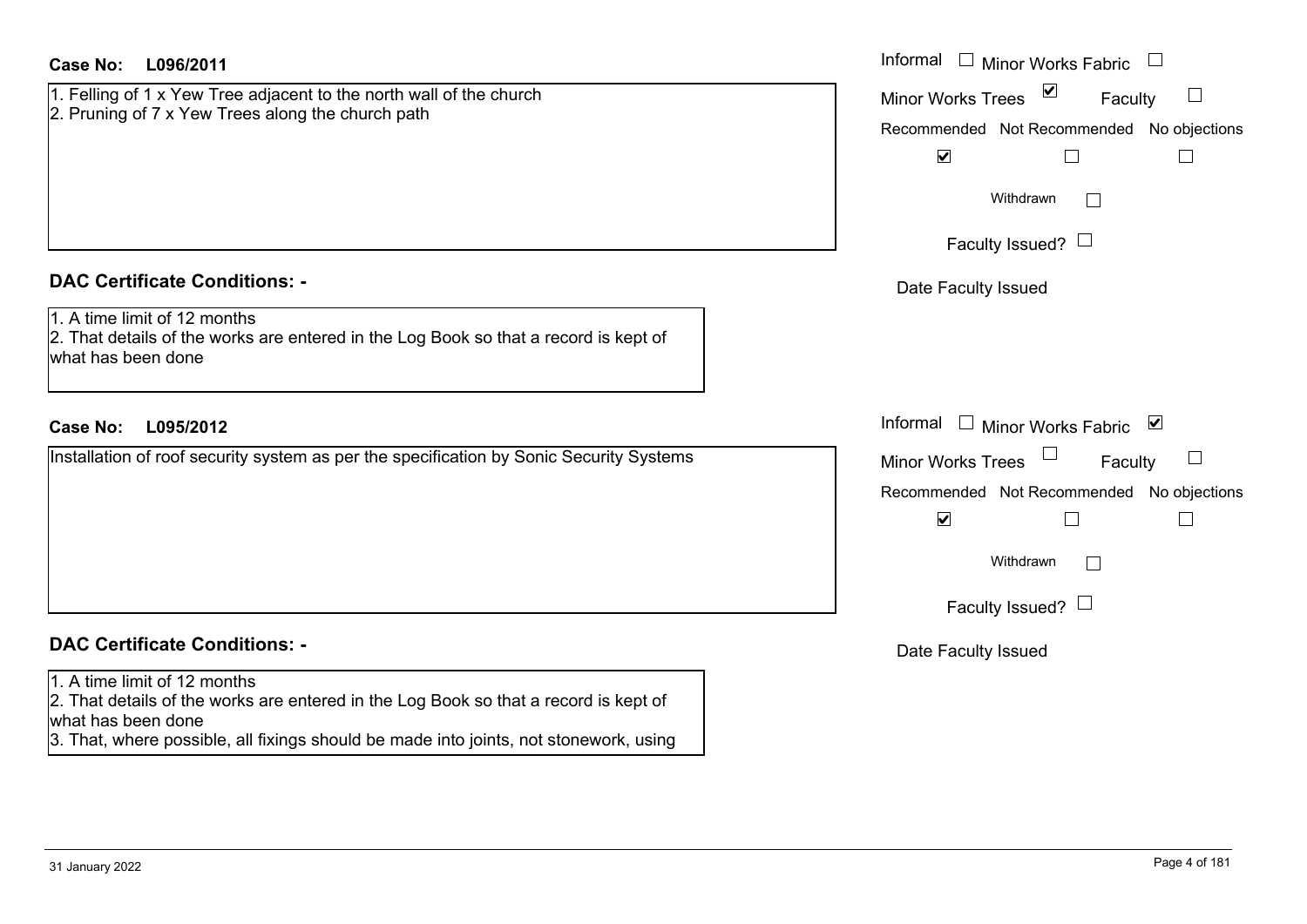**Case No: L096/2011**

1. Felling of 1 x Yew Tree adjacent to the north wall of the church
2. Pruning of 7 x Yew Trees along the church path

Informal ☐ Minor Works Fabric ☐

Minor Works Trees ☑ Faculty ☐

Recommended ☑ Not Recommended ☐ No objections ☐

Withdrawn ☐

Faculty Issued? ☐

Date Faculty Issued

**DAC Certificate Conditions: -**

1. A time limit of 12 months
2. That details of the works are entered in the Log Book so that a record is kept of what has been done

**Case No: L095/2012**

Installation of roof security system as per the specification by Sonic Security Systems

Informal ☐ Minor Works Fabric ☑

Minor Works Trees ☐ Faculty ☐

Recommended ☑ Not Recommended ☐ No objections ☐

Withdrawn ☐

Faculty Issued? ☐

Date Faculty Issued

**DAC Certificate Conditions: -**

1. A time limit of 12 months
2. That details of the works are entered in the Log Book so that a record is kept of what has been done
3. That, where possible, all fixings should be made into joints, not stonework, using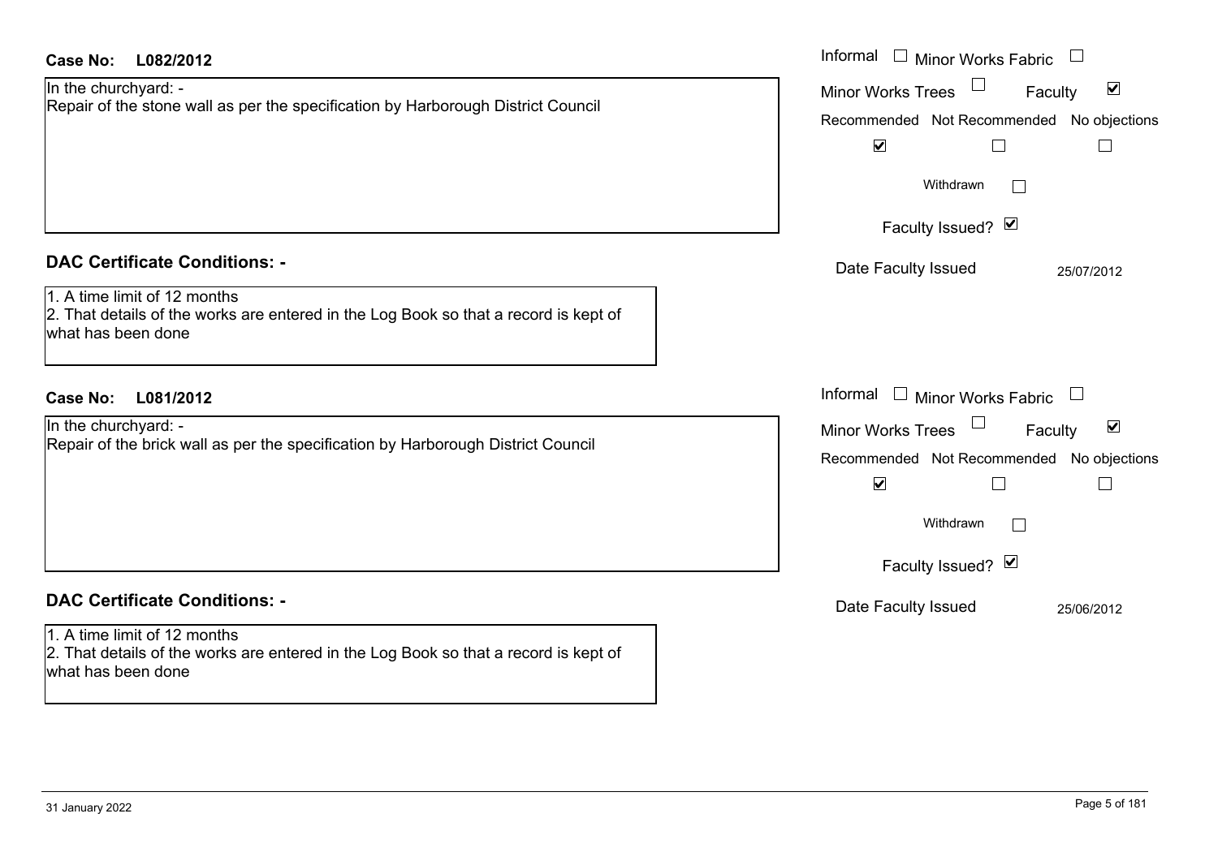**Case No: L082/2012**

In the churchyard: -
Repair of the stone wall as per the specification by Harborough District Council

Informal ☐ Minor Works Fabric ☐
Minor Works Trees ☐ Faculty ☑
Recommended ☑ Not Recommended ☐ No objections ☐
Withdrawn ☐
Faculty Issued? ☑
Date Faculty Issued 25/07/2012

## DAC Certificate Conditions: -

1. A time limit of 12 months
2. That details of the works are entered in the Log Book so that a record is kept of what has been done

**Case No: L081/2012**

In the churchyard: -
Repair of the brick wall as per the specification by Harborough District Council

Informal ☐ Minor Works Fabric ☐
Minor Works Trees ☐ Faculty ☑
Recommended ☑ Not Recommended ☐ No objections ☐
Withdrawn ☐
Faculty Issued? ☑
Date Faculty Issued 25/06/2012

## DAC Certificate Conditions: -

1. A time limit of 12 months
2. That details of the works are entered in the Log Book so that a record is kept of what has been done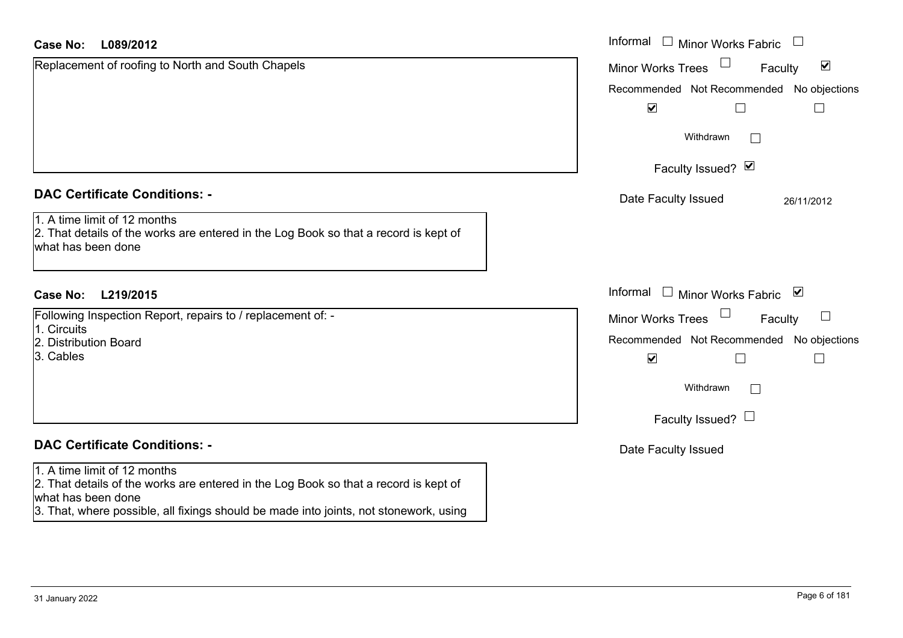**Case No: L089/2012**

Replacement of roofing to North and South Chapels

Informal ☐ Minor Works Fabric ☐
Minor Works Trees ☐ Faculty ☑

| Recommended | Not Recommended | No objections |
| --- | --- | --- |
| ☑ | ☐ | ☐ |

Withdrawn ☐

Faculty Issued? ☑

Date Faculty Issued 26/11/2012

**DAC Certificate Conditions: -**

1. A time limit of 12 months
2. That details of the works are entered in the Log Book so that a record is kept of what has been done

**Case No: L219/2015**

Following Inspection Report, repairs to / replacement of: -
1. Circuits
2. Distribution Board
3. Cables

Informal ☐ Minor Works Fabric ☑
Minor Works Trees ☐ Faculty ☐

| Recommended | Not Recommended | No objections |
| --- | --- | --- |
| ☑ | ☐ | ☐ |

Withdrawn ☐

Faculty Issued? ☐

Date Faculty Issued

**DAC Certificate Conditions: -**

1. A time limit of 12 months
2. That details of the works are entered in the Log Book so that a record is kept of what has been done
3. That, where possible, all fixings should be made into joints, not stonework, using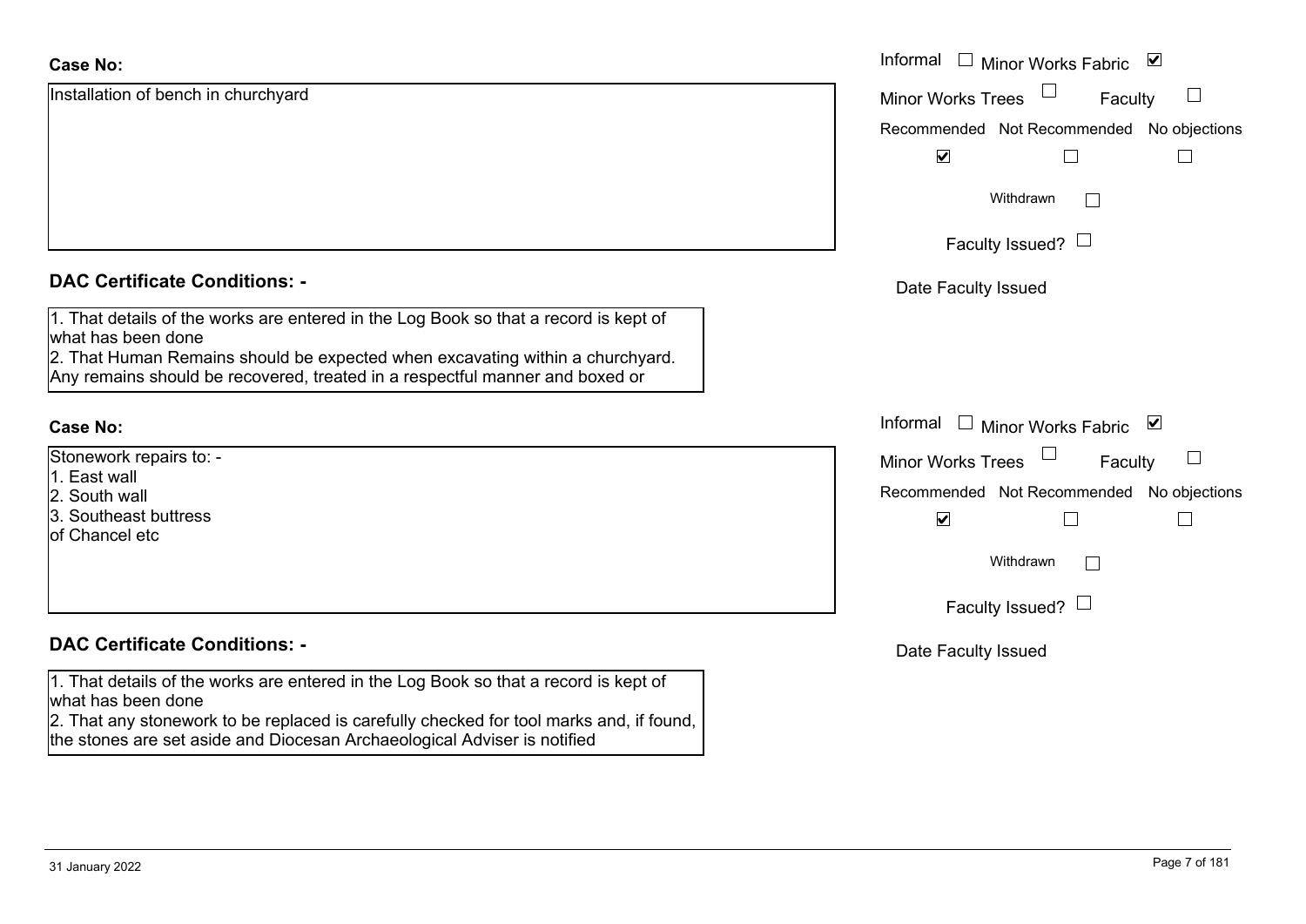**Case No:**

Installation of bench in churchyard

Informal ☐ Minor Works Fabric ☑

Minor Works Trees ☐ Faculty ☐

| Recommended | Not Recommended | No objections |
|---|---|---|
| ☑ | ☐ | ☐ |

Withdrawn ☐

Faculty Issued? ☐

Date Faculty Issued

**DAC Certificate Conditions: -**

1. That details of the works are entered in the Log Book so that a record is kept of what has been done
2. That Human Remains should be expected when excavating within a churchyard. Any remains should be recovered, treated in a respectful manner and boxed or

**Case No:**

Stonework repairs to: -
1. East wall
2. South wall
3. Southeast buttress
of Chancel etc

Informal ☐ Minor Works Fabric ☑

Minor Works Trees ☐ Faculty ☐

| Recommended | Not Recommended | No objections |
|---|---|---|
| ☑ | ☐ | ☐ |

Withdrawn ☐

Faculty Issued? ☐

Date Faculty Issued

**DAC Certificate Conditions: -**

1. That details of the works are entered in the Log Book so that a record is kept of what has been done
2. That any stonework to be replaced is carefully checked for tool marks and, if found, the stones are set aside and Diocesan Archaeological Adviser is notified

31 January 2022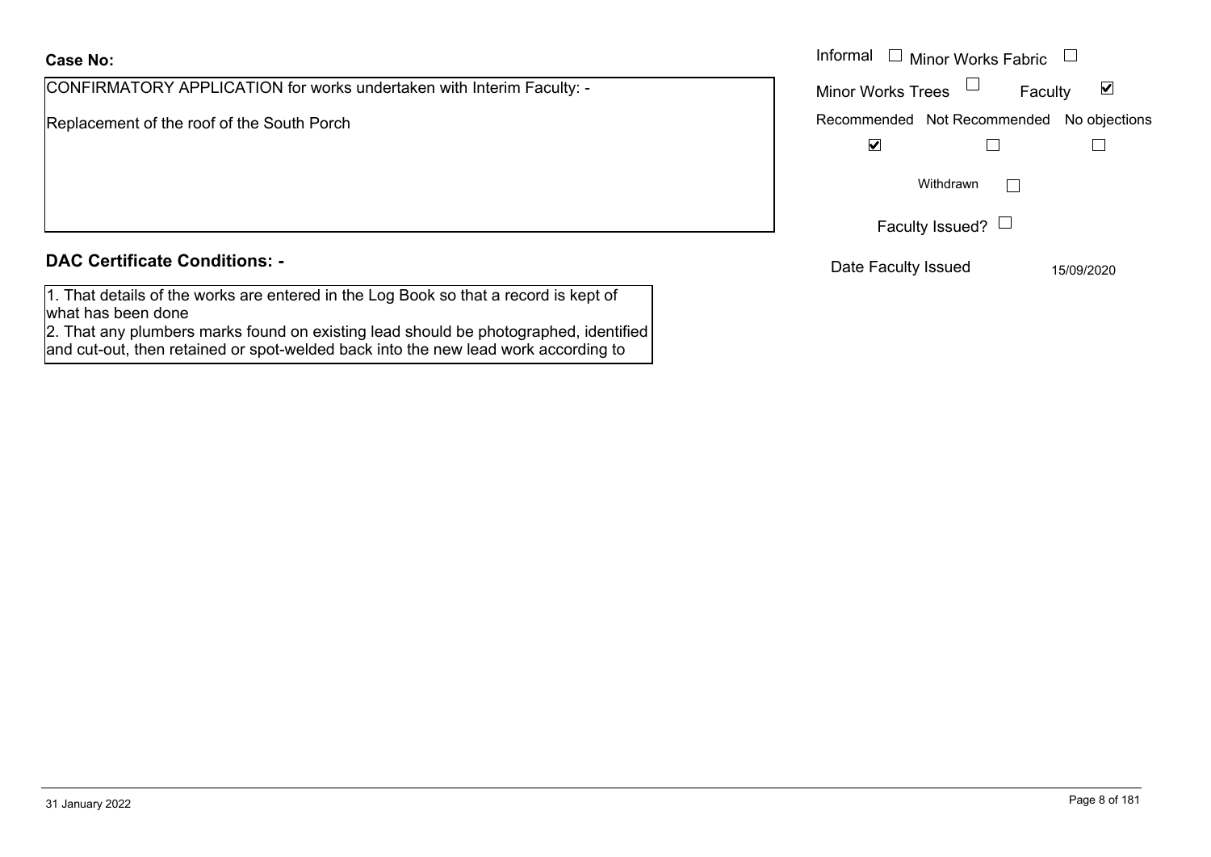**Case No:**

CONFIRMATORY APPLICATION for works undertaken with Interim Faculty: -

Replacement of the roof of the South Porch

Informal ☐ Minor Works Fabric ☐

Minor Works Trees ☐ Faculty ☑

Recommended ☑ Not Recommended ☐ No objections ☐

Withdrawn ☐

Faculty Issued? ☐

Date Faculty Issued 15/09/2020

## DAC Certificate Conditions: -

1. That details of the works are entered in the Log Book so that a record is kept of what has been done
2. That any plumbers marks found on existing lead should be photographed, identified and cut-out, then retained or spot-welded back into the new lead work according to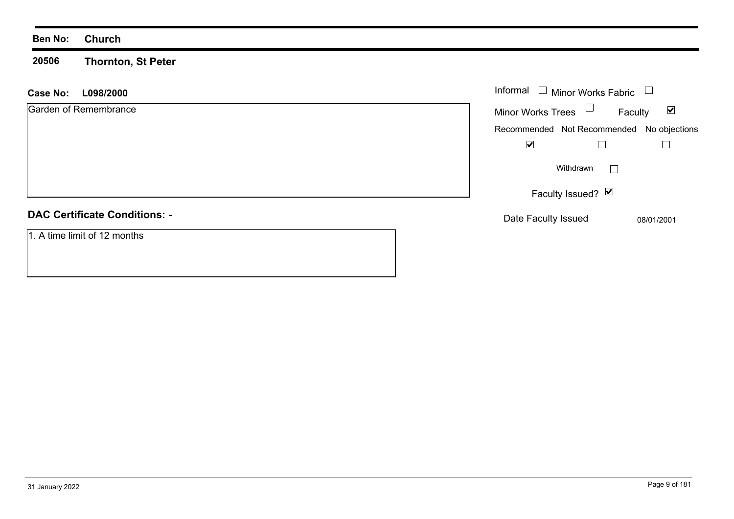**Ben No:** **Church**

**20506** **Thornton, St Peter**

**Case No:** **L098/2000**

Garden of Remembrance

Informal ☐ Minor Works Fabric ☐

Minor Works Trees ☐ Faculty ☑

| Recommended | Not Recommended | No objections |
|---|---|---|
| ☑ | ☐ | ☐ |

Withdrawn ☐

Faculty Issued? ☑

Date Faculty Issued 08/01/2001

## DAC Certificate Conditions: -

1. A time limit of 12 months

31 January 2022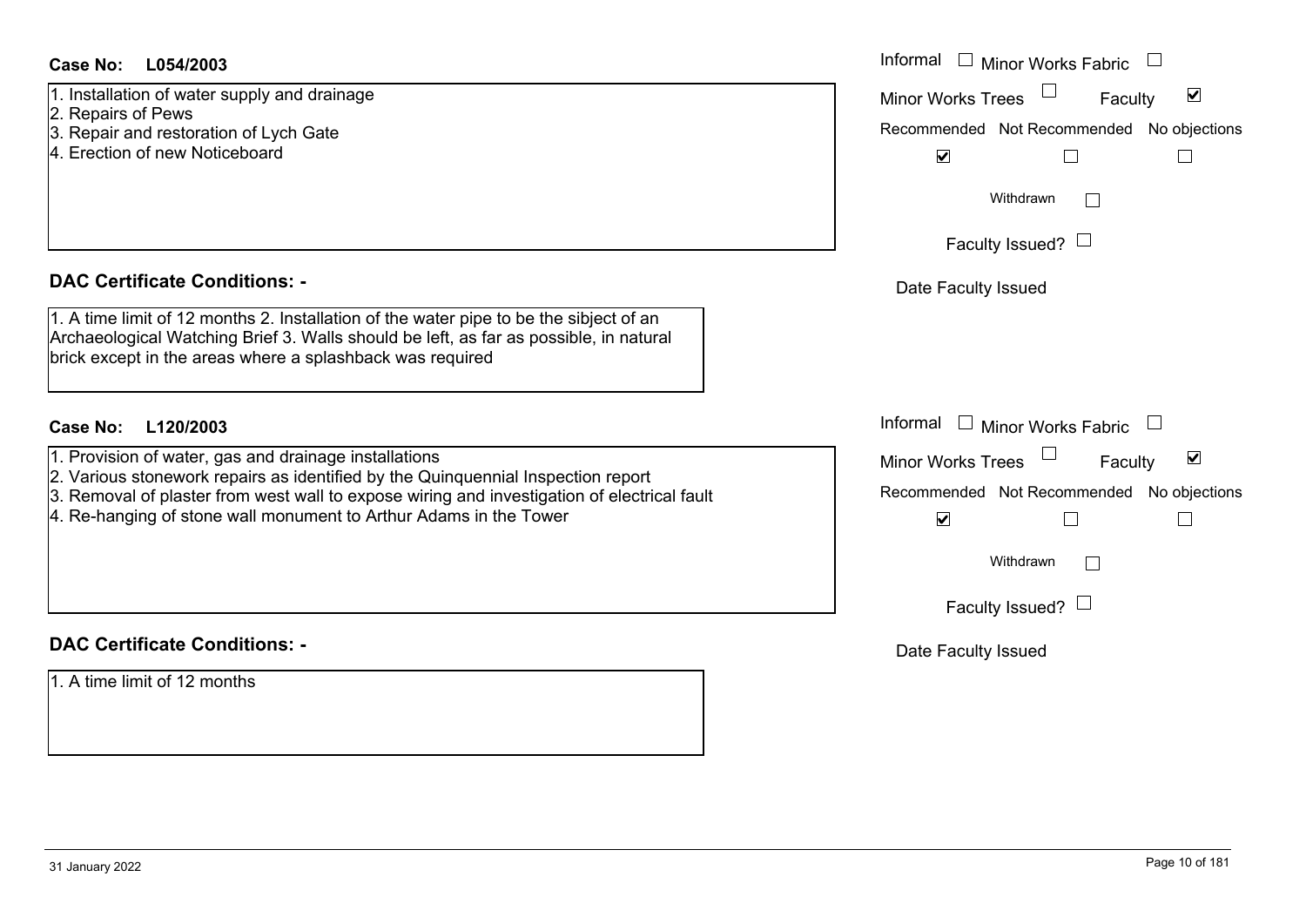**Case No: L054/2003**

1. Installation of water supply and drainage
2. Repairs of Pews
3. Repair and restoration of Lych Gate
4. Erection of new Noticeboard

Informal ☐ Minor Works Fabric ☐

Minor Works Trees ☐ Faculty ☑

Recommended ☑ Not Recommended ☐ No objections ☐

Withdrawn ☐

Faculty Issued? ☐

Date Faculty Issued

**DAC Certificate Conditions: -**

1. A time limit of 12 months 2. Installation of the water pipe to be the sibject of an Archaeological Watching Brief 3. Walls should be left, as far as possible, in natural brick except in the areas where a splashback was required

**Case No: L120/2003**

1. Provision of water, gas and drainage installations
2. Various stonework repairs as identified by the Quinquennial Inspection report
3. Removal of plaster from west wall to expose wiring and investigation of electrical fault
4. Re-hanging of stone wall monument to Arthur Adams in the Tower

Informal ☐ Minor Works Fabric ☐

Minor Works Trees ☐ Faculty ☑

Recommended ☑ Not Recommended ☐ No objections ☐

Withdrawn ☐

Faculty Issued? ☐

Date Faculty Issued

**DAC Certificate Conditions: -**

1. A time limit of 12 months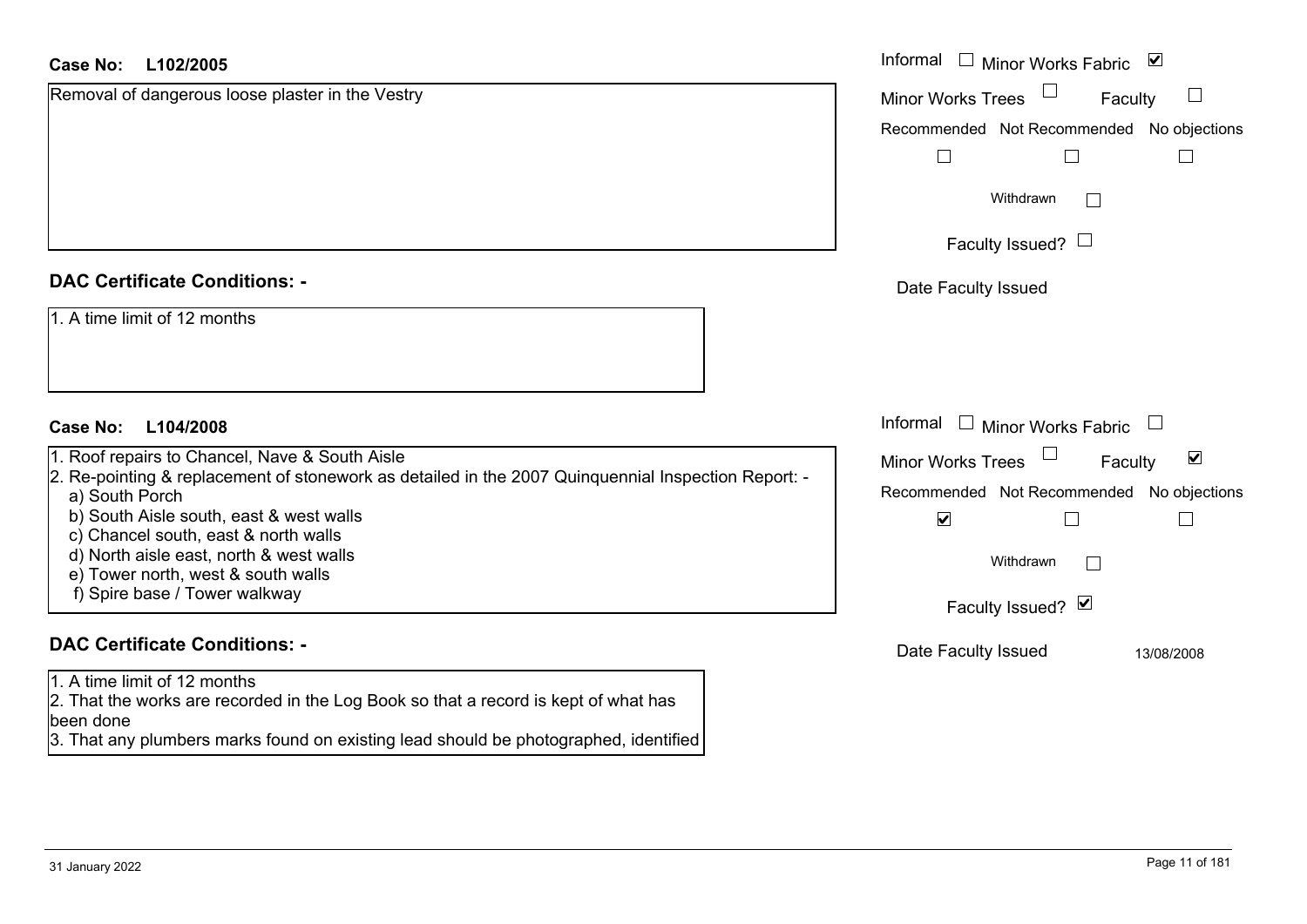**Case No: L102/2005**

Removal of dangerous loose plaster in the Vestry

Informal ☐ Minor Works Fabric ☑

Minor Works Trees ☐ Faculty ☐

Recommended ☐ Not Recommended ☐ No objections ☐

Withdrawn ☐

Faculty Issued? ☐

Date Faculty Issued

## DAC Certificate Conditions: -

1. A time limit of 12 months

**Case No: L104/2008**

1. Roof repairs to Chancel, Nave & South Aisle
2. Re-pointing & replacement of stonework as detailed in the 2007 Quinquennial Inspection Report: -
   a) South Porch
   b) South Aisle south, east & west walls
   c) Chancel south, east & north walls
   d) North aisle east, north & west walls
   e) Tower north, west & south walls
   f) Spire base / Tower walkway

Informal ☐ Minor Works Fabric ☐

Minor Works Trees ☐ Faculty ☑

Recommended ☑ Not Recommended ☐ No objections ☐

Withdrawn ☐

Faculty Issued? ☑

Date Faculty Issued 13/08/2008

## DAC Certificate Conditions: -

1. A time limit of 12 months
2. That the works are recorded in the Log Book so that a record is kept of what has been done
3. That any plumbers marks found on existing lead should be photographed, identified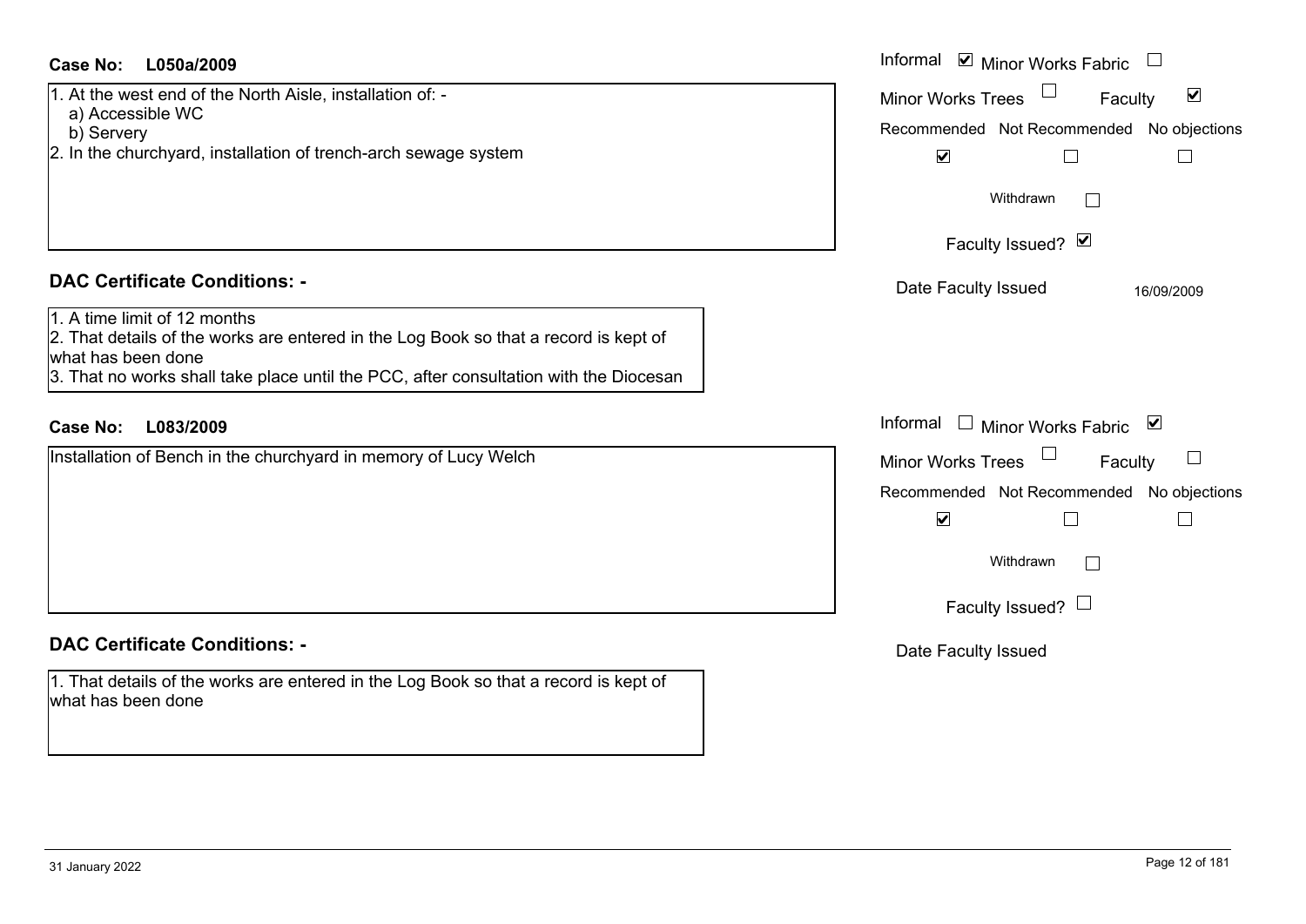**Case No: L050a/2009**

1. At the west end of the North Aisle, installation of: -
   a) Accessible WC
   b) Servery
2. In the churchyard, installation of trench-arch sewage system

Informal ☑ Minor Works Fabric ☐
Minor Works Trees ☐ Faculty ☑

| Recommended | Not Recommended | No objections |
| --- | --- | --- |
| ☑ | ☐ | ☐ |

Withdrawn ☐

Faculty Issued? ☑

Date Faculty Issued: 16/09/2009

## DAC Certificate Conditions: -

1. A time limit of 12 months
2. That details of the works are entered in the Log Book so that a record is kept of what has been done
3. That no works shall take place until the PCC, after consultation with the Diocesan

**Case No: L083/2009**

Installation of Bench in the churchyard in memory of Lucy Welch

Informal ☐ Minor Works Fabric ☑
Minor Works Trees ☐ Faculty ☐

| Recommended | Not Recommended | No objections |
| --- | --- | --- |
| ☑ | ☐ | ☐ |

Withdrawn ☐

Faculty Issued? ☐

Date Faculty Issued

## DAC Certificate Conditions: -

1. That details of the works are entered in the Log Book so that a record is kept of what has been done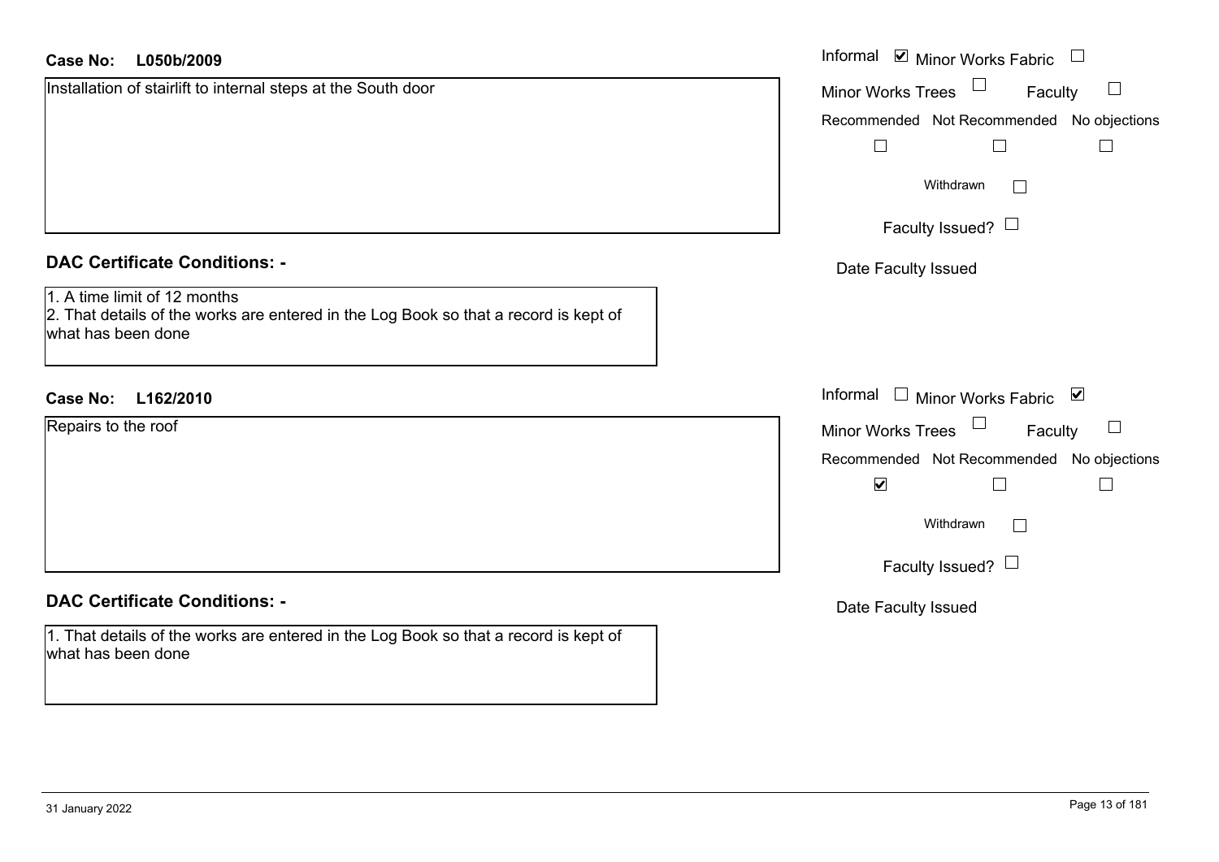**Case No: L050b/2009**

Installation of stairlift to internal steps at the South door

Informal ☑ Minor Works Fabric ☐

Minor Works Trees ☐ Faculty ☐

Recommended ☐ Not Recommended ☐ No objections ☐

Withdrawn ☐

Faculty Issued? ☐

Date Faculty Issued

**DAC Certificate Conditions: -**

1. A time limit of 12 months
2. That details of the works are entered in the Log Book so that a record is kept of what has been done

**Case No: L162/2010**

Repairs to the roof

Informal ☐ Minor Works Fabric ☑

Minor Works Trees ☐ Faculty ☐

Recommended ☑ Not Recommended ☐ No objections ☐

Withdrawn ☐

Faculty Issued? ☐

Date Faculty Issued

**DAC Certificate Conditions: -**

1. That details of the works are entered in the Log Book so that a record is kept of what has been done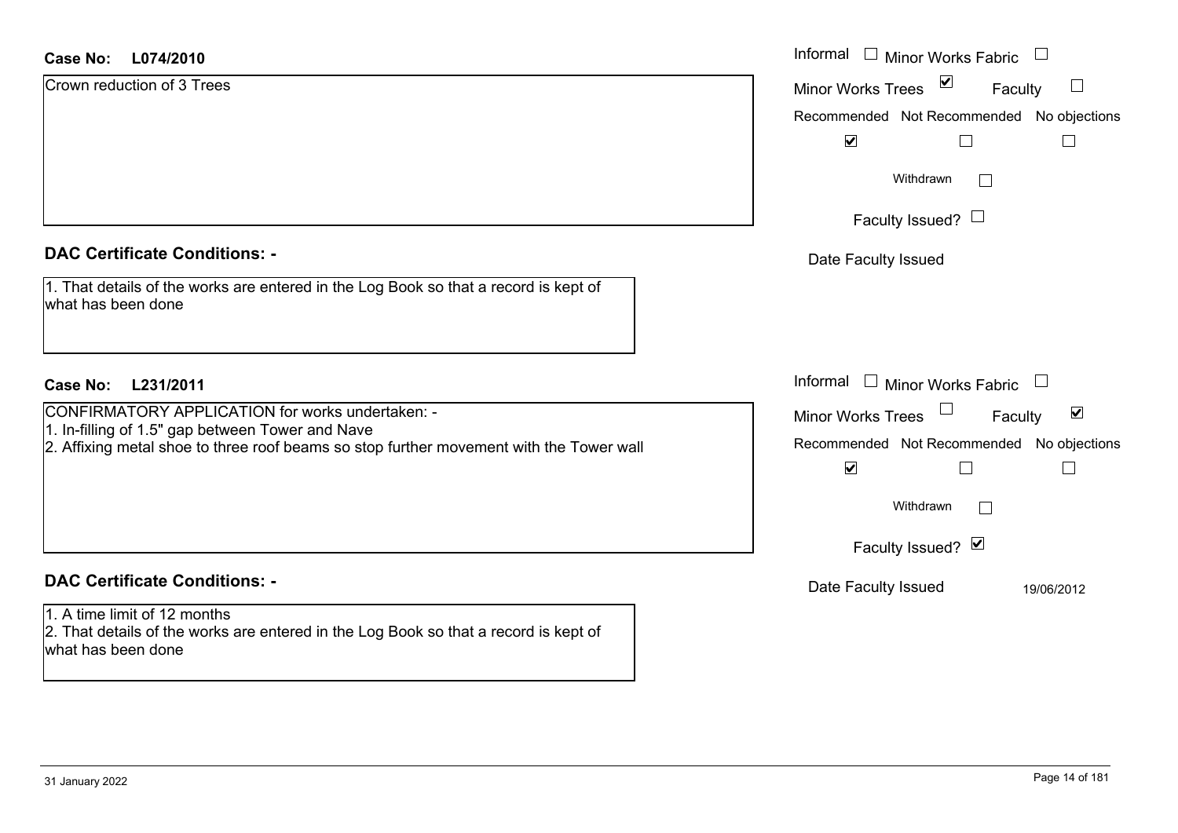**Case No: L074/2010**

Crown reduction of 3 Trees

Informal ☐ Minor Works Fabric ☐
Minor Works Trees ☑ Faculty ☐

Recommended ☑ Not Recommended ☐ No objections ☐

Withdrawn ☐

Faculty Issued? ☐

Date Faculty Issued

**DAC Certificate Conditions: -**

1. That details of the works are entered in the Log Book so that a record is kept of what has been done

**Case No: L231/2011**

CONFIRMATORY APPLICATION for works undertaken: -
1. In-filling of 1.5" gap between Tower and Nave
2. Affixing metal shoe to three roof beams so stop further movement with the Tower wall

Informal ☐ Minor Works Fabric ☐
Minor Works Trees ☐ Faculty ☑

Recommended ☑ Not Recommended ☐ No objections ☐

Withdrawn ☐

Faculty Issued? ☑

Date Faculty Issued 19/06/2012

**DAC Certificate Conditions: -**

1. A time limit of 12 months
2. That details of the works are entered in the Log Book so that a record is kept of what has been done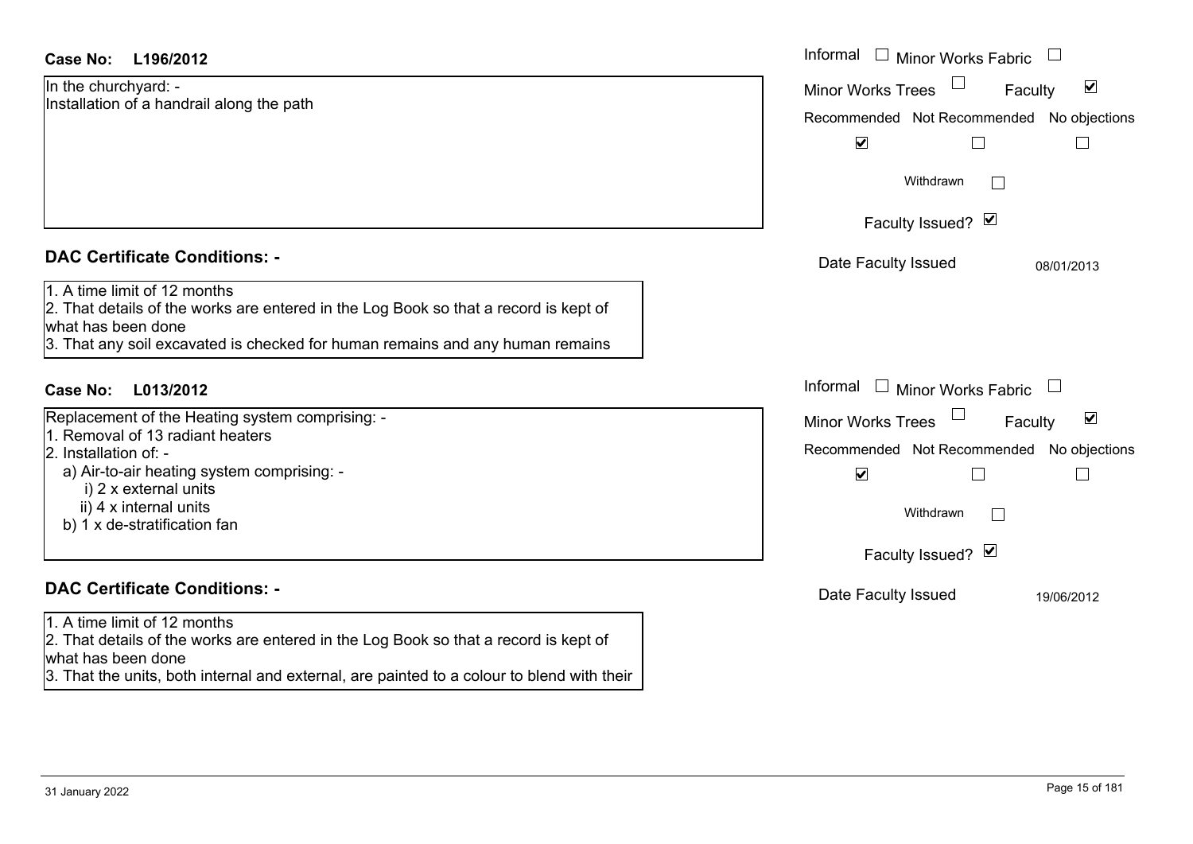**Case No: L196/2012**

In the churchyard: -
Installation of a handrail along the path

Informal ☐ Minor Works Fabric ☐
Minor Works Trees ☐ Faculty ☑
Recommended ☑ Not Recommended ☐ No objections ☐
Withdrawn ☐
Faculty Issued? ☑
Date Faculty Issued 08/01/2013

## DAC Certificate Conditions: -

1. A time limit of 12 months
2. That details of the works are entered in the Log Book so that a record is kept of what has been done
3. That any soil excavated is checked for human remains and any human remains

**Case No: L013/2012**

Replacement of the Heating system comprising: -
1. Removal of 13 radiant heaters
2. Installation of: -
   a) Air-to-air heating system comprising: -
      i) 2 x external units
      ii) 4 x internal units
   b) 1 x de-stratification fan

Informal ☐ Minor Works Fabric ☐
Minor Works Trees ☐ Faculty ☑
Recommended ☑ Not Recommended ☐ No objections ☐
Withdrawn ☐
Faculty Issued? ☑
Date Faculty Issued 19/06/2012

## DAC Certificate Conditions: -

1. A time limit of 12 months
2. That details of the works are entered in the Log Book so that a record is kept of what has been done
3. That the units, both internal and external, are painted to a colour to blend with their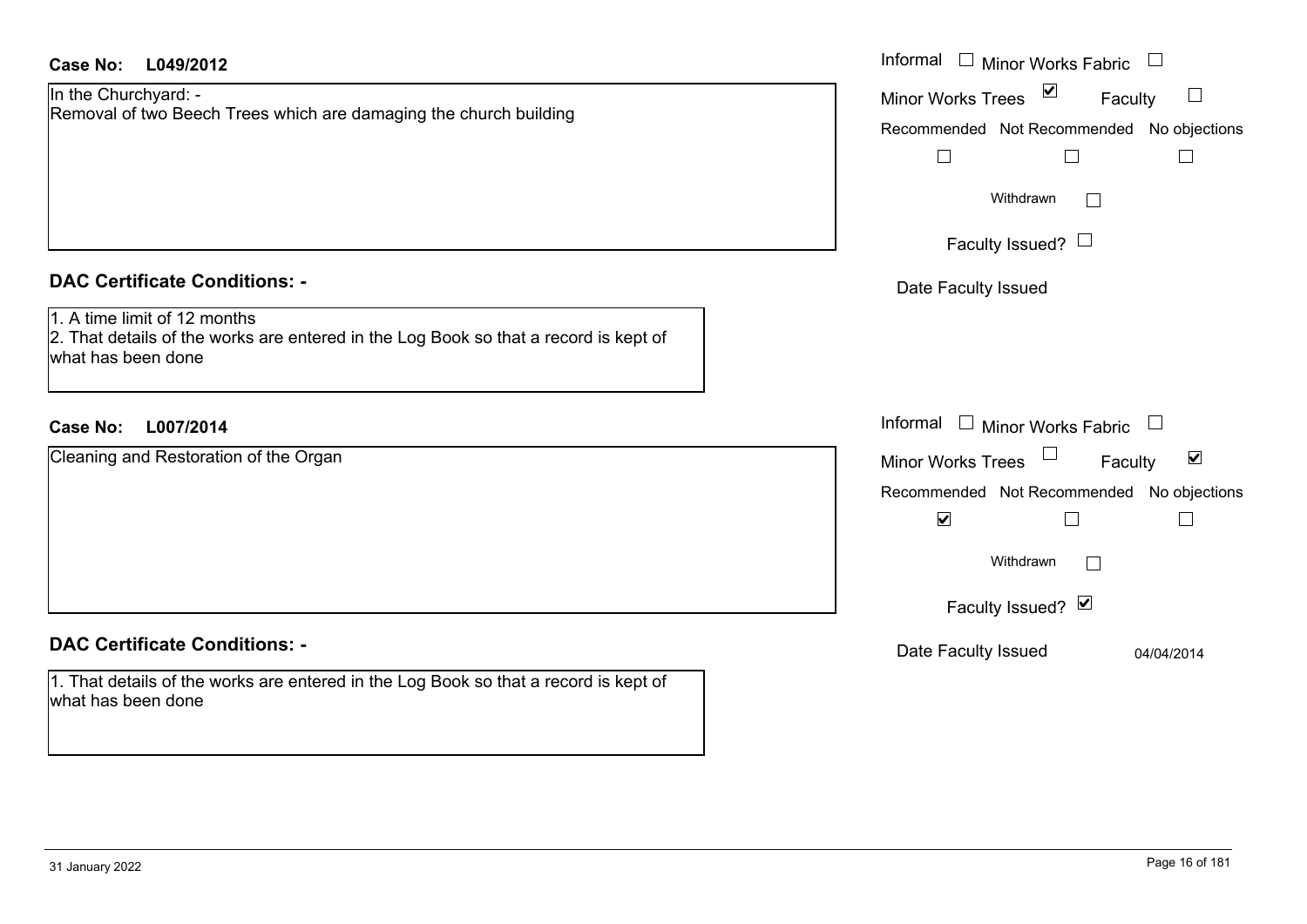**Case No: L049/2012**

In the Churchyard: -
Removal of two Beech Trees which are damaging the church building

Informal ☐ Minor Works Fabric ☐
Minor Works Trees ☑ Faculty ☐
Recommended ☐ Not Recommended ☐ No objections ☐
Withdrawn ☐
Faculty Issued? ☐
Date Faculty Issued

## DAC Certificate Conditions: -

1. A time limit of 12 months
2. That details of the works are entered in the Log Book so that a record is kept of what has been done

**Case No: L007/2014**

Cleaning and Restoration of the Organ

Informal ☐ Minor Works Fabric ☐
Minor Works Trees ☐ Faculty ☑
Recommended ☑ Not Recommended ☐ No objections ☐
Withdrawn ☐
Faculty Issued? ☑
Date Faculty Issued 04/04/2014

## DAC Certificate Conditions: -

1. That details of the works are entered in the Log Book so that a record is kept of what has been done

31 January 2022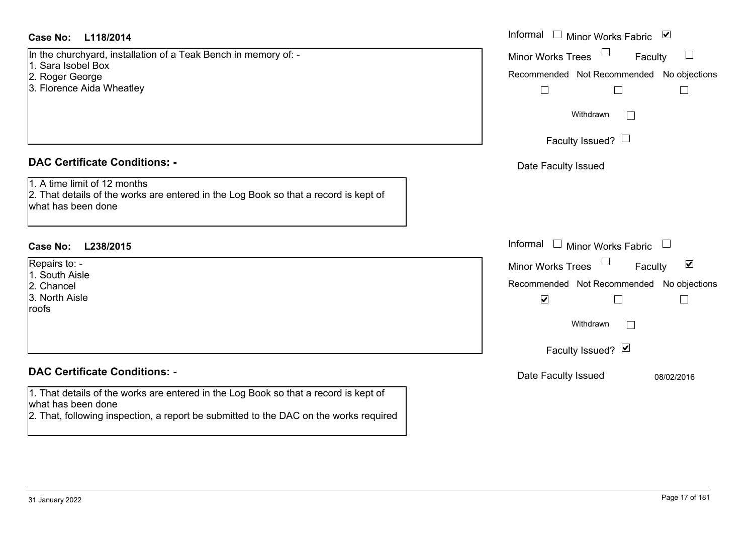**Case No: L118/2014**

In the churchyard, installation of a Teak Bench in memory of: -
1. Sara Isobel Box
2. Roger George
3. Florence Aida Wheatley

Informal ☐ Minor Works Fabric ☑
Minor Works Trees ☐ Faculty ☐

Recommended ☐ Not Recommended ☐ No objections ☐

Withdrawn ☐

Faculty Issued? ☐

Date Faculty Issued

**DAC Certificate Conditions: -**

1. A time limit of 12 months
2. That details of the works are entered in the Log Book so that a record is kept of what has been done

**Case No: L238/2015**

Repairs to: -
1. South Aisle
2. Chancel
3. North Aisle

roofs

Informal ☐ Minor Works Fabric ☐
Minor Works Trees ☐ Faculty ☑

Recommended ☑ Not Recommended ☐ No objections ☐

Withdrawn ☐

Faculty Issued? ☑

Date Faculty Issued 08/02/2016

**DAC Certificate Conditions: -**

1. That details of the works are entered in the Log Book so that a record is kept of what has been done
2. That, following inspection, a report be submitted to the DAC on the works required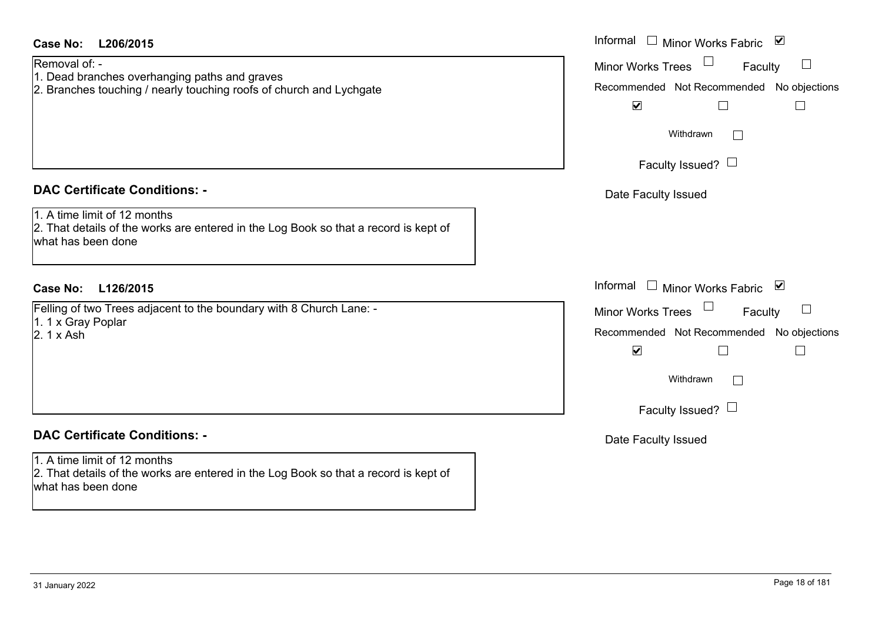**Case No: L206/2015**

Informal ☐ Minor Works Fabric ☑

Minor Works Trees ☐ Faculty ☐

Removal of: -
1. Dead branches overhanging paths and graves
2. Branches touching / nearly touching roofs of church and Lychgate

| Recommended | Not Recommended | No objections |
|---|---|---|
| ☑ | ☐ | ☐ |

Withdrawn ☐

Faculty Issued? ☐

Date Faculty Issued

## DAC Certificate Conditions: -

1. A time limit of 12 months
2. That details of the works are entered in the Log Book so that a record is kept of what has been done

**Case No: L126/2015**

Informal ☐ Minor Works Fabric ☑

Minor Works Trees ☐ Faculty ☐

Felling of two Trees adjacent to the boundary with 8 Church Lane: -
1. 1 x Gray Poplar
2. 1 x Ash

| Recommended | Not Recommended | No objections |
|---|---|---|
| ☑ | ☐ | ☐ |

Withdrawn ☐

Faculty Issued? ☐

Date Faculty Issued

## DAC Certificate Conditions: -

1. A time limit of 12 months
2. That details of the works are entered in the Log Book so that a record is kept of what has been done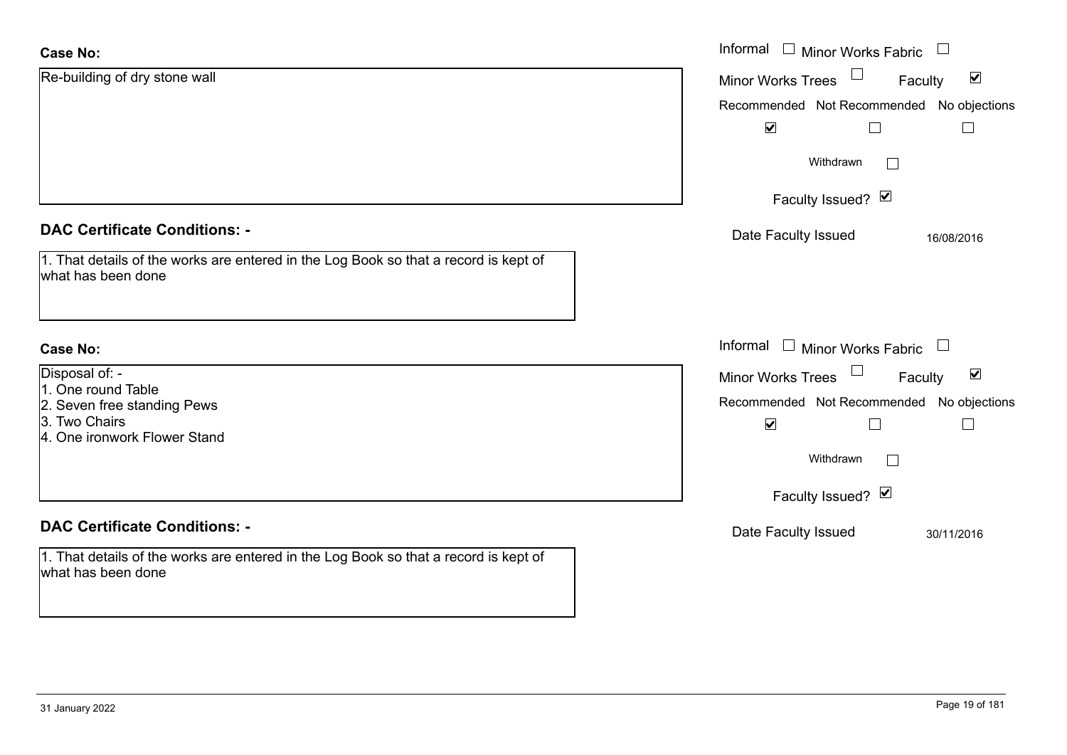**Case No:**

Re-building of dry stone wall

Informal ☐ Minor Works Fabric ☐

Minor Works Trees ☐ Faculty ☑

Recommended ☑ Not Recommended ☐ No objections ☐

Withdrawn ☐

Faculty Issued? ☑

Date Faculty Issued 16/08/2016

**DAC Certificate Conditions: -**

1. That details of the works are entered in the Log Book so that a record is kept of what has been done

**Case No:**

Disposal of: -

1. One round Table
2. Seven free standing Pews
3. Two Chairs
4. One ironwork Flower Stand

Informal ☐ Minor Works Fabric ☐

Minor Works Trees ☐ Faculty ☑

Recommended ☑ Not Recommended ☐ No objections ☐

Withdrawn ☐

Faculty Issued? ☑

Date Faculty Issued 30/11/2016

**DAC Certificate Conditions: -**

1. That details of the works are entered in the Log Book so that a record is kept of what has been done

31 January 2022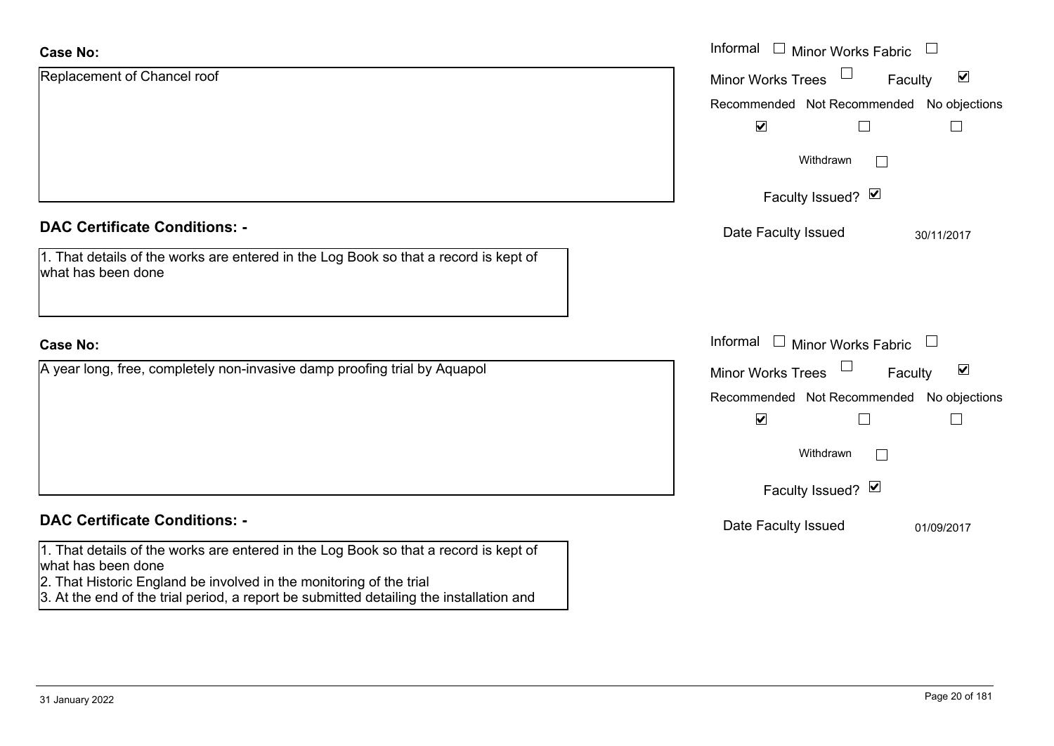**Case No:**

Replacement of Chancel roof

Informal ☐ Minor Works Fabric ☐

Minor Works Trees ☐ Faculty ☑

Recommended ☑ Not Recommended ☐ No objections ☐

Withdrawn ☐

Faculty Issued? ☑

Date Faculty Issued 30/11/2017

**DAC Certificate Conditions: -**

1. That details of the works are entered in the Log Book so that a record is kept of what has been done

**Case No:**

A year long, free, completely non-invasive damp proofing trial by Aquapol

Informal ☐ Minor Works Fabric ☐

Minor Works Trees ☐ Faculty ☑

Recommended ☑ Not Recommended ☐ No objections ☐

Withdrawn ☐

Faculty Issued? ☑

Date Faculty Issued 01/09/2017

**DAC Certificate Conditions: -**

1. That details of the works are entered in the Log Book so that a record is kept of what has been done
2. That Historic England be involved in the monitoring of the trial
3. At the end of the trial period, a report be submitted detailing the installation and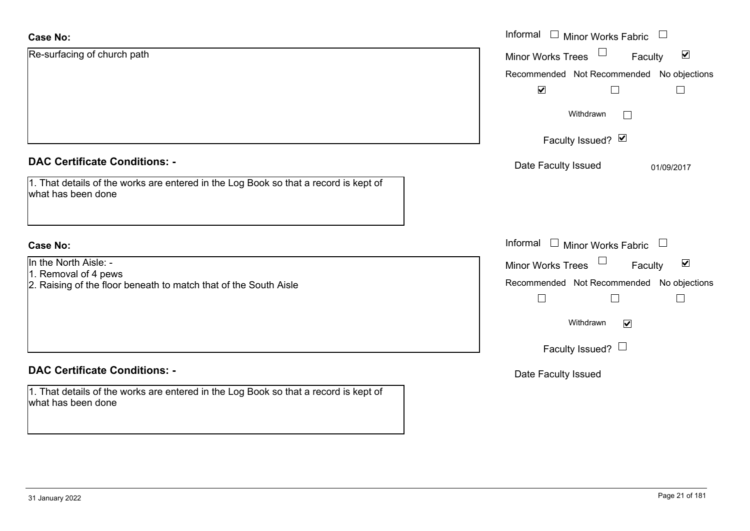**Case No:**

Re-surfacing of church path

Informal ☐ Minor Works Fabric ☐
Minor Works Trees ☐ Faculty ☑

| Recommended | Not Recommended | No objections |
|---|---|---|
| ☑ | ☐ | ☐ |

Withdrawn ☐

Faculty Issued? ☑

Date Faculty Issued 01/09/2017

**DAC Certificate Conditions: -**

1. That details of the works are entered in the Log Book so that a record is kept of what has been done

**Case No:**

In the North Aisle: -
1. Removal of 4 pews
2. Raising of the floor beneath to match that of the South Aisle

Informal ☐ Minor Works Fabric ☐
Minor Works Trees ☐ Faculty ☑

| Recommended | Not Recommended | No objections |
|---|---|---|
| ☐ | ☐ | ☐ |

Withdrawn ☑

Faculty Issued? ☐

Date Faculty Issued

**DAC Certificate Conditions: -**

1. That details of the works are entered in the Log Book so that a record is kept of what has been done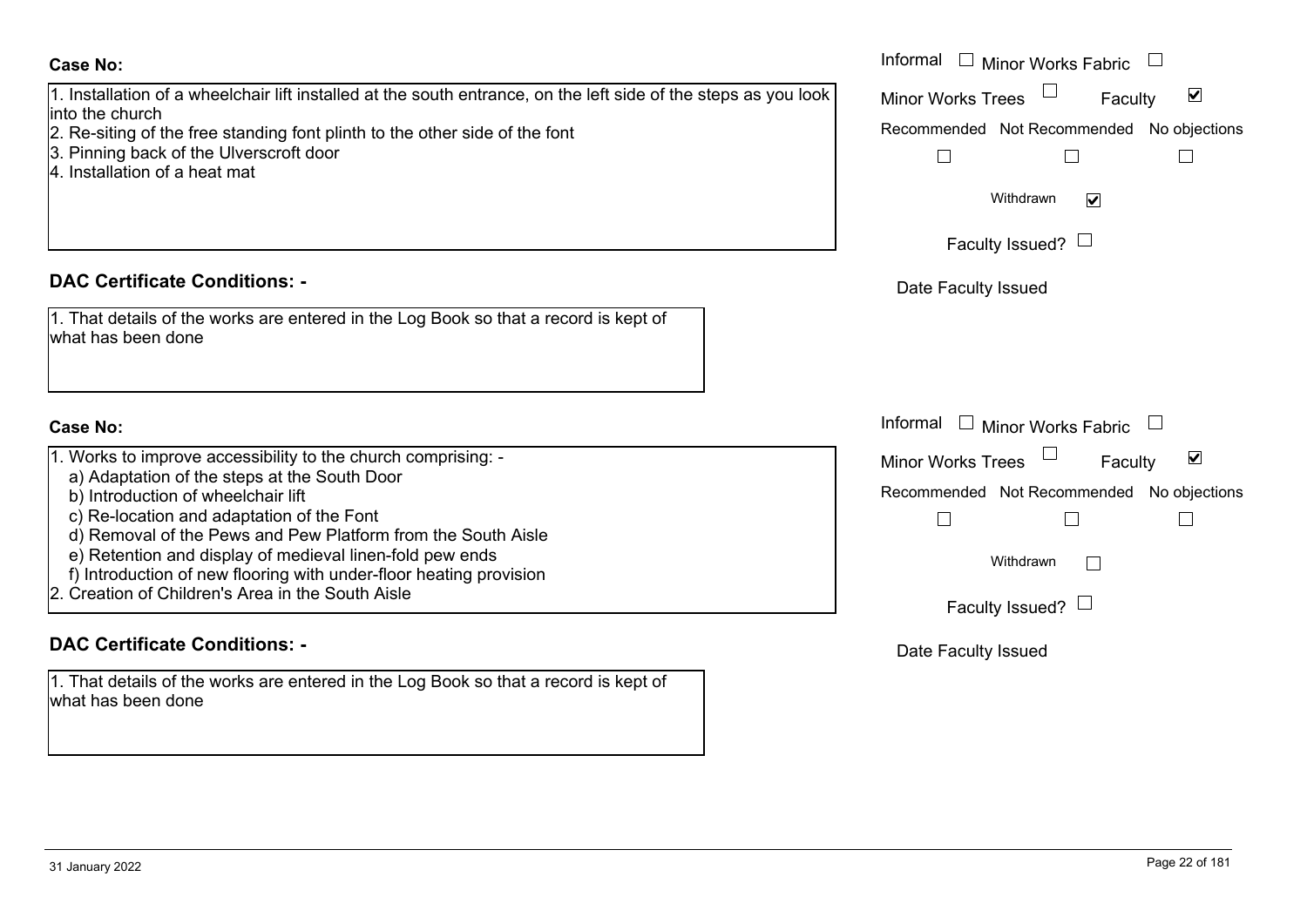**Case No:**

1. Installation of a wheelchair lift installed at the south entrance, on the left side of the steps as you look into the church
2. Re-siting of the free standing font plinth to the other side of the font
3. Pinning back of the Ulverscroft door
4. Installation of a heat mat

Informal ☐ Minor Works Fabric ☐
Minor Works Trees ☐ Faculty ☑

Recommended ☐ Not Recommended ☐ No objections ☐

Withdrawn ☑

Faculty Issued? ☐

Date Faculty Issued

**DAC Certificate Conditions: -**

1. That details of the works are entered in the Log Book so that a record is kept of what has been done

**Case No:**

1. Works to improve accessibility to the church comprising: -
   a) Adaptation of the steps at the South Door
   b) Introduction of wheelchair lift
   c) Re-location and adaptation of the Font
   d) Removal of the Pews and Pew Platform from the South Aisle
   e) Retention and display of medieval linen-fold pew ends
   f) Introduction of new flooring with under-floor heating provision
2. Creation of Children's Area in the South Aisle

Informal ☐ Minor Works Fabric ☐
Minor Works Trees ☐ Faculty ☑

Recommended ☐ Not Recommended ☐ No objections ☐

Withdrawn ☐

Faculty Issued? ☐

Date Faculty Issued

**DAC Certificate Conditions: -**

1. That details of the works are entered in the Log Book so that a record is kept of what has been done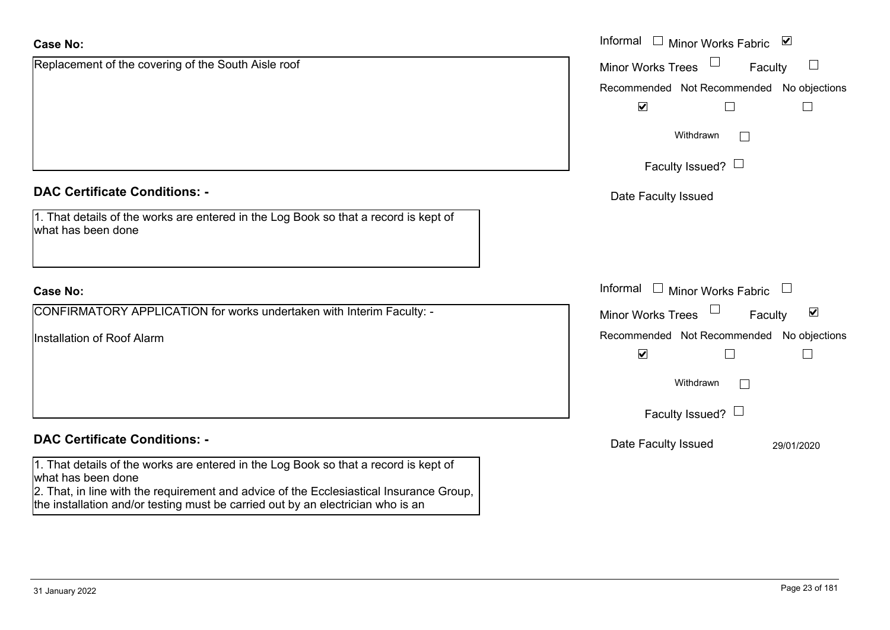**Case No:**

Replacement of the covering of the South Aisle roof

Informal ☐ Minor Works Fabric ☑

Minor Works Trees ☐ Faculty ☐

Recommended ☑ Not Recommended ☐ No objections ☐

Withdrawn ☐

Faculty Issued? ☐

Date Faculty Issued

**DAC Certificate Conditions: -**

1. That details of the works are entered in the Log Book so that a record is kept of what has been done

**Case No:**

CONFIRMATORY APPLICATION for works undertaken with Interim Faculty: -

Installation of Roof Alarm

Informal ☐ Minor Works Fabric ☐

Minor Works Trees ☐ Faculty ☑

Recommended ☑ Not Recommended ☐ No objections ☐

Withdrawn ☐

Faculty Issued? ☐

Date Faculty Issued 29/01/2020

**DAC Certificate Conditions: -**

1. That details of the works are entered in the Log Book so that a record is kept of what has been done
2. That, in line with the requirement and advice of the Ecclesiastical Insurance Group, the installation and/or testing must be carried out by an electrician who is an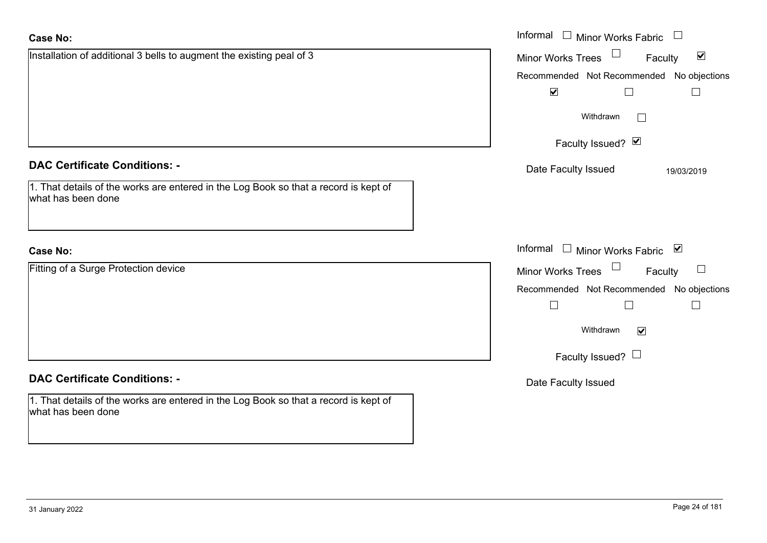**Case No:**

Installation of additional 3 bells to augment the existing peal of 3

Informal ☐ Minor Works Fabric ☐
Minor Works Trees ☐ Faculty ☑
Recommended ☑ Not Recommended ☐ No objections ☐
Withdrawn ☐
Faculty Issued? ☑
Date Faculty Issued 19/03/2019

**DAC Certificate Conditions: -**

1. That details of the works are entered in the Log Book so that a record is kept of what has been done

**Case No:**

Fitting of a Surge Protection device

Informal ☐ Minor Works Fabric ☑
Minor Works Trees ☐ Faculty ☐
Recommended ☐ Not Recommended ☐ No objections ☐
Withdrawn ☑
Faculty Issued? ☐
Date Faculty Issued

**DAC Certificate Conditions: -**

1. That details of the works are entered in the Log Book so that a record is kept of what has been done

31 January 2022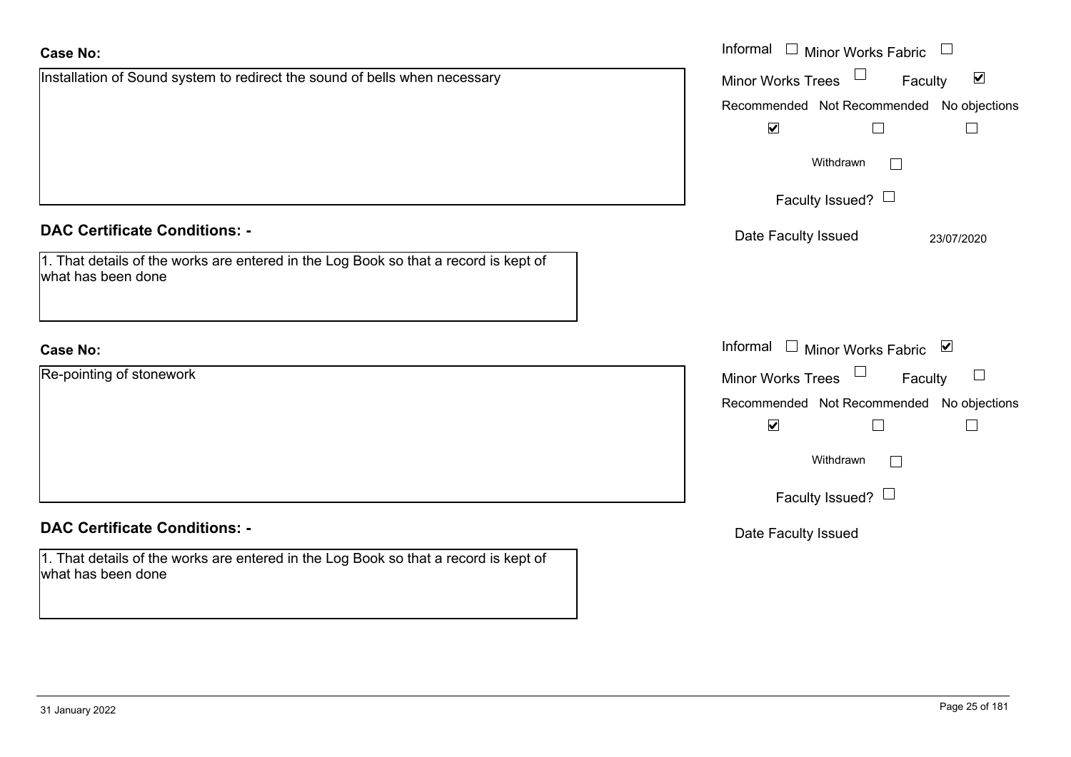**Case No:**

Installation of Sound system to redirect the sound of bells when necessary

Informal ☐ Minor Works Fabric ☐

Minor Works Trees ☐ Faculty ☑

Recommended ☑ Not Recommended ☐ No objections ☐

Withdrawn ☐

Faculty Issued? ☐

Date Faculty Issued 23/07/2020

**DAC Certificate Conditions: -**

1. That details of the works are entered in the Log Book so that a record is kept of what has been done

**Case No:**

Re-pointing of stonework

Informal ☐ Minor Works Fabric ☑

Minor Works Trees ☐ Faculty ☐

Recommended ☑ Not Recommended ☐ No objections ☐

Withdrawn ☐

Faculty Issued? ☐

Date Faculty Issued

**DAC Certificate Conditions: -**

1. That details of the works are entered in the Log Book so that a record is kept of what has been done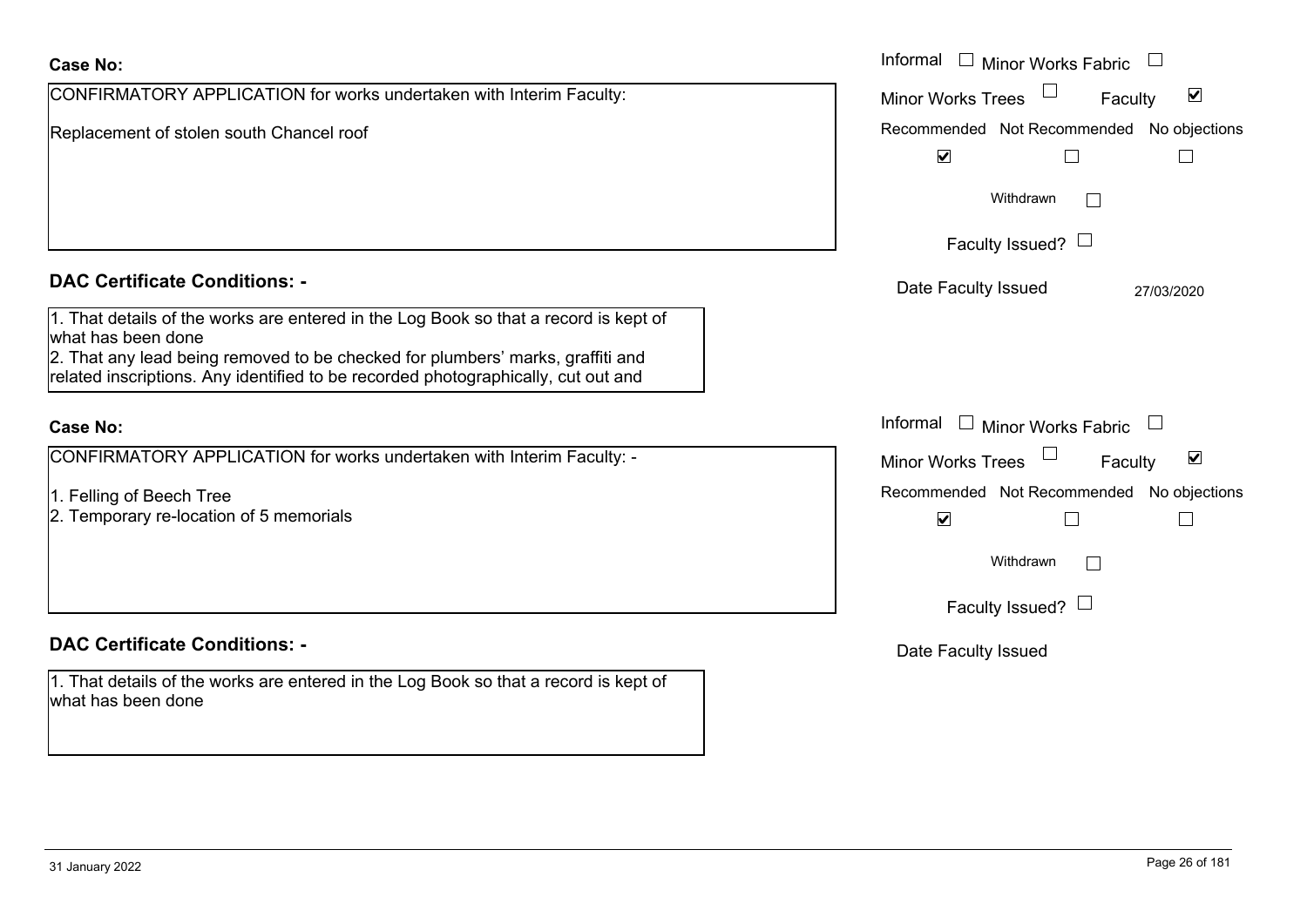**Case No:**

CONFIRMATORY APPLICATION for works undertaken with Interim Faculty:

Replacement of stolen south Chancel roof

Informal ☐ Minor Works Fabric ☐

Minor Works Trees ☐ Faculty ☑

Recommended ☑ Not Recommended ☐ No objections ☐

Withdrawn ☐

Faculty Issued? ☐

Date Faculty Issued 27/03/2020

**DAC Certificate Conditions: -**

1. That details of the works are entered in the Log Book so that a record is kept of what has been done
2. That any lead being removed to be checked for plumbers' marks, graffiti and related inscriptions. Any identified to be recorded photographically, cut out and

**Case No:**

CONFIRMATORY APPLICATION for works undertaken with Interim Faculty: -

1. Felling of Beech Tree
2. Temporary re-location of 5 memorials

Informal ☐ Minor Works Fabric ☐

Minor Works Trees ☐ Faculty ☑

Recommended ☑ Not Recommended ☐ No objections ☐

Withdrawn ☐

Faculty Issued? ☐

Date Faculty Issued

**DAC Certificate Conditions: -**

1. That details of the works are entered in the Log Book so that a record is kept of what has been done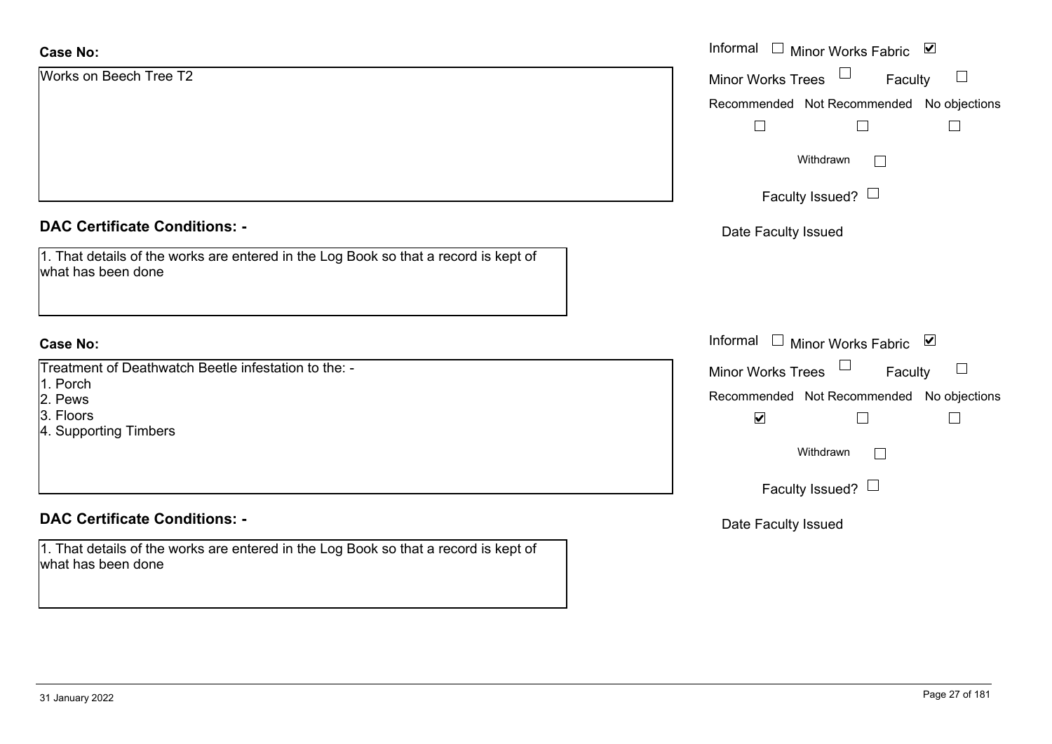**Case No:**

Works on Beech Tree T2

Informal ☐ Minor Works Fabric ☑

Minor Works Trees ☐ Faculty ☐

Recommended ☐ Not Recommended ☐ No objections ☐

Withdrawn ☐

Faculty Issued? ☐

Date Faculty Issued

**DAC Certificate Conditions: -**

1. That details of the works are entered in the Log Book so that a record is kept of what has been done

**Case No:**

Treatment of Deathwatch Beetle infestation to the: -
1. Porch
2. Pews
3. Floors
4. Supporting Timbers

Informal ☐ Minor Works Fabric ☑

Minor Works Trees ☐ Faculty ☐

Recommended ☑ Not Recommended ☐ No objections ☐

Withdrawn ☐

Faculty Issued? ☐

Date Faculty Issued

**DAC Certificate Conditions: -**

1. That details of the works are entered in the Log Book so that a record is kept of what has been done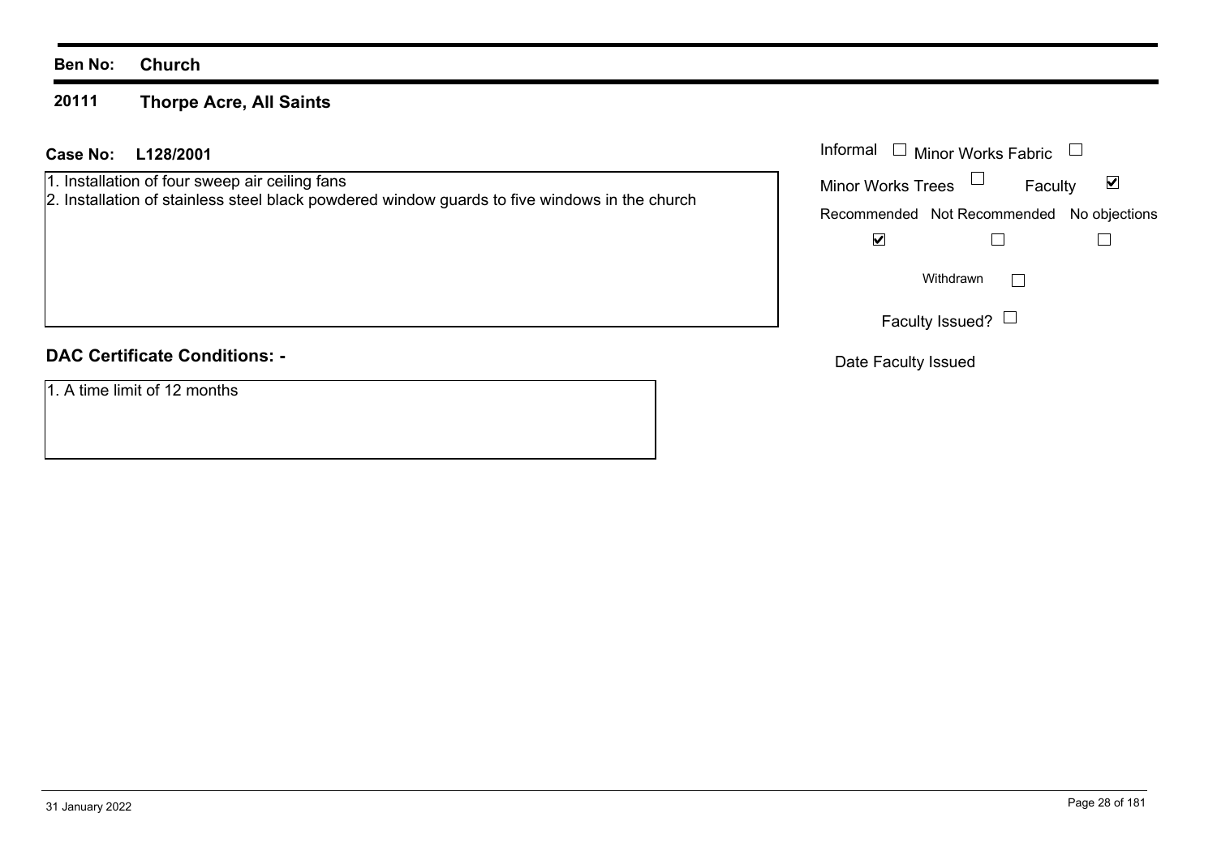**Ben No:** **Church**

**20111** **Thorpe Acre, All Saints**

**Case No:** **L128/2001**

1. Installation of four sweep air ceiling fans
2. Installation of stainless steel black powdered window guards to five windows in the church

Informal ☐ Minor Works Fabric ☐

Minor Works Trees ☐ Faculty ☑

| Recommended | Not Recommended | No objections |
| --- | --- | --- |
| ☑ | ☐ | ☐ |

Withdrawn ☐

Faculty Issued? ☐

Date Faculty Issued

**DAC Certificate Conditions: -**

1. A time limit of 12 months

31 January 2022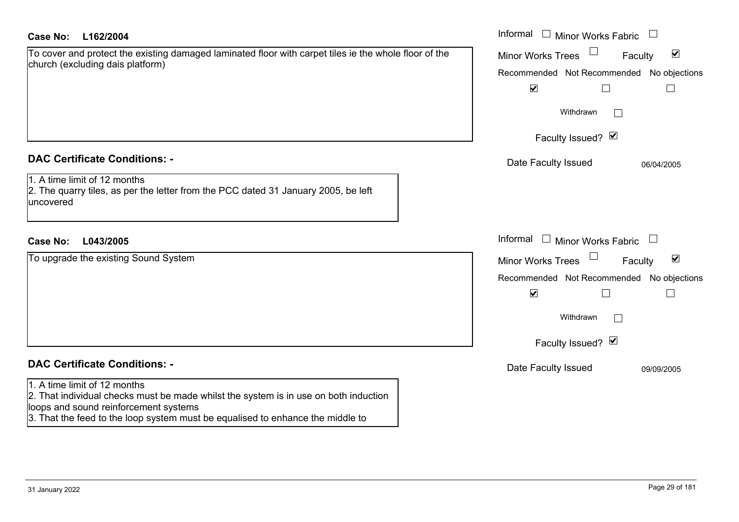**Case No: L162/2004**

To cover and protect the existing damaged laminated floor with carpet tiles ie the whole floor of the church (excluding dais platform)

Informal ☐ Minor Works Fabric ☐
Minor Works Trees ☐ Faculty ☑

| Recommended | Not Recommended | No objections |
|---|---|---|
| ☑ | ☐ | ☐ |

Withdrawn ☐

Faculty Issued? ☑

Date Faculty Issued 06/04/2005

## DAC Certificate Conditions: -

1. A time limit of 12 months
2. The quarry tiles, as per the letter from the PCC dated 31 January 2005, be left uncovered

**Case No: L043/2005**

To upgrade the existing Sound System

Informal ☐ Minor Works Fabric ☐
Minor Works Trees ☐ Faculty ☑

| Recommended | Not Recommended | No objections |
|---|---|---|
| ☑ | ☐ | ☐ |

Withdrawn ☐

Faculty Issued? ☑

Date Faculty Issued 09/09/2005

## DAC Certificate Conditions: -

1. A time limit of 12 months
2. That individual checks must be made whilst the system is in use on both induction loops and sound reinforcement systems
3. That the feed to the loop system must be equalised to enhance the middle to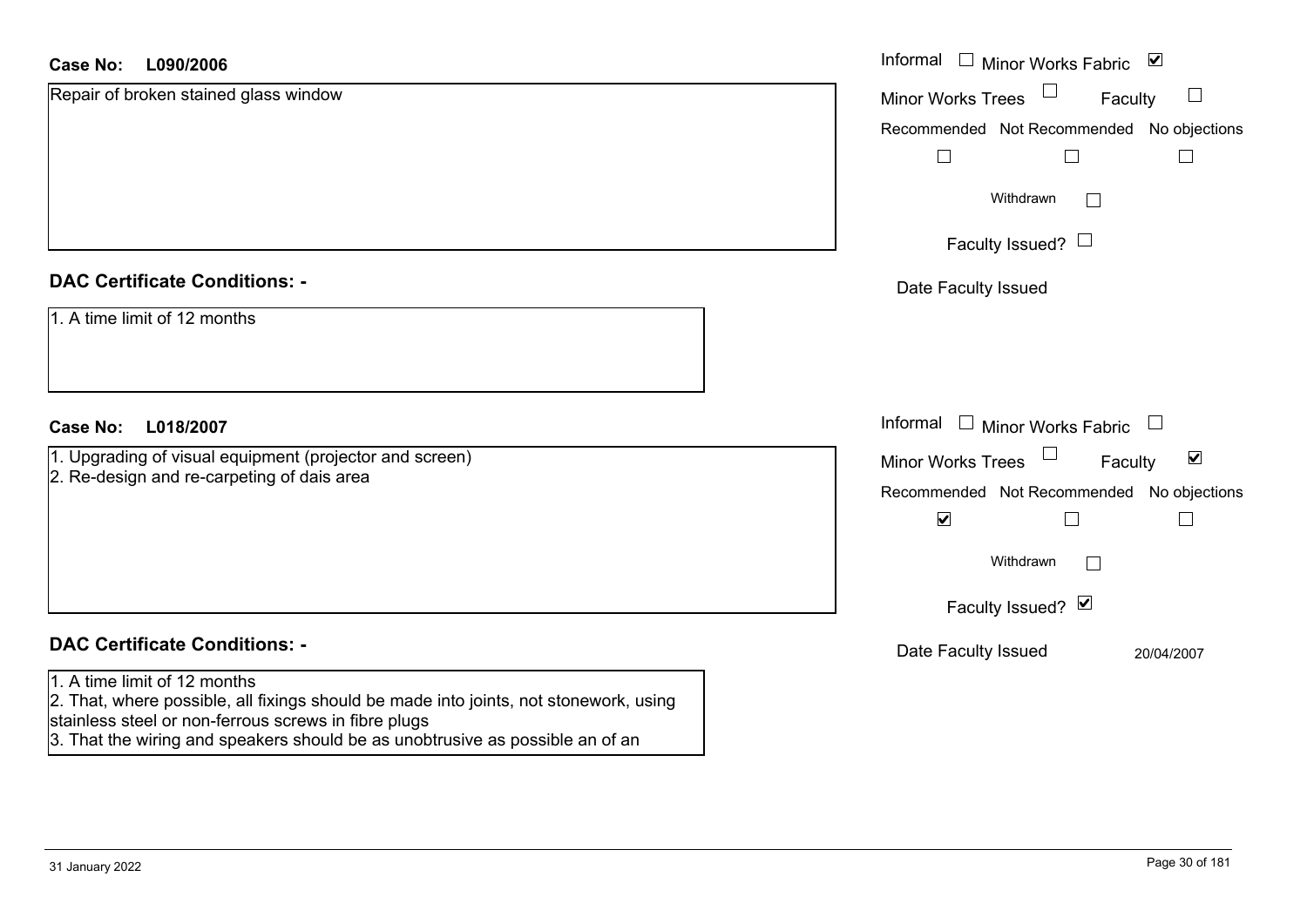**Case No: L090/2006**

Repair of broken stained glass window

Informal ☐ Minor Works Fabric ☑
Minor Works Trees ☐ Faculty ☐
Recommended ☐ Not Recommended ☐ No objections ☐
Withdrawn ☐
Faculty Issued? ☐
Date Faculty Issued

## DAC Certificate Conditions: -

1. A time limit of 12 months

**Case No: L018/2007**

1. Upgrading of visual equipment (projector and screen)
2. Re-design and re-carpeting of dais area

Informal ☐ Minor Works Fabric ☐
Minor Works Trees ☐ Faculty ☑
Recommended ☑ Not Recommended ☐ No objections ☐
Withdrawn ☐
Faculty Issued? ☑
Date Faculty Issued 20/04/2007

## DAC Certificate Conditions: -

1. A time limit of 12 months
2. That, where possible, all fixings should be made into joints, not stonework, using stainless steel or non-ferrous screws in fibre plugs
3. That the wiring and speakers should be as unobtrusive as possible an of an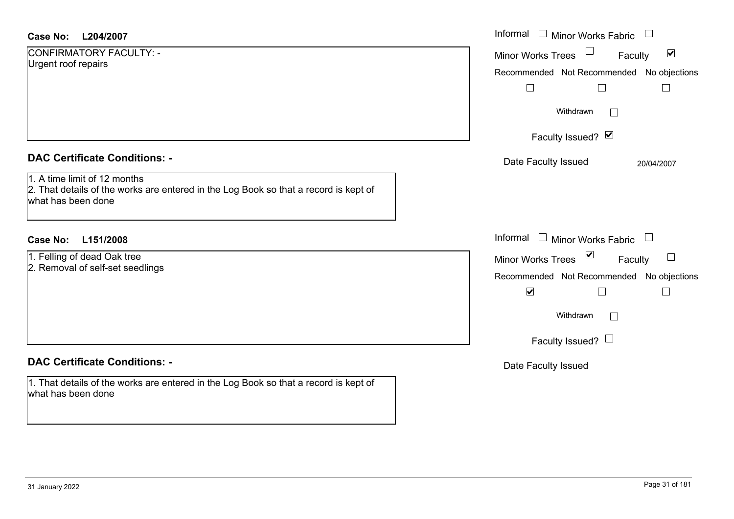**Case No: L204/2007**

CONFIRMATORY FACULTY: -
Urgent roof repairs

Informal ☐ Minor Works Fabric ☐
Minor Works Trees ☐ Faculty ☑

| Recommended | Not Recommended | No objections |
|---|---|---|
| ☐ | ☐ | ☐ |

Withdrawn ☐

Faculty Issued? ☑

Date Faculty Issued: 20/04/2007

**DAC Certificate Conditions: -**

1. A time limit of 12 months
2. That details of the works are entered in the Log Book so that a record is kept of what has been done

**Case No: L151/2008**

1. Felling of dead Oak tree
2. Removal of self-set seedlings

Informal ☐ Minor Works Fabric ☐
Minor Works Trees ☑ Faculty ☐

| Recommended | Not Recommended | No objections |
|---|---|---|
| ☑ | ☐ | ☐ |

Withdrawn ☐

Faculty Issued? ☐

Date Faculty Issued:

**DAC Certificate Conditions: -**

1. That details of the works are entered in the Log Book so that a record is kept of what has been done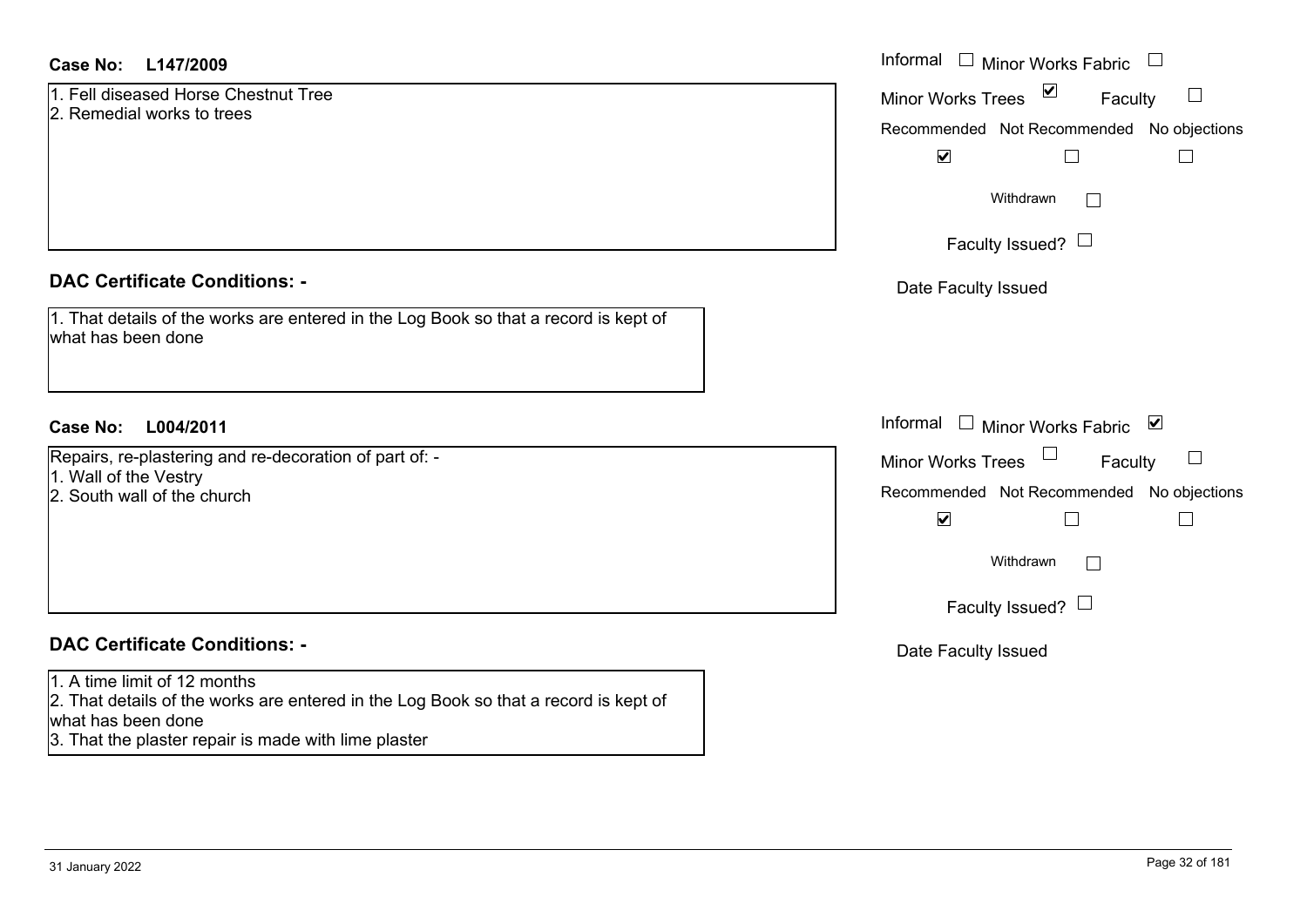**Case No: L147/2009**

1. Fell diseased Horse Chestnut Tree
2. Remedial works to trees

Informal ☐ Minor Works Fabric ☐

Minor Works Trees ☑ Faculty ☐

Recommended ☑ Not Recommended ☐ No objections ☐

Withdrawn ☐

Faculty Issued? ☐

Date Faculty Issued

## DAC Certificate Conditions: -

1. That details of the works are entered in the Log Book so that a record is kept of what has been done

**Case No: L004/2011**

Repairs, re-plastering and re-decoration of part of: -

1. Wall of the Vestry
2. South wall of the church

Informal ☐ Minor Works Fabric ☑

Minor Works Trees ☐ Faculty ☐

Recommended ☑ Not Recommended ☐ No objections ☐

Withdrawn ☐

Faculty Issued? ☐

Date Faculty Issued

## DAC Certificate Conditions: -

1. A time limit of 12 months
2. That details of the works are entered in the Log Book so that a record is kept of what has been done
3. That the plaster repair is made with lime plaster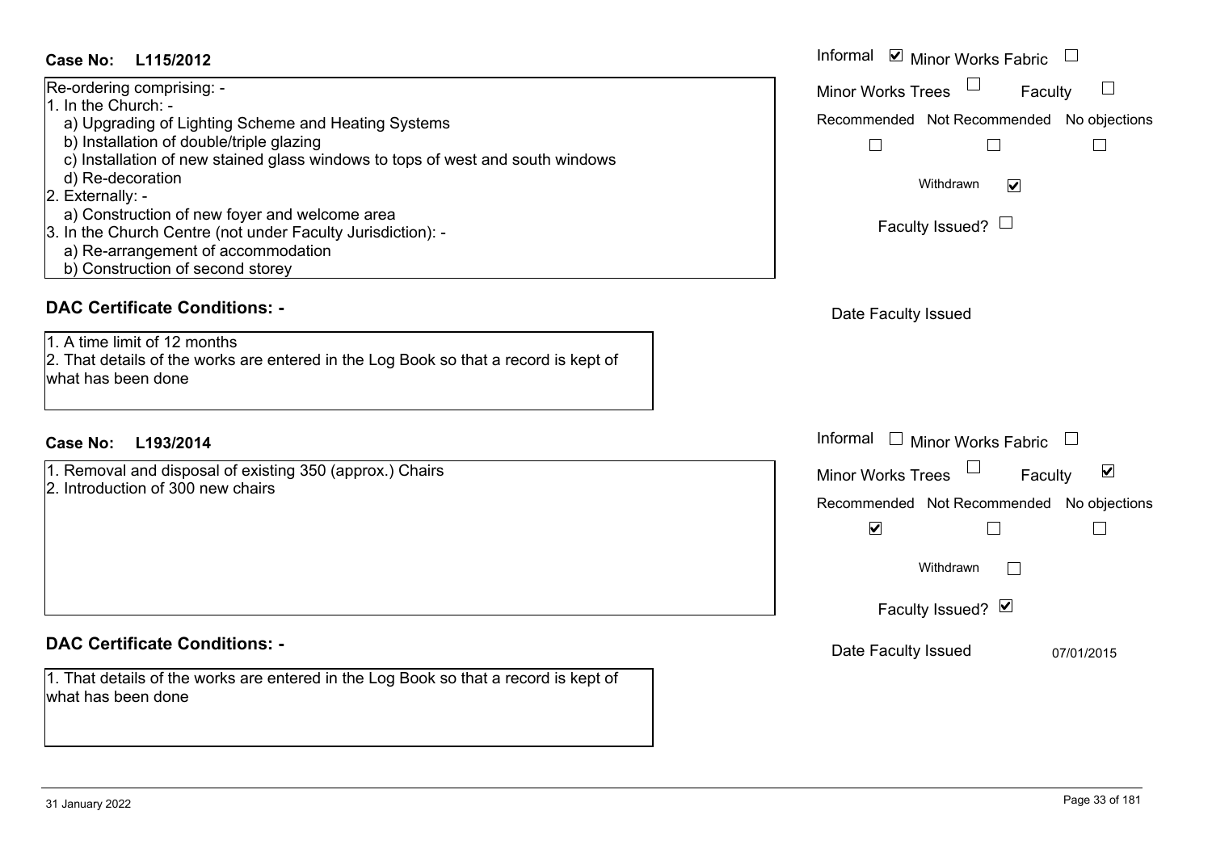**Case No: L115/2012**

Re-ordering comprising: -
1. In the Church: -
   a) Upgrading of Lighting Scheme and Heating Systems
   b) Installation of double/triple glazing
   c) Installation of new stained glass windows to tops of west and south windows
   d) Re-decoration
2. Externally: -
   a) Construction of new foyer and welcome area
3. In the Church Centre (not under Faculty Jurisdiction): -
   a) Re-arrangement of accommodation
   b) Construction of second storey

Informal ☑ Minor Works Fabric ☐
Minor Works Trees ☐ Faculty ☐

| Recommended | Not Recommended | No objections |
|---|---|---|
| ☐ | ☐ | ☐ |

Withdrawn ☑

Faculty Issued? ☐

Date Faculty Issued

**DAC Certificate Conditions: -**

1. A time limit of 12 months
2. That details of the works are entered in the Log Book so that a record is kept of what has been done

**Case No: L193/2014**

1. Removal and disposal of existing 350 (approx.) Chairs
2. Introduction of 300 new chairs

Informal ☐ Minor Works Fabric ☐
Minor Works Trees ☐ Faculty ☑

| Recommended | Not Recommended | No objections |
|---|---|---|
| ☑ | ☐ | ☐ |

Withdrawn ☐

Faculty Issued? ☑

Date Faculty Issued 07/01/2015

**DAC Certificate Conditions: -**

1. That details of the works are entered in the Log Book so that a record is kept of what has been done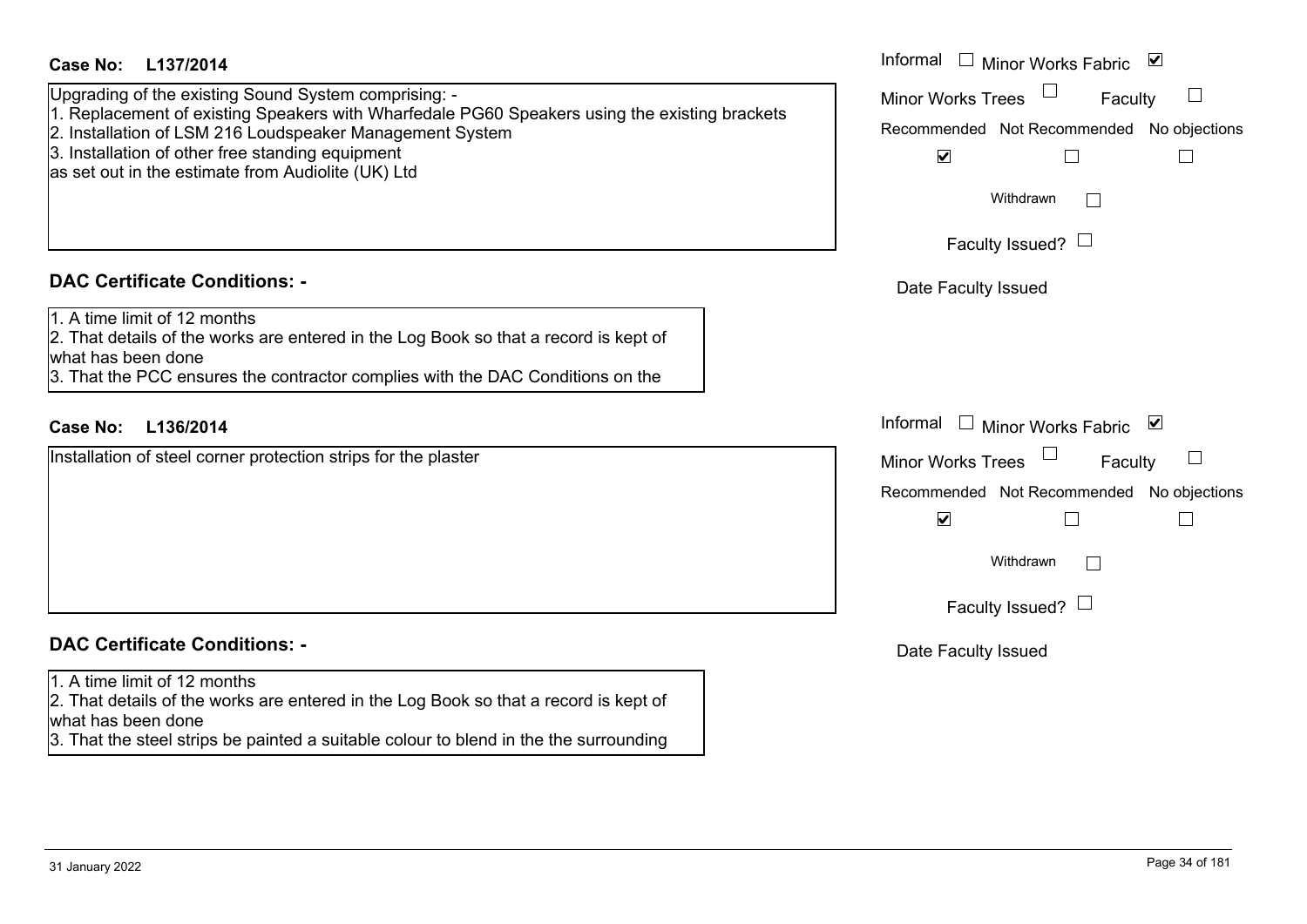**Case No: L137/2014**

Upgrading of the existing Sound System comprising: -
1. Replacement of existing Speakers with Wharfedale PG60 Speakers using the existing brackets
2. Installation of LSM 216 Loudspeaker Management System
3. Installation of other free standing equipment
as set out in the estimate from Audiolite (UK) Ltd

Informal ☐ Minor Works Fabric ☑
Minor Works Trees ☐ Faculty ☐

| Recommended | Not Recommended | No objections |
|---|---|---|
| ☑ | ☐ | ☐ |

Withdrawn ☐

Faculty Issued? ☐

Date Faculty Issued

## DAC Certificate Conditions: -

1. A time limit of 12 months
2. That details of the works are entered in the Log Book so that a record is kept of what has been done
3. That the PCC ensures the contractor complies with the DAC Conditions on the

**Case No: L136/2014**

Installation of steel corner protection strips for the plaster

Informal ☐ Minor Works Fabric ☑
Minor Works Trees ☐ Faculty ☐

| Recommended | Not Recommended | No objections |
|---|---|---|
| ☑ | ☐ | ☐ |

Withdrawn ☐

Faculty Issued? ☐

Date Faculty Issued

## DAC Certificate Conditions: -

1. A time limit of 12 months
2. That details of the works are entered in the Log Book so that a record is kept of what has been done
3. That the steel strips be painted a suitable colour to blend in the the surrounding

31 January 2022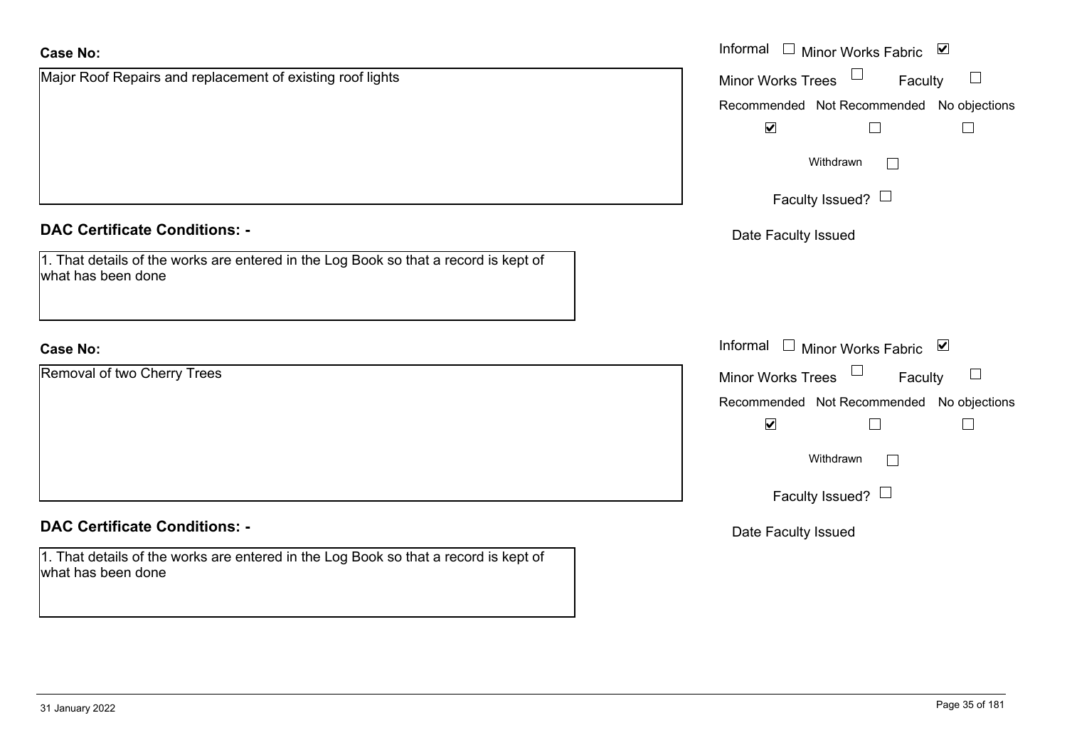**Case No:**

Major Roof Repairs and replacement of existing roof lights

Informal ☐ Minor Works Fabric ☑

Minor Works Trees ☐ Faculty ☐

Recommended ☑ Not Recommended ☐ No objections ☐

Withdrawn ☐

Faculty Issued? ☐

Date Faculty Issued

**DAC Certificate Conditions: -**

1. That details of the works are entered in the Log Book so that a record is kept of what has been done

**Case No:**

Removal of two Cherry Trees

Informal ☐ Minor Works Fabric ☑

Minor Works Trees ☐ Faculty ☐

Recommended ☑ Not Recommended ☐ No objections ☐

Withdrawn ☐

Faculty Issued? ☐

Date Faculty Issued

**DAC Certificate Conditions: -**

1. That details of the works are entered in the Log Book so that a record is kept of what has been done

31 January 2022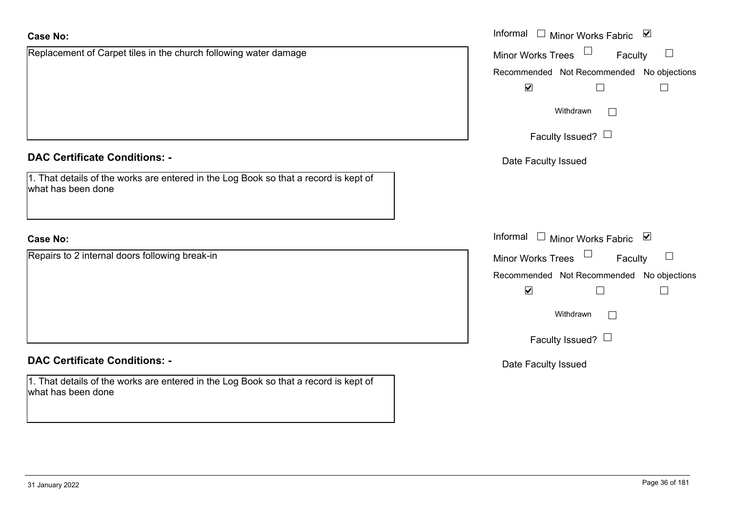**Case No:**

Replacement of Carpet tiles in the church following water damage

Informal ☐ Minor Works Fabric ☑
Minor Works Trees ☐ Faculty ☐

| Recommended | Not Recommended | No objections |
|---|---|---|
| ☑ | ☐ | ☐ |

Withdrawn ☐

Faculty Issued? ☐

Date Faculty Issued

**DAC Certificate Conditions: -**

1. That details of the works are entered in the Log Book so that a record is kept of what has been done

**Case No:**

Repairs to 2 internal doors following break-in

Informal ☐ Minor Works Fabric ☑
Minor Works Trees ☐ Faculty ☐

| Recommended | Not Recommended | No objections |
|---|---|---|
| ☑ | ☐ | ☐ |

Withdrawn ☐

Faculty Issued? ☐

Date Faculty Issued

**DAC Certificate Conditions: -**

1. That details of the works are entered in the Log Book so that a record is kept of what has been done

31 January 2022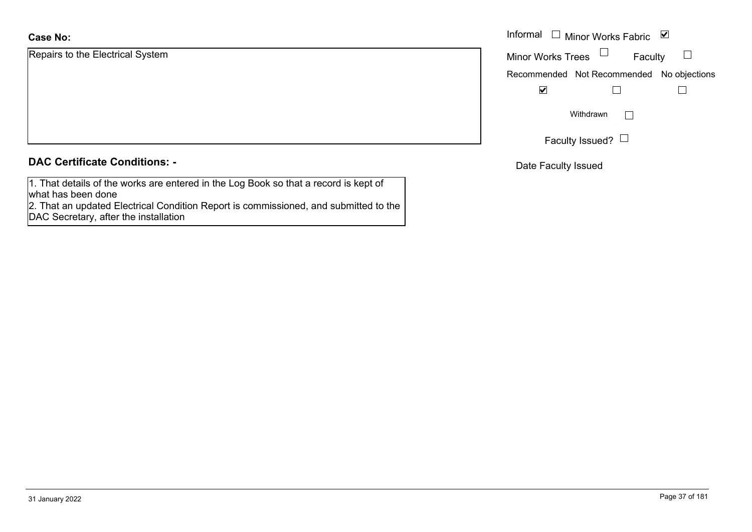**Case No:**

Repairs to the Electrical System

Informal ☐ Minor Works Fabric ☑

Minor Works Trees ☐ Faculty ☐

| Recommended | Not Recommended | No objections |
| --- | --- | --- |
| ☑ | ☐ | ☐ |

Withdrawn ☐

Faculty Issued? ☐

Date Faculty Issued

**DAC Certificate Conditions: -**

1. That details of the works are entered in the Log Book so that a record is kept of what has been done
2. That an updated Electrical Condition Report is commissioned, and submitted to the DAC Secretary, after the installation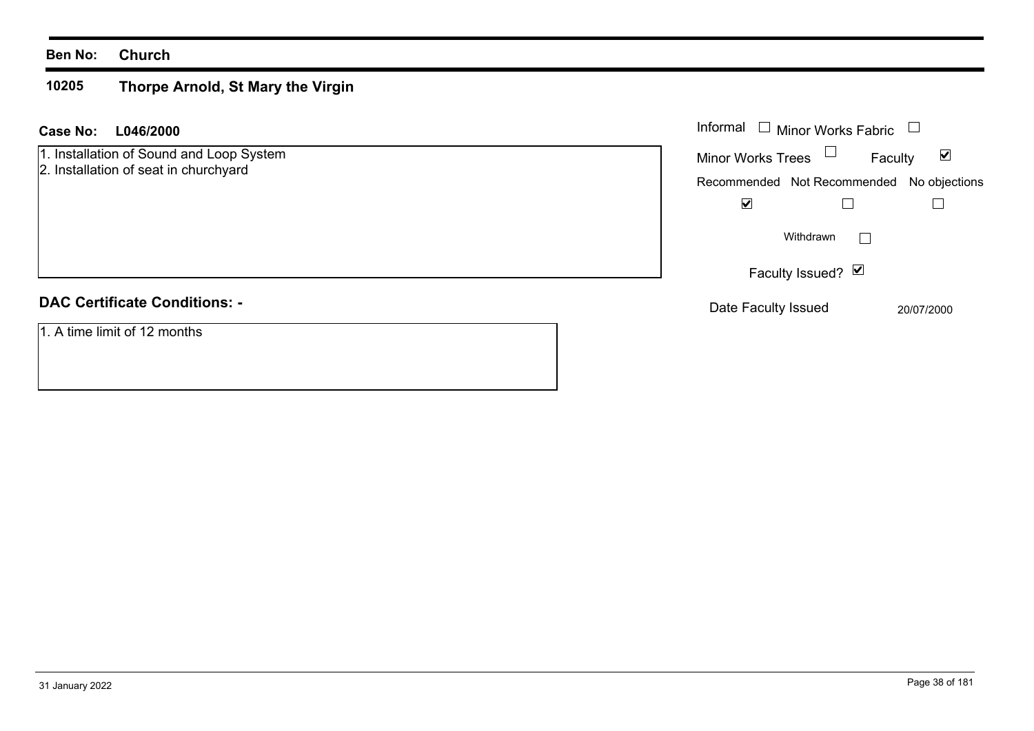**Ben No:** **Church**

**10205** **Thorpe Arnold, St Mary the Virgin**

**Case No:** **L046/2000**

1. Installation of Sound and Loop System
2. Installation of seat in churchyard

Informal ☐ Minor Works Fabric ☐

Minor Works Trees ☐ Faculty ☑

| Recommended | Not Recommended | No objections |
| --- | --- | --- |
| ☑ | ☐ | ☐ |

Withdrawn ☐

Faculty Issued? ☑

Date Faculty Issued 20/07/2000

**DAC Certificate Conditions: -**

1. A time limit of 12 months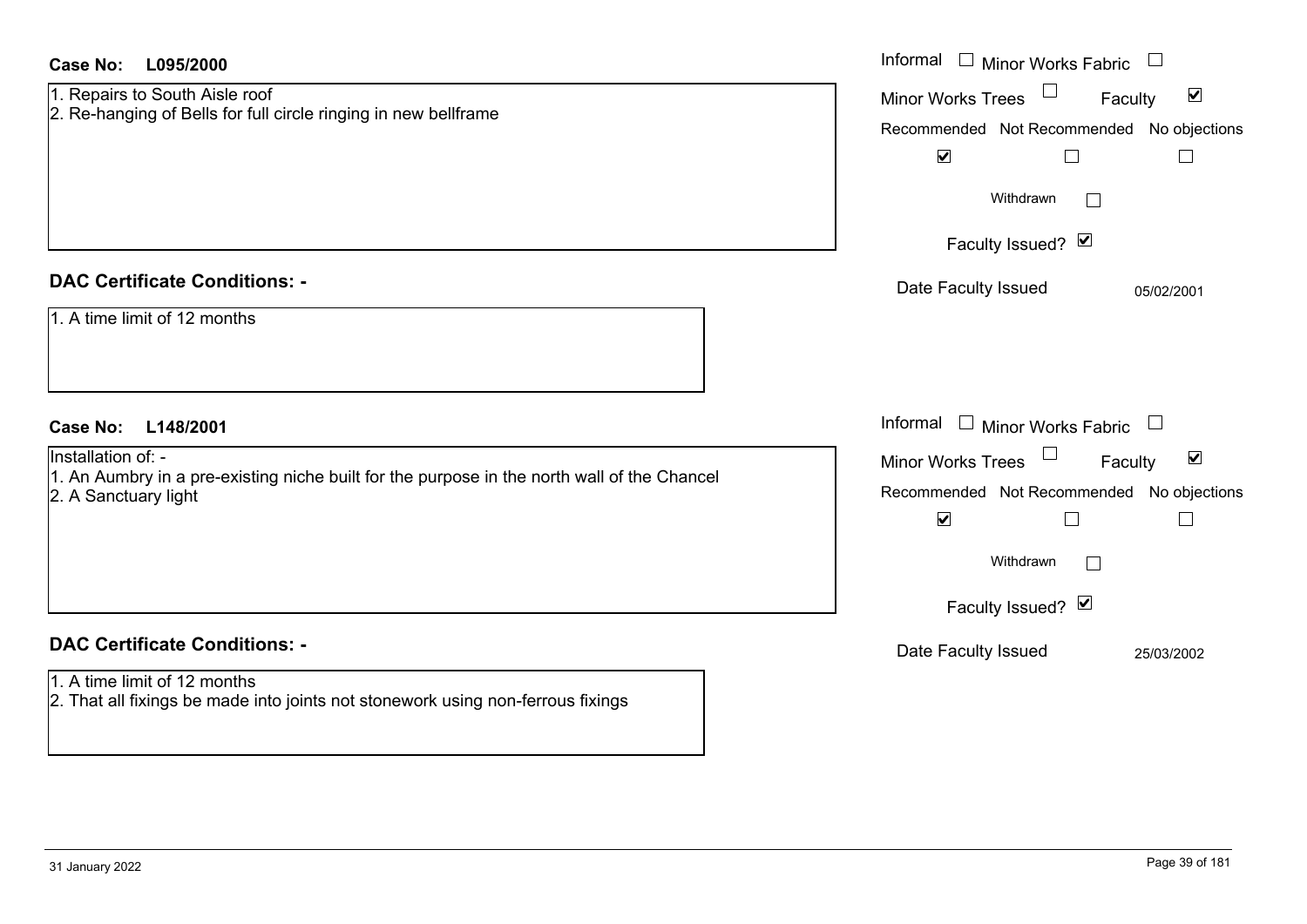**Case No: L095/2000**

1. Repairs to South Aisle roof
2. Re-hanging of Bells for full circle ringing in new bellframe

Informal ☐ Minor Works Fabric ☐
Minor Works Trees ☐ Faculty ☑

| Recommended | Not Recommended | No objections |
|---|---|---|
| ☑ | ☐ | ☐ |

Withdrawn ☐

Faculty Issued? ☑

Date Faculty Issued 05/02/2001

## DAC Certificate Conditions: -

1. A time limit of 12 months

**Case No: L148/2001**

Installation of: -
1. An Aumbry in a pre-existing niche built for the purpose in the north wall of the Chancel
2. A Sanctuary light

Informal ☐ Minor Works Fabric ☐
Minor Works Trees ☐ Faculty ☑

| Recommended | Not Recommended | No objections |
|---|---|---|
| ☑ | ☐ | ☐ |

Withdrawn ☐

Faculty Issued? ☑

Date Faculty Issued 25/03/2002

## DAC Certificate Conditions: -

1. A time limit of 12 months
2. That all fixings be made into joints not stonework using non-ferrous fixings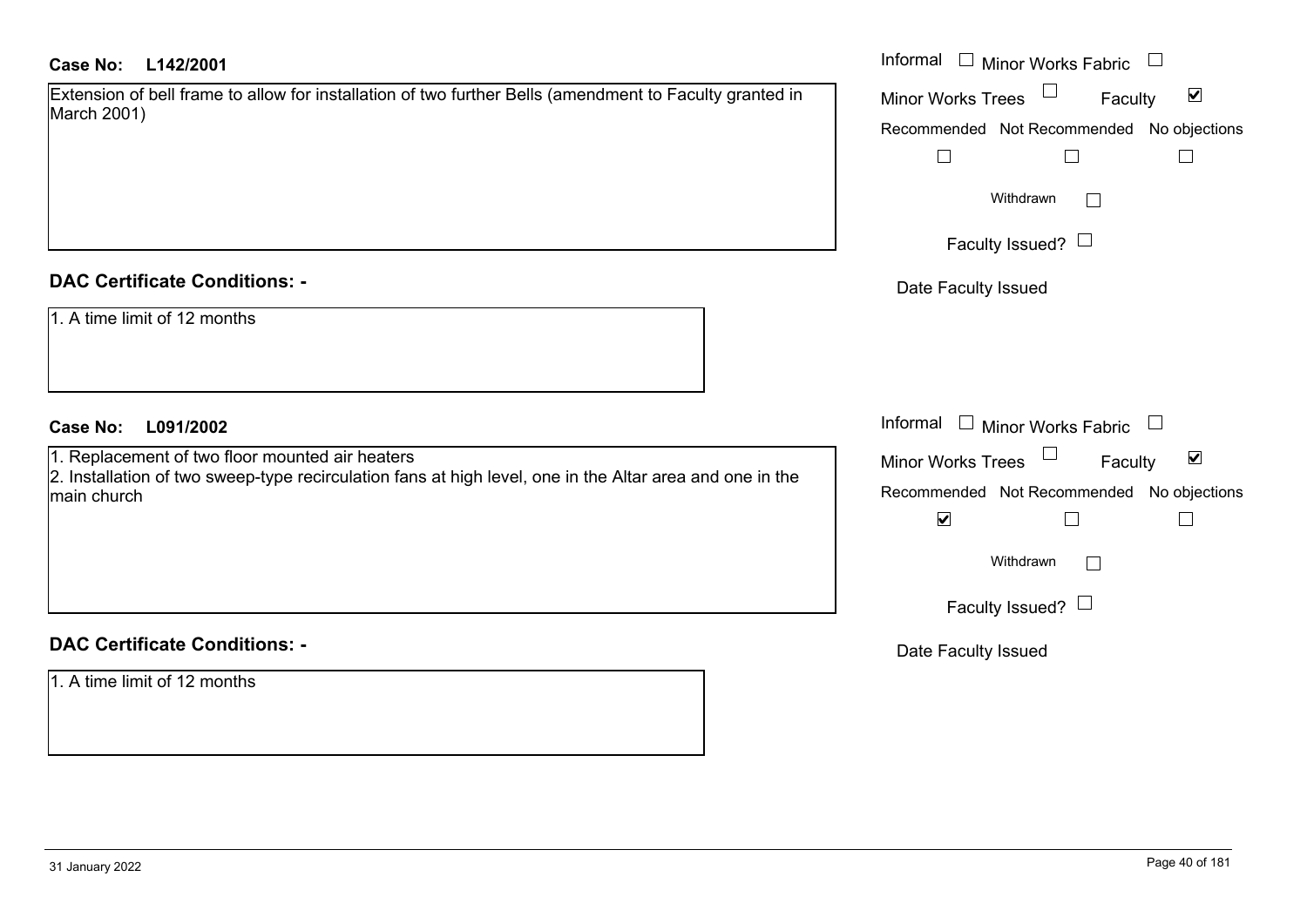**Case No: L142/2001**

Extension of bell frame to allow for installation of two further Bells (amendment to Faculty granted in March 2001)

Informal ☐ Minor Works Fabric ☐

Minor Works Trees ☐ Faculty ☑

Recommended ☐ Not Recommended ☐ No objections ☐

Withdrawn ☐

Faculty Issued? ☐

Date Faculty Issued

**DAC Certificate Conditions: -**

1. A time limit of 12 months

**Case No: L091/2002**

1. Replacement of two floor mounted air heaters
2. Installation of two sweep-type recirculation fans at high level, one in the Altar area and one in the main church

Informal ☐ Minor Works Fabric ☐

Minor Works Trees ☐ Faculty ☑

Recommended ☑ Not Recommended ☐ No objections ☐

Withdrawn ☐

Faculty Issued? ☐

Date Faculty Issued

**DAC Certificate Conditions: -**

1. A time limit of 12 months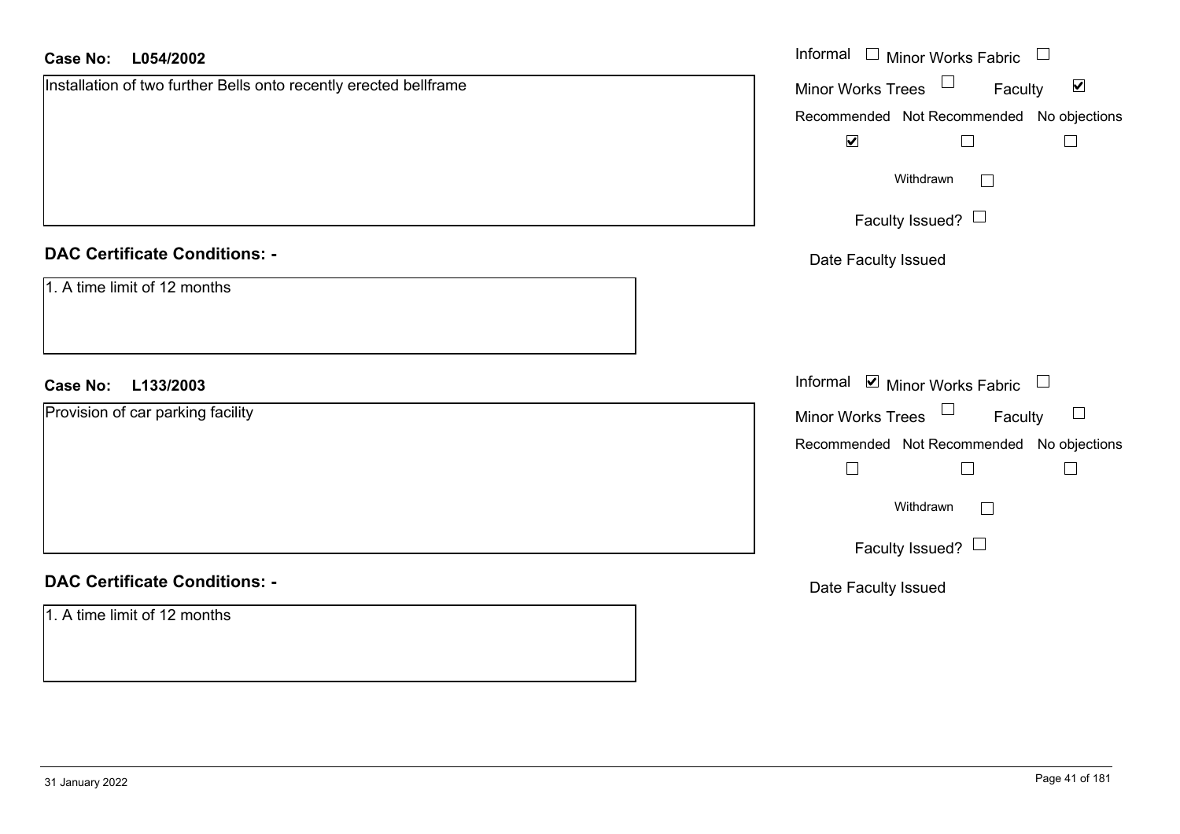**Case No: L054/2002**

Installation of two further Bells onto recently erected bellframe

Informal ☐ Minor Works Fabric ☐
Minor Works Trees ☐ Faculty ☑

| Recommended | Not Recommended | No objections |
|---|---|---|
| ☑ | ☐ | ☐ |

Withdrawn ☐

Faculty Issued? ☐

Date Faculty Issued

**DAC Certificate Conditions: -**

1. A time limit of 12 months

**Case No: L133/2003**

Provision of car parking facility

Informal ☑ Minor Works Fabric ☐
Minor Works Trees ☐ Faculty ☐

| Recommended | Not Recommended | No objections |
|---|---|---|
| ☐ | ☐ | ☐ |

Withdrawn ☐

Faculty Issued? ☐

Date Faculty Issued

**DAC Certificate Conditions: -**

1. A time limit of 12 months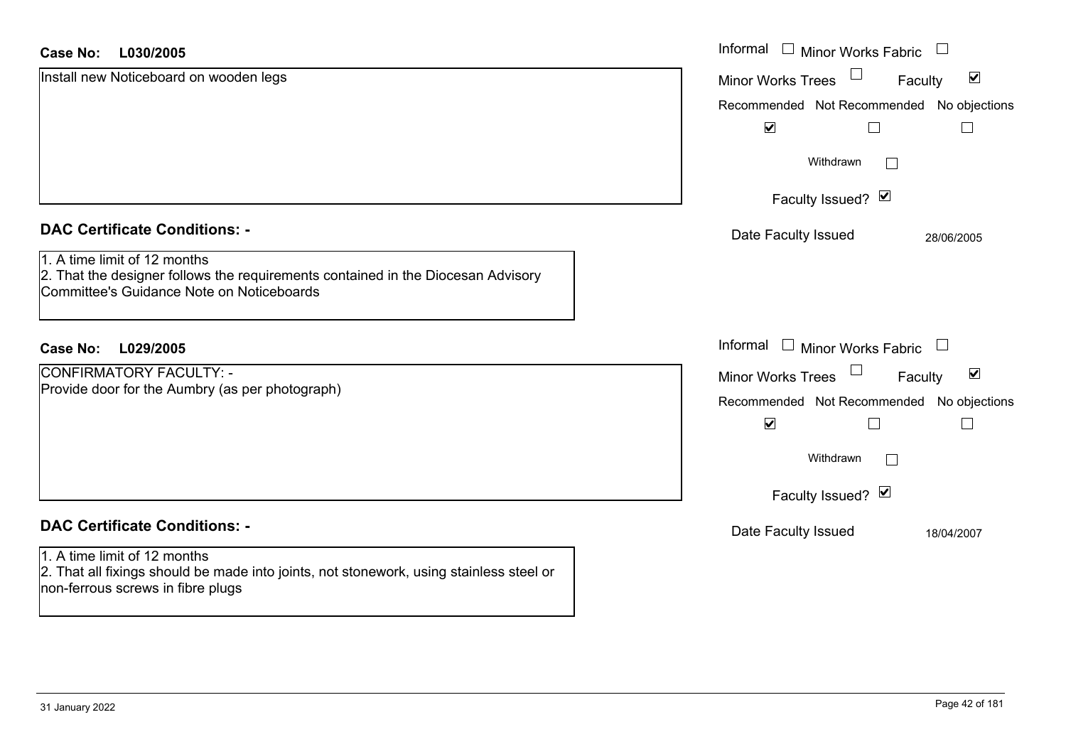**Case No: L030/2005**

Install new Noticeboard on wooden legs

Informal ☐ Minor Works Fabric ☐

Minor Works Trees ☐ Faculty ☑

Recommended ☑ Not Recommended ☐ No objections ☐

Withdrawn ☐

Faculty Issued? ☑

Date Faculty Issued 28/06/2005

## DAC Certificate Conditions: -

1. A time limit of 12 months
2. That the designer follows the requirements contained in the Diocesan Advisory Committee's Guidance Note on Noticeboards

**Case No: L029/2005**

CONFIRMATORY FACULTY: -
Provide door for the Aumbry (as per photograph)

Informal ☐ Minor Works Fabric ☐

Minor Works Trees ☐ Faculty ☑

Recommended ☑ Not Recommended ☐ No objections ☐

Withdrawn ☐

Faculty Issued? ☑

Date Faculty Issued 18/04/2007

## DAC Certificate Conditions: -

1. A time limit of 12 months
2. That all fixings should be made into joints, not stonework, using stainless steel or non-ferrous screws in fibre plugs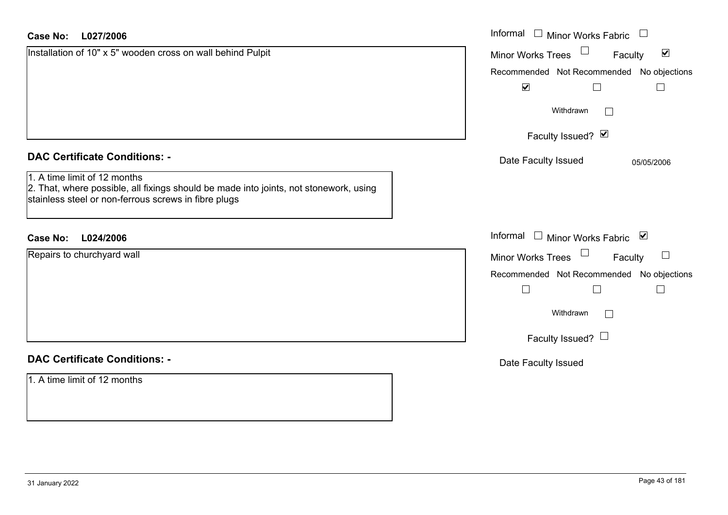**Case No: L027/2006**

Installation of 10" x 5" wooden cross on wall behind Pulpit

Informal ☐ Minor Works Fabric ☐
Minor Works Trees ☐ Faculty ☑

| Recommended | Not Recommended | No objections |
|---|---|---|
| ☑ | ☐ | ☐ |

Withdrawn ☐

Faculty Issued? ☑

Date Faculty Issued 05/05/2006

### DAC Certificate Conditions: -

1. A time limit of 12 months
2. That, where possible, all fixings should be made into joints, not stonework, using stainless steel or non-ferrous screws in fibre plugs

**Case No: L024/2006**

Repairs to churchyard wall

Informal ☐ Minor Works Fabric ☑
Minor Works Trees ☐ Faculty ☐

| Recommended | Not Recommended | No objections |
|---|---|---|
| ☐ | ☐ | ☐ |

Withdrawn ☐

Faculty Issued? ☐

Date Faculty Issued

### DAC Certificate Conditions: -

1. A time limit of 12 months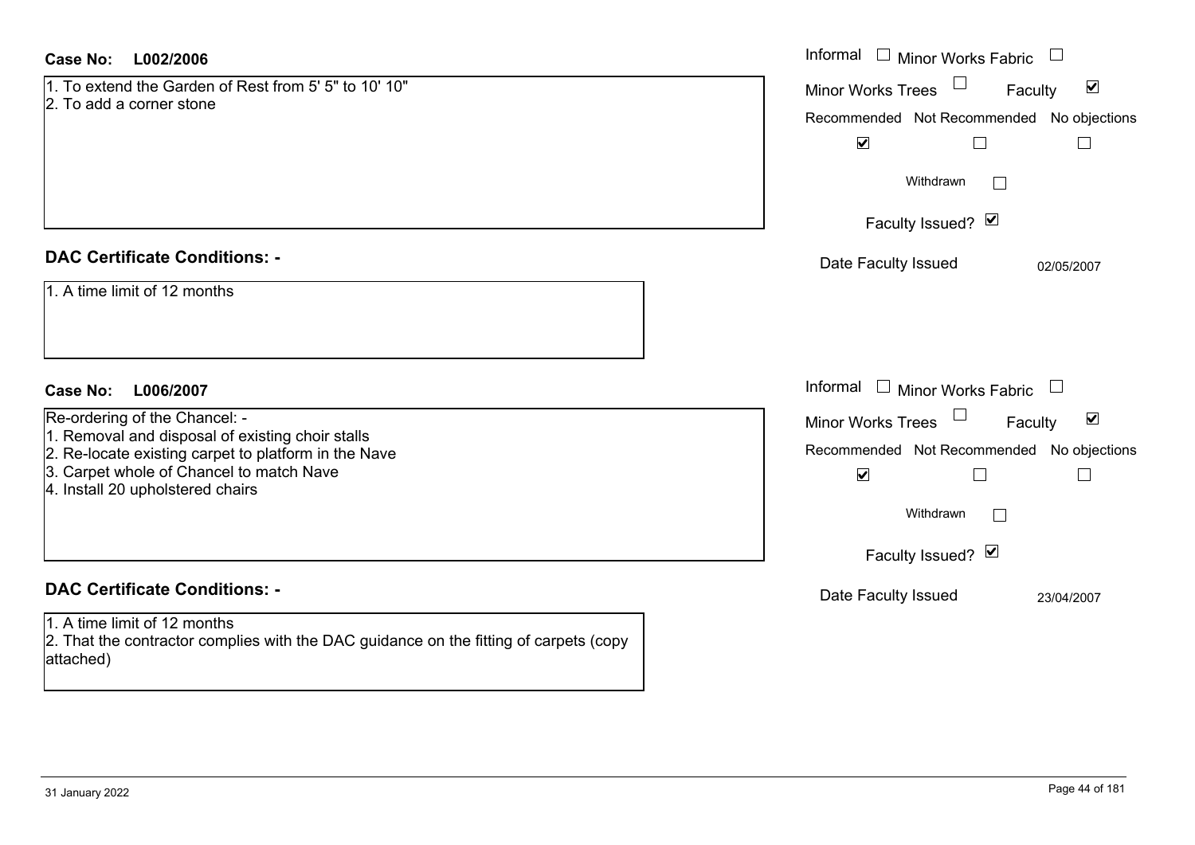**Case No: L002/2006**

1. To extend the Garden of Rest from 5' 5" to 10' 10"
2. To add a corner stone

Informal ☐ Minor Works Fabric ☐

Minor Works Trees ☐ Faculty ☑

| Recommended | Not Recommended | No objections |
|---|---|---|
| ☑ | ☐ | ☐ |

Withdrawn ☐

Faculty Issued? ☑

Date Faculty Issued 02/05/2007

**DAC Certificate Conditions: -**

1. A time limit of 12 months

**Case No: L006/2007**

Re-ordering of the Chancel: -
1. Removal and disposal of existing choir stalls
2. Re-locate existing carpet to platform in the Nave
3. Carpet whole of Chancel to match Nave
4. Install 20 upholstered chairs

Informal ☐ Minor Works Fabric ☐

Minor Works Trees ☐ Faculty ☑

| Recommended | Not Recommended | No objections |
|---|---|---|
| ☑ | ☐ | ☐ |

Withdrawn ☐

Faculty Issued? ☑

Date Faculty Issued 23/04/2007

**DAC Certificate Conditions: -**

1. A time limit of 12 months
2. That the contractor complies with the DAC guidance on the fitting of carpets (copy attached)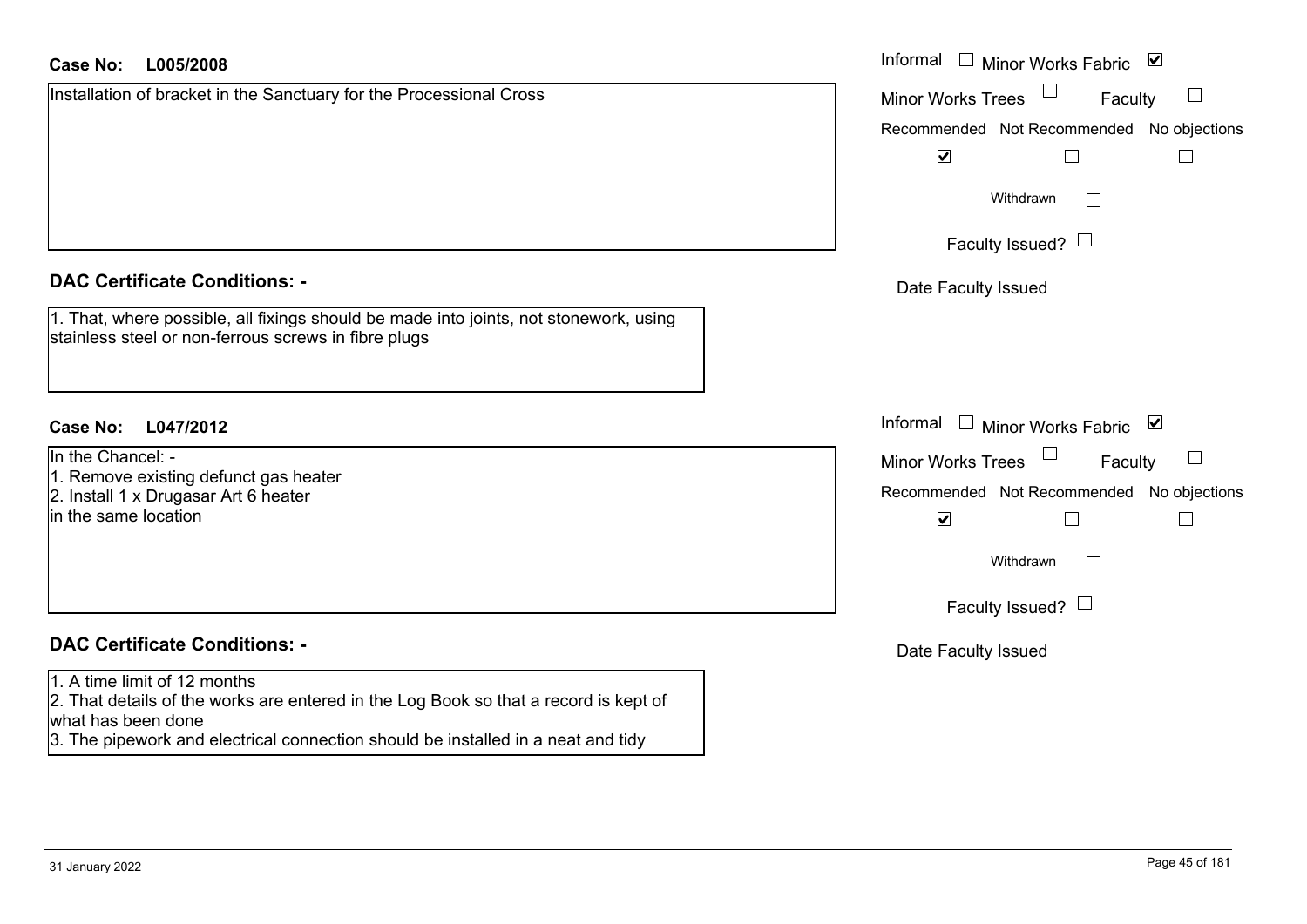**Case No: L005/2008**

Informal ☐ Minor Works Fabric ☑

Minor Works Trees ☐ Faculty ☐

Recommended ☑ Not Recommended ☐ No objections ☐

Withdrawn ☐

Faculty Issued? ☐

Date Faculty Issued

Installation of bracket in the Sanctuary for the Processional Cross

## DAC Certificate Conditions: -

1. That, where possible, all fixings should be made into joints, not stonework, using stainless steel or non-ferrous screws in fibre plugs

**Case No: L047/2012**

Informal ☐ Minor Works Fabric ☑

Minor Works Trees ☐ Faculty ☐

Recommended ☑ Not Recommended ☐ No objections ☐

Withdrawn ☐

Faculty Issued? ☐

Date Faculty Issued

In the Chancel: -
1. Remove existing defunct gas heater
2. Install 1 x Drugasar Art 6 heater
in the same location

## DAC Certificate Conditions: -

1. A time limit of 12 months
2. That details of the works are entered in the Log Book so that a record is kept of what has been done
3. The pipework and electrical connection should be installed in a neat and tidy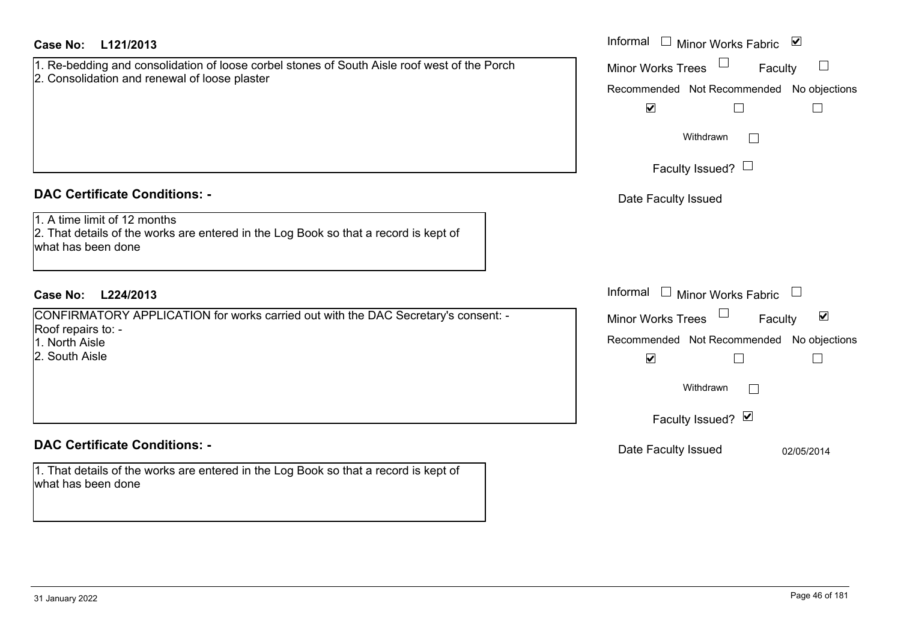**Case No: L121/2013**

1. Re-bedding and consolidation of loose corbel stones of South Aisle roof west of the Porch
2. Consolidation and renewal of loose plaster

Informal ☐ Minor Works Fabric ☑
Minor Works Trees ☐ Faculty ☐

| Recommended | Not Recommended | No objections |
|---|---|---|
| ☑ | ☐ | ☐ |

Withdrawn ☐

Faculty Issued? ☐

Date Faculty Issued

## DAC Certificate Conditions: -

1. A time limit of 12 months
2. That details of the works are entered in the Log Book so that a record is kept of what has been done

**Case No: L224/2013**

CONFIRMATORY APPLICATION for works carried out with the DAC Secretary's consent: -
Roof repairs to: -
1. North Aisle
2. South Aisle

Informal ☐ Minor Works Fabric ☐
Minor Works Trees ☐ Faculty ☑

| Recommended | Not Recommended | No objections |
|---|---|---|
| ☑ | ☐ | ☐ |

Withdrawn ☐

Faculty Issued? ☑

Date Faculty Issued 02/05/2014

## DAC Certificate Conditions: -

1. That details of the works are entered in the Log Book so that a record is kept of what has been done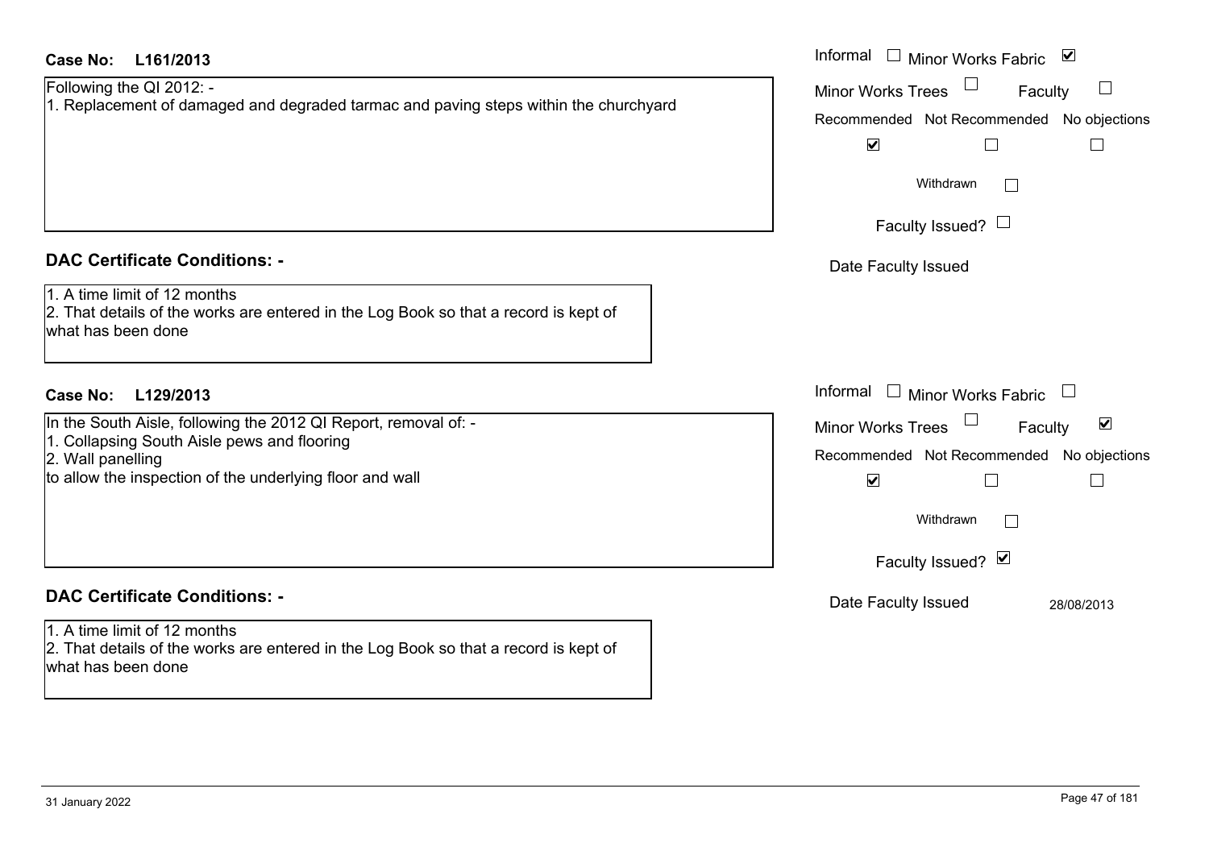**Case No: L161/2013**

Following the QI 2012: -
1. Replacement of damaged and degraded tarmac and paving steps within the churchyard

Informal ☐ Minor Works Fabric ☑
Minor Works Trees ☐ Faculty ☐

| Recommended | Not Recommended | No objections |
|---|---|---|
| ☑ | ☐ | ☐ |

Withdrawn ☐

Faculty Issued? ☐

Date Faculty Issued

**DAC Certificate Conditions: -**

1. A time limit of 12 months
2. That details of the works are entered in the Log Book so that a record is kept of what has been done

**Case No: L129/2013**

In the South Aisle, following the 2012 QI Report, removal of: -
1. Collapsing South Aisle pews and flooring
2. Wall panelling
to allow the inspection of the underlying floor and wall

Informal ☐ Minor Works Fabric ☐
Minor Works Trees ☐ Faculty ☑

| Recommended | Not Recommended | No objections |
|---|---|---|
| ☑ | ☐ | ☐ |

Withdrawn ☐

Faculty Issued? ☑

Date Faculty Issued 28/08/2013

**DAC Certificate Conditions: -**

1. A time limit of 12 months
2. That details of the works are entered in the Log Book so that a record is kept of what has been done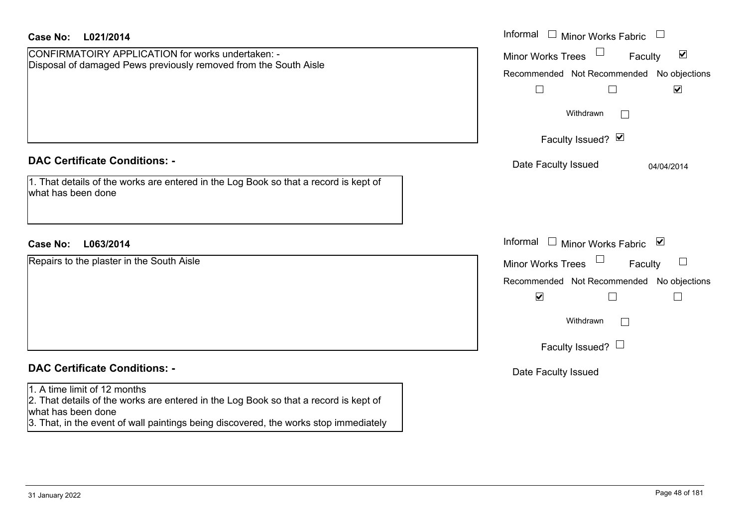**Case No: L021/2014**

CONFIRMATOIRY APPLICATION for works undertaken: -
Disposal of damaged Pews previously removed from the South Aisle

Informal ☐ Minor Works Fabric ☐
Minor Works Trees ☐ Faculty ☑

| Recommended | Not Recommended | No objections |
| --- | --- | --- |
| ☐ | ☐ | ☑ |

Withdrawn ☐

Faculty Issued? ☑

Date Faculty Issued 04/04/2014

**DAC Certificate Conditions: -**

1. That details of the works are entered in the Log Book so that a record is kept of what has been done

**Case No: L063/2014**

Repairs to the plaster in the South Aisle

Informal ☐ Minor Works Fabric ☑
Minor Works Trees ☐ Faculty ☐

| Recommended | Not Recommended | No objections |
| --- | --- | --- |
| ☑ | ☐ | ☐ |

Withdrawn ☐

Faculty Issued? ☐

Date Faculty Issued

**DAC Certificate Conditions: -**

1. A time limit of 12 months
2. That details of the works are entered in the Log Book so that a record is kept of what has been done
3. That, in the event of wall paintings being discovered, the works stop immediately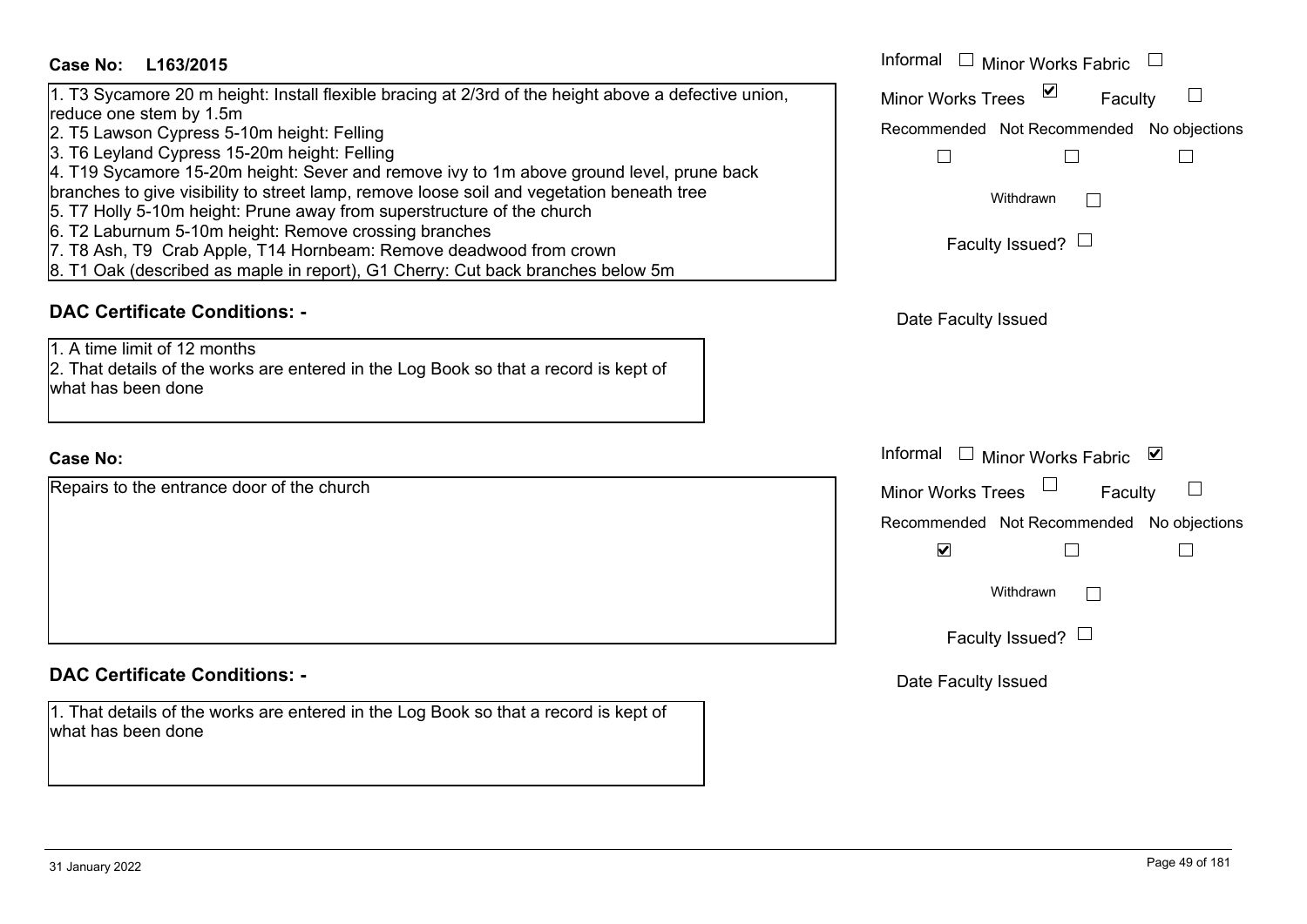**Case No:** L163/2015

1. T3 Sycamore 20 m height: Install flexible bracing at 2/3rd of the height above a defective union, reduce one stem by 1.5m
2. T5 Lawson Cypress 5-10m height: Felling
3. T6 Leyland Cypress 15-20m height: Felling
4. T19 Sycamore 15-20m height: Sever and remove ivy to 1m above ground level, prune back branches to give visibility to street lamp, remove loose soil and vegetation beneath tree
5. T7 Holly 5-10m height: Prune away from superstructure of the church
6. T2 Laburnum 5-10m height: Remove crossing branches
7. T8 Ash, T9 Crab Apple, T14 Hornbeam: Remove deadwood from crown
8. T1 Oak (described as maple in report), G1 Cherry: Cut back branches below 5m

Informal ☐ Minor Works Fabric ☐
Minor Works Trees ☑ Faculty ☐
Recommended ☐ Not Recommended ☐ No objections ☐
Withdrawn ☐
Faculty Issued? ☐

## DAC Certificate Conditions: -

1. A time limit of 12 months
2. That details of the works are entered in the Log Book so that a record is kept of what has been done

Date Faculty Issued

**Case No:**

Repairs to the entrance door of the church

Informal ☐ Minor Works Fabric ☑
Minor Works Trees ☐ Faculty ☐
Recommended ☑ Not Recommended ☐ No objections ☐
Withdrawn ☐
Faculty Issued? ☐

## DAC Certificate Conditions: -

1. That details of the works are entered in the Log Book so that a record is kept of what has been done

Date Faculty Issued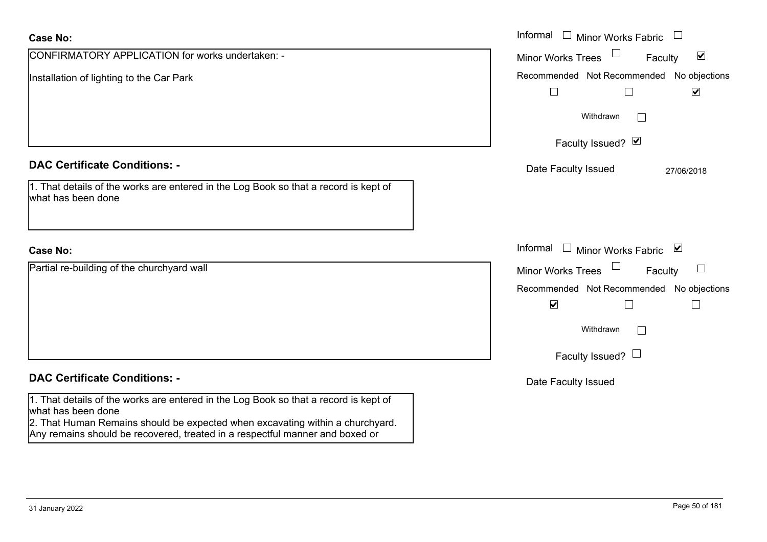**Case No:**

CONFIRMATORY APPLICATION for works undertaken: -

Installation of lighting to the Car Park

Informal ☐ Minor Works Fabric ☐

Minor Works Trees ☐ Faculty ☑

| Recommended | Not Recommended | No objections |
|---|---|---|
| ☐ | ☐ | ☑ |

Withdrawn ☐

Faculty Issued? ☑

Date Faculty Issued 27/06/2018

**DAC Certificate Conditions: -**

1. That details of the works are entered in the Log Book so that a record is kept of what has been done

**Case No:**

Partial re-building of the churchyard wall

Informal ☐ Minor Works Fabric ☑

Minor Works Trees ☐ Faculty ☐

| Recommended | Not Recommended | No objections |
|---|---|---|
| ☑ | ☐ | ☐ |

Withdrawn ☐

Faculty Issued? ☐

Date Faculty Issued

**DAC Certificate Conditions: -**

1. That details of the works are entered in the Log Book so that a record is kept of what has been done
2. That Human Remains should be expected when excavating within a churchyard. Any remains should be recovered, treated in a respectful manner and boxed or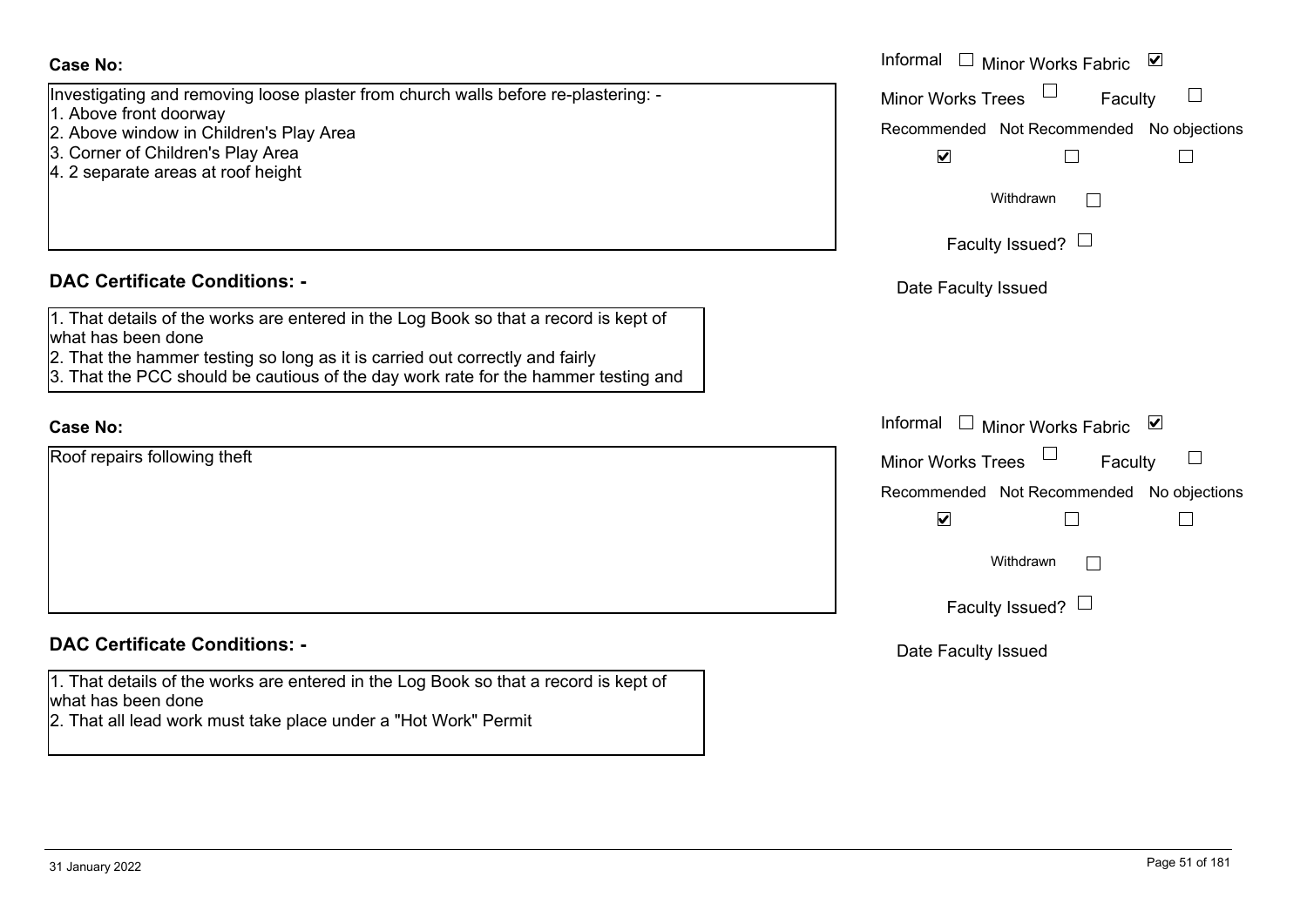**Case No:**

Investigating and removing loose plaster from church walls before re-plastering: -
1. Above front doorway
2. Above window in Children's Play Area
3. Corner of Children's Play Area
4. 2 separate areas at roof height

Informal ☐ Minor Works Fabric ☑
Minor Works Trees ☐ Faculty ☐

| Recommended | Not Recommended | No objections |
|---|---|---|
| ☑ | ☐ | ☐ |

Withdrawn ☐

Faculty Issued? ☐

Date Faculty Issued

**DAC Certificate Conditions: -**

1. That details of the works are entered in the Log Book so that a record is kept of what has been done
2. That the hammer testing so long as it is carried out correctly and fairly
3. That the PCC should be cautious of the day work rate for the hammer testing and

**Case No:**

Roof repairs following theft

Informal ☐ Minor Works Fabric ☑
Minor Works Trees ☐ Faculty ☐

| Recommended | Not Recommended | No objections |
|---|---|---|
| ☑ | ☐ | ☐ |

Withdrawn ☐

Faculty Issued? ☐

Date Faculty Issued

**DAC Certificate Conditions: -**

1. That details of the works are entered in the Log Book so that a record is kept of what has been done
2. That all lead work must take place under a "Hot Work" Permit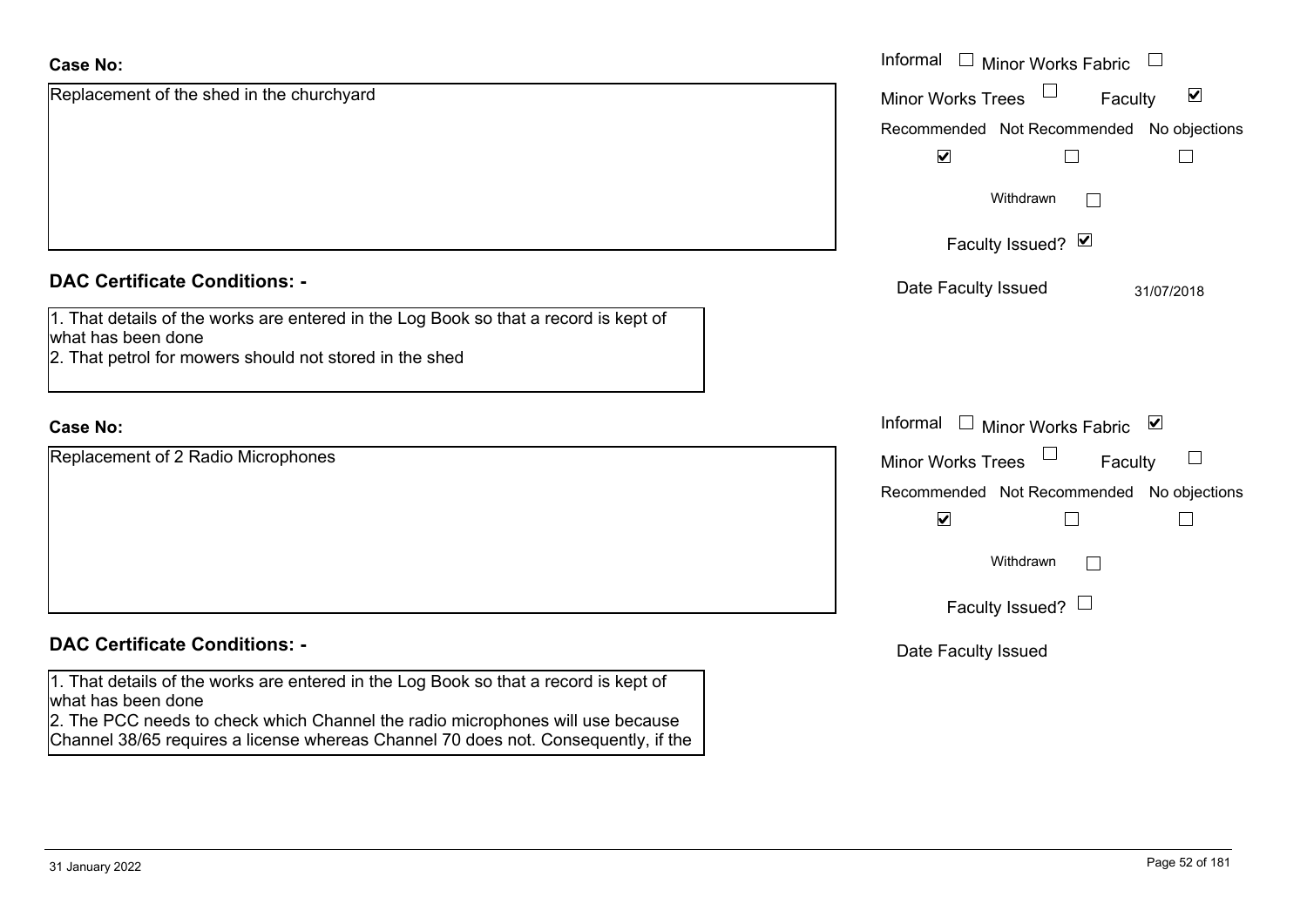**Case No:**

Replacement of the shed in the churchyard

Informal ☐ Minor Works Fabric ☐
Minor Works Trees ☐ Faculty ☑
Recommended ☑ Not Recommended ☐ No objections ☐
Withdrawn ☐
Faculty Issued? ☑
Date Faculty Issued 31/07/2018

**DAC Certificate Conditions: -**

1. That details of the works are entered in the Log Book so that a record is kept of what has been done
2. That petrol for mowers should not stored in the shed

**Case No:**

Replacement of 2 Radio Microphones

Informal ☐ Minor Works Fabric ☑
Minor Works Trees ☐ Faculty ☐
Recommended ☑ Not Recommended ☐ No objections ☐
Withdrawn ☐
Faculty Issued? ☐
Date Faculty Issued

**DAC Certificate Conditions: -**

1. That details of the works are entered in the Log Book so that a record is kept of what has been done
2. The PCC needs to check which Channel the radio microphones will use because Channel 38/65 requires a license whereas Channel 70 does not. Consequently, if the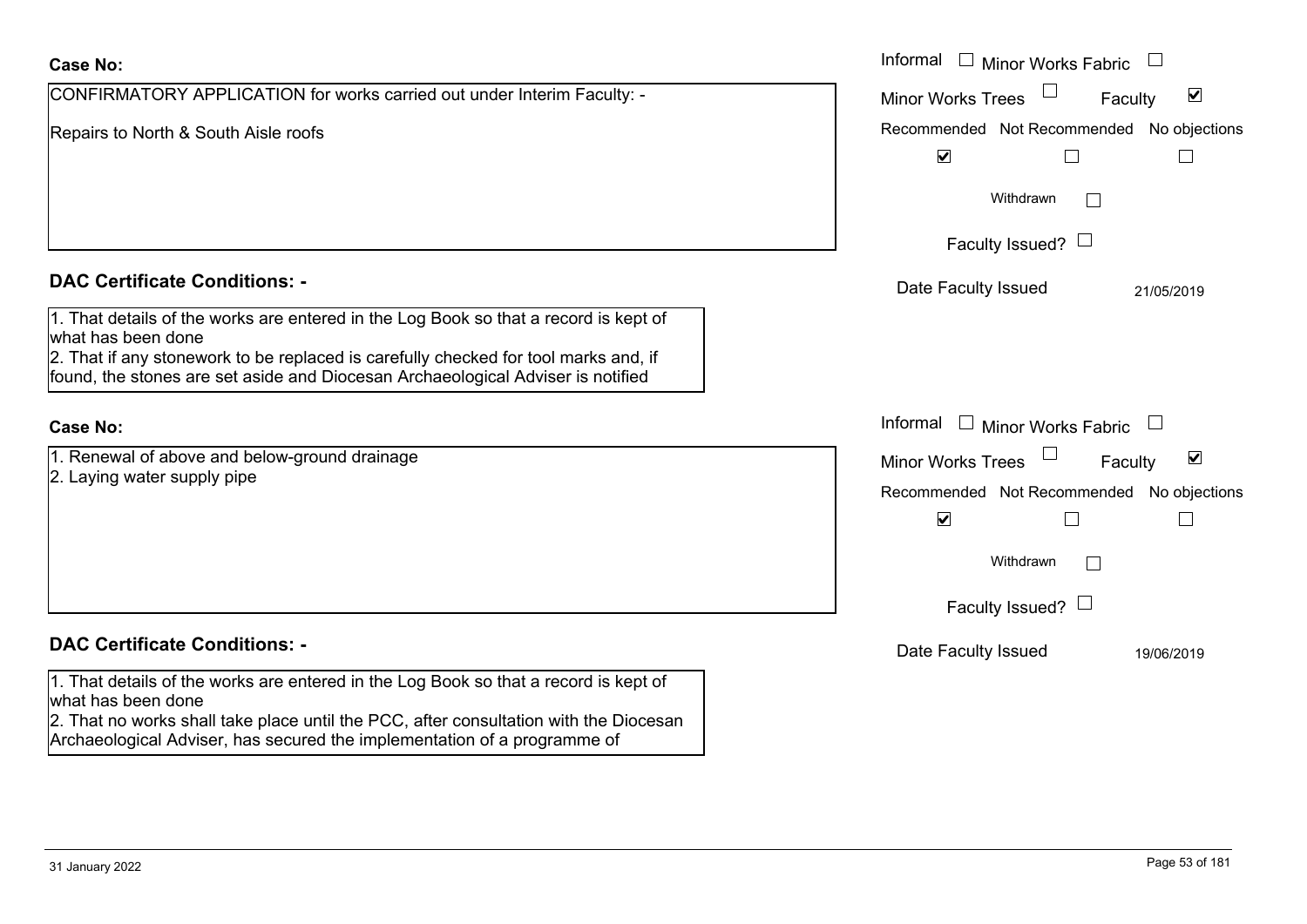**Case No:**

CONFIRMATORY APPLICATION for works carried out under Interim Faculty: -

Repairs to North & South Aisle roofs

Informal ☐ Minor Works Fabric ☐

Minor Works Trees ☐ Faculty ☑

Recommended ☑ Not Recommended ☐ No objections ☐

Withdrawn ☐

Faculty Issued? ☐

Date Faculty Issued 21/05/2019

**DAC Certificate Conditions: -**

1. That details of the works are entered in the Log Book so that a record is kept of what has been done
2. That if any stonework to be replaced is carefully checked for tool marks and, if found, the stones are set aside and Diocesan Archaeological Adviser is notified

**Case No:**

1. Renewal of above and below-ground drainage
2. Laying water supply pipe

Informal ☐ Minor Works Fabric ☐

Minor Works Trees ☐ Faculty ☑

Recommended ☑ Not Recommended ☐ No objections ☐

Withdrawn ☐

Faculty Issued? ☐

Date Faculty Issued 19/06/2019

**DAC Certificate Conditions: -**

1. That details of the works are entered in the Log Book so that a record is kept of what has been done
2. That no works shall take place until the PCC, after consultation with the Diocesan Archaeological Adviser, has secured the implementation of a programme of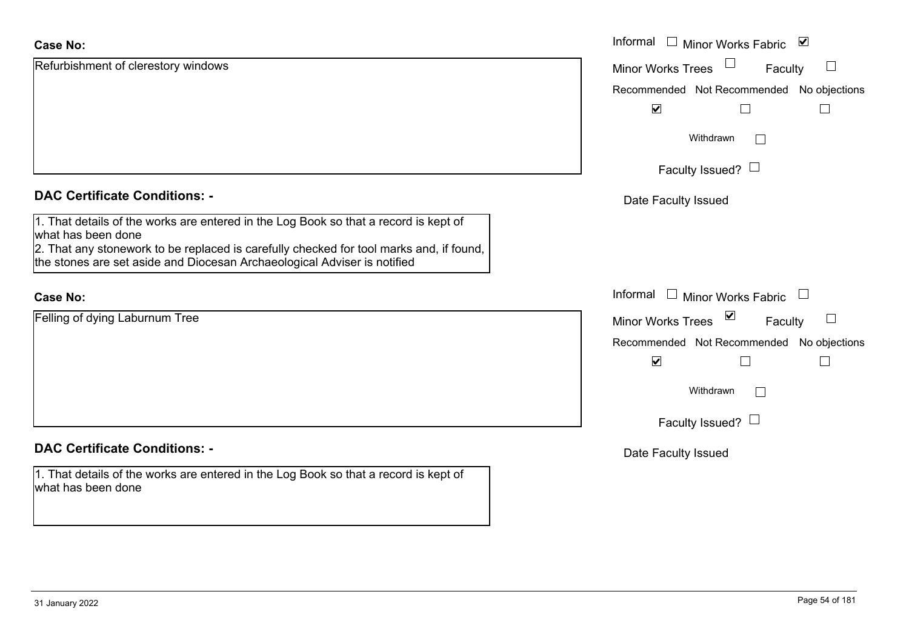**Case No:**

Refurbishment of clerestory windows

Informal ☐ Minor Works Fabric ☑

Minor Works Trees ☐ Faculty ☐

Recommended ☑ Not Recommended ☐ No objections ☐

Withdrawn ☐

Faculty Issued? ☐

Date Faculty Issued

**DAC Certificate Conditions: -**

1. That details of the works are entered in the Log Book so that a record is kept of what has been done
2. That any stonework to be replaced is carefully checked for tool marks and, if found, the stones are set aside and Diocesan Archaeological Adviser is notified

**Case No:**

Felling of dying Laburnum Tree

Informal ☐ Minor Works Fabric ☐

Minor Works Trees ☑ Faculty ☐

Recommended ☑ Not Recommended ☐ No objections ☐

Withdrawn ☐

Faculty Issued? ☐

Date Faculty Issued

**DAC Certificate Conditions: -**

1. That details of the works are entered in the Log Book so that a record is kept of what has been done

31 January 2022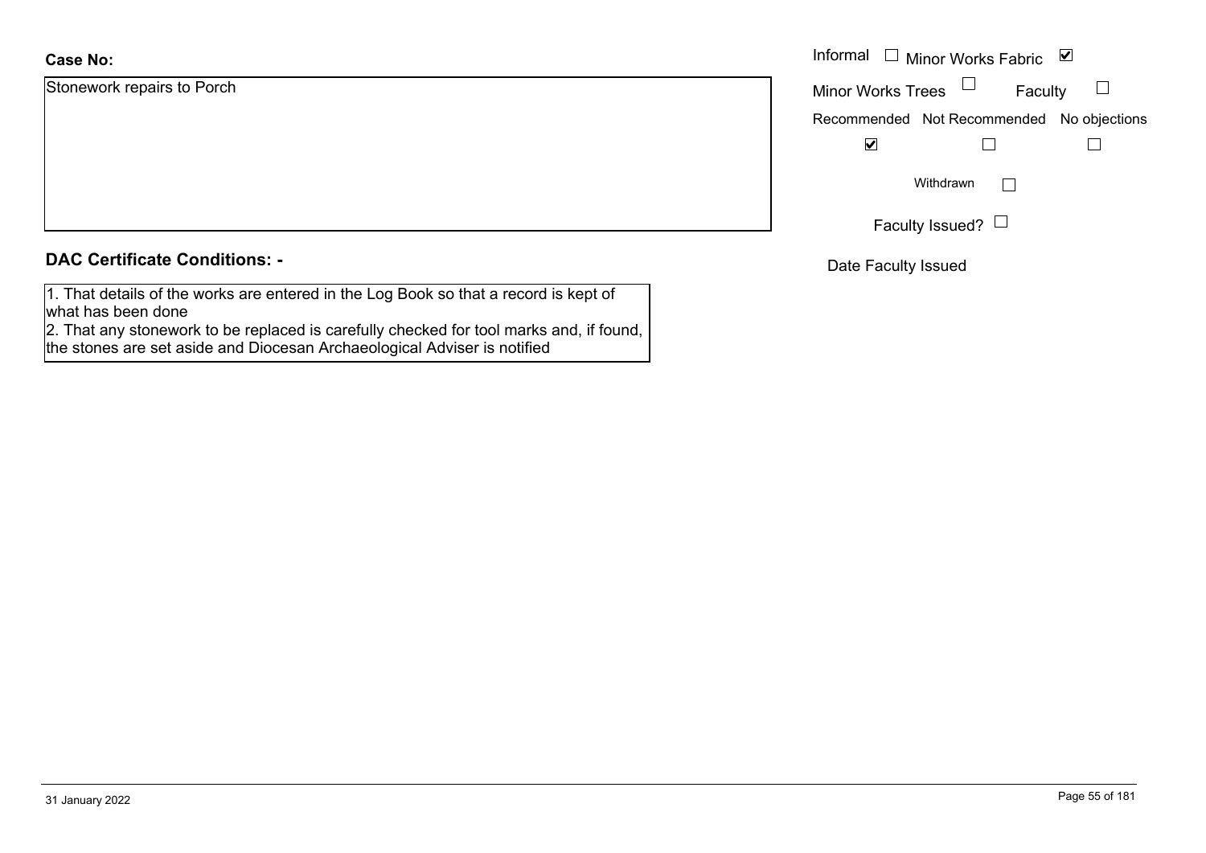**Case No:**

Stonework repairs to Porch

Informal ☐ Minor Works Fabric ☑

Minor Works Trees ☐ Faculty ☐

| Recommended | Not Recommended | No objections |
| --- | --- | --- |
| ☑ | ☐ | ☐ |

Withdrawn ☐

Faculty Issued? ☐

Date Faculty Issued

**DAC Certificate Conditions: -**

1. That details of the works are entered in the Log Book so that a record is kept of what has been done
2. That any stonework to be replaced is carefully checked for tool marks and, if found, the stones are set aside and Diocesan Archaeological Adviser is notified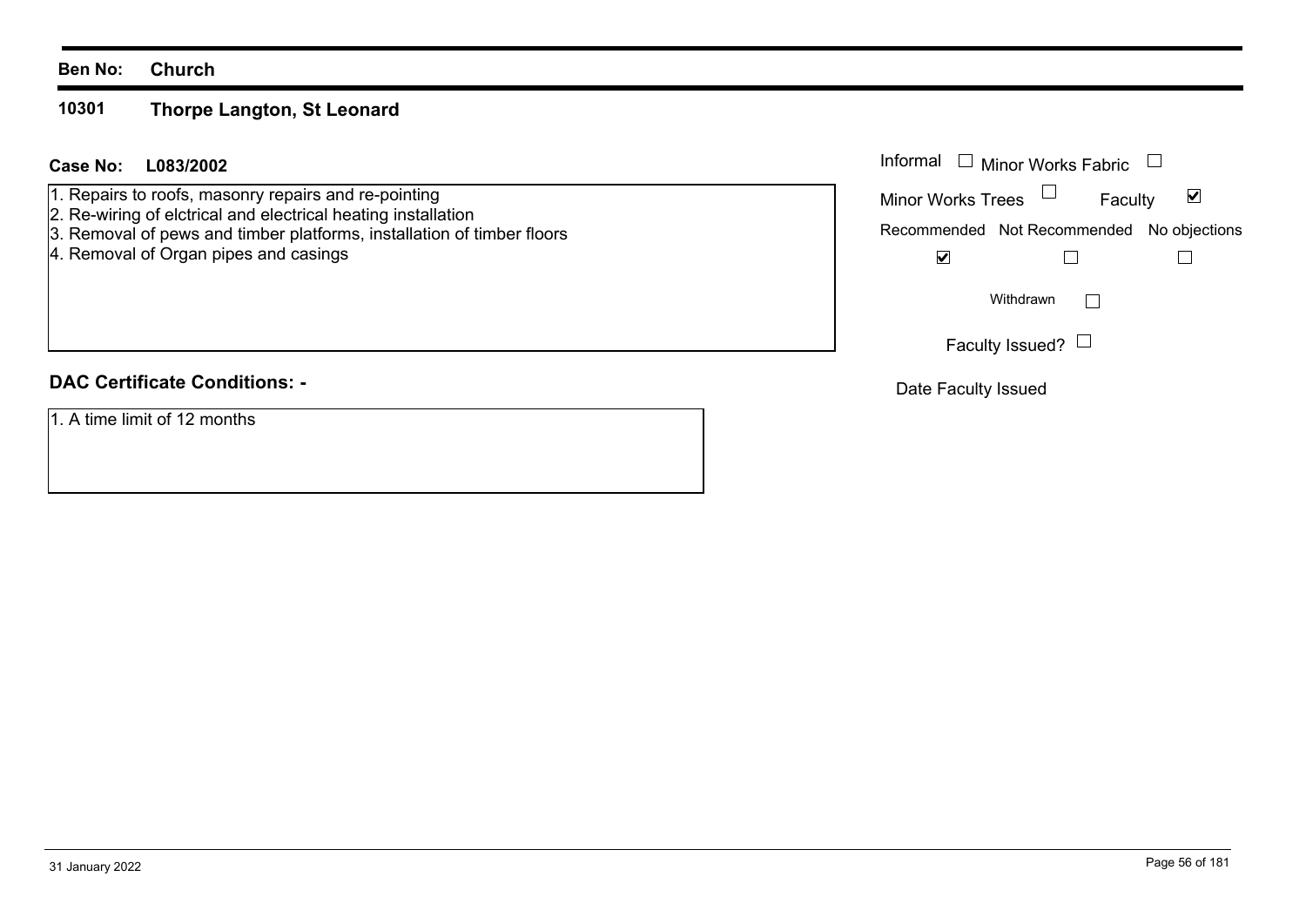**Ben No:** **Church**

## 10301 Thorpe Langton, St Leonard

**Case No:** **L083/2002**

1. Repairs to roofs, masonry repairs and re-pointing
2. Re-wiring of elctrical and electrical heating installation
3. Removal of pews and timber platforms, installation of timber floors
4. Removal of Organ pipes and casings

Informal ☐ Minor Works Fabric ☐

Minor Works Trees ☐ Faculty ☑

| Recommended | Not Recommended | No objections |
| --- | --- | --- |
| ☑ | ☐ | ☐ |

Withdrawn ☐

Faculty Issued? ☐

Date Faculty Issued

### DAC Certificate Conditions: -

1. A time limit of 12 months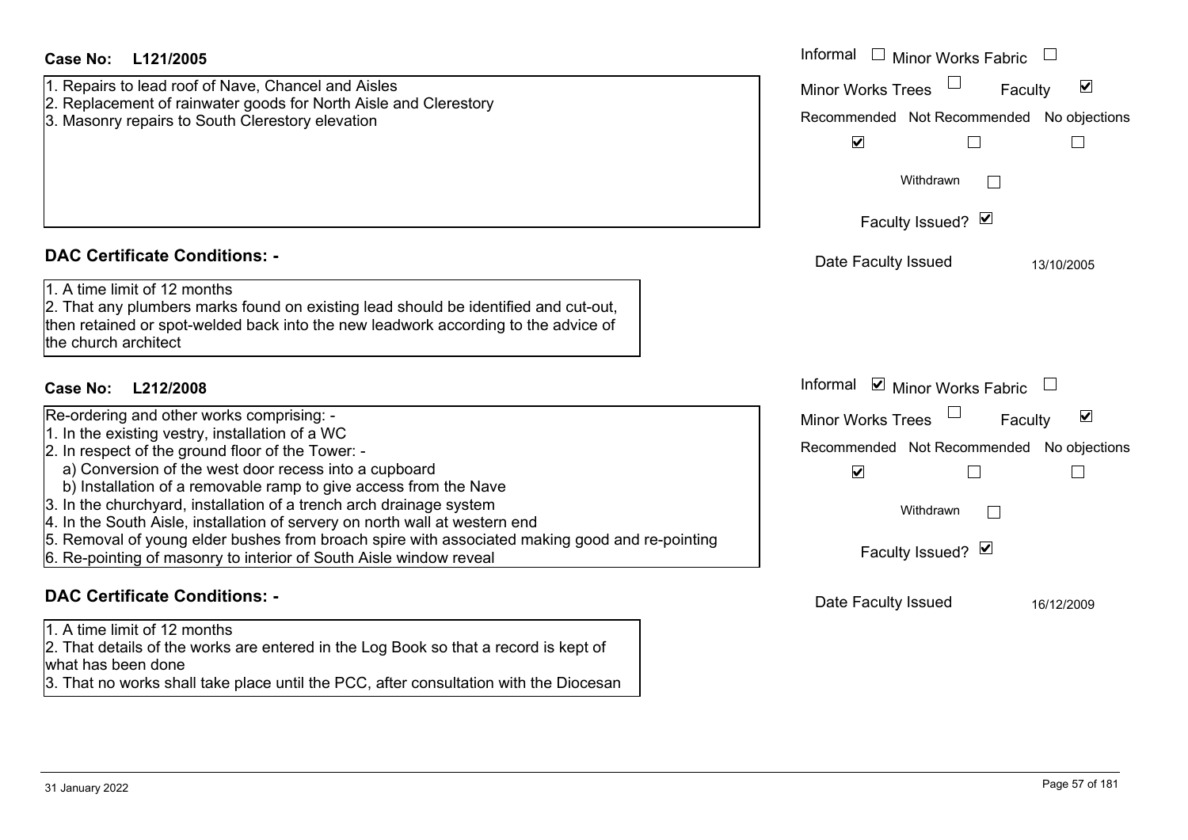**Case No: L121/2005**

1. Repairs to lead roof of Nave, Chancel and Aisles
2. Replacement of rainwater goods for North Aisle and Clerestory
3. Masonry repairs to South Clerestory elevation

| Informal ☐ | Minor Works Fabric ☐ |
|---|---|
| Minor Works Trees ☐ | Faculty ☑ |

| Recommended | Not Recommended | No objections |
|---|---|---|
| ☑ | ☐ | ☐ |

Withdrawn ☐

Faculty Issued? ☑

Date Faculty Issued 13/10/2005

## DAC Certificate Conditions: -

1. A time limit of 12 months
2. That any plumbers marks found on existing lead should be identified and cut-out, then retained or spot-welded back into the new leadwork according to the advice of the church architect

**Case No: L212/2008**

Re-ordering and other works comprising: -

1. In the existing vestry, installation of a WC
2. In respect of the ground floor of the Tower: -
   a) Conversion of the west door recess into a cupboard
   b) Installation of a removable ramp to give access from the Nave
3. In the churchyard, installation of a trench arch drainage system
4. In the South Aisle, installation of servery on north wall at western end
5. Removal of young elder bushes from broach spire with associated making good and re-pointing
6. Re-pointing of masonry to interior of South Aisle window reveal

| Informal ☑ | Minor Works Fabric ☐ |
|---|---|
| Minor Works Trees ☐ | Faculty ☑ |

| Recommended | Not Recommended | No objections |
|---|---|---|
| ☑ | ☐ | ☐ |

Withdrawn ☐

Faculty Issued? ☑

Date Faculty Issued 16/12/2009

## DAC Certificate Conditions: -

1. A time limit of 12 months
2. That details of the works are entered in the Log Book so that a record is kept of what has been done
3. That no works shall take place until the PCC, after consultation with the Diocesan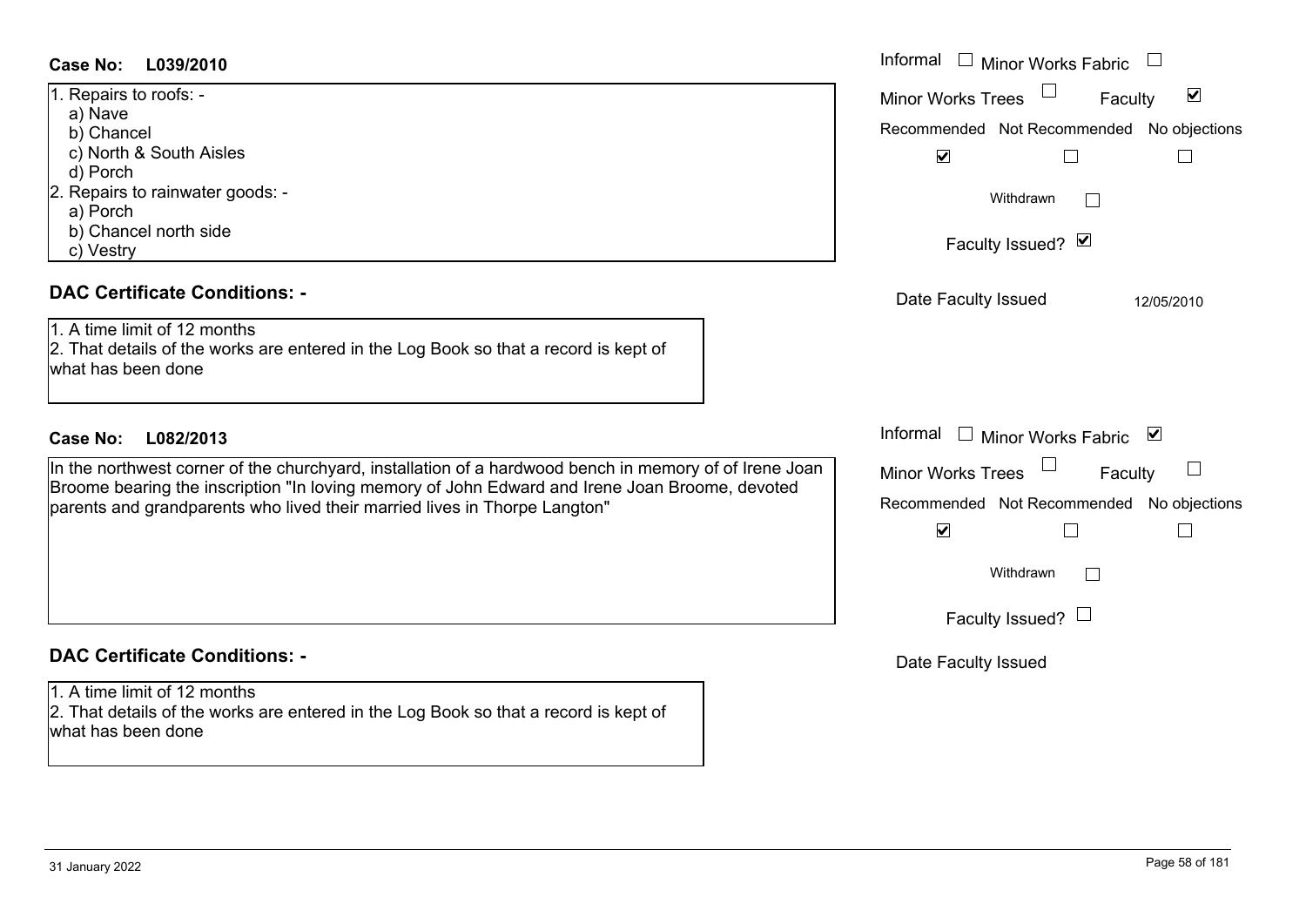**Case No: L039/2010**

1. Repairs to roofs: -
   a) Nave
   b) Chancel
   c) North & South Aisles
   d) Porch
2. Repairs to rainwater goods: -
   a) Porch
   b) Chancel north side
   c) Vestry

Informal ☐ Minor Works Fabric ☐
Minor Works Trees ☐ Faculty ☑
Recommended ☑ Not Recommended ☐ No objections ☐
Withdrawn ☐
Faculty Issued? ☑
Date Faculty Issued 12/05/2010

## DAC Certificate Conditions: -

1. A time limit of 12 months
2. That details of the works are entered in the Log Book so that a record is kept of what has been done

**Case No: L082/2013**

In the northwest corner of the churchyard, installation of a hardwood bench in memory of of Irene Joan Broome bearing the inscription "In loving memory of John Edward and Irene Joan Broome, devoted parents and grandparents who lived their married lives in Thorpe Langton"

Informal ☐ Minor Works Fabric ☑
Minor Works Trees ☐ Faculty ☐
Recommended ☑ Not Recommended ☐ No objections ☐
Withdrawn ☐
Faculty Issued? ☐
Date Faculty Issued

## DAC Certificate Conditions: -

1. A time limit of 12 months
2. That details of the works are entered in the Log Book so that a record is kept of what has been done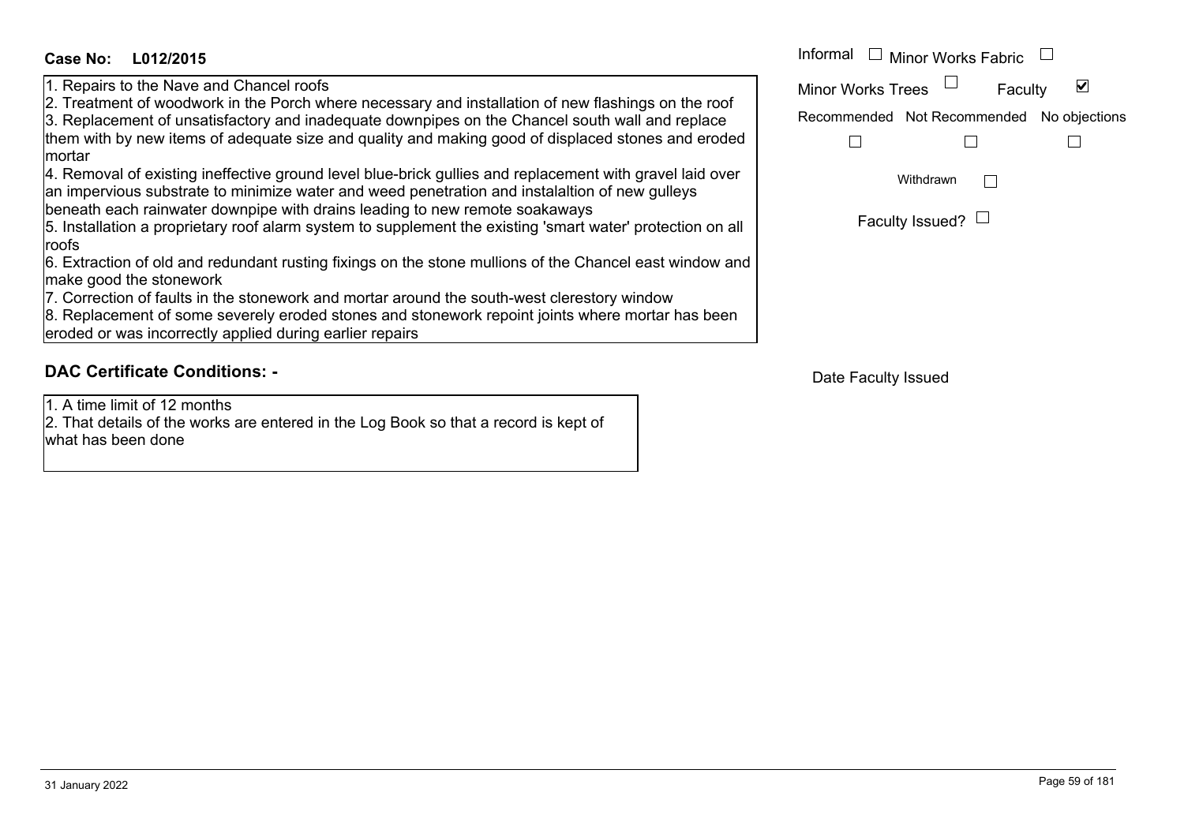**Case No: L012/2015**

1. Repairs to the Nave and Chancel roofs
2. Treatment of woodwork in the Porch where necessary and installation of new flashings on the roof
3. Replacement of unsatisfactory and inadequate downpipes on the Chancel south wall and replace them with by new items of adequate size and quality and making good of displaced stones and eroded mortar
4. Removal of existing ineffective ground level blue-brick gullies and replacement with gravel laid over an impervious substrate to minimize water and weed penetration and instalaltion of new gulleys beneath each rainwater downpipe with drains leading to new remote soakaways
5. Installation a proprietary roof alarm system to supplement the existing 'smart water' protection on all roofs
6. Extraction of old and redundant rusting fixings on the stone mullions of the Chancel east window and make good the stonework
7. Correction of faults in the stonework and mortar around the south-west clerestory window
8. Replacement of some severely eroded stones and stonework repoint joints where mortar has been eroded or was incorrectly applied during earlier repairs

Informal ☐ Minor Works Fabric ☐

Minor Works Trees ☐ Faculty ☑

Recommended ☐ Not Recommended ☐ No objections ☐

Withdrawn ☐

Faculty Issued? ☐

## DAC Certificate Conditions: -

1. A time limit of 12 months
2. That details of the works are entered in the Log Book so that a record is kept of what has been done

Date Faculty Issued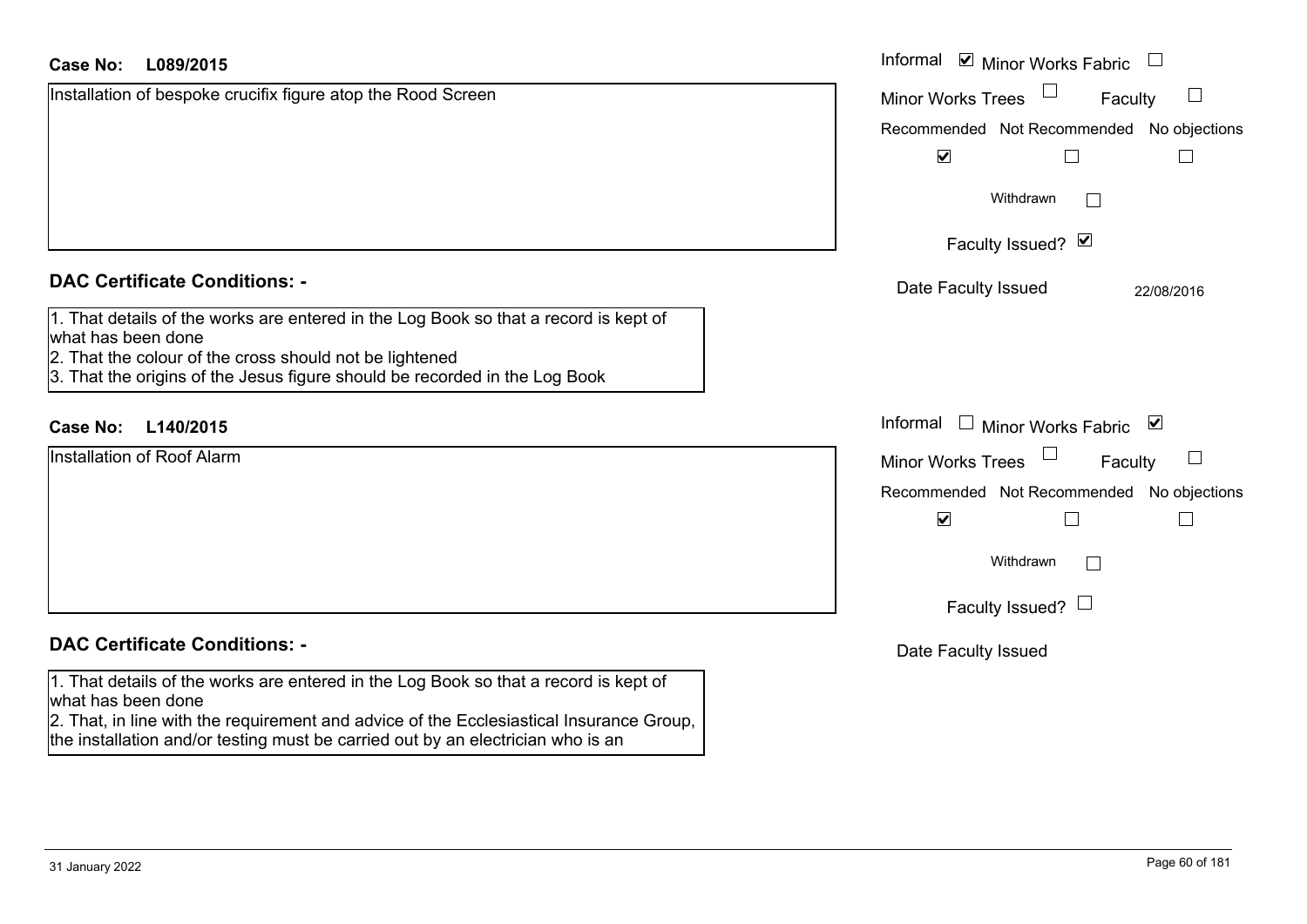**Case No:** **L089/2015**

Installation of bespoke crucifix figure atop the Rood Screen

Informal ☑ Minor Works Fabric ☐
Minor Works Trees ☐ Faculty ☐

| Recommended | Not Recommended | No objections |
|---|---|---|
| ☑ | ☐ | ☐ |

Withdrawn ☐

Faculty Issued? ☑

Date Faculty Issued 22/08/2016

## DAC Certificate Conditions: -

1. That details of the works are entered in the Log Book so that a record is kept of what has been done
2. That the colour of the cross should not be lightened
3. That the origins of the Jesus figure should be recorded in the Log Book

**Case No:** **L140/2015**

Installation of Roof Alarm

Informal ☐ Minor Works Fabric ☑
Minor Works Trees ☐ Faculty ☐

| Recommended | Not Recommended | No objections |
|---|---|---|
| ☑ | ☐ | ☐ |

Withdrawn ☐

Faculty Issued? ☐

Date Faculty Issued

## DAC Certificate Conditions: -

1. That details of the works are entered in the Log Book so that a record is kept of what has been done
2. That, in line with the requirement and advice of the Ecclesiastical Insurance Group, the installation and/or testing must be carried out by an electrician who is an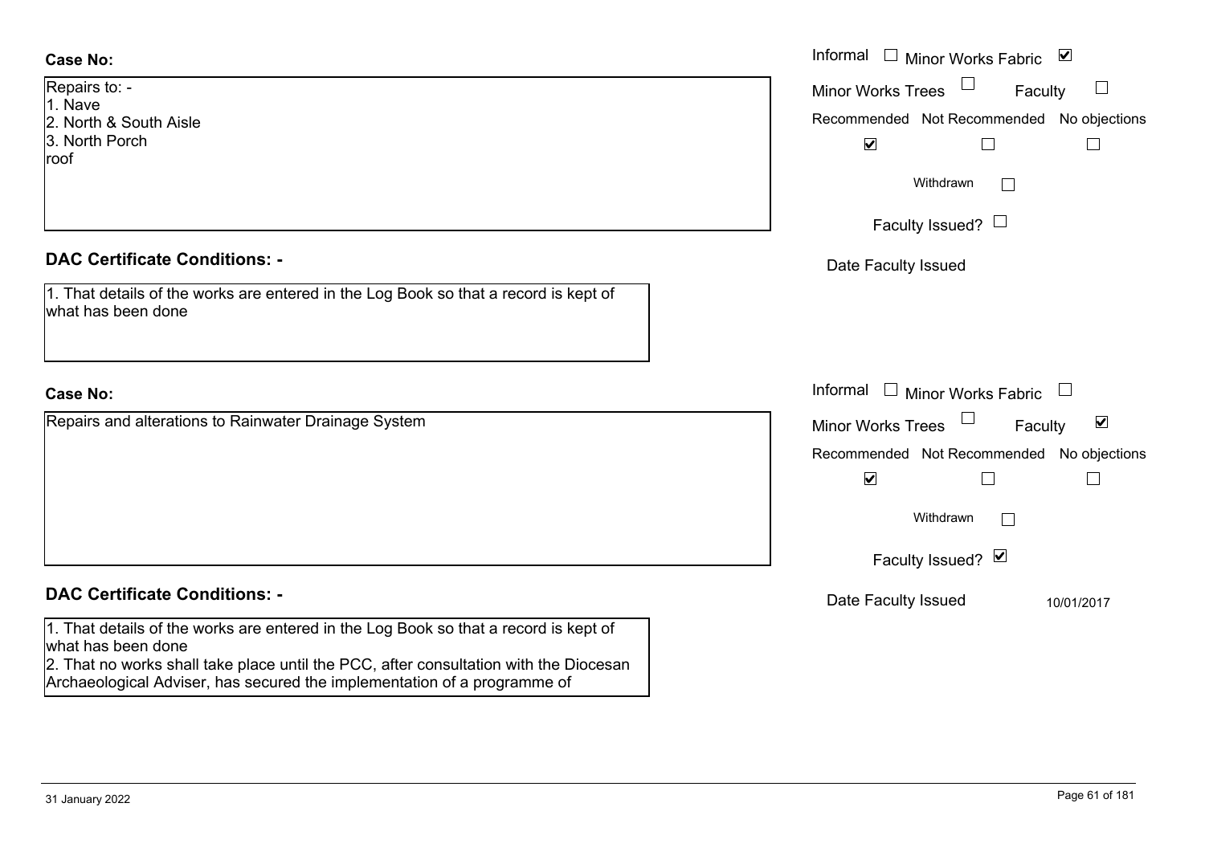**Case No:**

Repairs to: -
1. Nave
2. North & South Aisle
3. North Porch
roof

Informal ☐ Minor Works Fabric ☑
Minor Works Trees ☐ Faculty ☐

| Recommended | Not Recommended | No objections |
|---|---|---|
| ☑ | ☐ | ☐ |

Withdrawn ☐

Faculty Issued? ☐

Date Faculty Issued

**DAC Certificate Conditions: -**

1. That details of the works are entered in the Log Book so that a record is kept of what has been done

**Case No:**

Repairs and alterations to Rainwater Drainage System

Informal ☐ Minor Works Fabric ☐
Minor Works Trees ☐ Faculty ☑

| Recommended | Not Recommended | No objections |
|---|---|---|
| ☑ | ☐ | ☐ |

Withdrawn ☐

Faculty Issued? ☑

Date Faculty Issued 10/01/2017

**DAC Certificate Conditions: -**

1. That details of the works are entered in the Log Book so that a record is kept of what has been done
2. That no works shall take place until the PCC, after consultation with the Diocesan Archaeological Adviser, has secured the implementation of a programme of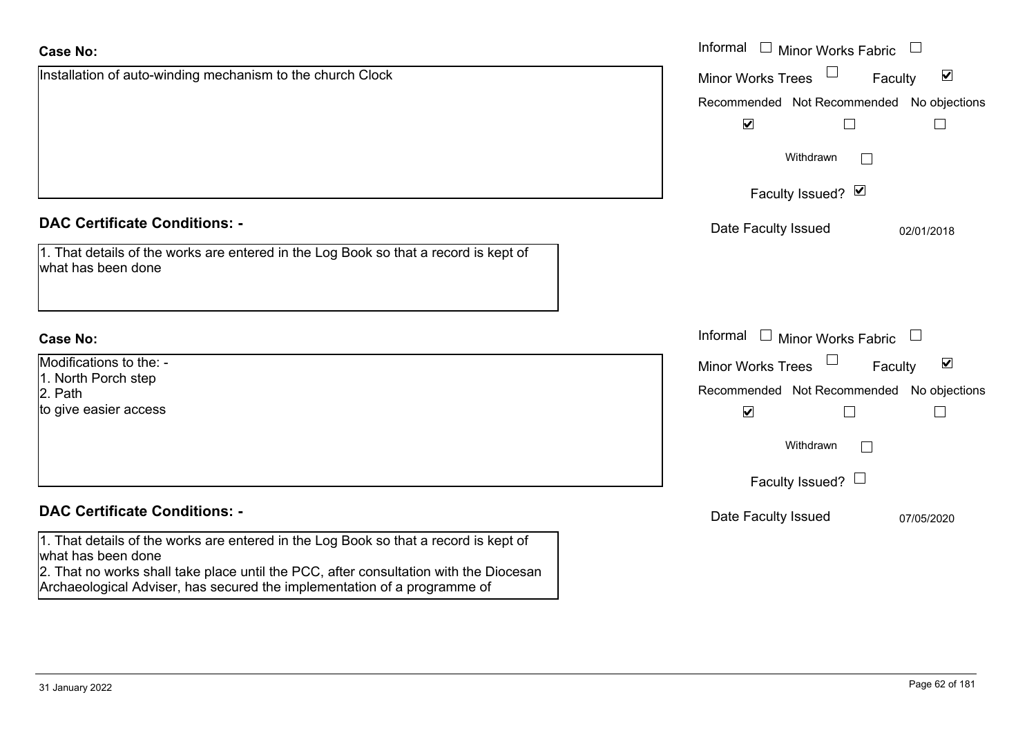**Case No:**

Installation of auto-winding mechanism to the church Clock

Informal ☐ Minor Works Fabric ☐
Minor Works Trees ☐ Faculty ☑

| Recommended | Not Recommended | No objections |
|---|---|---|
| ☑ | ☐ | ☐ |

Withdrawn ☐

Faculty Issued? ☑

Date Faculty Issued 02/01/2018

**DAC Certificate Conditions: -**

1. That details of the works are entered in the Log Book so that a record is kept of what has been done

**Case No:**

Modifications to the: -
1. North Porch step
2. Path
to give easier access

Informal ☐ Minor Works Fabric ☐
Minor Works Trees ☐ Faculty ☑

| Recommended | Not Recommended | No objections |
|---|---|---|
| ☑ | ☐ | ☐ |

Withdrawn ☐

Faculty Issued? ☐

Date Faculty Issued 07/05/2020

**DAC Certificate Conditions: -**

1. That details of the works are entered in the Log Book so that a record is kept of what has been done
2. That no works shall take place until the PCC, after consultation with the Diocesan Archaeological Adviser, has secured the implementation of a programme of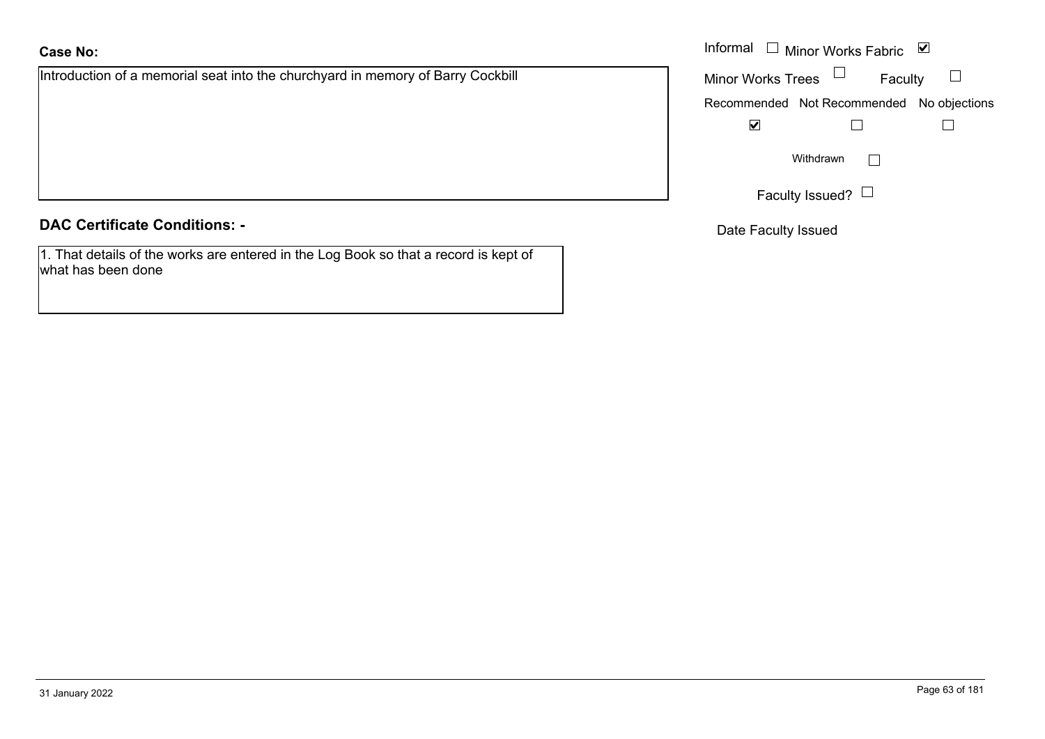**Case No:**

Introduction of a memorial seat into the churchyard in memory of Barry Cockbill

Informal ☐ Minor Works Fabric ☑

Minor Works Trees ☐ Faculty ☐

| Recommended | Not Recommended | No objections |
| --- | --- | --- |
| ☑ | ☐ | ☐ |

Withdrawn ☐

Faculty Issued? ☐

Date Faculty Issued

**DAC Certificate Conditions: -**

1. That details of the works are entered in the Log Book so that a record is kept of what has been done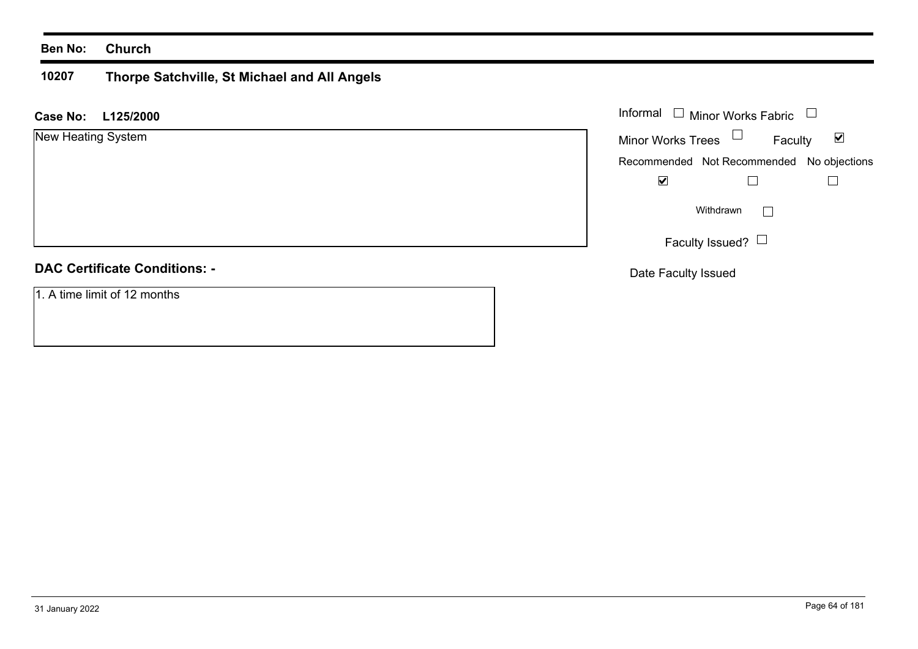**Ben No:** **Church**

## 10207 Thorpe Satchville, St Michael and All Angels

**Case No:** **L125/2000**

New Heating System

| | |
|---|---|
| Informal | ☐ |
| Minor Works Fabric | ☐ |
| Minor Works Trees | ☐ |
| Faculty | ☑ |

| Recommended | Not Recommended | No objections |
|---|---|---|
| ☑ | ☐ | ☐ |

Withdrawn ☐

Faculty Issued? ☐

Date Faculty Issued

**DAC Certificate Conditions: -**

1. A time limit of 12 months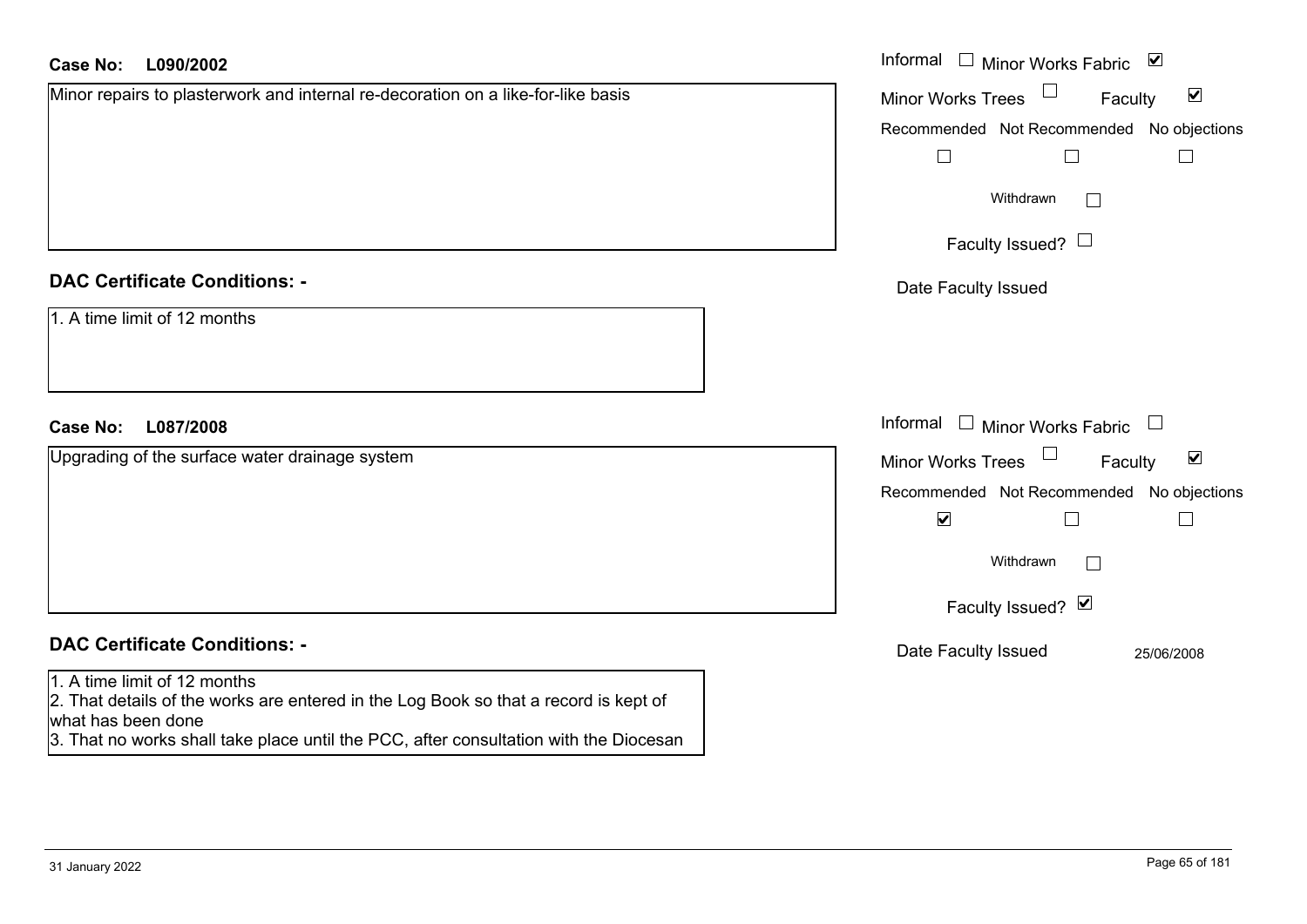**Case No: L090/2002**

Minor repairs to plasterwork and internal re-decoration on a like-for-like basis

Informal ☐ Minor Works Fabric ☑

Minor Works Trees ☐ Faculty ☑

| Recommended | Not Recommended | No objections |
|---|---|---|
| ☐ | ☐ | ☐ |

Withdrawn ☐

Faculty Issued? ☐

Date Faculty Issued

**DAC Certificate Conditions: -**

1. A time limit of 12 months

**Case No: L087/2008**

Upgrading of the surface water drainage system

Informal ☐ Minor Works Fabric ☐

Minor Works Trees ☐ Faculty ☑

| Recommended | Not Recommended | No objections |
|---|---|---|
| ☑ | ☐ | ☐ |

Withdrawn ☐

Faculty Issued? ☑

Date Faculty Issued 25/06/2008

**DAC Certificate Conditions: -**

1. A time limit of 12 months
2. That details of the works are entered in the Log Book so that a record is kept of what has been done
3. That no works shall take place until the PCC, after consultation with the Diocesan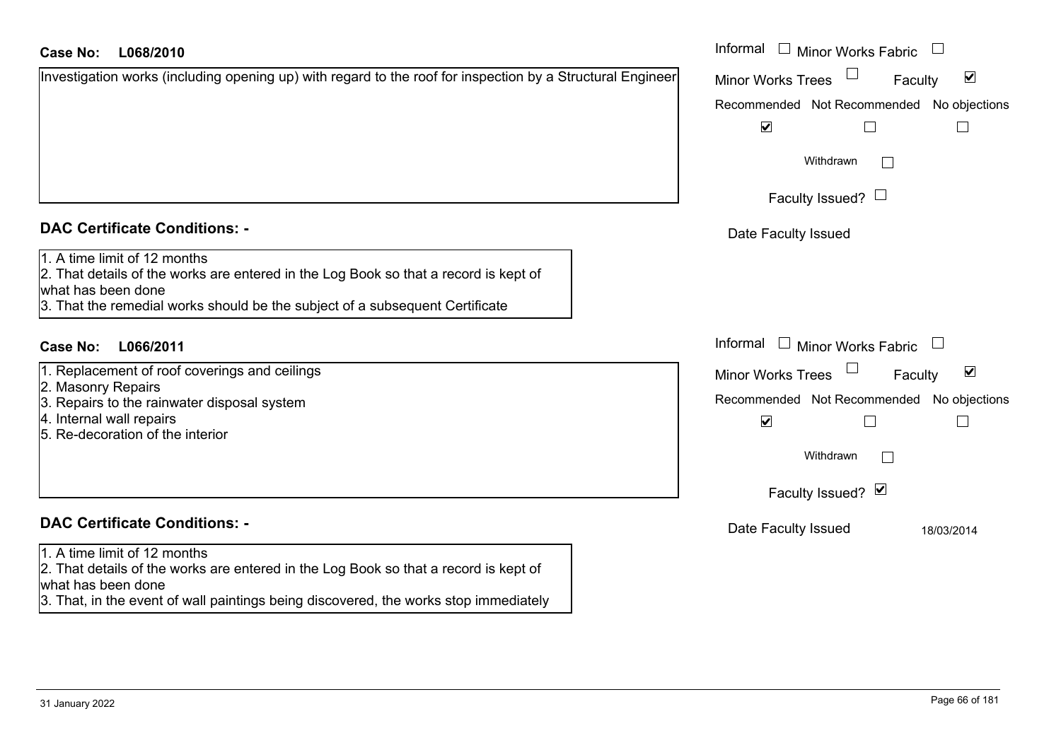**Case No: L068/2010**

Investigation works (including opening up) with regard to the roof for inspection by a Structural Engineer

Informal ☐ Minor Works Fabric ☐
Minor Works Trees ☐ Faculty ☑
Recommended ☑ Not Recommended ☐ No objections ☐
Withdrawn ☐
Faculty Issued? ☐
Date Faculty Issued

**DAC Certificate Conditions: -**

1. A time limit of 12 months
2. That details of the works are entered in the Log Book so that a record is kept of what has been done
3. That the remedial works should be the subject of a subsequent Certificate

**Case No: L066/2011**

1. Replacement of roof coverings and ceilings
2. Masonry Repairs
3. Repairs to the rainwater disposal system
4. Internal wall repairs
5. Re-decoration of the interior

Informal ☐ Minor Works Fabric ☐
Minor Works Trees ☐ Faculty ☑
Recommended ☑ Not Recommended ☐ No objections ☐
Withdrawn ☐
Faculty Issued? ☑
Date Faculty Issued 18/03/2014

**DAC Certificate Conditions: -**

1. A time limit of 12 months
2. That details of the works are entered in the Log Book so that a record is kept of what has been done
3. That, in the event of wall paintings being discovered, the works stop immediately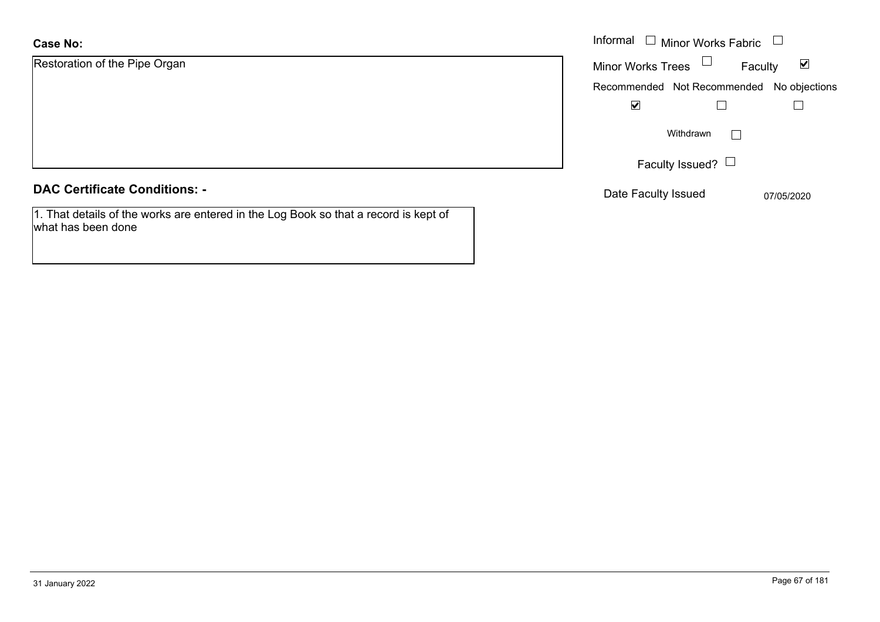**Case No:**

Restoration of the Pipe Organ

Informal ☐ Minor Works Fabric ☐

Minor Works Trees ☐ Faculty ☑

| Recommended | Not Recommended | No objections |
| --- | --- | --- |
| ☑ | ☐ | ☐ |

Withdrawn ☐

Faculty Issued? ☐

Date Faculty Issued 07/05/2020

## DAC Certificate Conditions: -

1. That details of the works are entered in the Log Book so that a record is kept of what has been done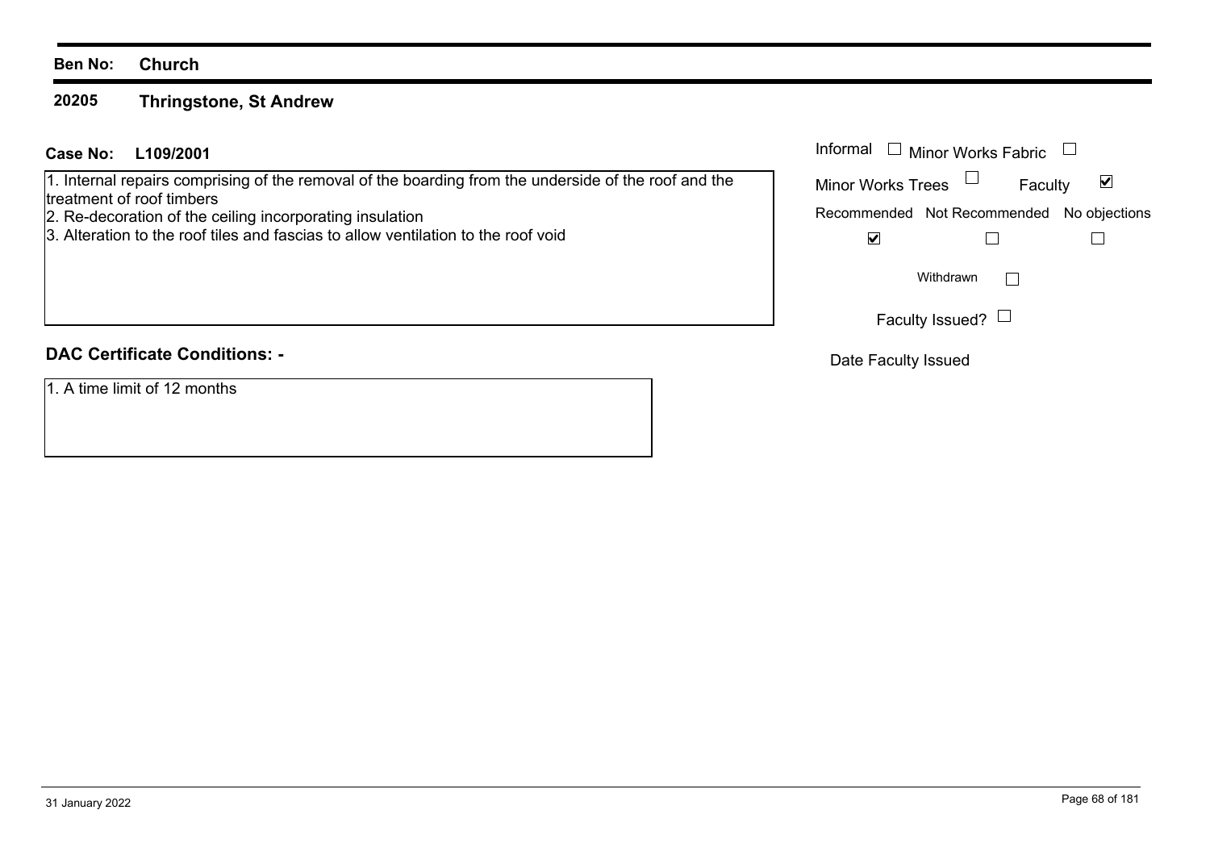**Ben No:** **Church**

## 20205 Thringstone, St Andrew

**Case No:** **L109/2001**

1. Internal repairs comprising of the removal of the boarding from the underside of the roof and the treatment of roof timbers
2. Re-decoration of the ceiling incorporating insulation
3. Alteration to the roof tiles and fascias to allow ventilation to the roof void

Informal ☐ Minor Works Fabric ☐

Minor Works Trees ☐ Faculty ☑

| Recommended | Not Recommended | No objections |
| --- | --- | --- |
| ☑ | ☐ | ☐ |

Withdrawn ☐

Faculty Issued? ☐

Date Faculty Issued

**DAC Certificate Conditions: -**

1. A time limit of 12 months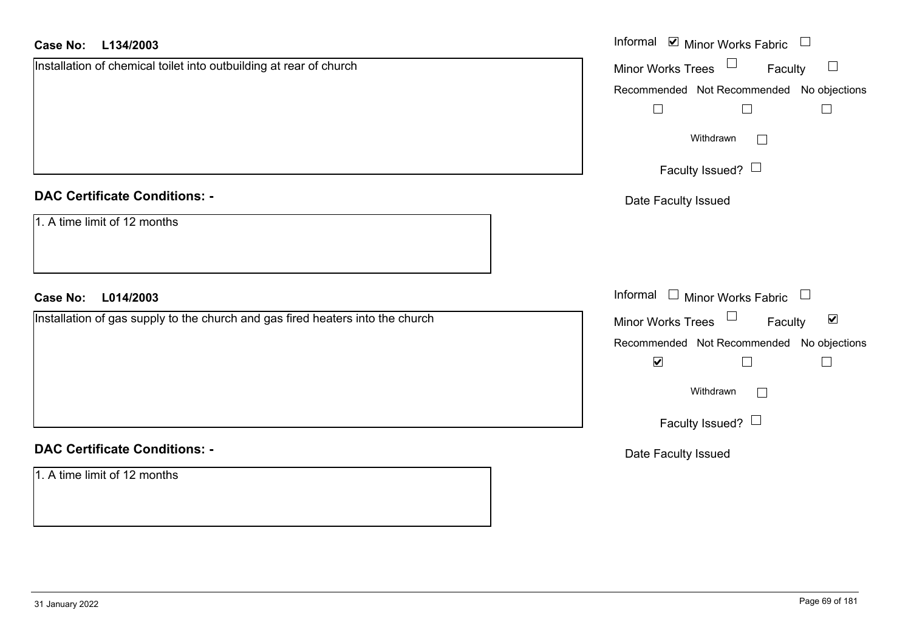**Case No:** **L134/2003**

Installation of chemical toilet into outbuilding at rear of church

Informal ☑ Minor Works Fabric ☐
Minor Works Trees ☐ Faculty ☐

Recommended ☐ Not Recommended ☐ No objections ☐

Withdrawn ☐

Faculty Issued? ☐

Date Faculty Issued

**DAC Certificate Conditions: -**

1. A time limit of 12 months

**Case No:** **L014/2003**

Installation of gas supply to the church and gas fired heaters into the church

Informal ☐ Minor Works Fabric ☐
Minor Works Trees ☐ Faculty ☑

Recommended ☑ Not Recommended ☐ No objections ☐

Withdrawn ☐

Faculty Issued? ☐

Date Faculty Issued

**DAC Certificate Conditions: -**

1. A time limit of 12 months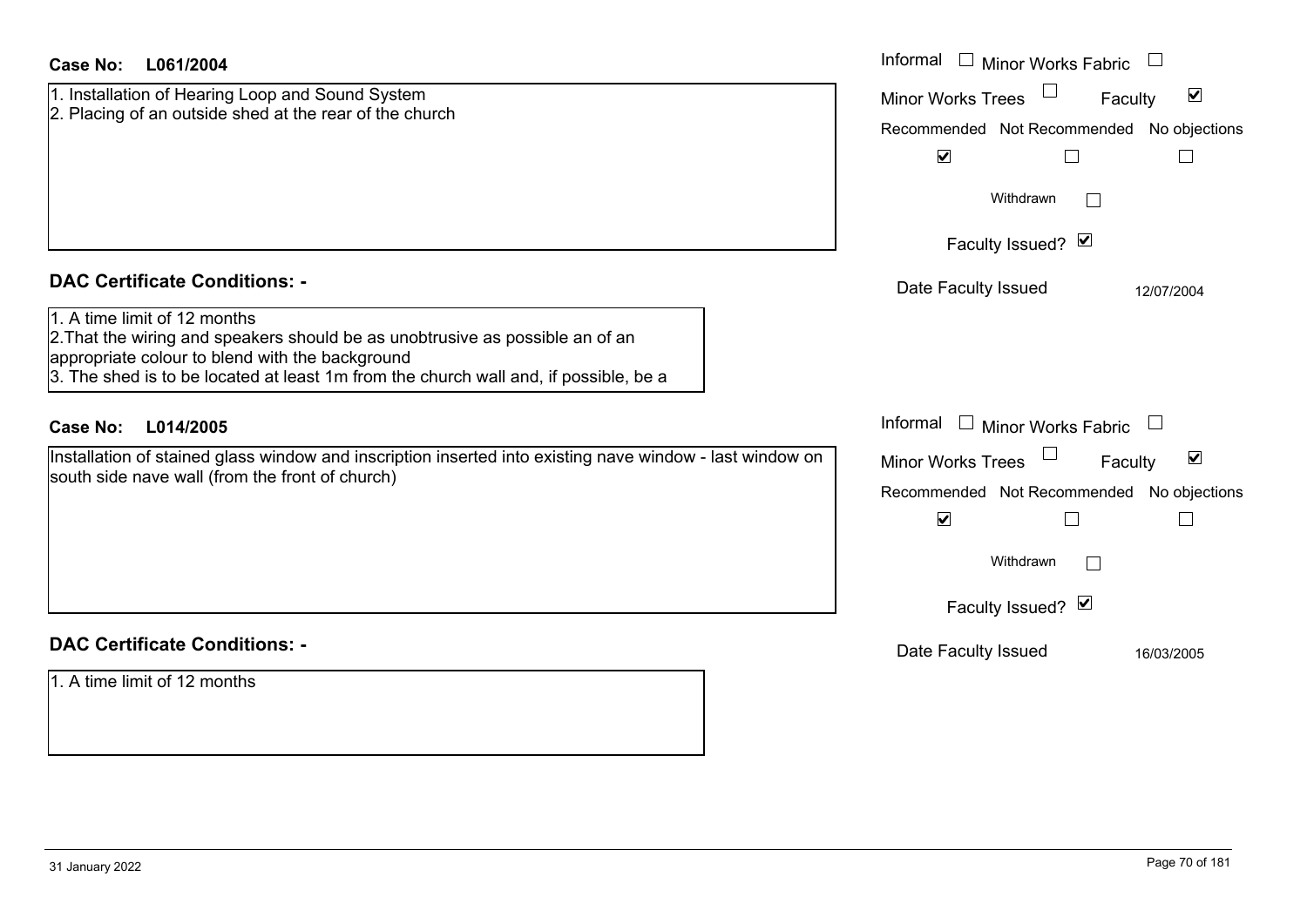**Case No: L061/2004**

1. Installation of Hearing Loop and Sound System
2. Placing of an outside shed at the rear of the church

Informal ☐ Minor Works Fabric ☐
Minor Works Trees ☐ Faculty ☑

| Recommended | Not Recommended | No objections |
|---|---|---|
| ☑ | ☐ | ☐ |

Withdrawn ☐

Faculty Issued? ☑

Date Faculty Issued 12/07/2004

## DAC Certificate Conditions: -

1. A time limit of 12 months
2. That the wiring and speakers should be as unobtrusive as possible an of an appropriate colour to blend with the background
3. The shed is to be located at least 1m from the church wall and, if possible, be a

**Case No: L014/2005**

Installation of stained glass window and inscription inserted into existing nave window - last window on south side nave wall (from the front of church)

Informal ☐ Minor Works Fabric ☐
Minor Works Trees ☐ Faculty ☑

| Recommended | Not Recommended | No objections |
|---|---|---|
| ☑ | ☐ | ☐ |

Withdrawn ☐

Faculty Issued? ☑

Date Faculty Issued 16/03/2005

## DAC Certificate Conditions: -

1. A time limit of 12 months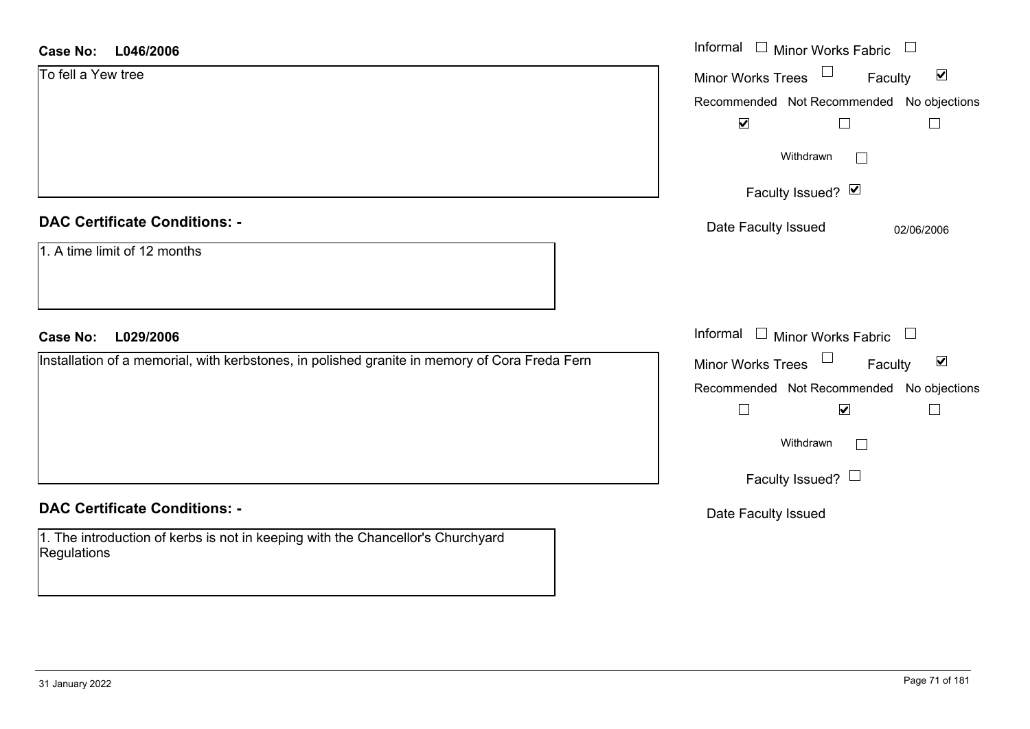**Case No:** L046/2006

To fell a Yew tree

Informal ☐ Minor Works Fabric ☐
Minor Works Trees ☐ Faculty ☑
Recommended ☑ Not Recommended ☐ No objections ☐
Withdrawn ☐
Faculty Issued? ☑
Date Faculty Issued 02/06/2006

## DAC Certificate Conditions: -

1. A time limit of 12 months

**Case No:** L029/2006

Installation of a memorial, with kerbstones, in polished granite in memory of Cora Freda Fern

Informal ☐ Minor Works Fabric ☐
Minor Works Trees ☐ Faculty ☑
Recommended ☐ Not Recommended ☑ No objections ☐
Withdrawn ☐
Faculty Issued? ☐
Date Faculty Issued

## DAC Certificate Conditions: -

1. The introduction of kerbs is not in keeping with the Chancellor's Churchyard Regulations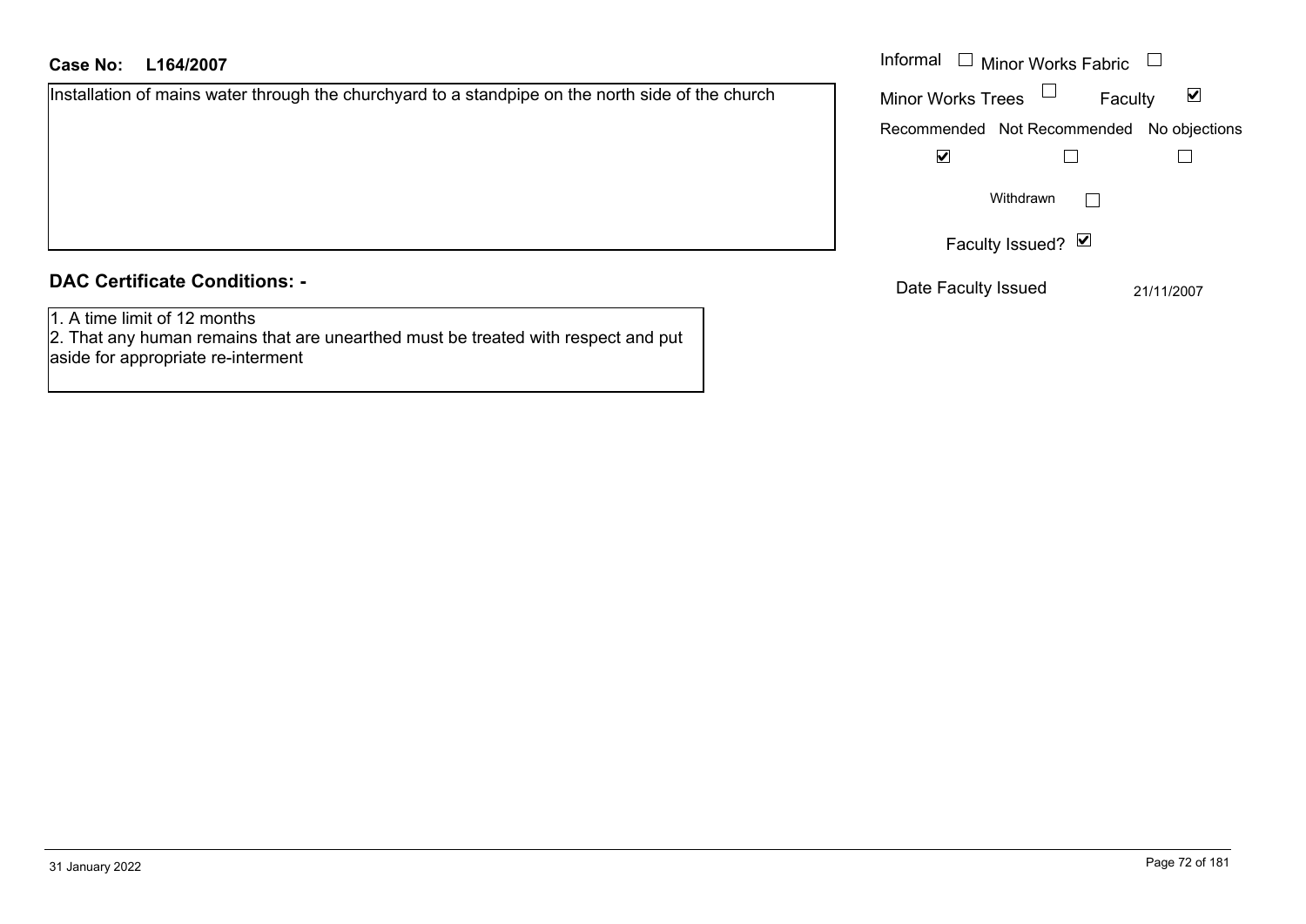**Case No: L164/2007**

Installation of mains water through the churchyard to a standpipe on the north side of the church

Informal ☐ Minor Works Fabric ☐

Minor Works Trees ☐ Faculty ☑

| Recommended | Not Recommended | No objections |
|---|---|---|
| ☑ | ☐ | ☐ |

Withdrawn ☐

Faculty Issued? ☑

Date Faculty Issued 21/11/2007

## DAC Certificate Conditions: -

1. A time limit of 12 months
2. That any human remains that are unearthed must be treated with respect and put aside for appropriate re-interment

31 January 2022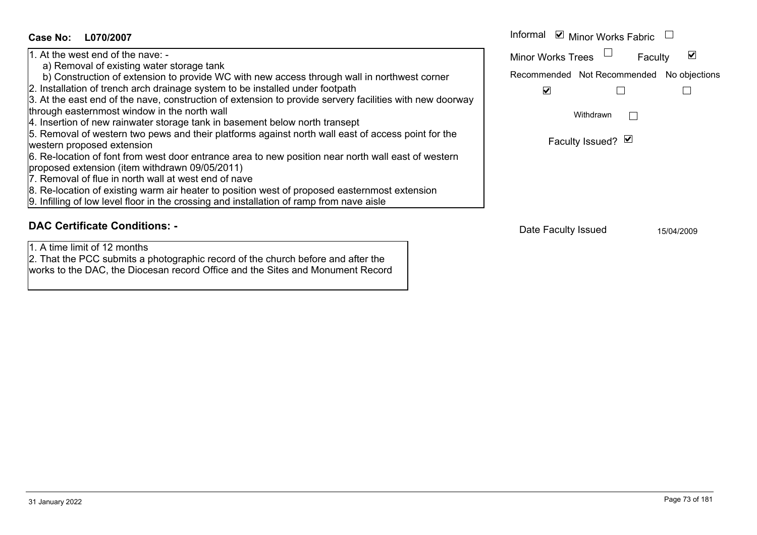**Case No: L070/2007**

1. At the west end of the nave: -
   a) Removal of existing water storage tank
   b) Construction of extension to provide WC with new access through wall in northwest corner
2. Installation of trench arch drainage system to be installed under footpath
3. At the east end of the nave, construction of extension to provide servery facilities with new doorway through easternmost window in the north wall
4. Insertion of new rainwater storage tank in basement below north transept
5. Removal of western two pews and their platforms against north wall east of access point for the western proposed extension
6. Re-location of font from west door entrance area to new position near north wall east of western proposed extension (item withdrawn 09/05/2011)
7. Removal of flue in north wall at west end of nave
8. Re-location of existing warm air heater to position west of proposed easternmost extension
9. Infilling of low level floor in the crossing and installation of ramp from nave aisle

Informal ☑ Minor Works Fabric ☐
Minor Works Trees ☐ Faculty ☑

| Recommended | Not Recommended | No objections |
|---|---|---|
| ☑ | ☐ | ☐ |

Withdrawn ☐

Faculty Issued? ☑

Date Faculty Issued 15/04/2009

## DAC Certificate Conditions: -

1. A time limit of 12 months
2. That the PCC submits a photographic record of the church before and after the works to the DAC, the Diocesan record Office and the Sites and Monument Record

31 January 2022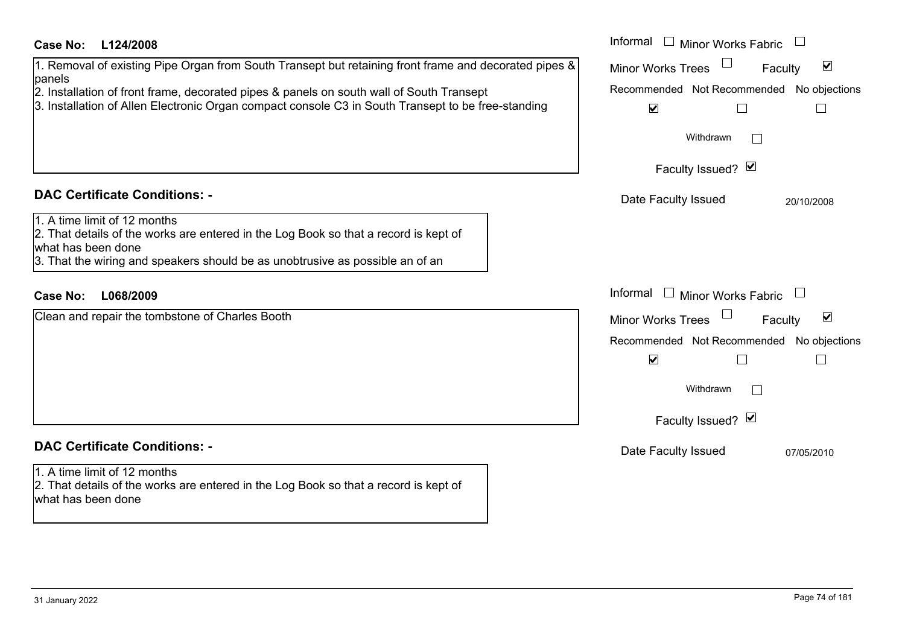**Case No: L124/2008**

1. Removal of existing Pipe Organ from South Transept but retaining front frame and decorated pipes & panels
2. Installation of front frame, decorated pipes & panels on south wall of South Transept
3. Installation of Allen Electronic Organ compact console C3 in South Transept to be free-standing

Informal ☐ Minor Works Fabric ☐
Minor Works Trees ☐ Faculty ☑
Recommended ☑ Not Recommended ☐ No objections ☐
Withdrawn ☐
Faculty Issued? ☑
Date Faculty Issued 20/10/2008

## DAC Certificate Conditions: -

1. A time limit of 12 months
2. That details of the works are entered in the Log Book so that a record is kept of what has been done
3. That the wiring and speakers should be as unobtrusive as possible an of an

**Case No: L068/2009**

Clean and repair the tombstone of Charles Booth

Informal ☐ Minor Works Fabric ☐
Minor Works Trees ☐ Faculty ☑
Recommended ☑ Not Recommended ☐ No objections ☐
Withdrawn ☐
Faculty Issued? ☑
Date Faculty Issued 07/05/2010

## DAC Certificate Conditions: -

1. A time limit of 12 months
2. That details of the works are entered in the Log Book so that a record is kept of what has been done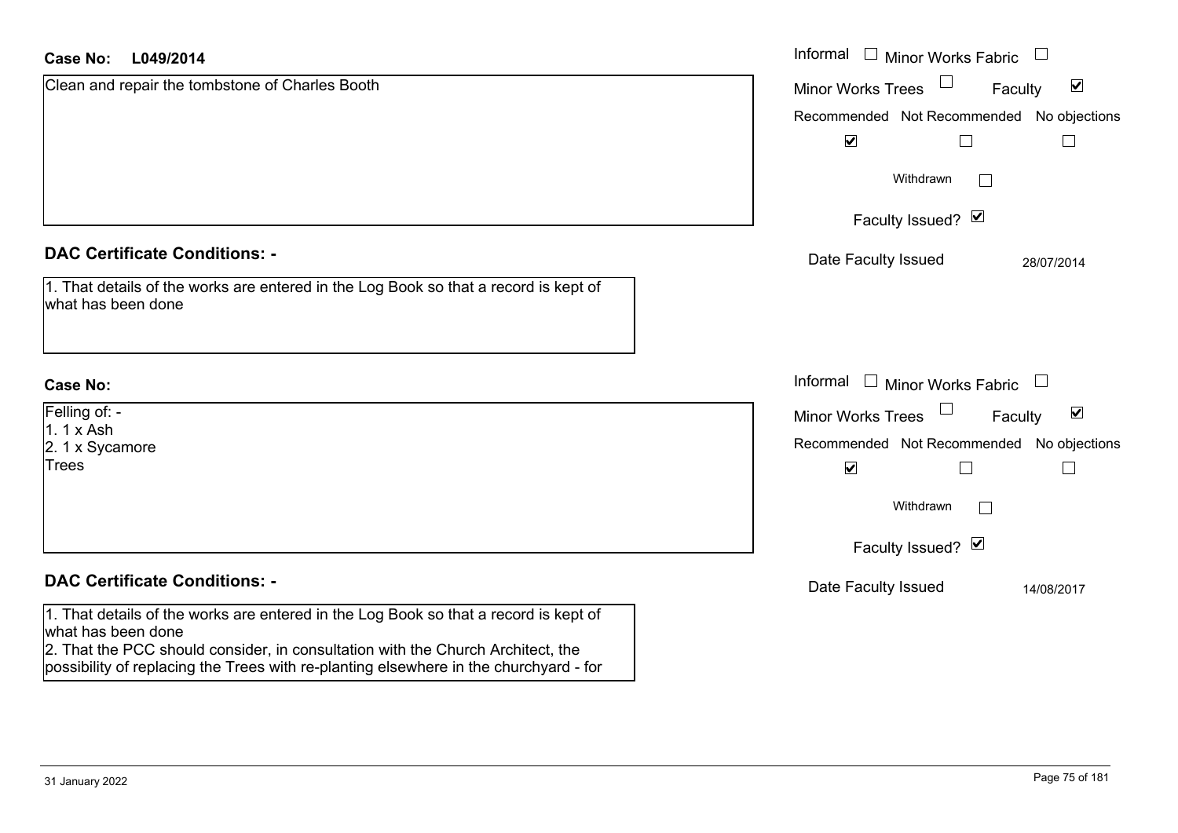**Case No:** **L049/2014**

Clean and repair the tombstone of Charles Booth

Informal ☐ Minor Works Fabric ☐

Minor Works Trees ☐ Faculty ☑

Recommended ☑ Not Recommended ☐ No objections ☐

Withdrawn ☐

Faculty Issued? ☑

Date Faculty Issued 28/07/2014

## DAC Certificate Conditions: -

1. That details of the works are entered in the Log Book so that a record is kept of what has been done

**Case No:**

Felling of: -
1. 1 x Ash
2. 1 x Sycamore
Trees

Informal ☐ Minor Works Fabric ☐

Minor Works Trees ☐ Faculty ☑

Recommended ☑ Not Recommended ☐ No objections ☐

Withdrawn ☐

Faculty Issued? ☑

Date Faculty Issued 14/08/2017

## DAC Certificate Conditions: -

1. That details of the works are entered in the Log Book so that a record is kept of what has been done
2. That the PCC should consider, in consultation with the Church Architect, the possibility of replacing the Trees with re-planting elsewhere in the churchyard - for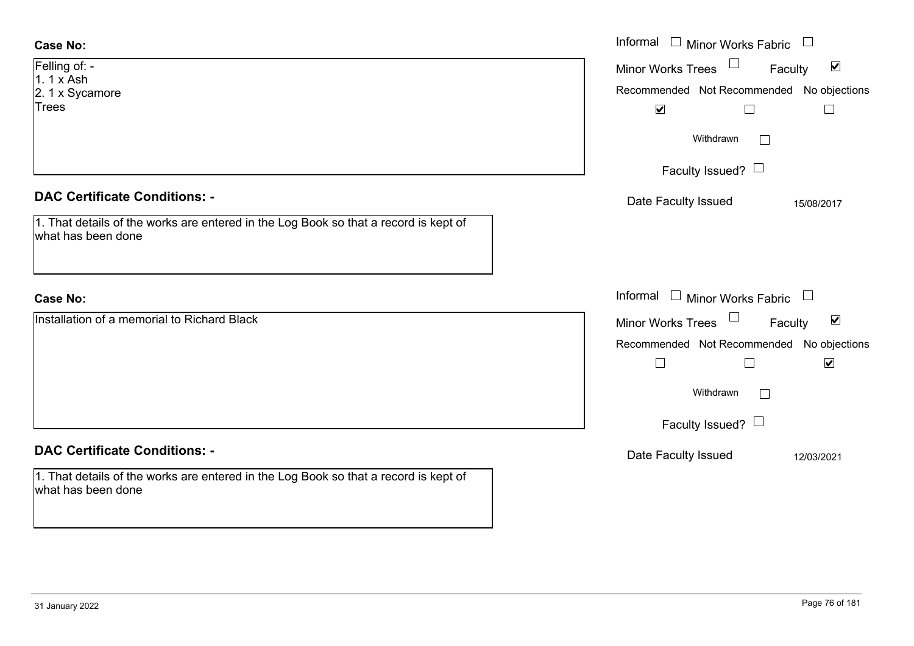**Case No:**

Felling of: -
1. 1 x Ash
2. 1 x Sycamore
Trees

Informal ☐ Minor Works Fabric ☐
Minor Works Trees ☐ Faculty ☑

Recommended ☑ Not Recommended ☐ No objections ☐

Withdrawn ☐

Faculty Issued? ☐

Date Faculty Issued 15/08/2017

**DAC Certificate Conditions: -**

1. That details of the works are entered in the Log Book so that a record is kept of what has been done

**Case No:**

Installation of a memorial to Richard Black

Informal ☐ Minor Works Fabric ☐
Minor Works Trees ☐ Faculty ☑

Recommended ☐ Not Recommended ☐ No objections ☑

Withdrawn ☐

Faculty Issued? ☐

Date Faculty Issued 12/03/2021

**DAC Certificate Conditions: -**

1. That details of the works are entered in the Log Book so that a record is kept of what has been done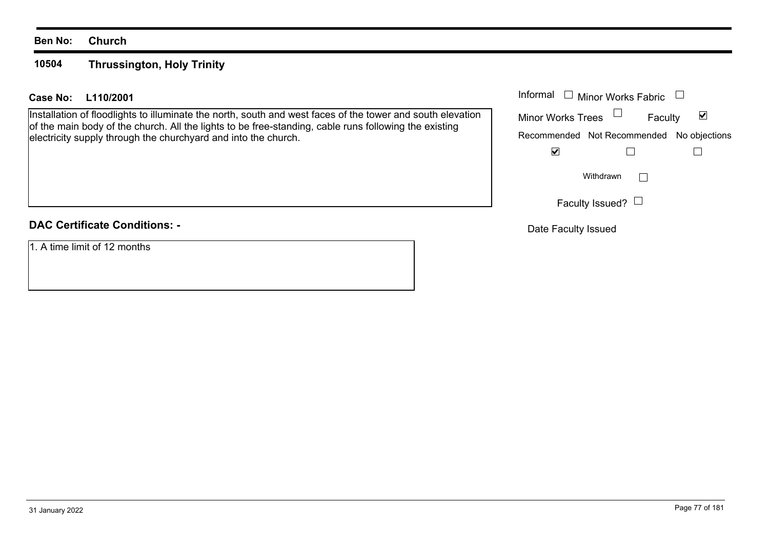**Ben No: Church**

## 10504 Thrussington, Holy Trinity

**Case No: L110/2001**

Installation of floodlights to illuminate the north, south and west faces of the tower and south elevation of the main body of the church. All the lights to be free-standing, cable runs following the existing electricity supply through the churchyard and into the church.

| | |
|---|---|
| Informal | ☐ |
| Minor Works Fabric | ☐ |
| Minor Works Trees | ☐ |
| Faculty | ☑ |
| Recommended | ☑ |
| Not Recommended | ☐ |
| No objections | ☐ |
| Withdrawn | ☐ |
| Faculty Issued? | ☐ |
| Date Faculty Issued | |

**DAC Certificate Conditions: -**

1. A time limit of 12 months

31 January 2022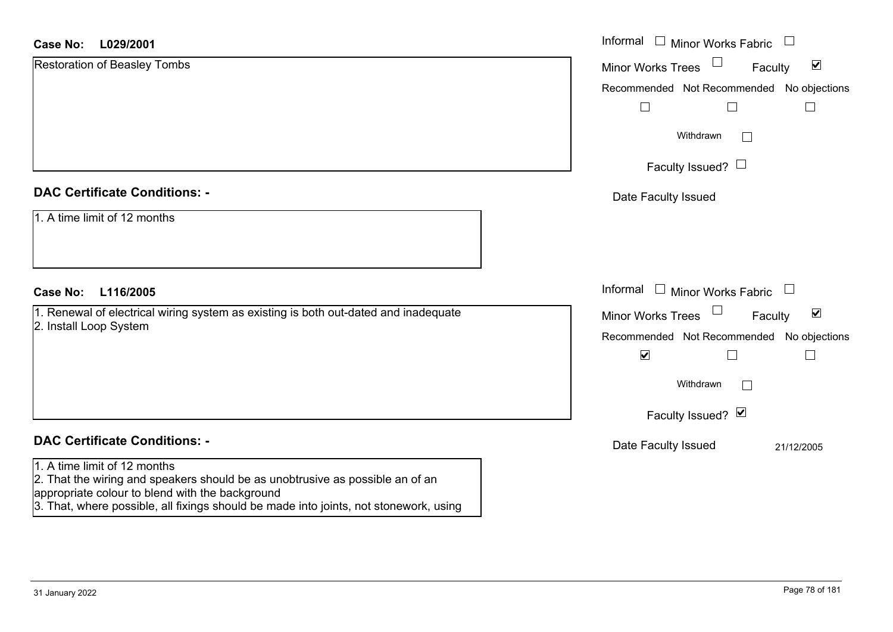**Case No: L029/2001**

Restoration of Beasley Tombs

Informal ☐ Minor Works Fabric ☐

Minor Works Trees ☐ Faculty ☑

Recommended ☐ Not Recommended ☐ No objections ☐

Withdrawn ☐

Faculty Issued? ☐

Date Faculty Issued

**DAC Certificate Conditions: -**

1. A time limit of 12 months

**Case No: L116/2005**

1. Renewal of electrical wiring system as existing is both out-dated and inadequate
2. Install Loop System

Informal ☐ Minor Works Fabric ☐

Minor Works Trees ☐ Faculty ☑

Recommended ☑ Not Recommended ☐ No objections ☐

Withdrawn ☐

Faculty Issued? ☑

Date Faculty Issued 21/12/2005

**DAC Certificate Conditions: -**

1. A time limit of 12 months
2. That the wiring and speakers should be as unobtrusive as possible an of an appropriate colour to blend with the background
3. That, where possible, all fixings should be made into joints, not stonework, using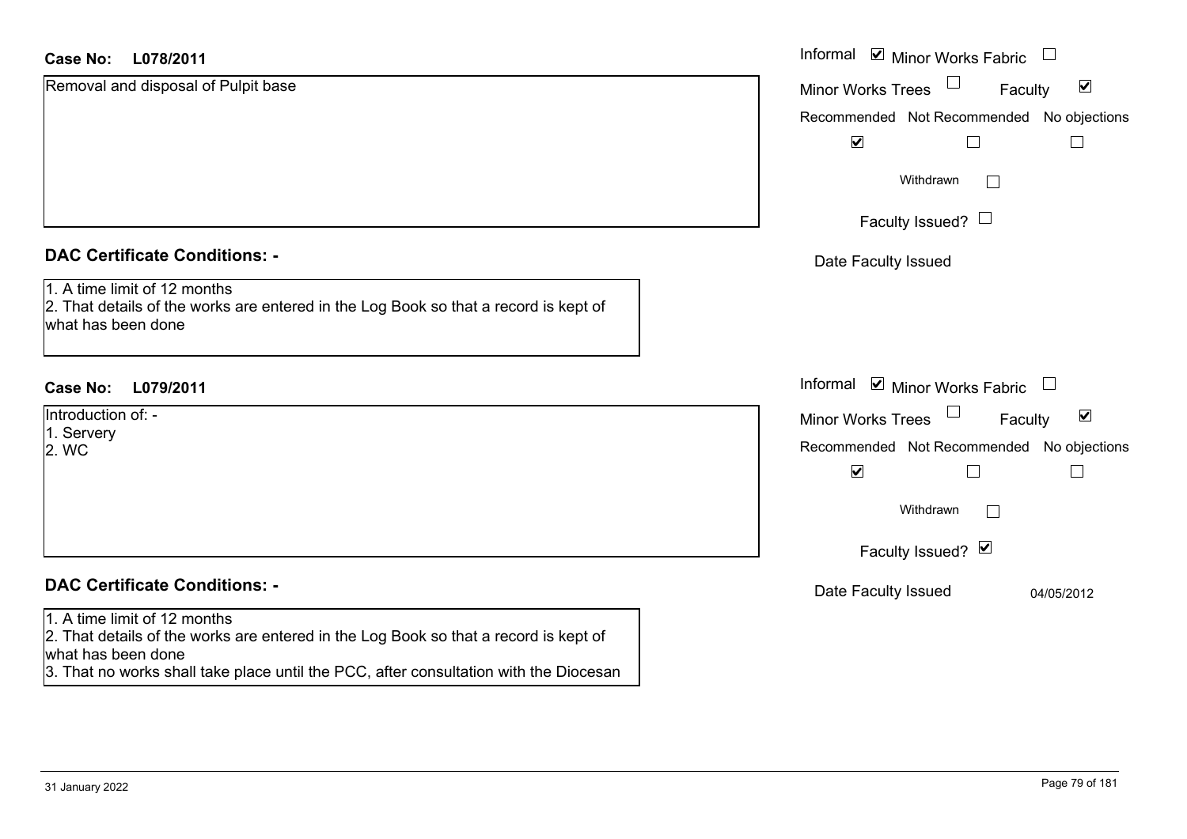**Case No: L078/2011**

Removal and disposal of Pulpit base

Informal ☑ Minor Works Fabric ☐

Minor Works Trees ☐ Faculty ☑

| Recommended | Not Recommended | No objections |
|---|---|---|
| ☑ | ☐ | ☐ |

Withdrawn ☐

Faculty Issued? ☐

Date Faculty Issued

## DAC Certificate Conditions: -

1. A time limit of 12 months
2. That details of the works are entered in the Log Book so that a record is kept of what has been done

**Case No: L079/2011**

Introduction of: -
1. Servery
2. WC

Informal ☑ Minor Works Fabric ☐

Minor Works Trees ☐ Faculty ☑

| Recommended | Not Recommended | No objections |
|---|---|---|
| ☑ | ☐ | ☐ |

Withdrawn ☐

Faculty Issued? ☑

Date Faculty Issued 04/05/2012

## DAC Certificate Conditions: -

1. A time limit of 12 months
2. That details of the works are entered in the Log Book so that a record is kept of what has been done
3. That no works shall take place until the PCC, after consultation with the Diocesan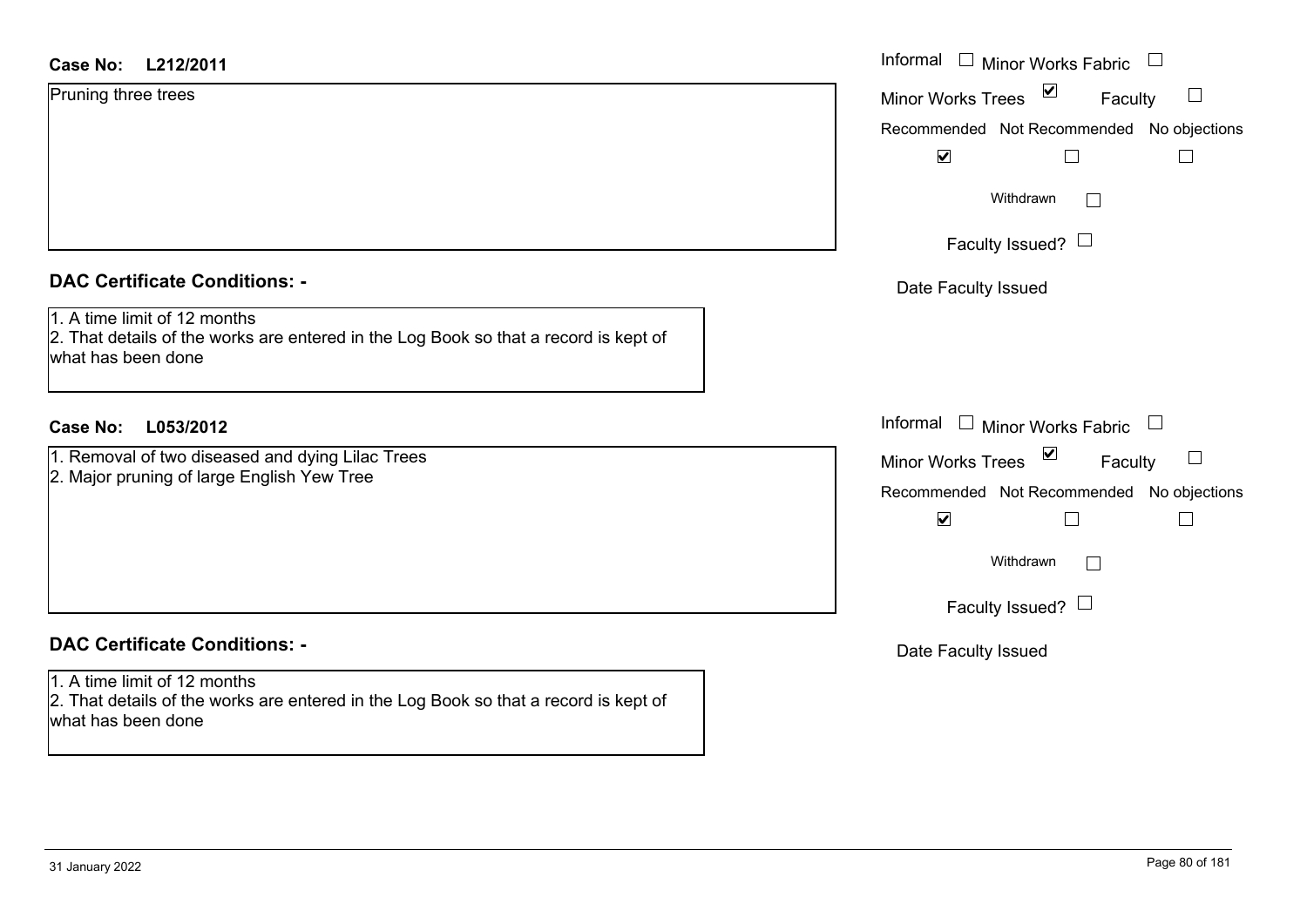**Case No: L212/2011**

Pruning three trees

Informal ☐ Minor Works Fabric ☐

Minor Works Trees ☑ Faculty ☐

Recommended ☑ Not Recommended ☐ No objections ☐

Withdrawn ☐

Faculty Issued? ☐

Date Faculty Issued

## DAC Certificate Conditions: -

1. A time limit of 12 months
2. That details of the works are entered in the Log Book so that a record is kept of what has been done

**Case No: L053/2012**

1. Removal of two diseased and dying Lilac Trees
2. Major pruning of large English Yew Tree

Informal ☐ Minor Works Fabric ☐

Minor Works Trees ☑ Faculty ☐

Recommended ☑ Not Recommended ☐ No objections ☐

Withdrawn ☐

Faculty Issued? ☐

Date Faculty Issued

## DAC Certificate Conditions: -

1. A time limit of 12 months
2. That details of the works are entered in the Log Book so that a record is kept of what has been done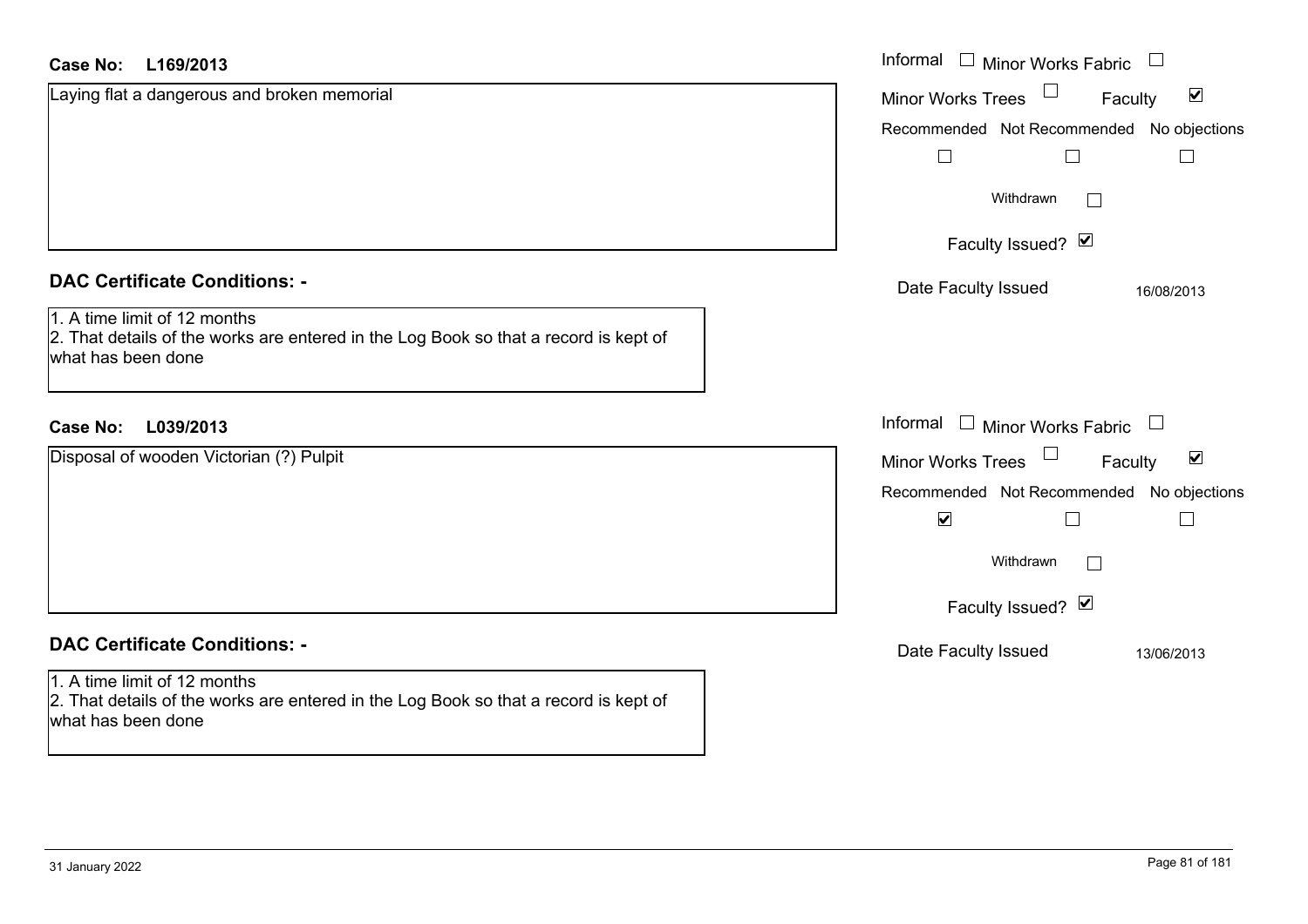**Case No:** **L169/2013**

Laying flat a dangerous and broken memorial

Informal ☐ Minor Works Fabric ☐

Minor Works Trees ☐ Faculty ☑

Recommended ☐ Not Recommended ☐ No objections ☐

Withdrawn ☐

Faculty Issued? ☑

Date Faculty Issued 16/08/2013

### DAC Certificate Conditions: -

1. A time limit of 12 months
2. That details of the works are entered in the Log Book so that a record is kept of what has been done

**Case No:** **L039/2013**

Disposal of wooden Victorian (?) Pulpit

Informal ☐ Minor Works Fabric ☐

Minor Works Trees ☐ Faculty ☑

Recommended ☑ Not Recommended ☐ No objections ☐

Withdrawn ☐

Faculty Issued? ☑

Date Faculty Issued 13/06/2013

### DAC Certificate Conditions: -

1. A time limit of 12 months
2. That details of the works are entered in the Log Book so that a record is kept of what has been done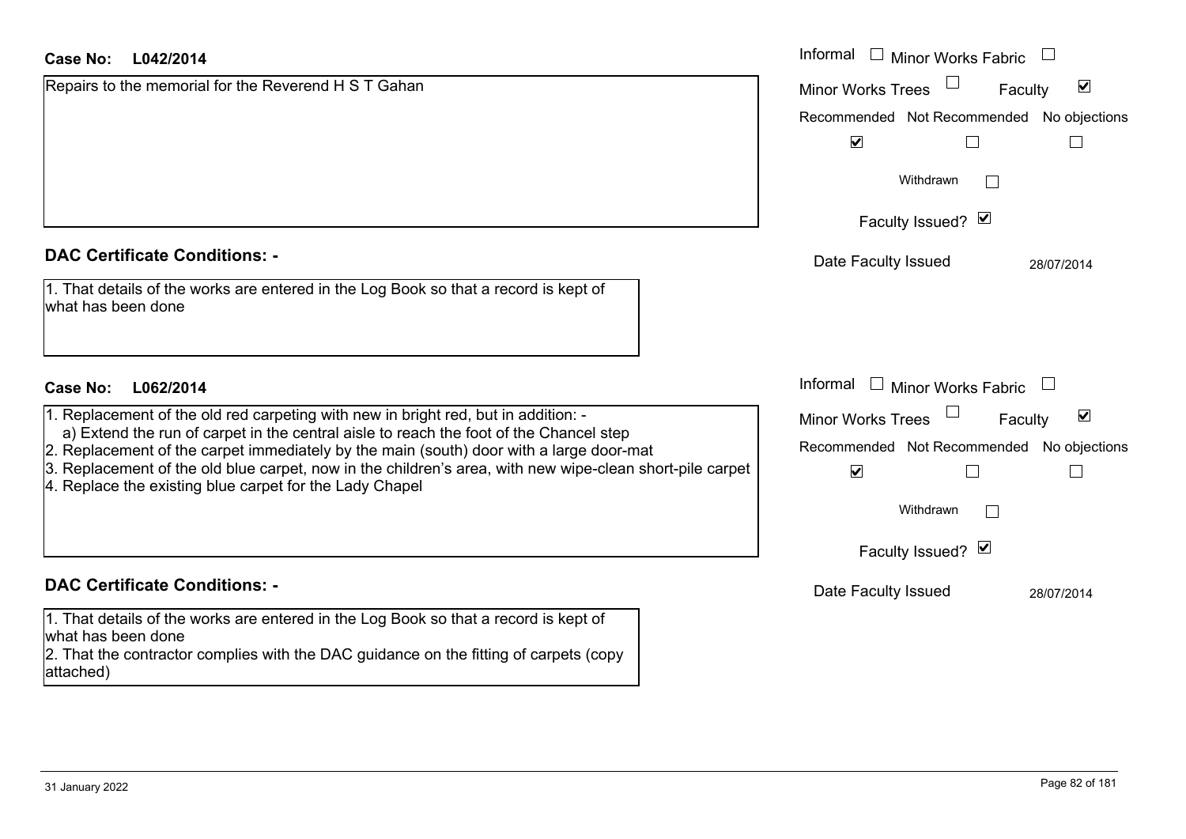**Case No: L042/2014**

Repairs to the memorial for the Reverend H S T Gahan

Informal ☐ Minor Works Fabric ☐

Minor Works Trees ☐ Faculty ☑

| Recommended | Not Recommended | No objections |
|---|---|---|
| ☑ | ☐ | ☐ |

Withdrawn ☐

Faculty Issued? ☑

Date Faculty Issued 28/07/2014

**DAC Certificate Conditions: -**

1. That details of the works are entered in the Log Book so that a record is kept of what has been done

**Case No: L062/2014**

1. Replacement of the old red carpeting with new in bright red, but in addition: -
   a) Extend the run of carpet in the central aisle to reach the foot of the Chancel step
2. Replacement of the carpet immediately by the main (south) door with a large door-mat
3. Replacement of the old blue carpet, now in the children's area, with new wipe-clean short-pile carpet
4. Replace the existing blue carpet for the Lady Chapel

Informal ☐ Minor Works Fabric ☐

Minor Works Trees ☐ Faculty ☑

| Recommended | Not Recommended | No objections |
|---|---|---|
| ☑ | ☐ | ☐ |

Withdrawn ☐

Faculty Issued? ☑

Date Faculty Issued 28/07/2014

**DAC Certificate Conditions: -**

1. That details of the works are entered in the Log Book so that a record is kept of what has been done
2. That the contractor complies with the DAC guidance on the fitting of carpets (copy attached)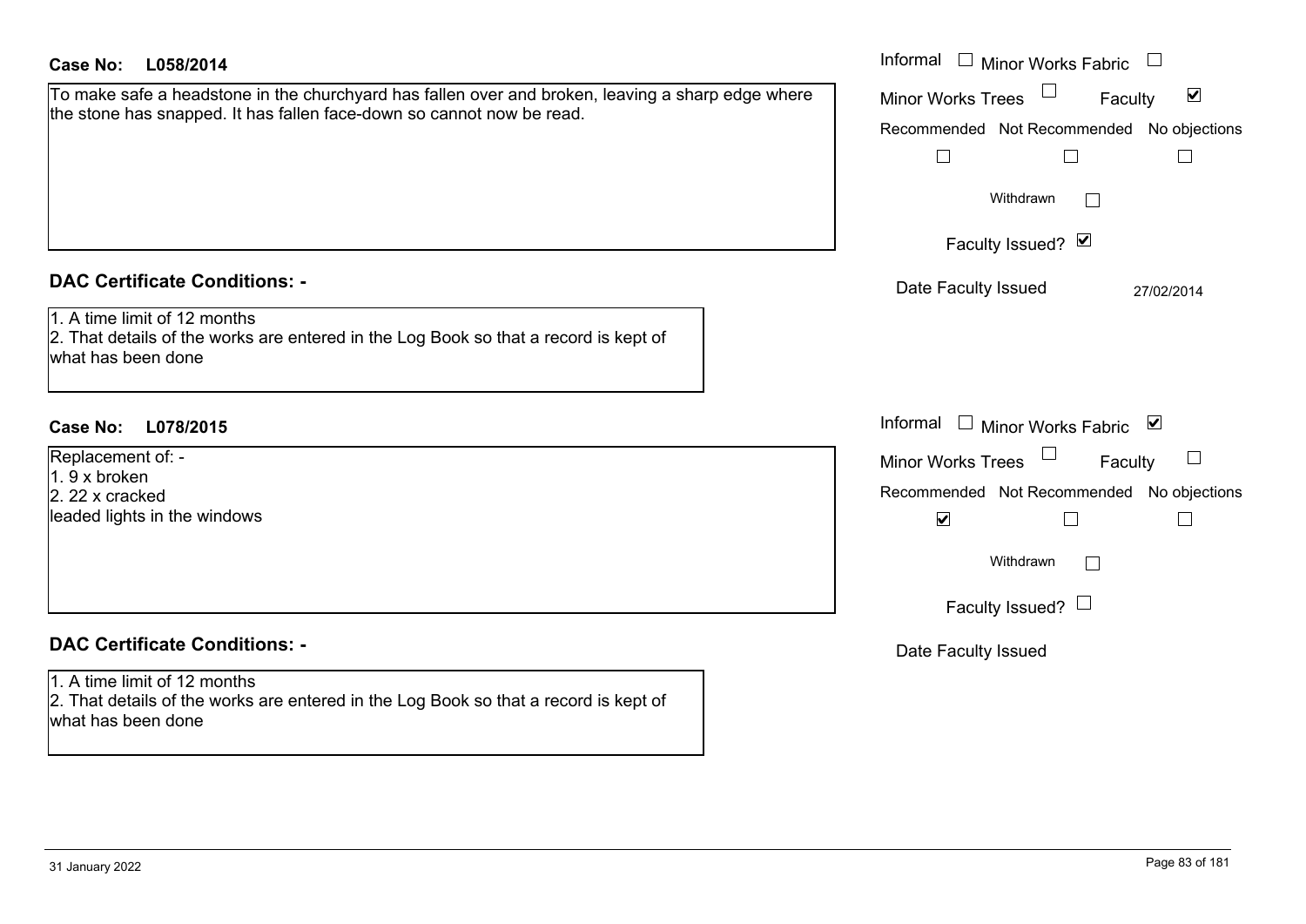**Case No: L058/2014**

To make safe a headstone in the churchyard has fallen over and broken, leaving a sharp edge where the stone has snapped. It has fallen face-down so cannot now be read.

Informal ☐ Minor Works Fabric ☐
Minor Works Trees ☐ Faculty ☑
Recommended ☐ Not Recommended ☐ No objections ☐
Withdrawn ☐
Faculty Issued? ☑
Date Faculty Issued 27/02/2014

## DAC Certificate Conditions: -

1. A time limit of 12 months
2. That details of the works are entered in the Log Book so that a record is kept of what has been done

**Case No: L078/2015**

Replacement of: -
1. 9 x broken
2. 22 x cracked
leaded lights in the windows

Informal ☐ Minor Works Fabric ☑
Minor Works Trees ☐ Faculty ☐
Recommended ☑ Not Recommended ☐ No objections ☐
Withdrawn ☐
Faculty Issued? ☐
Date Faculty Issued

## DAC Certificate Conditions: -

1. A time limit of 12 months
2. That details of the works are entered in the Log Book so that a record is kept of what has been done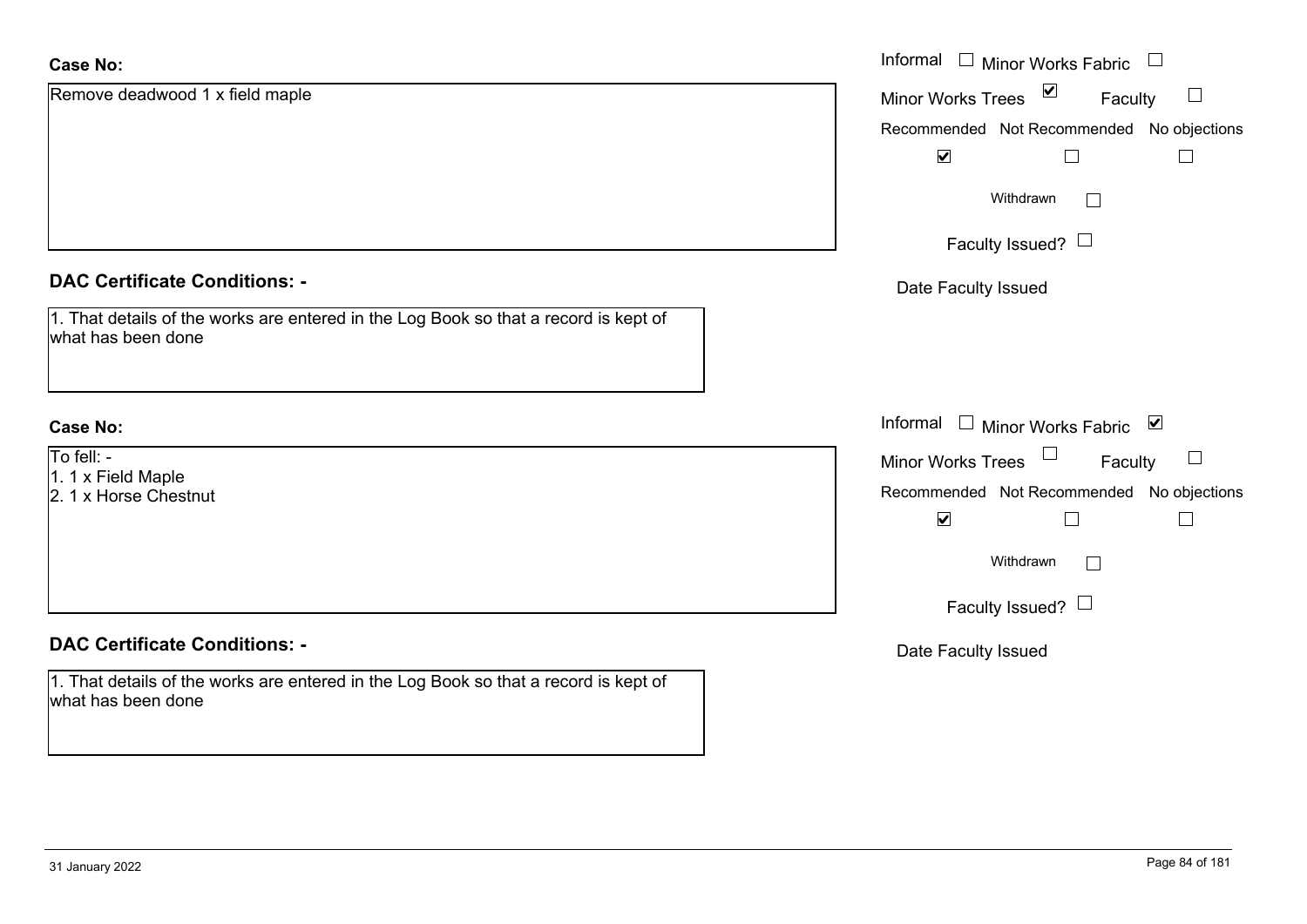**Case No:**

Remove deadwood 1 x field maple

Informal ☐ Minor Works Fabric ☐

Minor Works Trees ☑ Faculty ☐

Recommended ☑ Not Recommended ☐ No objections ☐

Withdrawn ☐

Faculty Issued? ☐

Date Faculty Issued

**DAC Certificate Conditions: -**

1. That details of the works are entered in the Log Book so that a record is kept of what has been done

**Case No:**

To fell: -
1. 1 x Field Maple
2. 1 x Horse Chestnut

Informal ☐ Minor Works Fabric ☑

Minor Works Trees ☐ Faculty ☐

Recommended ☑ Not Recommended ☐ No objections ☐

Withdrawn ☐

Faculty Issued? ☐

Date Faculty Issued

**DAC Certificate Conditions: -**

1. That details of the works are entered in the Log Book so that a record is kept of what has been done

31 January 2022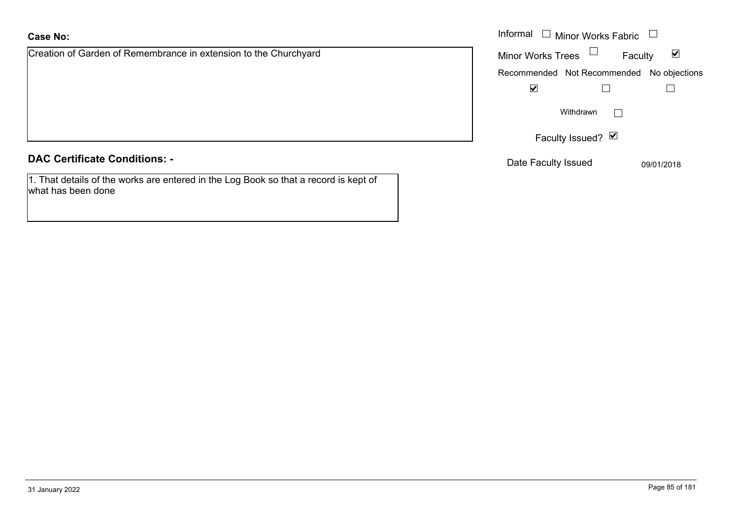**Case No:**

Creation of Garden of Remembrance in extension to the Churchyard

Informal ☐ Minor Works Fabric ☐

Minor Works Trees ☐ Faculty ☑

| Recommended | Not Recommended | No objections |
|---|---|---|
| ☑ | ☐ | ☐ |

Withdrawn ☐

Faculty Issued? ☑

Date Faculty Issued 09/01/2018

**DAC Certificate Conditions: -**

1. That details of the works are entered in the Log Book so that a record is kept of what has been done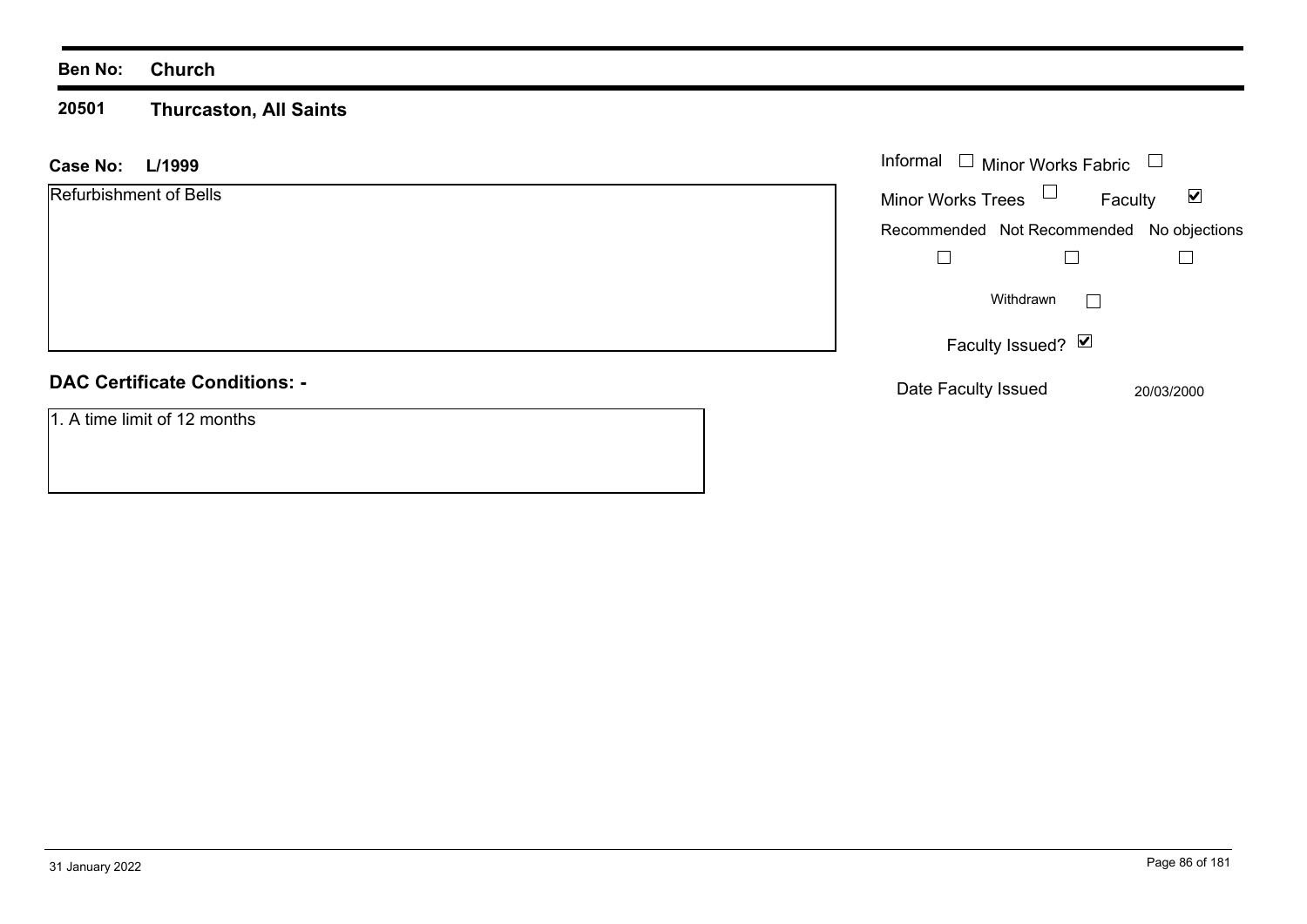**Ben No:** **Church**

**20501** **Thurcaston, All Saints**

**Case No:** **L/1999**

Refurbishment of Bells

Informal ☐ Minor Works Fabric ☐

Minor Works Trees ☐ Faculty ☑

Recommended ☐ Not Recommended ☐ No objections ☐

Withdrawn ☐

Faculty Issued? ☑

Date Faculty Issued 20/03/2000

**DAC Certificate Conditions: -**

1. A time limit of 12 months

31 January 2022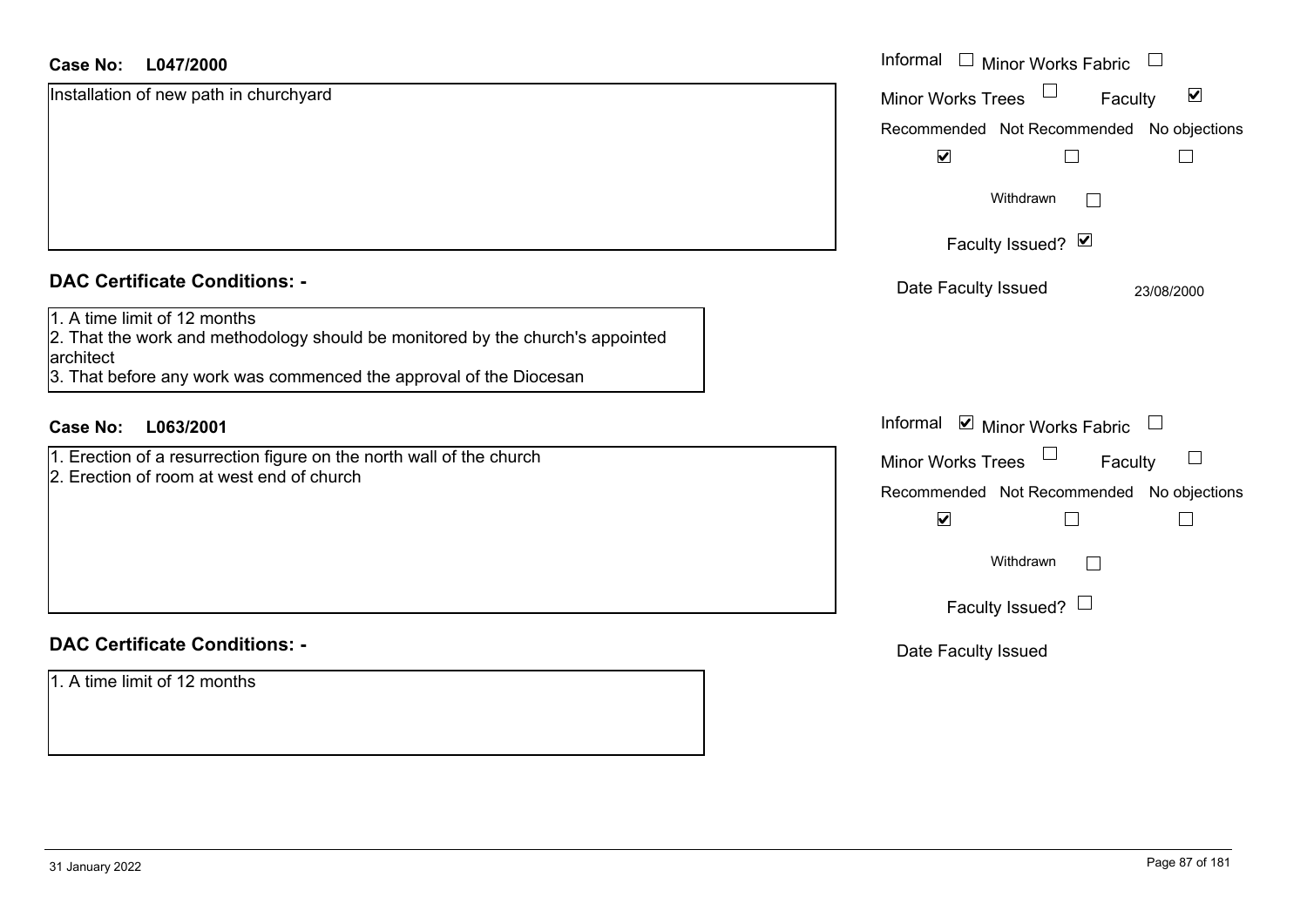**Case No: L047/2000**

Installation of new path in churchyard

Informal ☐ Minor Works Fabric ☐
Minor Works Trees ☐ Faculty ☑

| Recommended | Not Recommended | No objections |
|---|---|---|
| ☑ | ☐ | ☐ |

Withdrawn ☐

Faculty Issued? ☑

Date Faculty Issued 23/08/2000

**DAC Certificate Conditions: -**

1. A time limit of 12 months
2. That the work and methodology should be monitored by the church's appointed architect
3. That before any work was commenced the approval of the Diocesan

**Case No: L063/2001**

1. Erection of a resurrection figure on the north wall of the church
2. Erection of room at west end of church

Informal ☑ Minor Works Fabric ☐
Minor Works Trees ☐ Faculty ☐

| Recommended | Not Recommended | No objections |
|---|---|---|
| ☑ | ☐ | ☐ |

Withdrawn ☐

Faculty Issued? ☐

Date Faculty Issued

**DAC Certificate Conditions: -**

1. A time limit of 12 months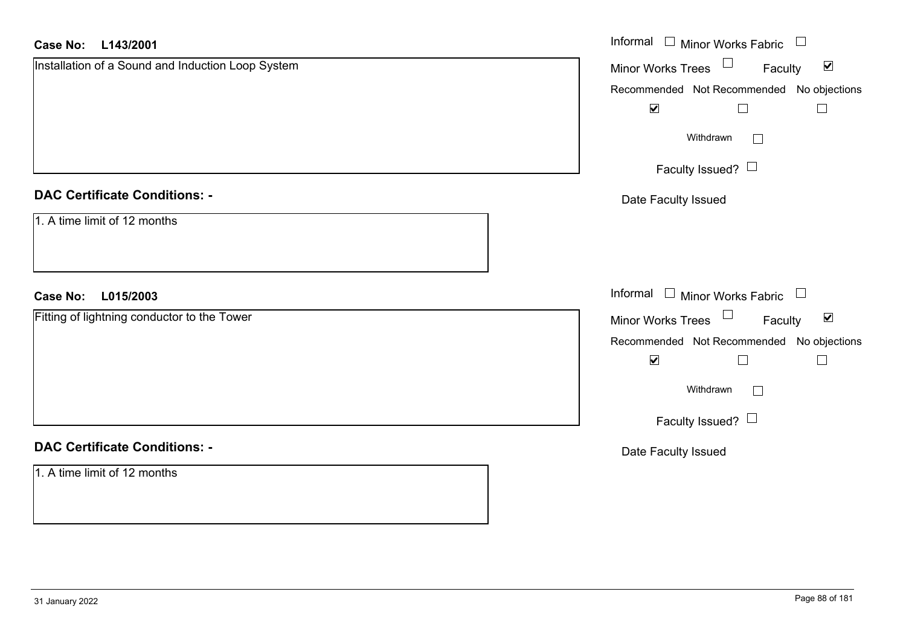**Case No: L143/2001**

Installation of a Sound and Induction Loop System

Informal ☐ Minor Works Fabric ☐

Minor Works Trees ☐ Faculty ☑

| Recommended | Not Recommended | No objections |
|---|---|---|
| ☑ | ☐ | ☐ |

Withdrawn ☐

Faculty Issued? ☐

Date Faculty Issued

**DAC Certificate Conditions: -**

1. A time limit of 12 months

**Case No: L015/2003**

Fitting of lightning conductor to the Tower

Informal ☐ Minor Works Fabric ☐

Minor Works Trees ☐ Faculty ☑

| Recommended | Not Recommended | No objections |
|---|---|---|
| ☑ | ☐ | ☐ |

Withdrawn ☐

Faculty Issued? ☐

Date Faculty Issued

**DAC Certificate Conditions: -**

1. A time limit of 12 months

31 January 2022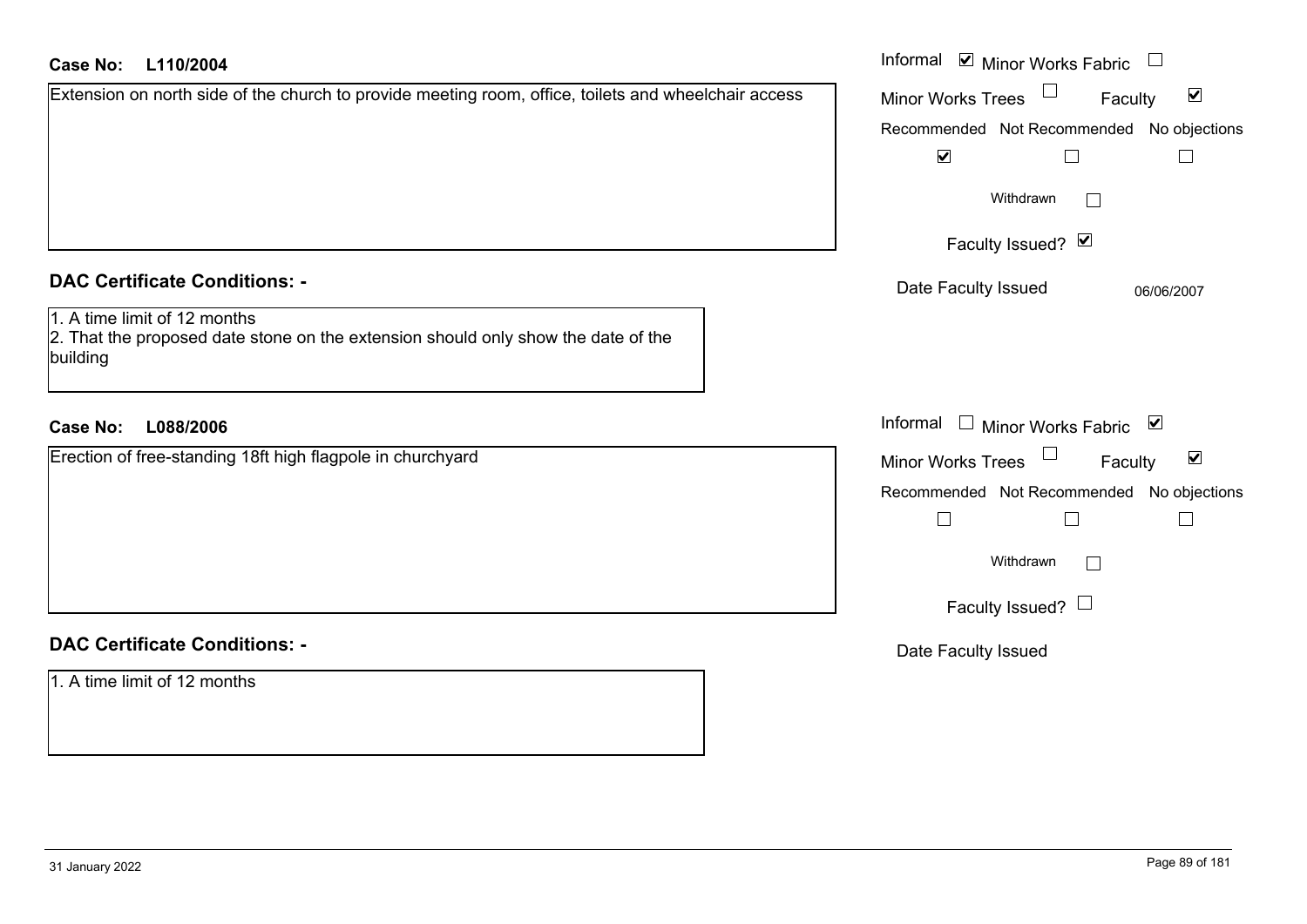**Case No:** **L110/2004**

Extension on north side of the church to provide meeting room, office, toilets and wheelchair access

- Informal: ☑
- Minor Works Fabric: ☐
- Minor Works Trees: ☐
- Faculty: ☑

| Recommended | Not Recommended | No objections |
|---|---|---|
| ☑ | ☐ | ☐ |

Withdrawn: ☐

Faculty Issued? ☑

Date Faculty Issued: 06/06/2007

## DAC Certificate Conditions: -

1. A time limit of 12 months
2. That the proposed date stone on the extension should only show the date of the building

**Case No:** **L088/2006**

Erection of free-standing 18ft high flagpole in churchyard

- Informal: ☐
- Minor Works Fabric: ☑
- Minor Works Trees: ☐
- Faculty: ☑

| Recommended | Not Recommended | No objections |
|---|---|---|
| ☐ | ☐ | ☐ |

Withdrawn: ☐

Faculty Issued? ☐

Date Faculty Issued:

## DAC Certificate Conditions: -

1. A time limit of 12 months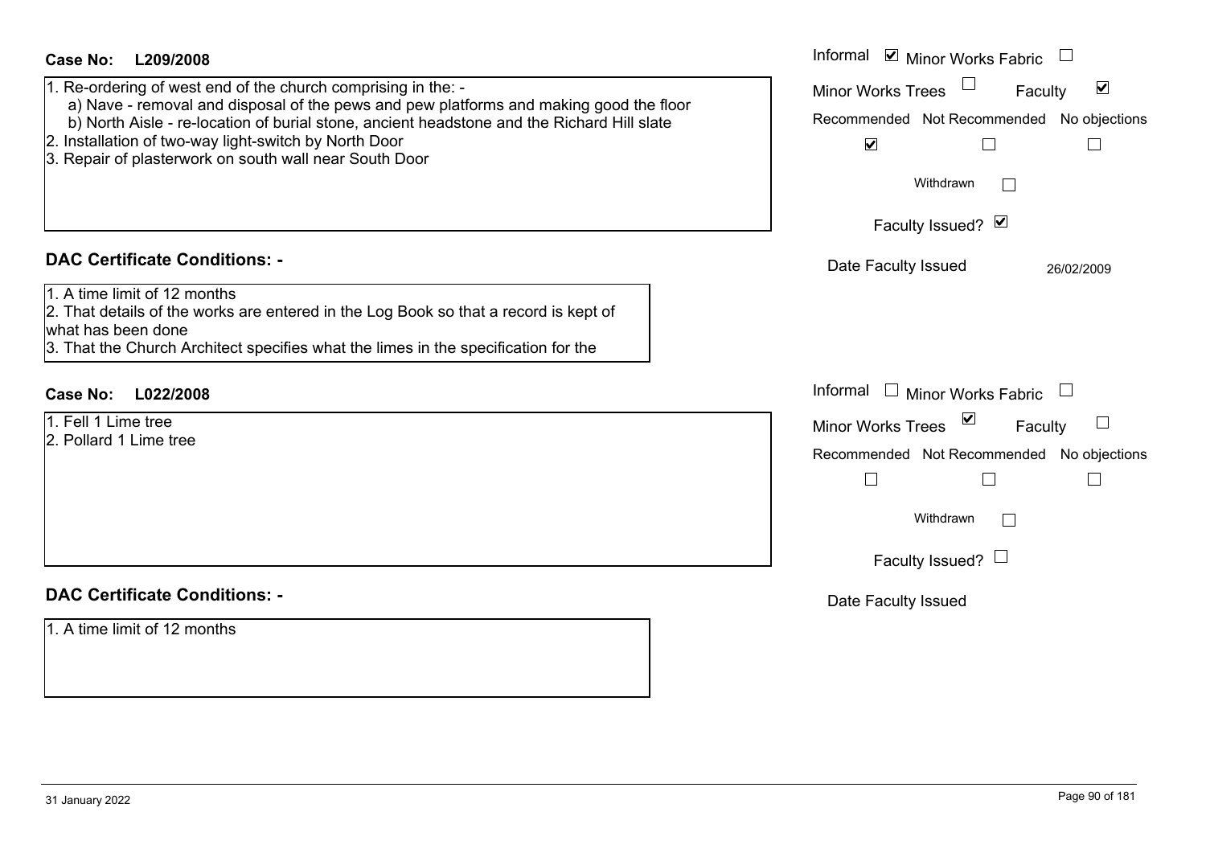**Case No:** **L209/2008**

1. Re-ordering of west end of the church comprising in the: -
   a) Nave - removal and disposal of the pews and pew platforms and making good the floor
   b) North Aisle - re-location of burial stone, ancient headstone and the Richard Hill slate
2. Installation of two-way light-switch by North Door
3. Repair of plasterwork on south wall near South Door

Informal ☑ Minor Works Fabric ☐

Minor Works Trees ☐ Faculty ☑

Recommended ☑ Not Recommended ☐ No objections ☐

Withdrawn ☐

Faculty Issued? ☑

Date Faculty Issued 26/02/2009

## DAC Certificate Conditions: -

1. A time limit of 12 months
2. That details of the works are entered in the Log Book so that a record is kept of what has been done
3. That the Church Architect specifies what the limes in the specification for the

**Case No:** **L022/2008**

1. Fell 1 Lime tree
2. Pollard 1 Lime tree

Informal ☐ Minor Works Fabric ☐

Minor Works Trees ☑ Faculty ☐

Recommended ☐ Not Recommended ☐ No objections ☐

Withdrawn ☐

Faculty Issued? ☐

Date Faculty Issued

## DAC Certificate Conditions: -

1. A time limit of 12 months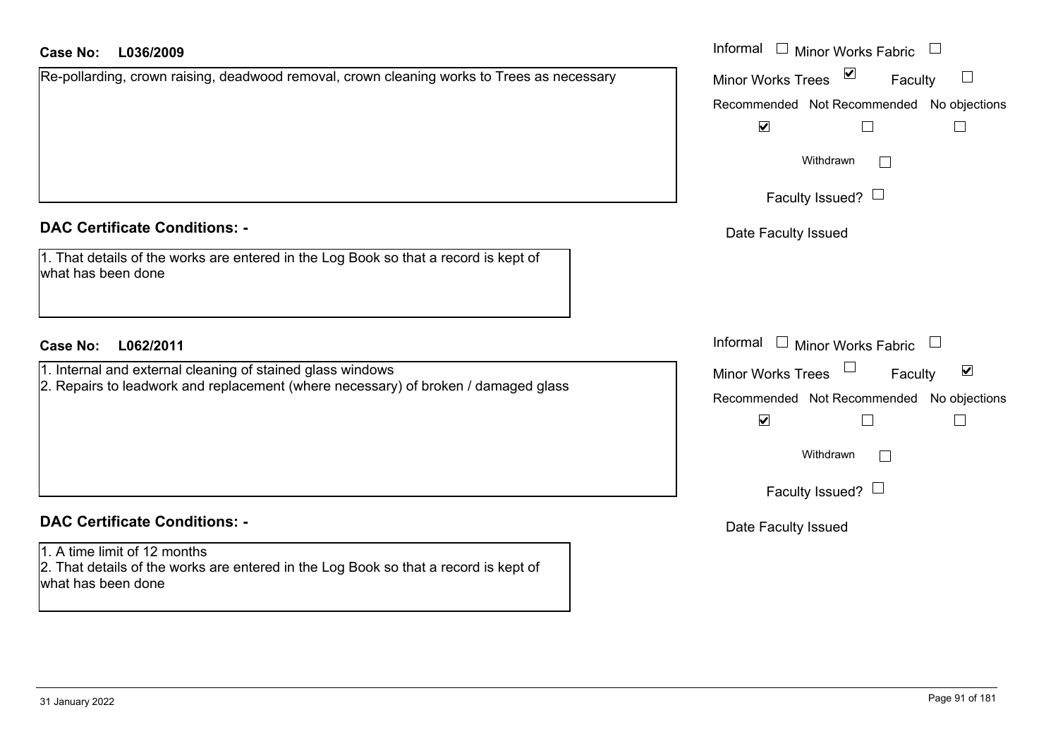**Case No: L036/2009**

Re-pollarding, crown raising, deadwood removal, crown cleaning works to Trees as necessary

Informal ☐ Minor Works Fabric ☐
Minor Works Trees ☑ Faculty ☐

| Recommended | Not Recommended | No objections |
|---|---|---|
| ☑ | ☐ | ☐ |

Withdrawn ☐

Faculty Issued? ☐

Date Faculty Issued

## DAC Certificate Conditions: -

1. That details of the works are entered in the Log Book so that a record is kept of what has been done

**Case No: L062/2011**

1. Internal and external cleaning of stained glass windows
2. Repairs to leadwork and replacement (where necessary) of broken / damaged glass

Informal ☐ Minor Works Fabric ☐
Minor Works Trees ☐ Faculty ☑

| Recommended | Not Recommended | No objections |
|---|---|---|
| ☑ | ☐ | ☐ |

Withdrawn ☐

Faculty Issued? ☐

Date Faculty Issued

## DAC Certificate Conditions: -

1. A time limit of 12 months
2. That details of the works are entered in the Log Book so that a record is kept of what has been done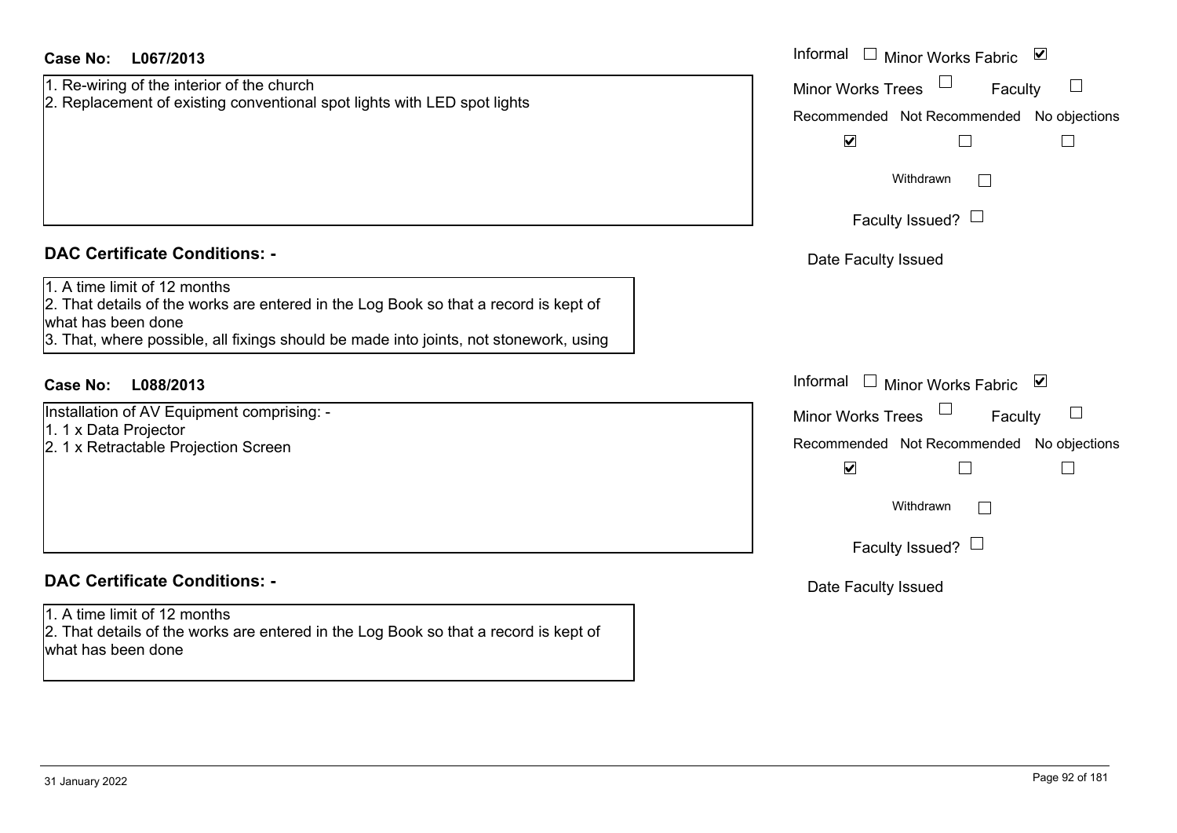**Case No: L067/2013**

Informal ☐ Minor Works Fabric ☑

Minor Works Trees ☐ Faculty ☐

Recommended ☑ Not Recommended ☐ No objections ☐

Withdrawn ☐

Faculty Issued? ☐

Date Faculty Issued

1. Re-wiring of the interior of the church
2. Replacement of existing conventional spot lights with LED spot lights

## DAC Certificate Conditions: -

1. A time limit of 12 months
2. That details of the works are entered in the Log Book so that a record is kept of what has been done
3. That, where possible, all fixings should be made into joints, not stonework, using

**Case No: L088/2013**

Informal ☐ Minor Works Fabric ☑

Minor Works Trees ☐ Faculty ☐

Recommended ☑ Not Recommended ☐ No objections ☐

Withdrawn ☐

Faculty Issued? ☐

Date Faculty Issued

Installation of AV Equipment comprising: -

1. 1 x Data Projector
2. 1 x Retractable Projection Screen

## DAC Certificate Conditions: -

1. A time limit of 12 months
2. That details of the works are entered in the Log Book so that a record is kept of what has been done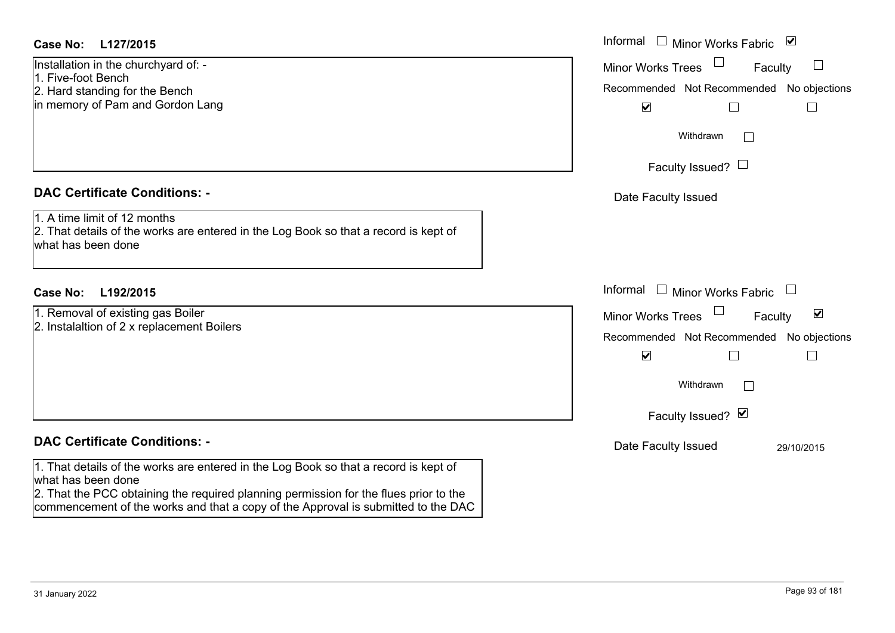**Case No: L127/2015**

Installation in the churchyard of: -
1. Five-foot Bench
2. Hard standing for the Bench
in memory of Pam and Gordon Lang

Informal ☐ Minor Works Fabric ☑
Minor Works Trees ☐ Faculty ☐

| Recommended | Not Recommended | No objections |
|---|---|---|
| ☑ | ☐ | ☐ |

Withdrawn ☐

Faculty Issued? ☐

Date Faculty Issued

**DAC Certificate Conditions: -**

1. A time limit of 12 months
2. That details of the works are entered in the Log Book so that a record is kept of what has been done

**Case No: L192/2015**

1. Removal of existing gas Boiler
2. Instalaltion of 2 x replacement Boilers

Informal ☐ Minor Works Fabric ☐
Minor Works Trees ☐ Faculty ☑

| Recommended | Not Recommended | No objections |
|---|---|---|
| ☑ | ☐ | ☐ |

Withdrawn ☐

Faculty Issued? ☑

Date Faculty Issued 29/10/2015

**DAC Certificate Conditions: -**

1. That details of the works are entered in the Log Book so that a record is kept of what has been done
2. That the PCC obtaining the required planning permission for the flues prior to the commencement of the works and that a copy of the Approval is submitted to the DAC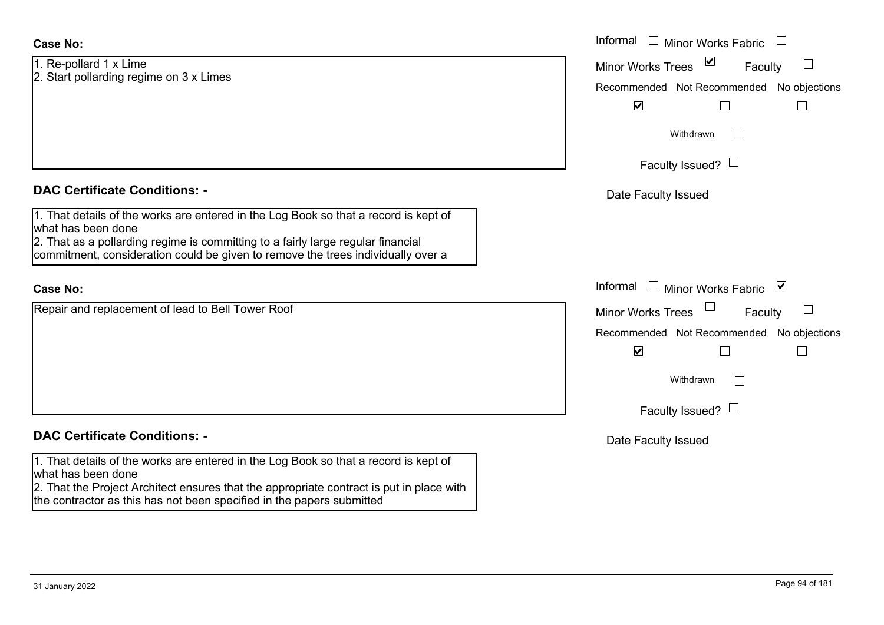**Case No:**

1. Re-pollard 1 x Lime
2. Start pollarding regime on 3 x Limes

Informal ☐ Minor Works Fabric ☐
Minor Works Trees ☑ Faculty ☐

| Recommended | Not Recommended | No objections |
|---|---|---|
| ☑ | ☐ | ☐ |

Withdrawn ☐

Faculty Issued? ☐

Date Faculty Issued

**DAC Certificate Conditions: -**

1. That details of the works are entered in the Log Book so that a record is kept of what has been done
2. That as a pollarding regime is committing to a fairly large regular financial commitment, consideration could be given to remove the trees individually over a

**Case No:**

Repair and replacement of lead to Bell Tower Roof

Informal ☐ Minor Works Fabric ☑
Minor Works Trees ☐ Faculty ☐

| Recommended | Not Recommended | No objections |
|---|---|---|
| ☑ | ☐ | ☐ |

Withdrawn ☐

Faculty Issued? ☐

Date Faculty Issued

**DAC Certificate Conditions: -**

1. That details of the works are entered in the Log Book so that a record is kept of what has been done
2. That the Project Architect ensures that the appropriate contract is put in place with the contractor as this has not been specified in the papers submitted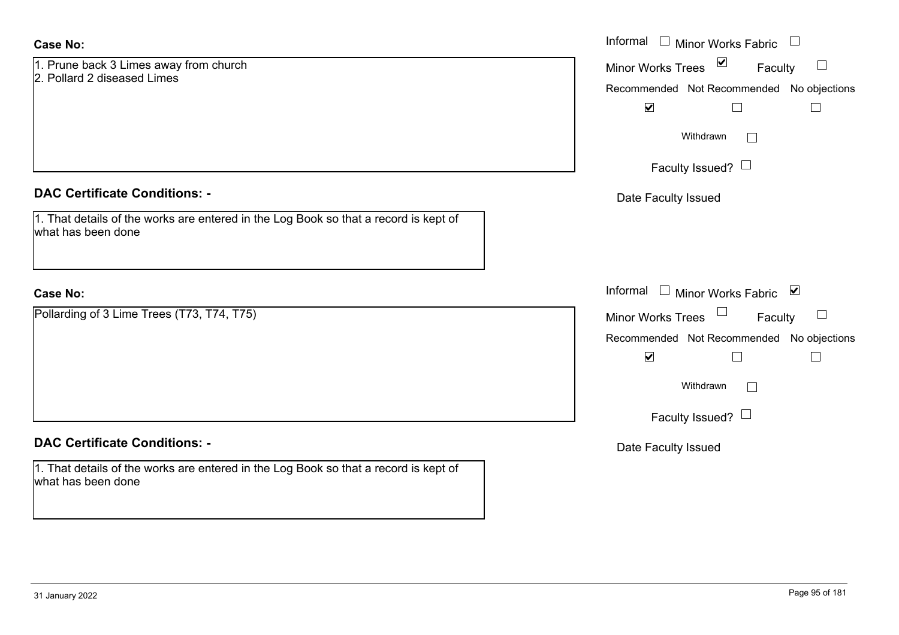**Case No:**

1. Prune back 3 Limes away from church
2. Pollard 2 diseased Limes

Informal ☐ Minor Works Fabric ☐

Minor Works Trees ☑ Faculty ☐

Recommended ☑ Not Recommended ☐ No objections ☐

Withdrawn ☐

Faculty Issued? ☐

Date Faculty Issued

**DAC Certificate Conditions: -**

1. That details of the works are entered in the Log Book so that a record is kept of what has been done

**Case No:**

Pollarding of 3 Lime Trees (T73, T74, T75)

Informal ☐ Minor Works Fabric ☑

Minor Works Trees ☐ Faculty ☐

Recommended ☑ Not Recommended ☐ No objections ☐

Withdrawn ☐

Faculty Issued? ☐

Date Faculty Issued

**DAC Certificate Conditions: -**

1. That details of the works are entered in the Log Book so that a record is kept of what has been done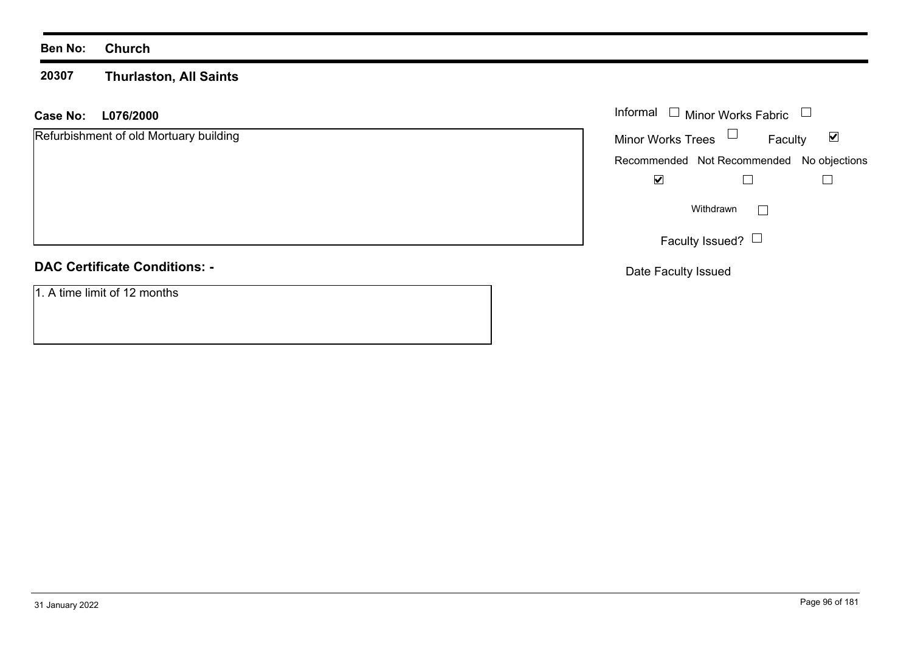**Ben No:** **Church**

**20307** **Thurlaston, All Saints**

**Case No:** **L076/2000**

Refurbishment of old Mortuary building

Informal ☐ Minor Works Fabric ☐

Minor Works Trees ☐ Faculty ☑

| Recommended | Not Recommended | No objections |
|---|---|---|
| ☑ | ☐ | ☐ |

Withdrawn ☐

Faculty Issued? ☐

Date Faculty Issued

**DAC Certificate Conditions: -**

1. A time limit of 12 months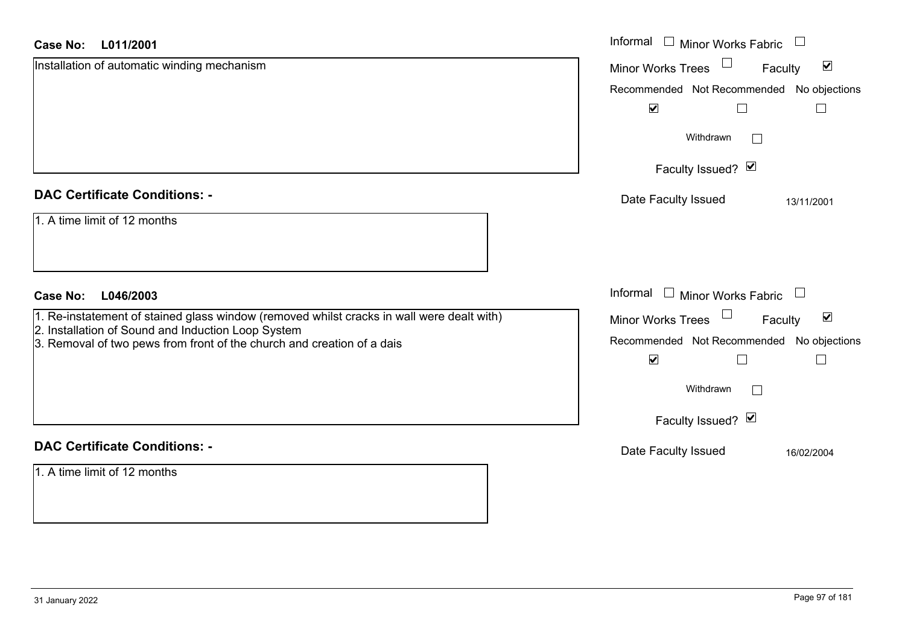**Case No: L011/2001**

Installation of automatic winding mechanism

Informal ☐ Minor Works Fabric ☐

Minor Works Trees ☐ Faculty ☑

Recommended ☑ Not Recommended ☐ No objections ☐

Withdrawn ☐

Faculty Issued? ☑

Date Faculty Issued 13/11/2001

## DAC Certificate Conditions: -

1. A time limit of 12 months

**Case No: L046/2003**

1. Re-instatement of stained glass window (removed whilst cracks in wall were dealt with)
2. Installation of Sound and Induction Loop System
3. Removal of two pews from front of the church and creation of a dais

Informal ☐ Minor Works Fabric ☐

Minor Works Trees ☐ Faculty ☑

Recommended ☑ Not Recommended ☐ No objections ☐

Withdrawn ☐

Faculty Issued? ☑

Date Faculty Issued 16/02/2004

## DAC Certificate Conditions: -

1. A time limit of 12 months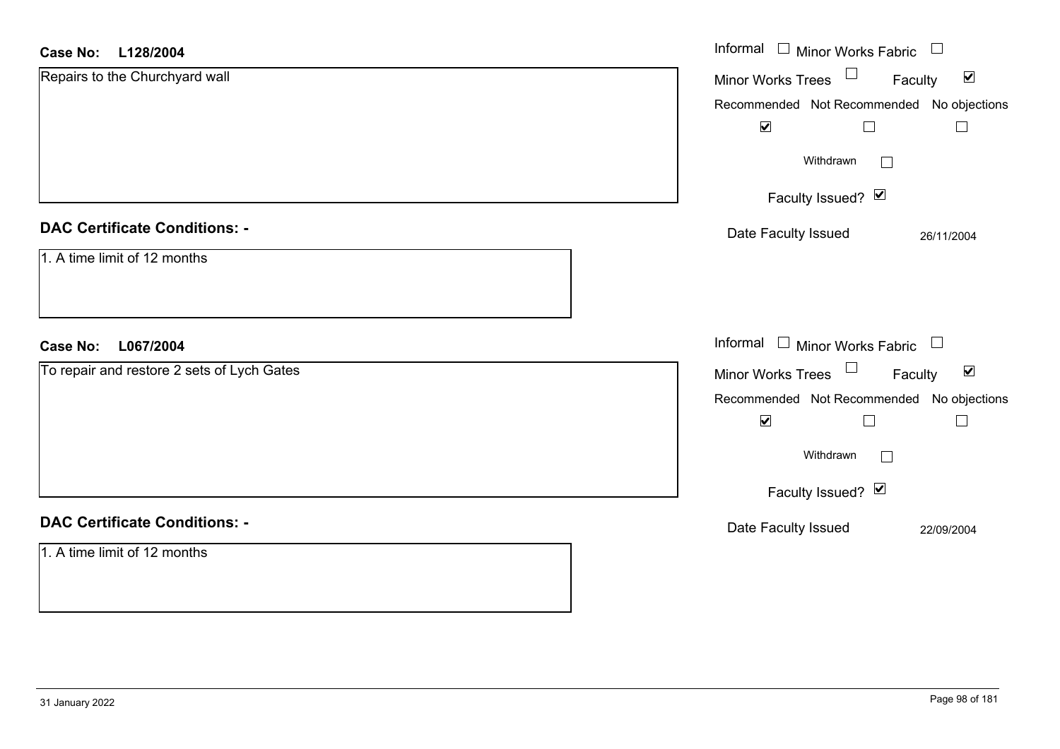**Case No: L128/2004**

Repairs to the Churchyard wall

Informal ☐ Minor Works Fabric ☐

Minor Works Trees ☐ Faculty ☑

Recommended ☑ Not Recommended ☐ No objections ☐

Withdrawn ☐

Faculty Issued? ☑

Date Faculty Issued 26/11/2004

**DAC Certificate Conditions: -**

1. A time limit of 12 months

**Case No: L067/2004**

To repair and restore 2 sets of Lych Gates

Informal ☐ Minor Works Fabric ☐

Minor Works Trees ☐ Faculty ☑

Recommended ☑ Not Recommended ☐ No objections ☐

Withdrawn ☐

Faculty Issued? ☑

Date Faculty Issued 22/09/2004

**DAC Certificate Conditions: -**

1. A time limit of 12 months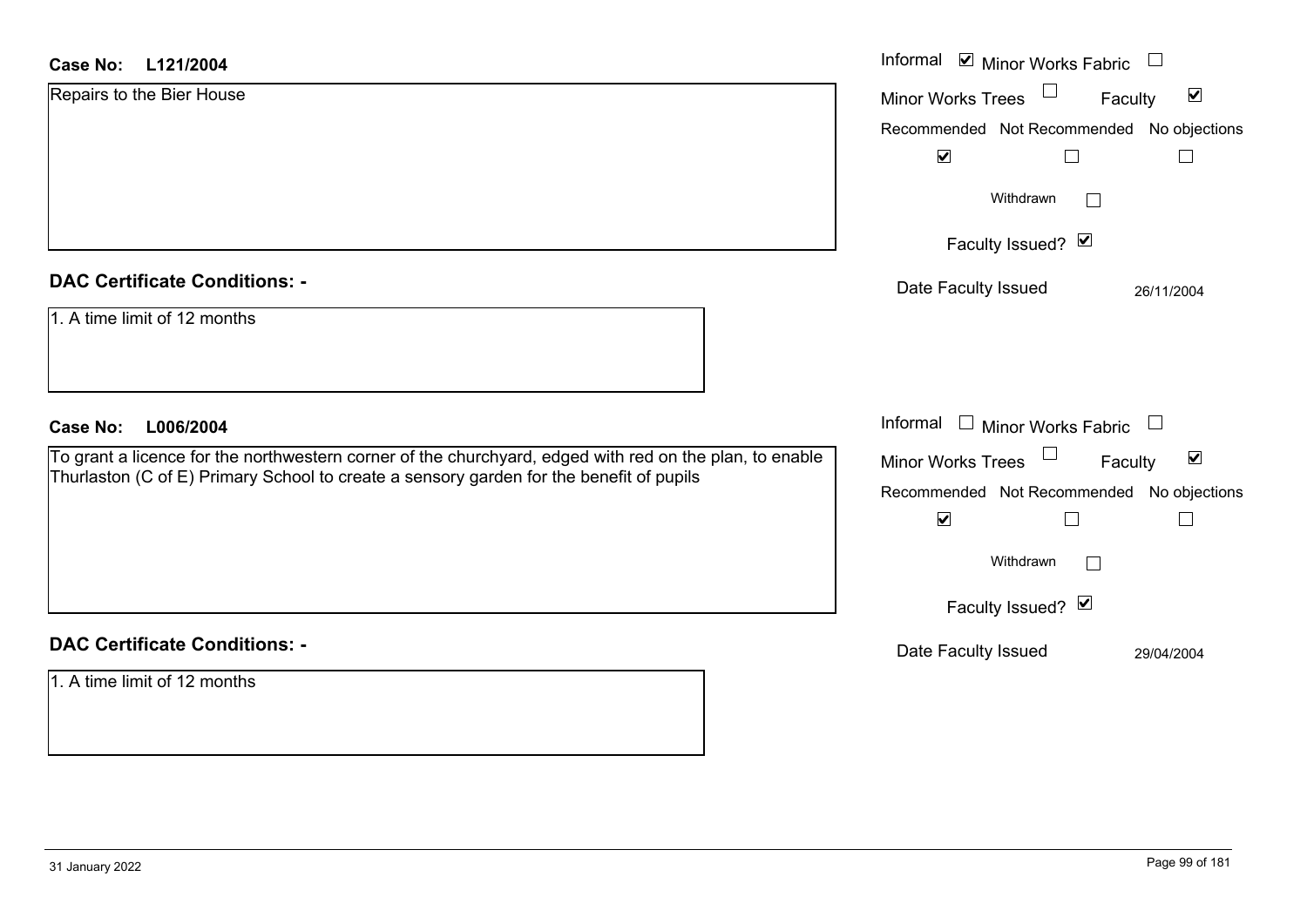**Case No: L121/2004**

Repairs to the Bier House

Informal ☑ Minor Works Fabric ☐

Minor Works Trees ☐ Faculty ☑

Recommended ☑ Not Recommended ☐ No objections ☐

Withdrawn ☐

Faculty Issued? ☑

Date Faculty Issued 26/11/2004

**DAC Certificate Conditions: -**

1. A time limit of 12 months

**Case No: L006/2004**

To grant a licence for the northwestern corner of the churchyard, edged with red on the plan, to enable Thurlaston (C of E) Primary School to create a sensory garden for the benefit of pupils

Informal ☐ Minor Works Fabric ☐

Minor Works Trees ☐ Faculty ☑

Recommended ☑ Not Recommended ☐ No objections ☐

Withdrawn ☐

Faculty Issued? ☑

Date Faculty Issued 29/04/2004

**DAC Certificate Conditions: -**

1. A time limit of 12 months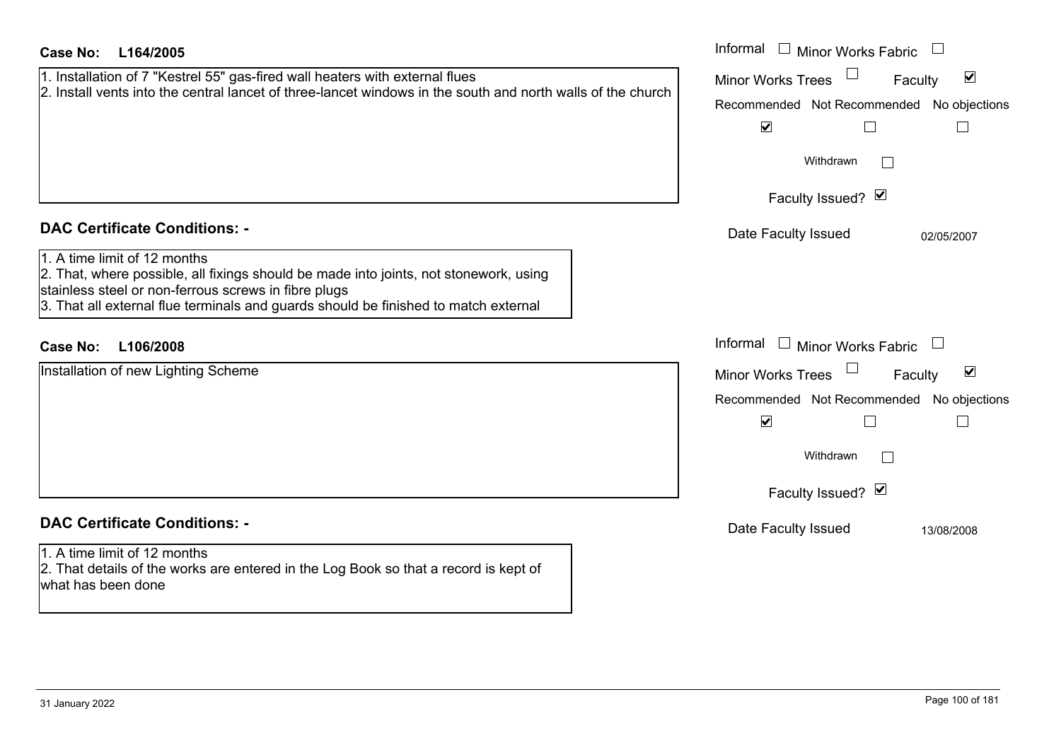**Case No: L164/2005**

1. Installation of 7 "Kestrel 55" gas-fired wall heaters with external flues
2. Install vents into the central lancet of three-lancet windows in the south and north walls of the church

Informal ☐ Minor Works Fabric ☐
Minor Works Trees ☐ Faculty ☑

| Recommended | Not Recommended | No objections |
|---|---|---|
| ☑ | ☐ | ☐ |

Withdrawn ☐

Faculty Issued? ☑

Date Faculty Issued: 02/05/2007

**DAC Certificate Conditions: -**

1. A time limit of 12 months
2. That, where possible, all fixings should be made into joints, not stonework, using stainless steel or non-ferrous screws in fibre plugs
3. That all external flue terminals and guards should be finished to match external

**Case No: L106/2008**

Installation of new Lighting Scheme

Informal ☐ Minor Works Fabric ☐
Minor Works Trees ☐ Faculty ☑

| Recommended | Not Recommended | No objections |
|---|---|---|
| ☑ | ☐ | ☐ |

Withdrawn ☐

Faculty Issued? ☑

Date Faculty Issued: 13/08/2008

**DAC Certificate Conditions: -**

1. A time limit of 12 months
2. That details of the works are entered in the Log Book so that a record is kept of what has been done

31 January 2022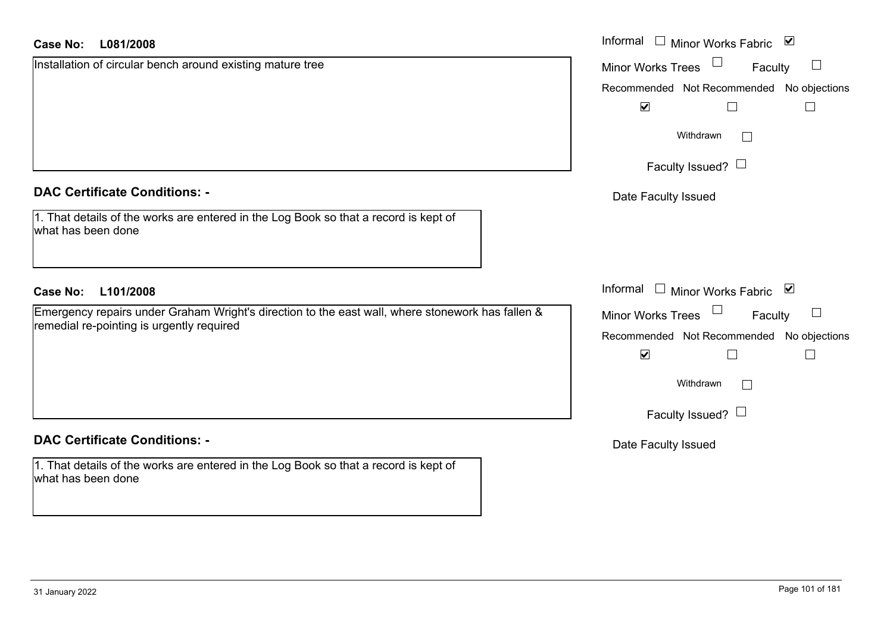**Case No: L081/2008**

Installation of circular bench around existing mature tree

Informal ☐ Minor Works Fabric ☑

Minor Works Trees ☐ Faculty ☐

Recommended ☑ Not Recommended ☐ No objections ☐

Withdrawn ☐

Faculty Issued? ☐

Date Faculty Issued

## DAC Certificate Conditions: -

1. That details of the works are entered in the Log Book so that a record is kept of what has been done

**Case No: L101/2008**

Emergency repairs under Graham Wright's direction to the east wall, where stonework has fallen & remedial re-pointing is urgently required

Informal ☐ Minor Works Fabric ☑

Minor Works Trees ☐ Faculty ☐

Recommended ☑ Not Recommended ☐ No objections ☐

Withdrawn ☐

Faculty Issued? ☐

Date Faculty Issued

## DAC Certificate Conditions: -

1. That details of the works are entered in the Log Book so that a record is kept of what has been done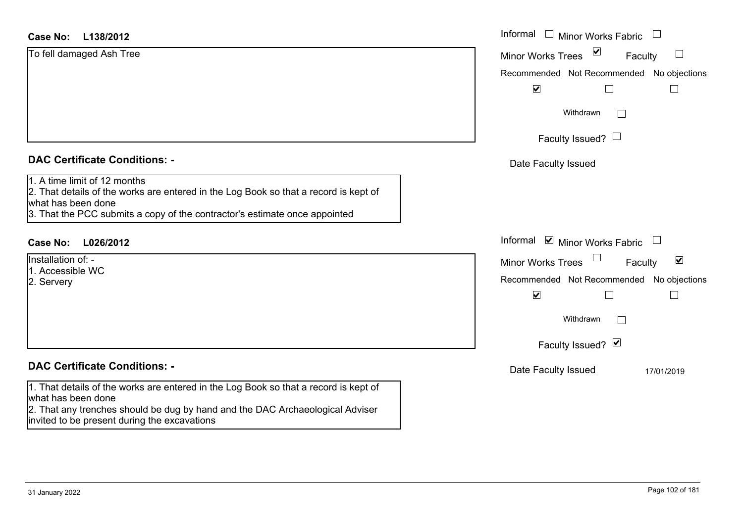**Case No: L138/2012**

To fell damaged Ash Tree

Informal ☐ Minor Works Fabric ☐
Minor Works Trees ☑ Faculty ☐
Recommended ☑ Not Recommended ☐ No objections ☐
Withdrawn ☐
Faculty Issued? ☐
Date Faculty Issued

## DAC Certificate Conditions: -

1. A time limit of 12 months
2. That details of the works are entered in the Log Book so that a record is kept of what has been done
3. That the PCC submits a copy of the contractor's estimate once appointed

**Case No: L026/2012**

Installation of: -
1. Accessible WC
2. Servery

Informal ☑ Minor Works Fabric ☐
Minor Works Trees ☐ Faculty ☑
Recommended ☑ Not Recommended ☐ No objections ☐
Withdrawn ☐
Faculty Issued? ☑
Date Faculty Issued 17/01/2019

## DAC Certificate Conditions: -

1. That details of the works are entered in the Log Book so that a record is kept of what has been done
2. That any trenches should be dug by hand and the DAC Archaeological Adviser invited to be present during the excavations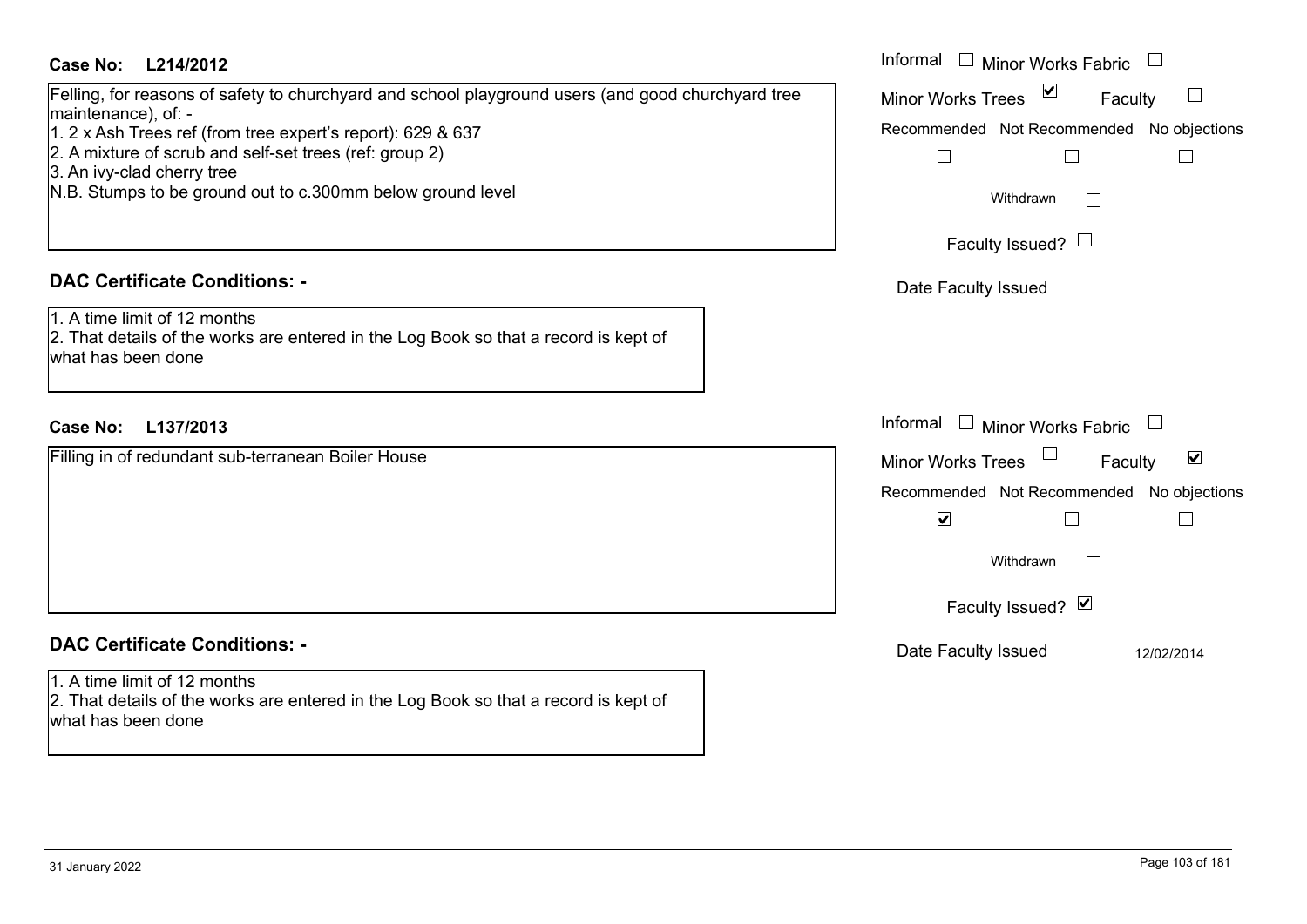**Case No: L214/2012**

Felling, for reasons of safety to churchyard and school playground users (and good churchyard tree maintenance), of: -
1. 2 x Ash Trees ref (from tree expert's report): 629 & 637
2. A mixture of scrub and self-set trees (ref: group 2)
3. An ivy-clad cherry tree
N.B. Stumps to be ground out to c.300mm below ground level

Informal ☐ Minor Works Fabric ☐
Minor Works Trees ☑ Faculty ☐
Recommended ☐ Not Recommended ☐ No objections ☐
Withdrawn ☐
Faculty Issued? ☐
Date Faculty Issued

**DAC Certificate Conditions: -**

1. A time limit of 12 months
2. That details of the works are entered in the Log Book so that a record is kept of what has been done

**Case No: L137/2013**

Filling in of redundant sub-terranean Boiler House

Informal ☐ Minor Works Fabric ☐
Minor Works Trees ☐ Faculty ☑
Recommended ☑ Not Recommended ☐ No objections ☐
Withdrawn ☐
Faculty Issued? ☑
Date Faculty Issued 12/02/2014

**DAC Certificate Conditions: -**

1. A time limit of 12 months
2. That details of the works are entered in the Log Book so that a record is kept of what has been done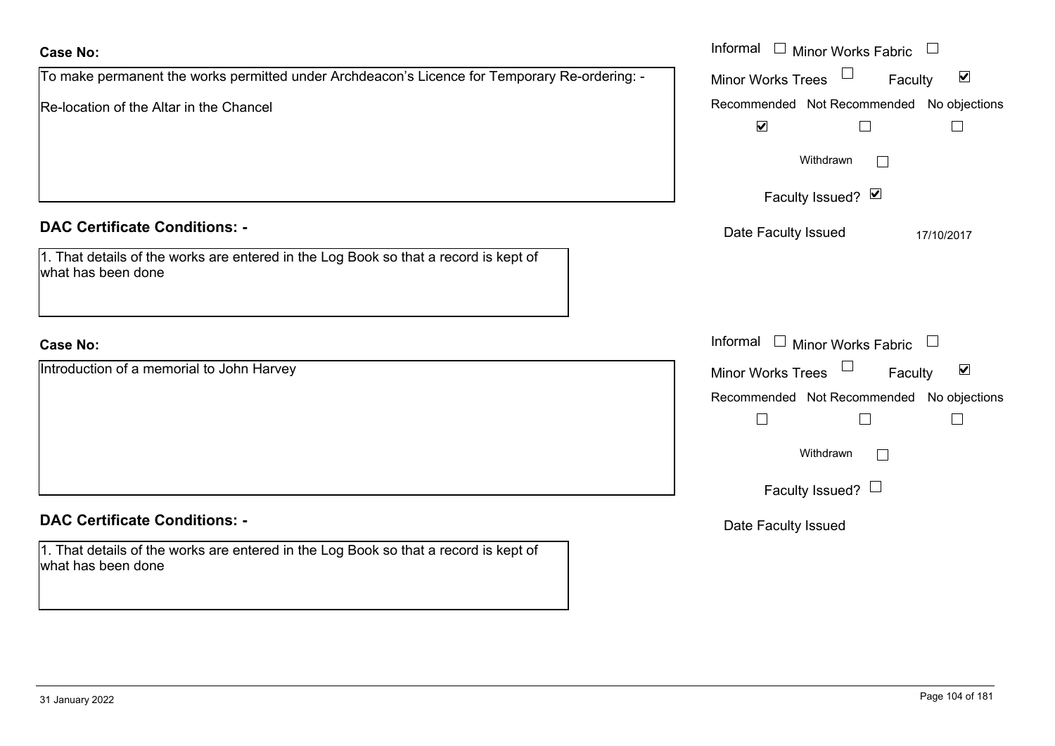**Case No:**

To make permanent the works permitted under Archdeacon's Licence for Temporary Re-ordering: -

Re-location of the Altar in the Chancel

Informal ☐ Minor Works Fabric ☐

Minor Works Trees ☐ Faculty ☑

Recommended ☑ Not Recommended ☐ No objections ☐

Withdrawn ☐

Faculty Issued? ☑

Date Faculty Issued 17/10/2017

**DAC Certificate Conditions: -**

1. That details of the works are entered in the Log Book so that a record is kept of what has been done

**Case No:**

Introduction of a memorial to John Harvey

Informal ☐ Minor Works Fabric ☐

Minor Works Trees ☐ Faculty ☑

Recommended ☐ Not Recommended ☐ No objections ☐

Withdrawn ☐

Faculty Issued? ☐

Date Faculty Issued

**DAC Certificate Conditions: -**

1. That details of the works are entered in the Log Book so that a record is kept of what has been done

31 January 2022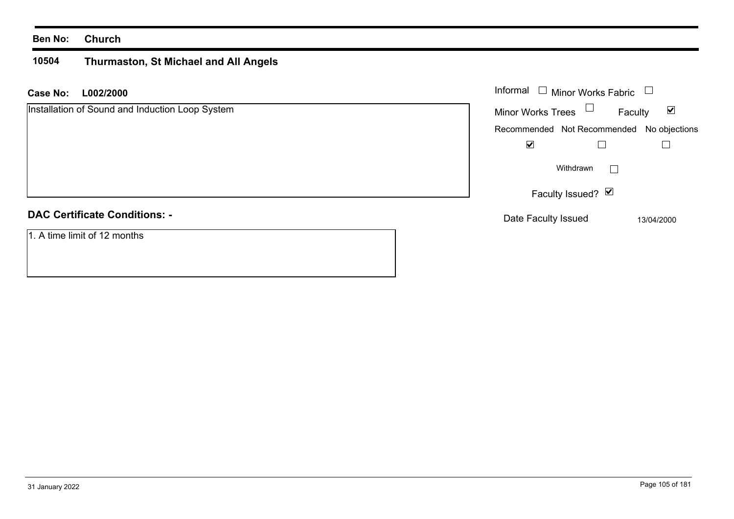**Ben No:** **Church**

**10504** **Thurmaston, St Michael and All Angels**

**Case No:** **L002/2000**

Installation of Sound and Induction Loop System

Informal ☐ Minor Works Fabric ☐

Minor Works Trees ☐ Faculty ☑

| Recommended | Not Recommended | No objections |
|---|---|---|
| ☑ | ☐ | ☐ |

Withdrawn ☐

Faculty Issued? ☑

Date Faculty Issued 13/04/2000

**DAC Certificate Conditions: -**

1. A time limit of 12 months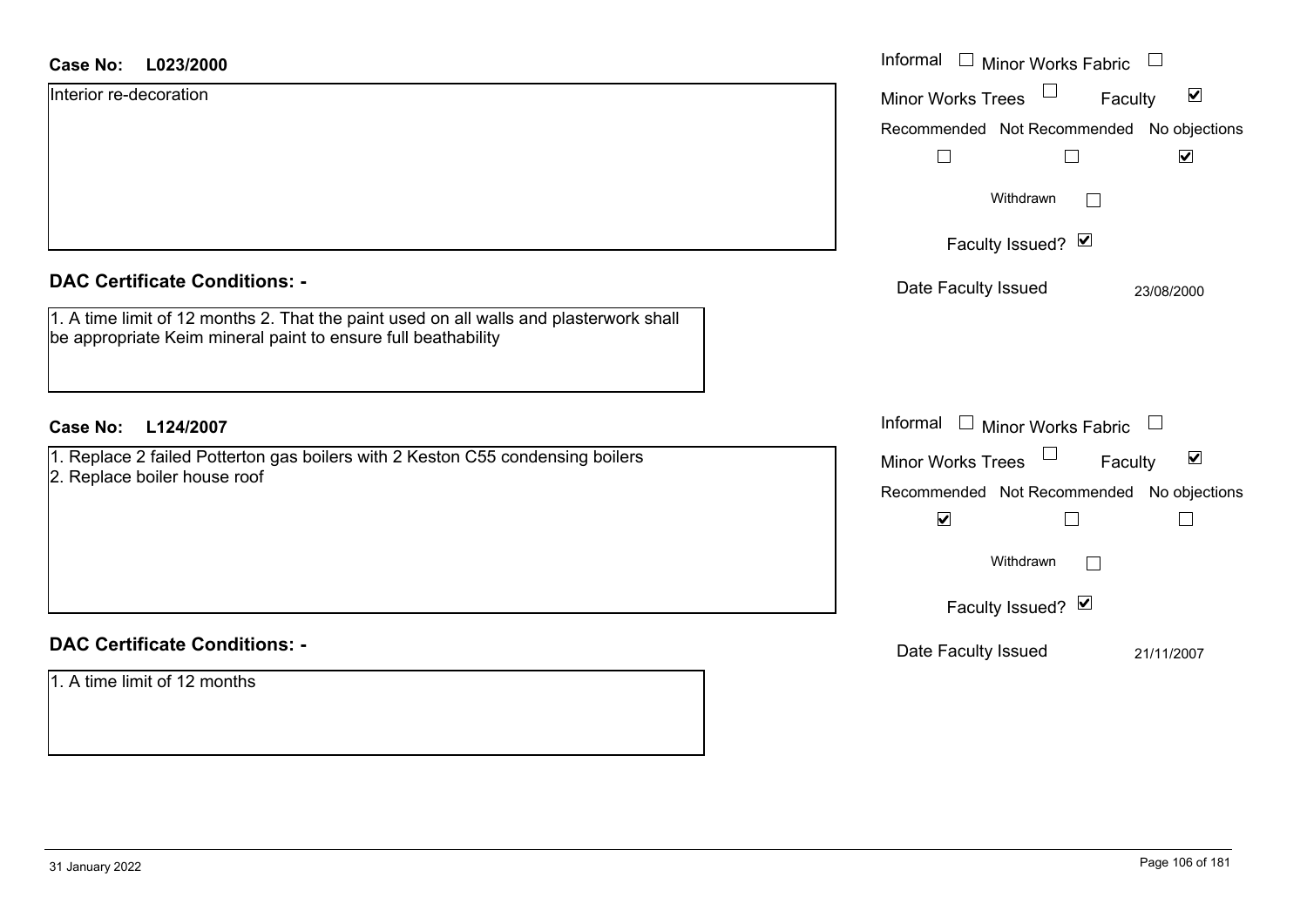**Case No: L023/2000**

Interior re-decoration

Informal ☐ Minor Works Fabric ☐

Minor Works Trees ☐ Faculty ☑

| Recommended | Not Recommended | No objections |
|---|---|---|
| ☐ | ☐ | ☑ |

Withdrawn ☐

Faculty Issued? ☑

Date Faculty Issued 23/08/2000

## DAC Certificate Conditions: -

1. A time limit of 12 months 2. That the paint used on all walls and plasterwork shall be appropriate Keim mineral paint to ensure full beathability

**Case No: L124/2007**

1. Replace 2 failed Potterton gas boilers with 2 Keston C55 condensing boilers
2. Replace boiler house roof

Informal ☐ Minor Works Fabric ☐

Minor Works Trees ☐ Faculty ☑

| Recommended | Not Recommended | No objections |
|---|---|---|
| ☑ | ☐ | ☐ |

Withdrawn ☐

Faculty Issued? ☑

Date Faculty Issued 21/11/2007

## DAC Certificate Conditions: -

1. A time limit of 12 months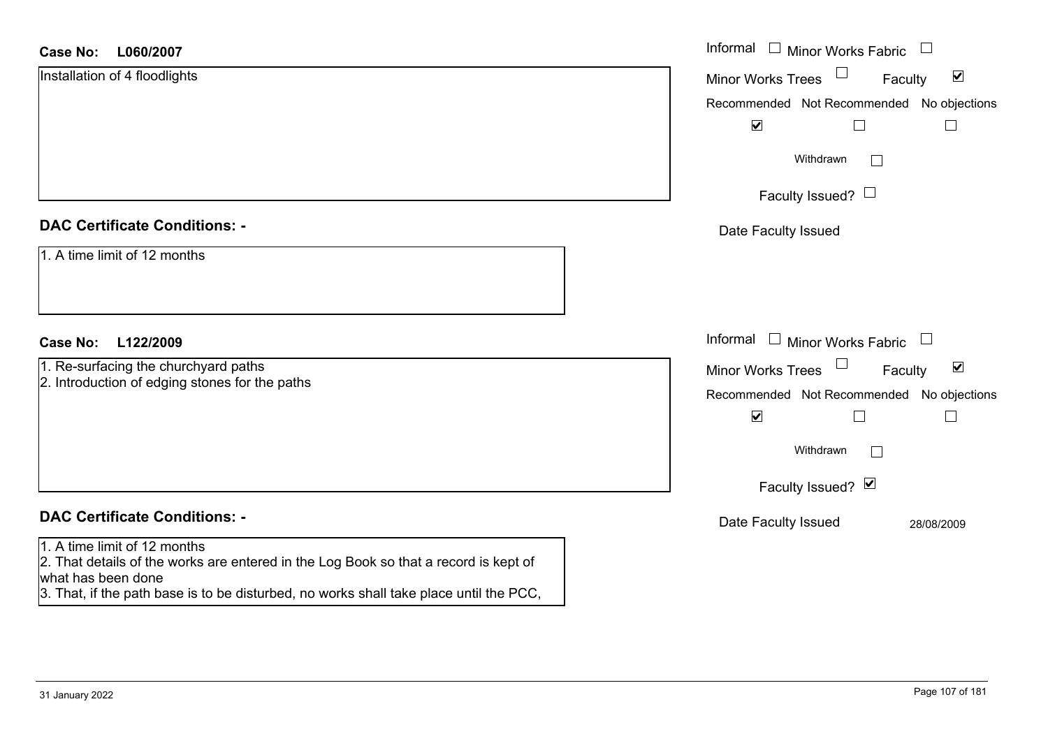**Case No: L060/2007**

Installation of 4 floodlights

Informal ☐ Minor Works Fabric ☐
Minor Works Trees ☐ Faculty ☑
Recommended ☑ Not Recommended ☐ No objections ☐
Withdrawn ☐
Faculty Issued? ☐
Date Faculty Issued

**DAC Certificate Conditions: -**

1. A time limit of 12 months

**Case No: L122/2009**

1. Re-surfacing the churchyard paths
2. Introduction of edging stones for the paths

Informal ☐ Minor Works Fabric ☐
Minor Works Trees ☐ Faculty ☑
Recommended ☑ Not Recommended ☐ No objections ☐
Withdrawn ☐
Faculty Issued? ☑
Date Faculty Issued 28/08/2009

**DAC Certificate Conditions: -**

1. A time limit of 12 months
2. That details of the works are entered in the Log Book so that a record is kept of what has been done
3. That, if the path base is to be disturbed, no works shall take place until the PCC,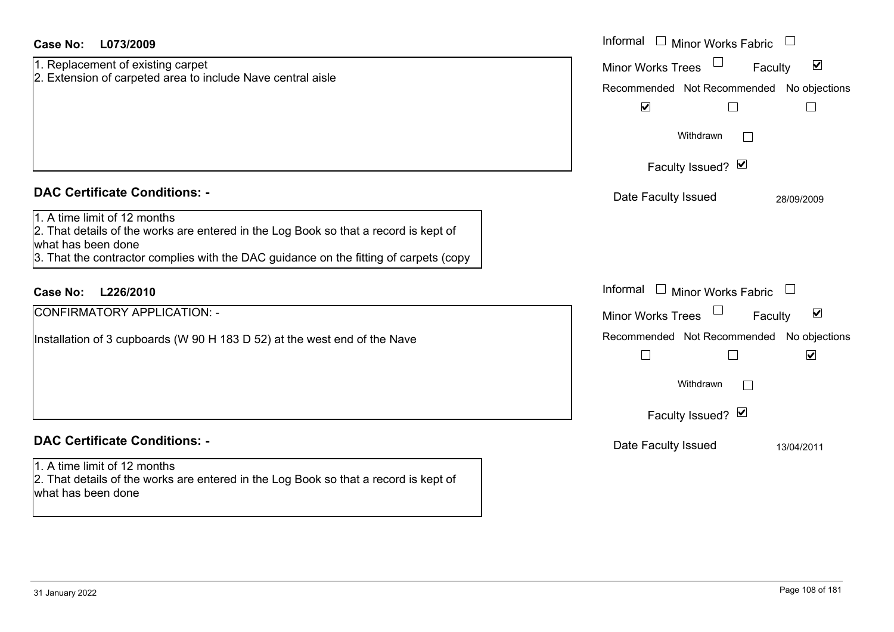**Case No: L073/2009**

1. Replacement of existing carpet
2. Extension of carpeted area to include Nave central aisle

Informal ☐ Minor Works Fabric ☐
Minor Works Trees ☐ Faculty ☑

| Recommended | Not Recommended | No objections |
|---|---|---|
| ☑ | ☐ | ☐ |

Withdrawn ☐

Faculty Issued? ☑

Date Faculty Issued 28/09/2009

**DAC Certificate Conditions: -**

1. A time limit of 12 months
2. That details of the works are entered in the Log Book so that a record is kept of what has been done
3. That the contractor complies with the DAC guidance on the fitting of carpets (copy

**Case No: L226/2010**

CONFIRMATORY APPLICATION: -

Installation of 3 cupboards (W 90 H 183 D 52) at the west end of the Nave

Informal ☐ Minor Works Fabric ☐
Minor Works Trees ☐ Faculty ☑

| Recommended | Not Recommended | No objections |
|---|---|---|
| ☐ | ☐ | ☑ |

Withdrawn ☐

Faculty Issued? ☑

Date Faculty Issued 13/04/2011

**DAC Certificate Conditions: -**

1. A time limit of 12 months
2. That details of the works are entered in the Log Book so that a record is kept of what has been done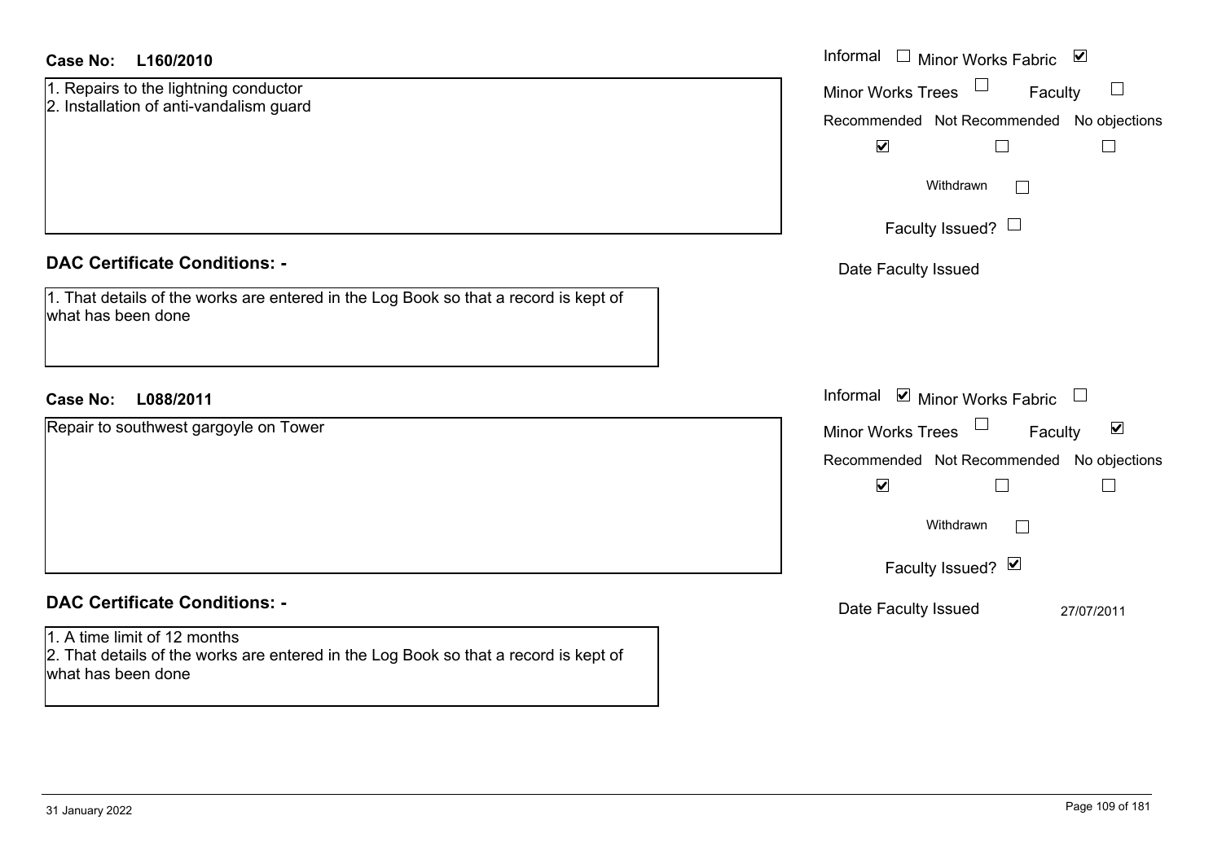**Case No:** **L160/2010**

1. Repairs to the lightning conductor
2. Installation of anti-vandalism guard

Informal ☐ Minor Works Fabric ☑
Minor Works Trees ☐ Faculty ☐

| Recommended | Not Recommended | No objections |
|---|---|---|
| ☑ | ☐ | ☐ |

Withdrawn ☐

Faculty Issued? ☐

Date Faculty Issued

**DAC Certificate Conditions: -**

1. That details of the works are entered in the Log Book so that a record is kept of what has been done

**Case No:** **L088/2011**

Repair to southwest gargoyle on Tower

Informal ☑ Minor Works Fabric ☐
Minor Works Trees ☐ Faculty ☑

| Recommended | Not Recommended | No objections |
|---|---|---|
| ☑ | ☐ | ☐ |

Withdrawn ☐

Faculty Issued? ☑

Date Faculty Issued 27/07/2011

**DAC Certificate Conditions: -**

1. A time limit of 12 months
2. That details of the works are entered in the Log Book so that a record is kept of what has been done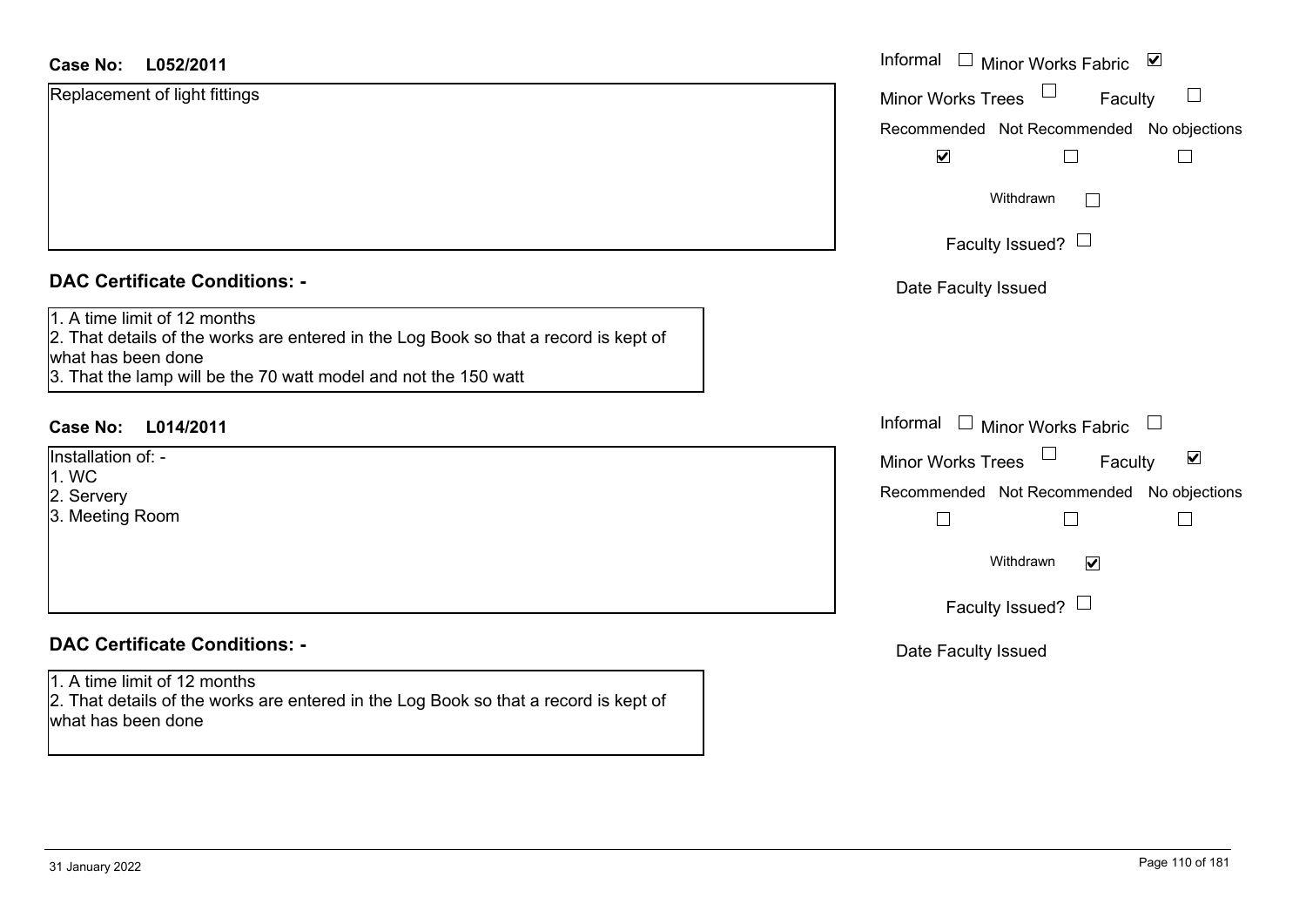**Case No: L052/2011**

Replacement of light fittings

Informal ☐ Minor Works Fabric ☑

Minor Works Trees ☐ Faculty ☐

Recommended ☑ Not Recommended ☐ No objections ☐

Withdrawn ☐

Faculty Issued? ☐

Date Faculty Issued

## DAC Certificate Conditions: -

1. A time limit of 12 months
2. That details of the works are entered in the Log Book so that a record is kept of what has been done
3. That the lamp will be the 70 watt model and not the 150 watt

**Case No: L014/2011**

Installation of: -
1. WC
2. Servery
3. Meeting Room

Informal ☐ Minor Works Fabric ☐

Minor Works Trees ☐ Faculty ☑

Recommended ☐ Not Recommended ☐ No objections ☐

Withdrawn ☑

Faculty Issued? ☐

Date Faculty Issued

## DAC Certificate Conditions: -

1. A time limit of 12 months
2. That details of the works are entered in the Log Book so that a record is kept of what has been done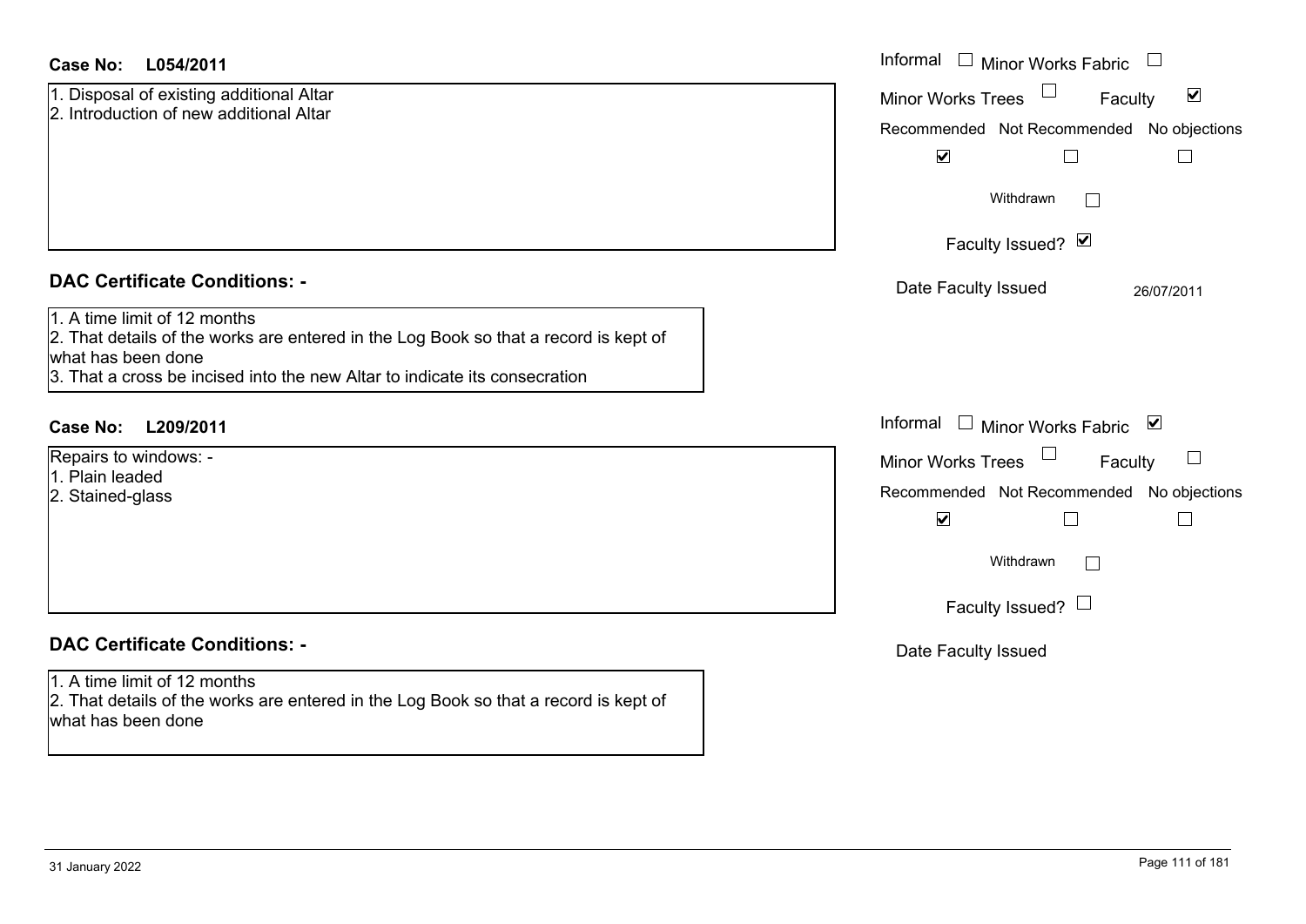**Case No: L054/2011**

1. Disposal of existing additional Altar
2. Introduction of new additional Altar

Informal ☐ Minor Works Fabric ☐
Minor Works Trees ☐ Faculty ☑

Recommended ☑ Not Recommended ☐ No objections ☐

Withdrawn ☐

Faculty Issued? ☑

Date Faculty Issued 26/07/2011

## DAC Certificate Conditions: -

1. A time limit of 12 months
2. That details of the works are entered in the Log Book so that a record is kept of what has been done
3. That a cross be incised into the new Altar to indicate its consecration

**Case No: L209/2011**

Repairs to windows: -
1. Plain leaded
2. Stained-glass

Informal ☐ Minor Works Fabric ☑
Minor Works Trees ☐ Faculty ☐

Recommended ☑ Not Recommended ☐ No objections ☐

Withdrawn ☐

Faculty Issued? ☐

Date Faculty Issued

## DAC Certificate Conditions: -

1. A time limit of 12 months
2. That details of the works are entered in the Log Book so that a record is kept of what has been done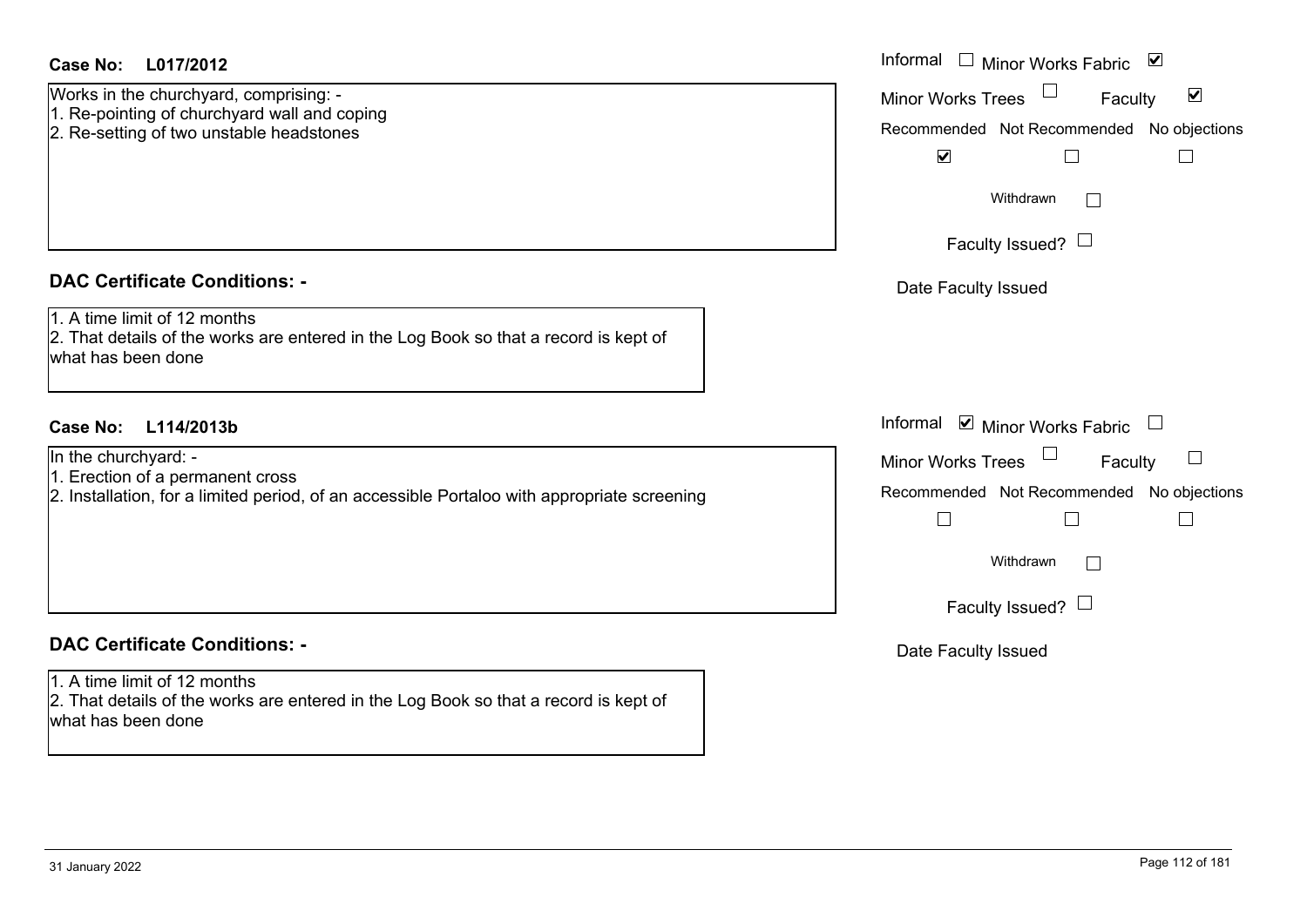**Case No: L017/2012**

Works in the churchyard, comprising: -
1. Re-pointing of churchyard wall and coping
2. Re-setting of two unstable headstones

Informal ☐ Minor Works Fabric ☑
Minor Works Trees ☐ Faculty ☑
Recommended ☑ Not Recommended ☐ No objections ☐
Withdrawn ☐
Faculty Issued? ☐
Date Faculty Issued

## DAC Certificate Conditions: -

1. A time limit of 12 months
2. That details of the works are entered in the Log Book so that a record is kept of what has been done

**Case No: L114/2013b**

In the churchyard: -
1. Erection of a permanent cross
2. Installation, for a limited period, of an accessible Portaloo with appropriate screening

Informal ☑ Minor Works Fabric ☐
Minor Works Trees ☐ Faculty ☐
Recommended ☐ Not Recommended ☐ No objections ☐
Withdrawn ☐
Faculty Issued? ☐
Date Faculty Issued

## DAC Certificate Conditions: -

1. A time limit of 12 months
2. That details of the works are entered in the Log Book so that a record is kept of what has been done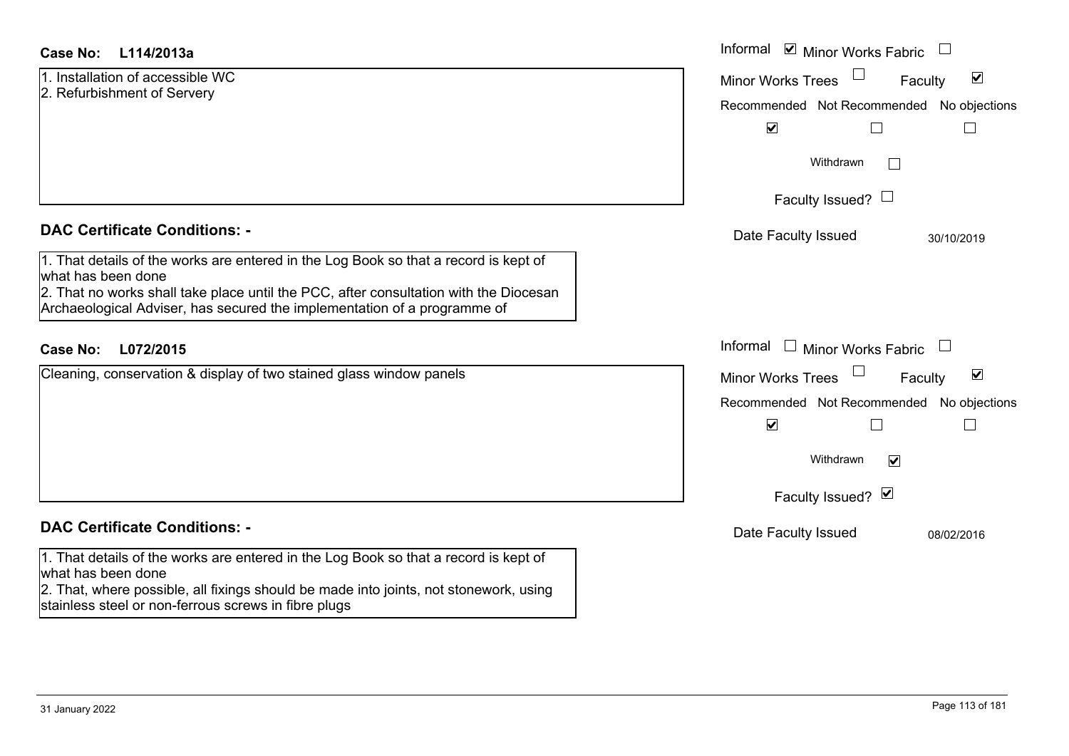**Case No:** **L114/2013a**

1. Installation of accessible WC
2. Refurbishment of Servery

Informal ☑ Minor Works Fabric ☐

Minor Works Trees ☐ Faculty ☑

| Recommended | Not Recommended | No objections |
|---|---|---|
| ☑ | ☐ | ☐ |

Withdrawn ☐

Faculty Issued? ☐

Date Faculty Issued 30/10/2019

## DAC Certificate Conditions: -

1. That details of the works are entered in the Log Book so that a record is kept of what has been done
2. That no works shall take place until the PCC, after consultation with the Diocesan Archaeological Adviser, has secured the implementation of a programme of

**Case No:** **L072/2015**

Cleaning, conservation & display of two stained glass window panels

Informal ☐ Minor Works Fabric ☐

Minor Works Trees ☐ Faculty ☑

| Recommended | Not Recommended | No objections |
|---|---|---|
| ☑ | ☐ | ☐ |

Withdrawn ☑

Faculty Issued? ☑

Date Faculty Issued 08/02/2016

## DAC Certificate Conditions: -

1. That details of the works are entered in the Log Book so that a record is kept of what has been done
2. That, where possible, all fixings should be made into joints, not stonework, using stainless steel or non-ferrous screws in fibre plugs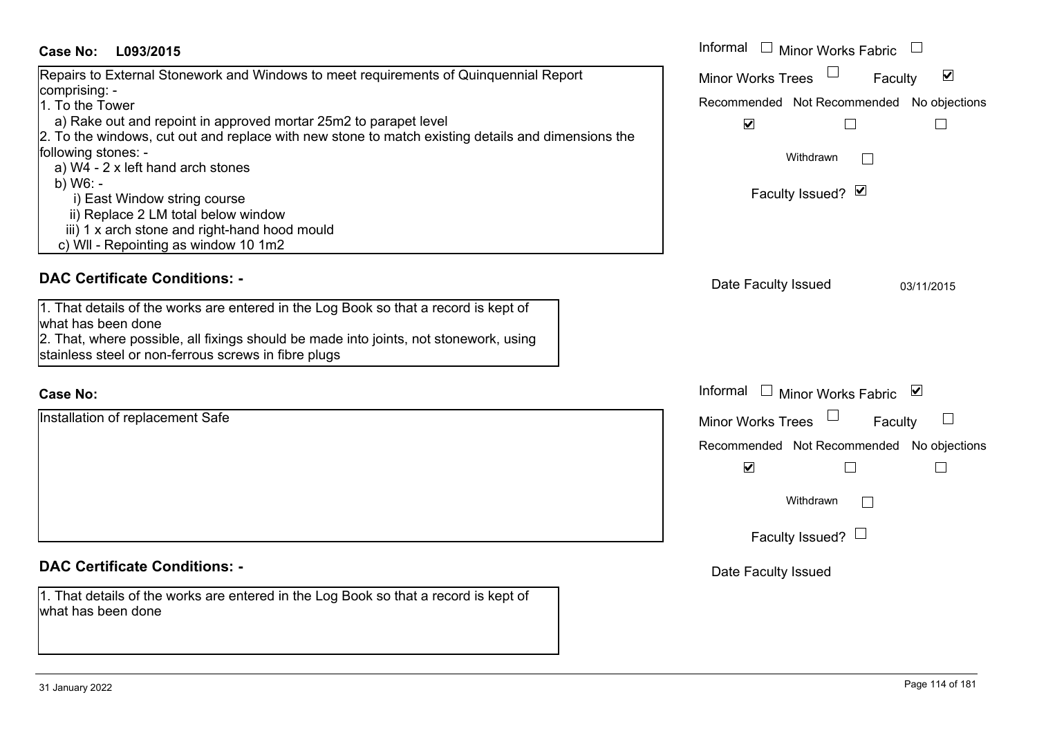**Case No: L093/2015**

Repairs to External Stonework and Windows to meet requirements of Quinquennial Report comprising: -

1. To the Tower
   a) Rake out and repoint in approved mortar 25m2 to parapet level
2. To the windows, cut out and replace with new stone to match existing details and dimensions the following stones: -
   a) W4 - 2 x left hand arch stones
   b) W6: -
      i) East Window string course
      ii) Replace 2 LM total below window
      iii) 1 x arch stone and right-hand hood mould
   c) Wll - Repointing as window 10 1m2

Informal ☐ Minor Works Fabric ☐
Minor Works Trees ☐ Faculty ☑

Recommended ☑ Not Recommended ☐ No objections ☐

Withdrawn ☐

Faculty Issued? ☑

**DAC Certificate Conditions: -**

1. That details of the works are entered in the Log Book so that a record is kept of what has been done
2. That, where possible, all fixings should be made into joints, not stonework, using stainless steel or non-ferrous screws in fibre plugs

Date Faculty Issued 03/11/2015

**Case No:**

Installation of replacement Safe

Informal ☐ Minor Works Fabric ☑
Minor Works Trees ☐ Faculty ☐

Recommended ☑ Not Recommended ☐ No objections ☐

Withdrawn ☐

Faculty Issued? ☐

**DAC Certificate Conditions: -**

1. That details of the works are entered in the Log Book so that a record is kept of what has been done

Date Faculty Issued

31 January 2022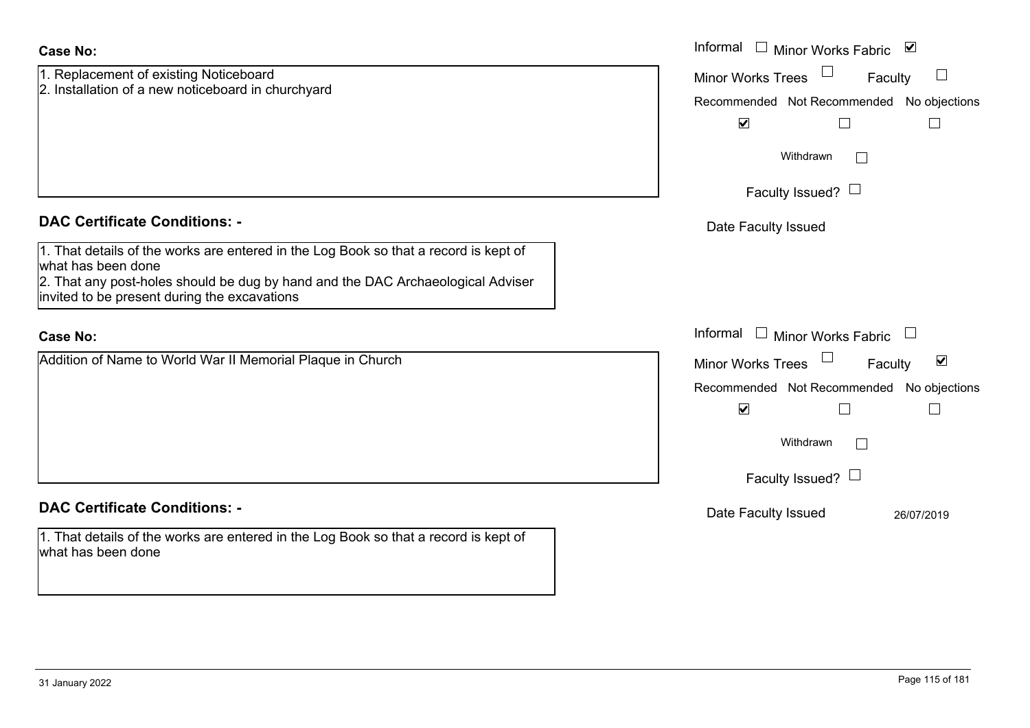**Case No:**

1. Replacement of existing Noticeboard
2. Installation of a new noticeboard in churchyard

Informal ☐ Minor Works Fabric ☑

Minor Works Trees ☐ Faculty ☐

| Recommended | Not Recommended | No objections |
|---|---|---|
| ☑ | ☐ | ☐ |

Withdrawn ☐

Faculty Issued? ☐

Date Faculty Issued

**DAC Certificate Conditions: -**

1. That details of the works are entered in the Log Book so that a record is kept of what has been done
2. That any post-holes should be dug by hand and the DAC Archaeological Adviser invited to be present during the excavations

**Case No:**

Addition of Name to World War II Memorial Plaque in Church

Informal ☐ Minor Works Fabric ☐

Minor Works Trees ☐ Faculty ☑

| Recommended | Not Recommended | No objections |
|---|---|---|
| ☑ | ☐ | ☐ |

Withdrawn ☐

Faculty Issued? ☐

Date Faculty Issued 26/07/2019

**DAC Certificate Conditions: -**

1. That details of the works are entered in the Log Book so that a record is kept of what has been done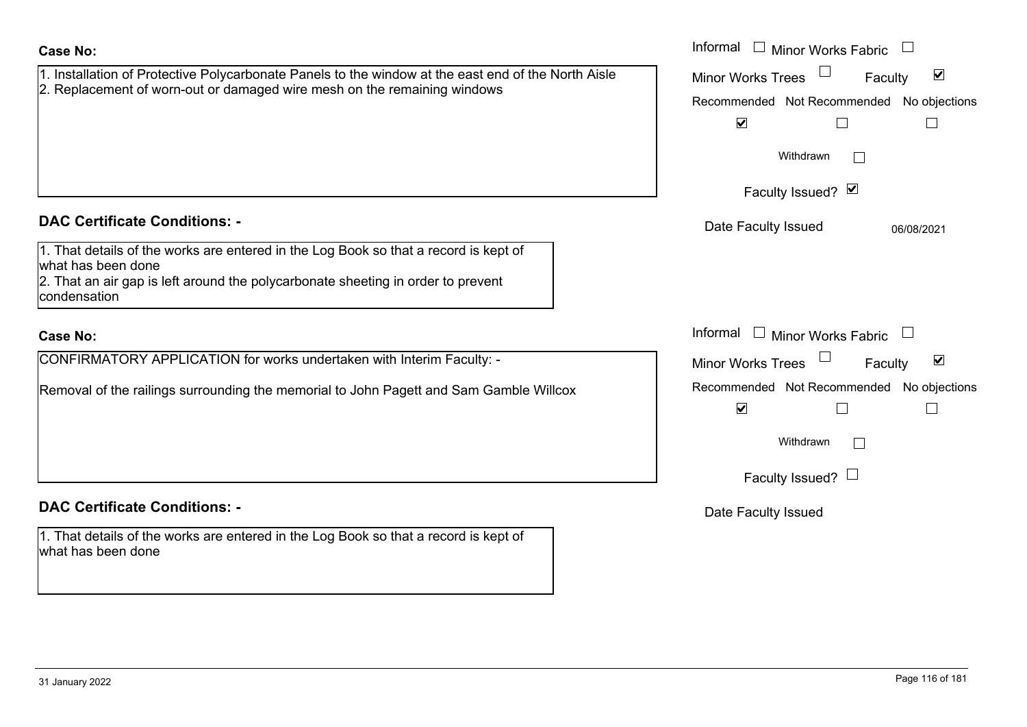**Case No:**

1. Installation of Protective Polycarbonate Panels to the window at the east end of the North Aisle
2. Replacement of worn-out or damaged wire mesh on the remaining windows

Informal ☐ Minor Works Fabric ☐
Minor Works Trees ☐ Faculty ☑

Recommended ☑ Not Recommended ☐ No objections ☐

Withdrawn ☐

Faculty Issued? ☑

Date Faculty Issued 06/08/2021

**DAC Certificate Conditions: -**

1. That details of the works are entered in the Log Book so that a record is kept of what has been done
2. That an air gap is left around the polycarbonate sheeting in order to prevent condensation

**Case No:**

CONFIRMATORY APPLICATION for works undertaken with Interim Faculty: -

Removal of the railings surrounding the memorial to John Pagett and Sam Gamble Willcox

Informal ☐ Minor Works Fabric ☐
Minor Works Trees ☐ Faculty ☑

Recommended ☑ Not Recommended ☐ No objections ☐

Withdrawn ☐

Faculty Issued? ☐

Date Faculty Issued

**DAC Certificate Conditions: -**

1. That details of the works are entered in the Log Book so that a record is kept of what has been done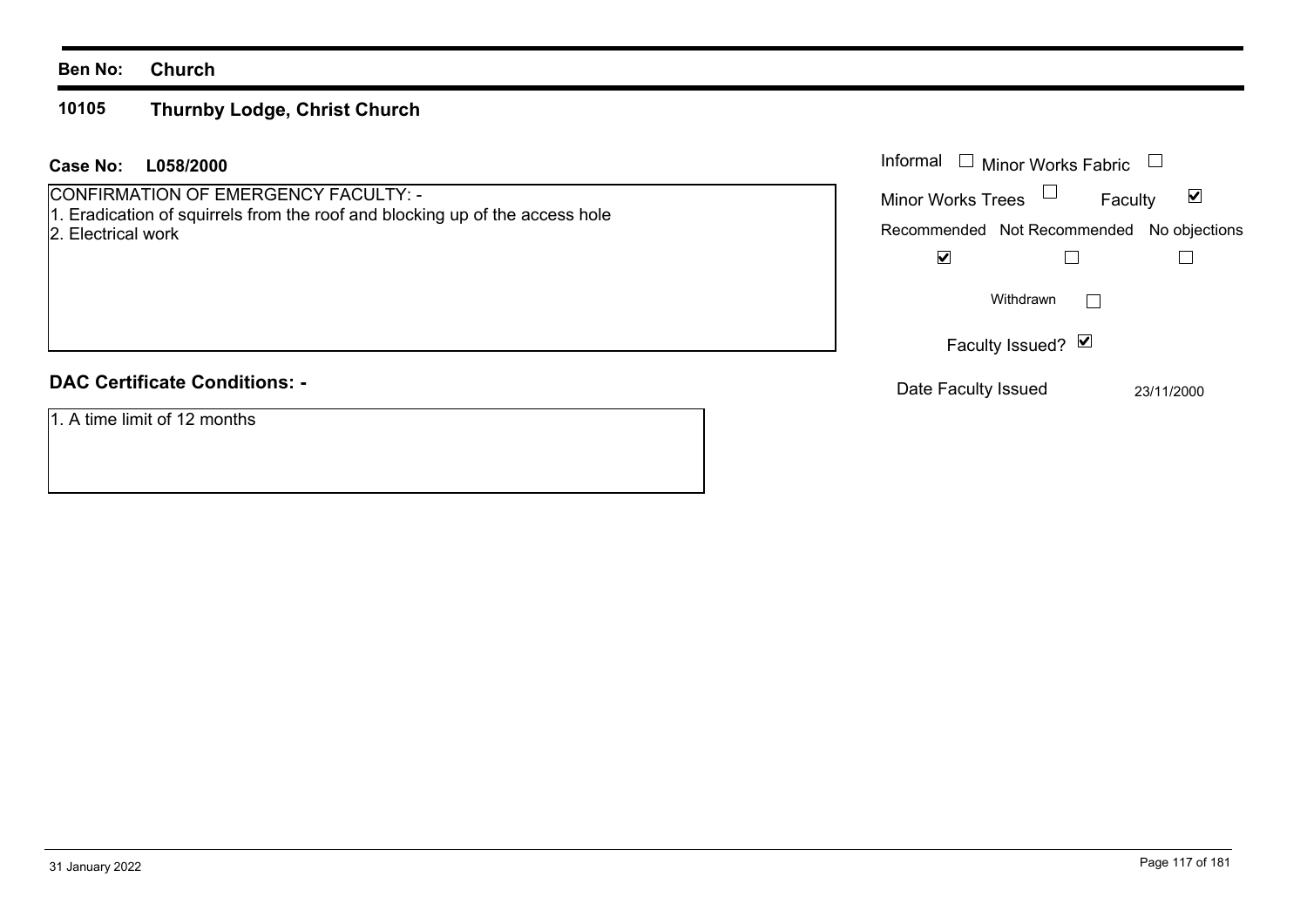**Ben No:** **Church**

## 10105 Thurnby Lodge, Christ Church

**Case No:** **L058/2000**

CONFIRMATION OF EMERGENCY FACULTY: -
1. Eradication of squirrels from the roof and blocking up of the access hole
2. Electrical work

| Informal | ☐ | Minor Works Fabric | ☐ |
|---|---|---|---|
| Minor Works Trees | ☐ | Faculty | ☑ |

| Recommended | Not Recommended | No objections |
|---|---|---|
| ☑ | ☐ | ☐ |

Withdrawn ☐

Faculty Issued? ☑

Date Faculty Issued 23/11/2000

**DAC Certificate Conditions: -**

1. A time limit of 12 months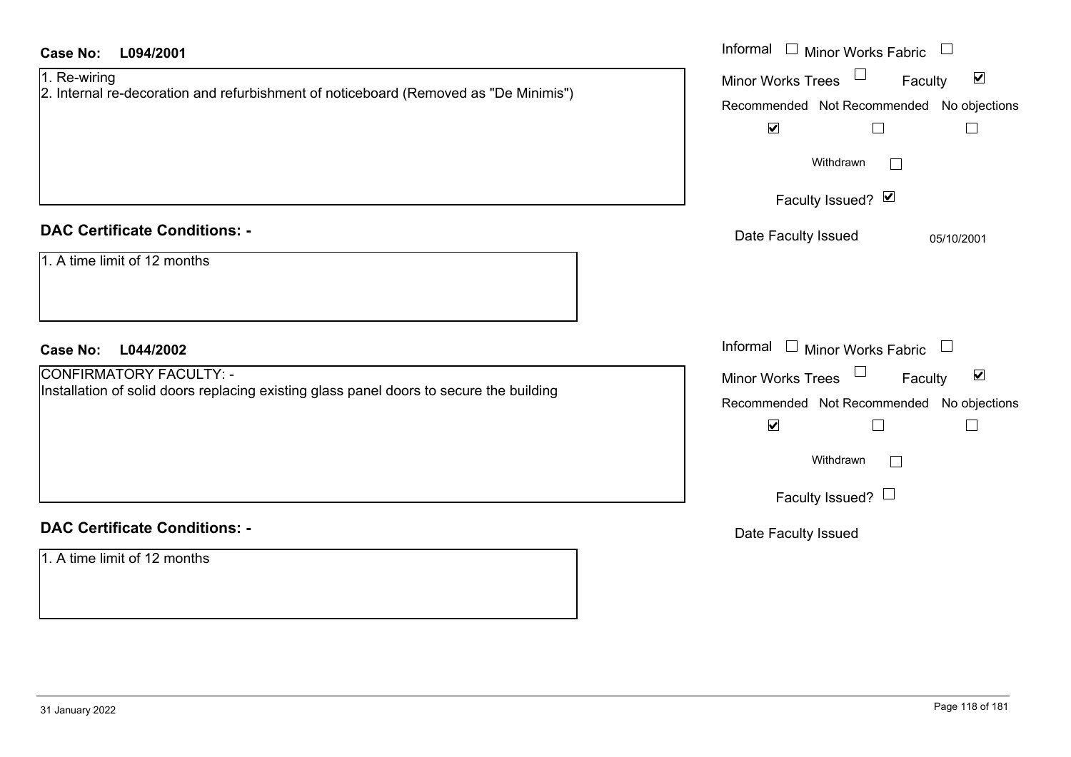**Case No: L094/2001**

1. Re-wiring
2. Internal re-decoration and refurbishment of noticeboard (Removed as "De Minimis")

Informal ☐ Minor Works Fabric ☐
Minor Works Trees ☐ Faculty ☑

| Recommended | Not Recommended | No objections |
| --- | --- | --- |
| ☑ | ☐ | ☐ |

Withdrawn ☐

Faculty Issued? ☑

Date Faculty Issued 05/10/2001

**DAC Certificate Conditions: -**

1. A time limit of 12 months

**Case No: L044/2002**

CONFIRMATORY FACULTY: -
Installation of solid doors replacing existing glass panel doors to secure the building

Informal ☐ Minor Works Fabric ☐
Minor Works Trees ☐ Faculty ☑

| Recommended | Not Recommended | No objections |
| --- | --- | --- |
| ☑ | ☐ | ☐ |

Withdrawn ☐

Faculty Issued? ☐

Date Faculty Issued

**DAC Certificate Conditions: -**

1. A time limit of 12 months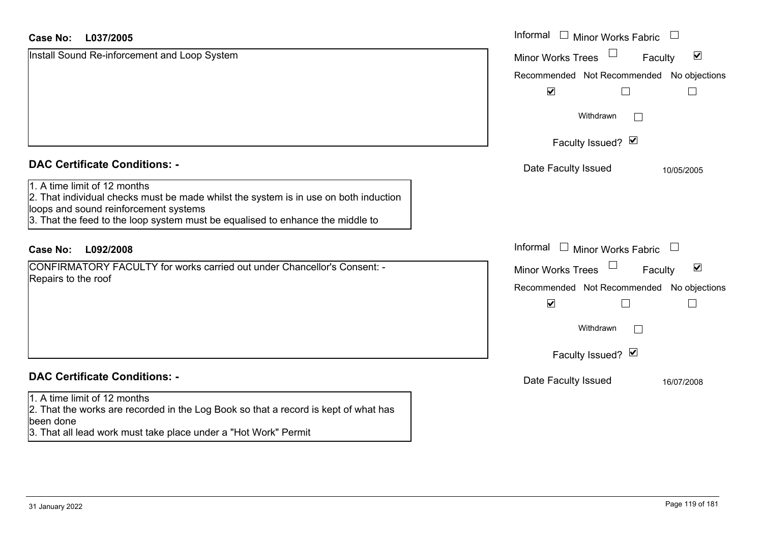**Case No: L037/2005**

Install Sound Re-inforcement and Loop System

Informal ☐ Minor Works Fabric ☐

Minor Works Trees ☐ Faculty ☑

Recommended ☑ Not Recommended ☐ No objections ☐

Withdrawn ☐

Faculty Issued? ☑

Date Faculty Issued 10/05/2005

**DAC Certificate Conditions: -**

1. A time limit of 12 months
2. That individual checks must be made whilst the system is in use on both induction loops and sound reinforcement systems
3. That the feed to the loop system must be equalised to enhance the middle to

**Case No: L092/2008**

CONFIRMATORY FACULTY for works carried out under Chancellor's Consent: - Repairs to the roof

Informal ☐ Minor Works Fabric ☐

Minor Works Trees ☐ Faculty ☑

Recommended ☑ Not Recommended ☐ No objections ☐

Withdrawn ☐

Faculty Issued? ☑

Date Faculty Issued 16/07/2008

**DAC Certificate Conditions: -**

1. A time limit of 12 months
2. That the works are recorded in the Log Book so that a record is kept of what has been done
3. That all lead work must take place under a "Hot Work" Permit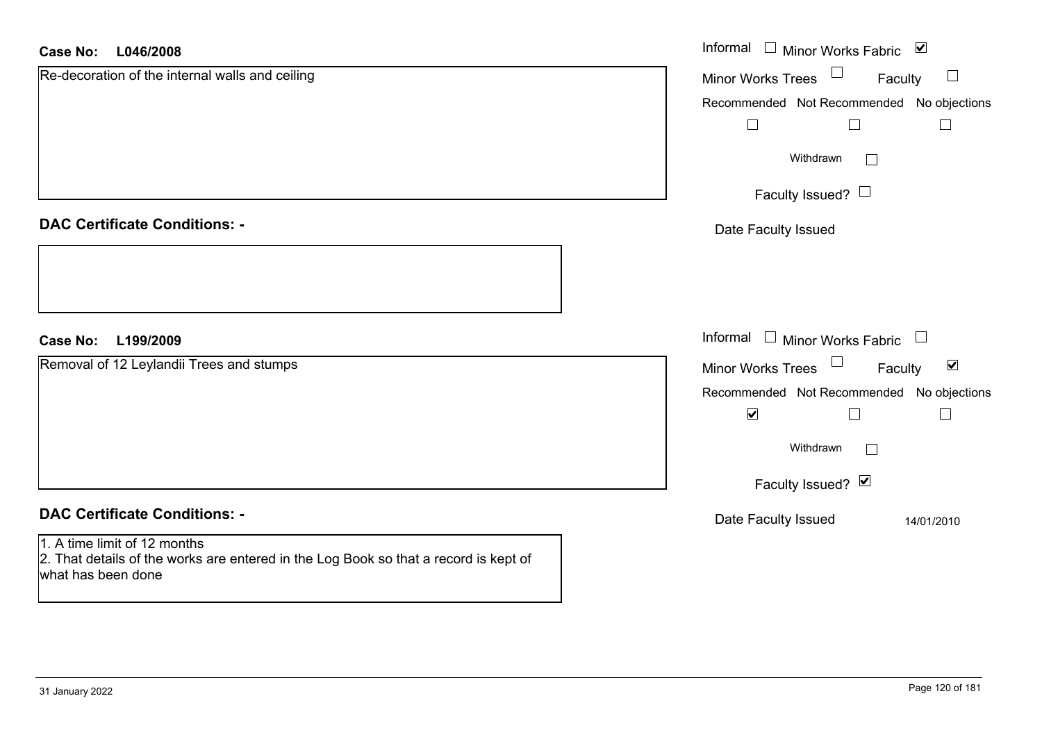**Case No:** **L046/2008**

Re-decoration of the internal walls and ceiling

- Informal ☐
- Minor Works Fabric ☑
- Minor Works Trees ☐
- Faculty ☐

| Recommended | Not Recommended | No objections |
| --- | --- | --- |
| ☐ | ☐ | ☐ |

Withdrawn ☐

Faculty Issued? ☐

Date Faculty Issued

## DAC Certificate Conditions: -

**Case No:** **L199/2009**

Removal of 12 Leylandii Trees and stumps

- Informal ☐
- Minor Works Fabric ☐
- Minor Works Trees ☐
- Faculty ☑

| Recommended | Not Recommended | No objections |
| --- | --- | --- |
| ☑ | ☐ | ☐ |

Withdrawn ☐

Faculty Issued? ☑

Date Faculty Issued 14/01/2010

## DAC Certificate Conditions: -

1. A time limit of 12 months
2. That details of the works are entered in the Log Book so that a record is kept of what has been done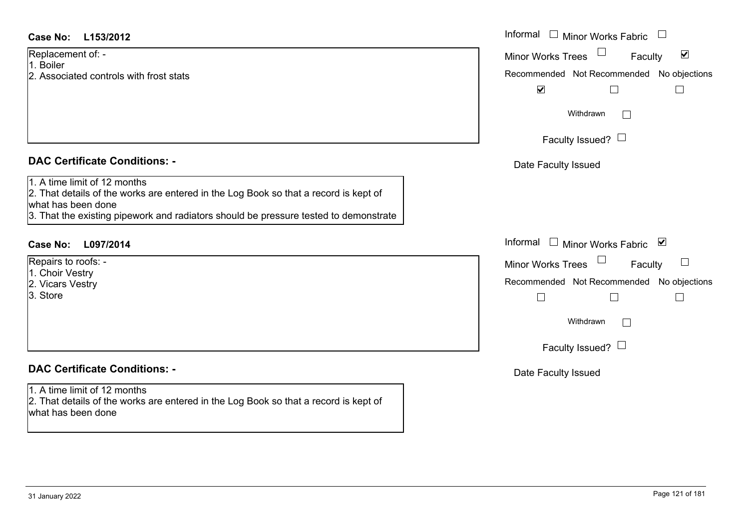**Case No: L153/2012**

Replacement of: -
1. Boiler
2. Associated controls with frost stats

Informal ☐ Minor Works Fabric ☐
Minor Works Trees ☐ Faculty ☑
Recommended ☑ Not Recommended ☐ No objections ☐
Withdrawn ☐
Faculty Issued? ☐
Date Faculty Issued

## DAC Certificate Conditions: -

1. A time limit of 12 months
2. That details of the works are entered in the Log Book so that a record is kept of what has been done
3. That the existing pipework and radiators should be pressure tested to demonstrate

**Case No: L097/2014**

Repairs to roofs: -
1. Choir Vestry
2. Vicars Vestry
3. Store

Informal ☐ Minor Works Fabric ☑
Minor Works Trees ☐ Faculty ☐
Recommended ☐ Not Recommended ☐ No objections ☐
Withdrawn ☐
Faculty Issued? ☐
Date Faculty Issued

## DAC Certificate Conditions: -

1. A time limit of 12 months
2. That details of the works are entered in the Log Book so that a record is kept of what has been done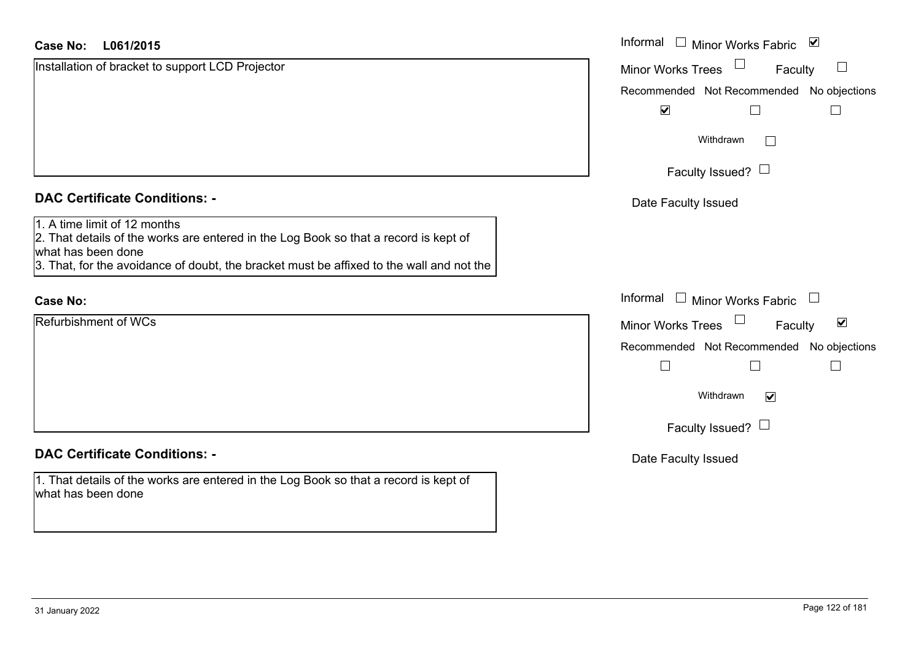**Case No:** L061/2015

Installation of bracket to support LCD Projector

Informal ☐ Minor Works Fabric ☑

Minor Works Trees ☐ Faculty ☐

Recommended ☑ Not Recommended ☐ No objections ☐

Withdrawn ☐

Faculty Issued? ☐

Date Faculty Issued

## DAC Certificate Conditions: -

1. A time limit of 12 months
2. That details of the works are entered in the Log Book so that a record is kept of what has been done
3. That, for the avoidance of doubt, the bracket must be affixed to the wall and not the

**Case No:**

Refurbishment of WCs

Informal ☐ Minor Works Fabric ☐

Minor Works Trees ☐ Faculty ☑

Recommended ☐ Not Recommended ☐ No objections ☐

Withdrawn ☑

Faculty Issued? ☐

Date Faculty Issued

## DAC Certificate Conditions: -

1. That details of the works are entered in the Log Book so that a record is kept of what has been done

31 January 2022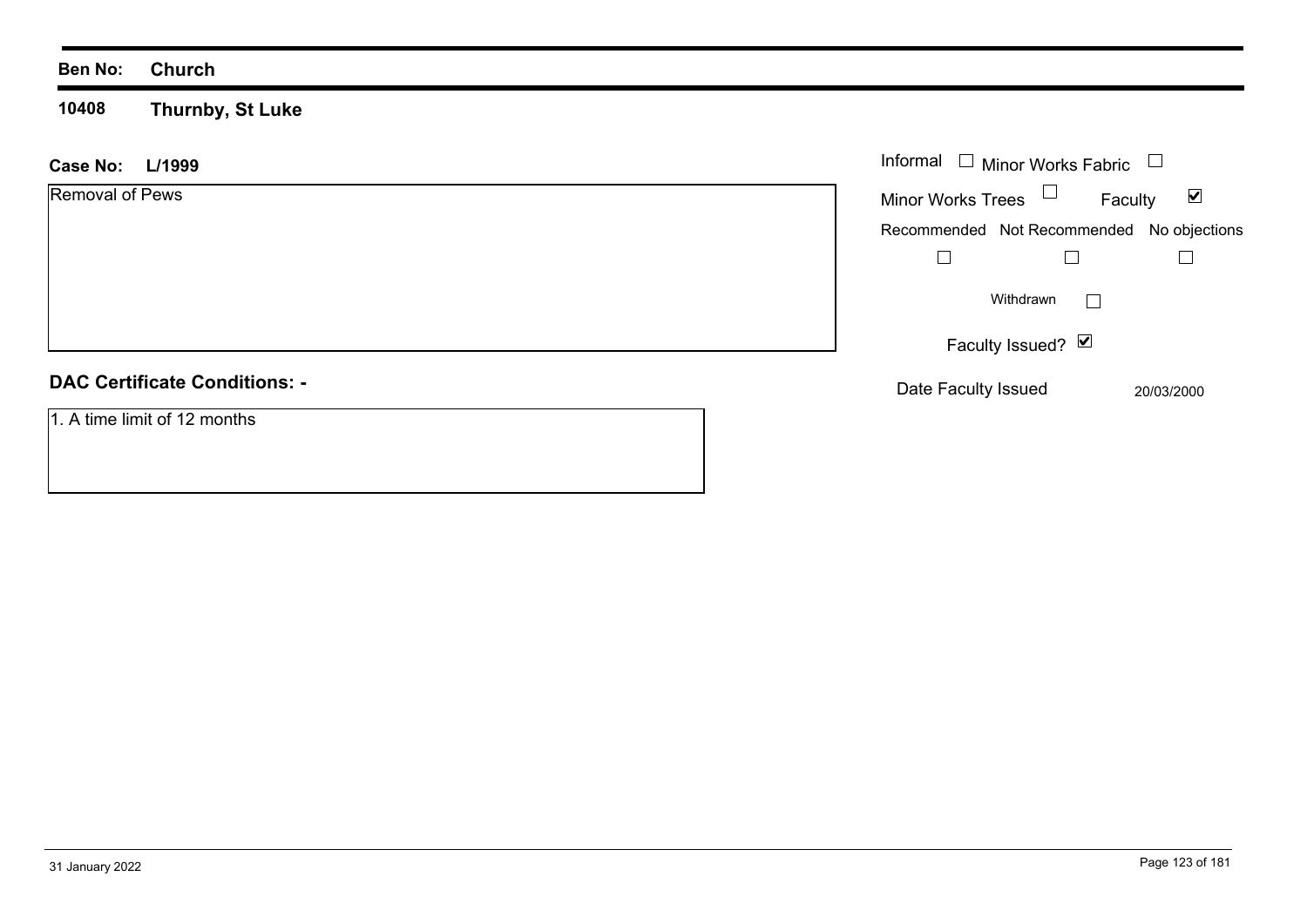**Ben No:** **Church**

**10408** **Thurnby, St Luke**

**Case No:** **L/1999**

Removal of Pews

Informal ☐ Minor Works Fabric ☐

Minor Works Trees ☐ Faculty ☑

Recommended ☐ Not Recommended ☐ No objections ☐

Withdrawn ☐

Faculty Issued? ☑

Date Faculty Issued 20/03/2000

## DAC Certificate Conditions: -

1. A time limit of 12 months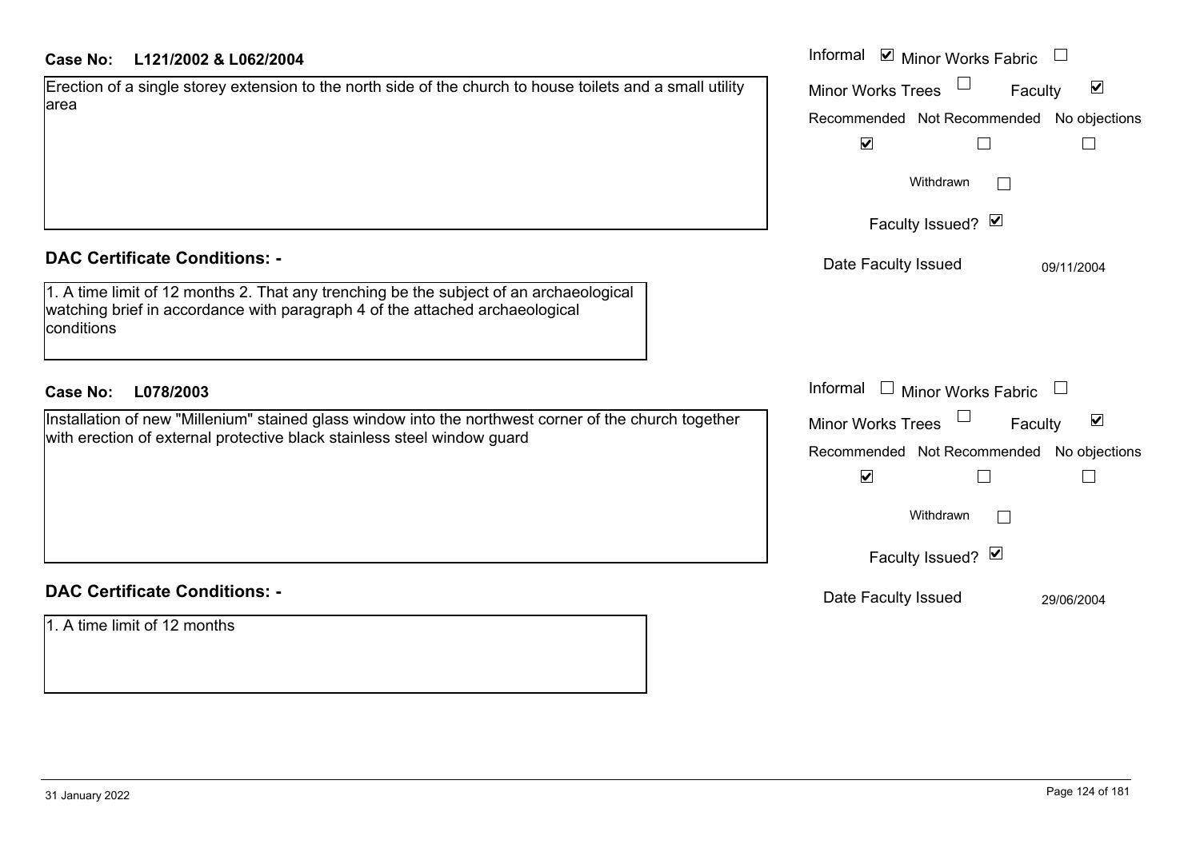**Case No:** L121/2002 & L062/2004

Erection of a single storey extension to the north side of the church to house toilets and a small utility area

Informal ☑ Minor Works Fabric ☐
Minor Works Trees ☐ Faculty ☑

| Recommended | Not Recommended | No objections |
|---|---|---|
| ☑ | ☐ | ☐ |

Withdrawn ☐

Faculty Issued? ☑

Date Faculty Issued 09/11/2004

## DAC Certificate Conditions: -

1. A time limit of 12 months 2. That any trenching be the subject of an archaeological watching brief in accordance with paragraph 4 of the attached archaeological conditions

**Case No:** L078/2003

Installation of new "Millenium" stained glass window into the northwest corner of the church together with erection of external protective black stainless steel window guard

Informal ☐ Minor Works Fabric ☐
Minor Works Trees ☐ Faculty ☑

| Recommended | Not Recommended | No objections |
|---|---|---|
| ☑ | ☐ | ☐ |

Withdrawn ☐

Faculty Issued? ☑

Date Faculty Issued 29/06/2004

## DAC Certificate Conditions: -

1. A time limit of 12 months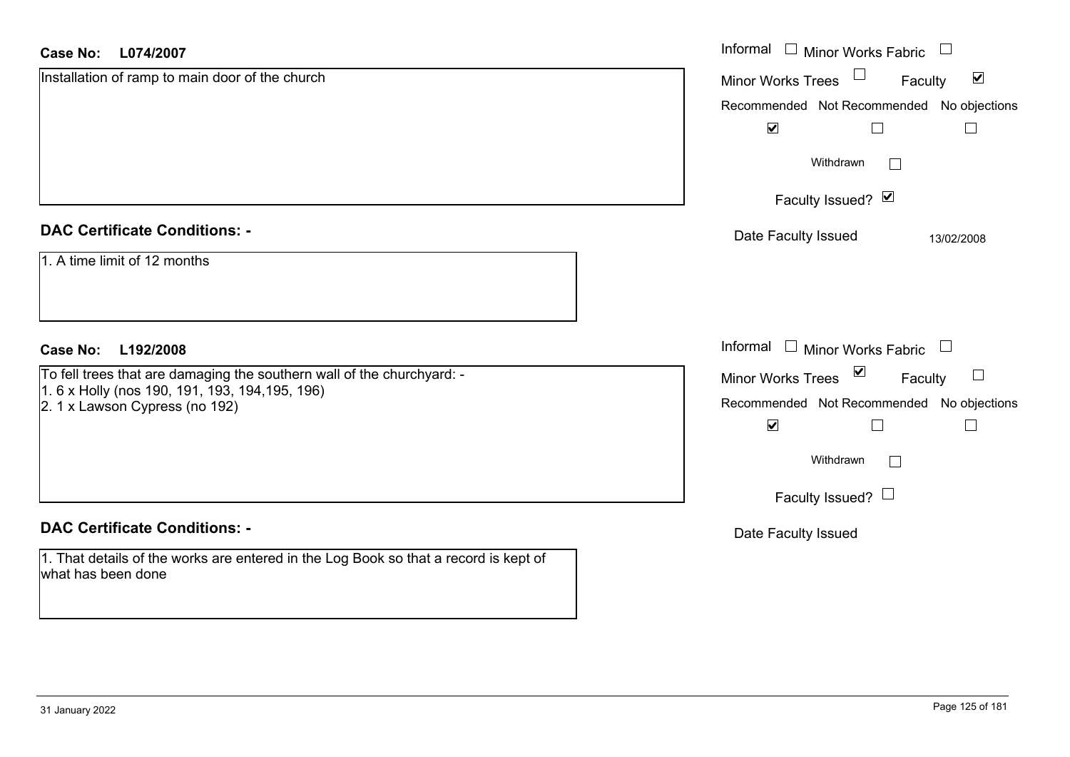**Case No: L074/2007**

Installation of ramp to main door of the church

Informal ☐ Minor Works Fabric ☐

Minor Works Trees ☐ Faculty ☑

Recommended ☑ Not Recommended ☐ No objections ☐

Withdrawn ☐

Faculty Issued? ☑

Date Faculty Issued 13/02/2008

**DAC Certificate Conditions: -**

1. A time limit of 12 months

**Case No: L192/2008**

To fell trees that are damaging the southern wall of the churchyard: -
1. 6 x Holly (nos 190, 191, 193, 194,195, 196)
2. 1 x Lawson Cypress (no 192)

Informal ☐ Minor Works Fabric ☐

Minor Works Trees ☑ Faculty ☐

Recommended ☑ Not Recommended ☐ No objections ☐

Withdrawn ☐

Faculty Issued? ☐

Date Faculty Issued

**DAC Certificate Conditions: -**

1. That details of the works are entered in the Log Book so that a record is kept of what has been done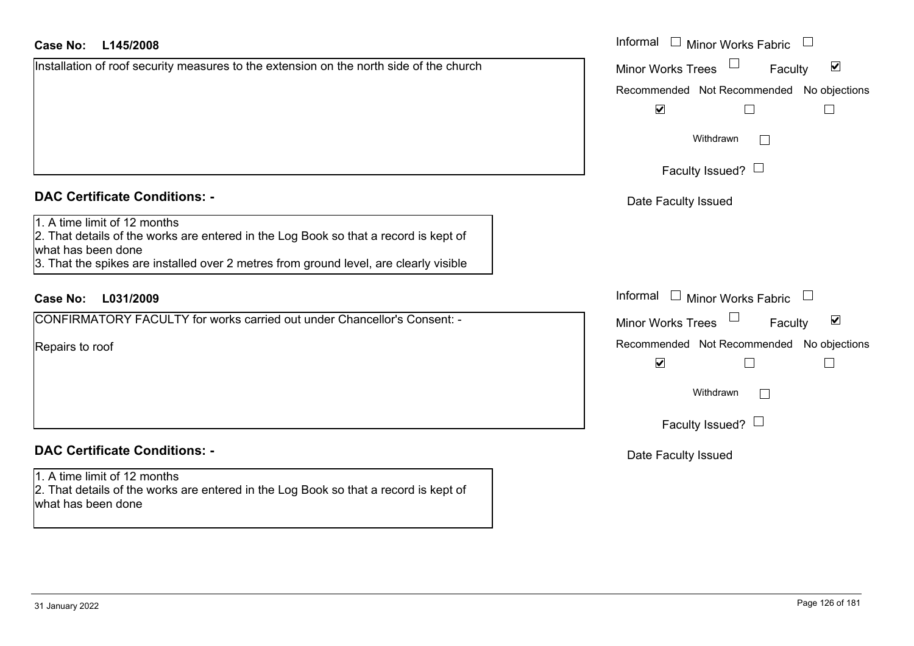**Case No: L145/2008**

Installation of roof security measures to the extension on the north side of the church

Informal ☐ Minor Works Fabric ☐
Minor Works Trees ☐ Faculty ☑

| Recommended | Not Recommended | No objections |
| --- | --- | --- |
| ☑ | ☐ | ☐ |

Withdrawn ☐

Faculty Issued? ☐

Date Faculty Issued

## DAC Certificate Conditions: -

1. A time limit of 12 months
2. That details of the works are entered in the Log Book so that a record is kept of what has been done
3. That the spikes are installed over 2 metres from ground level, are clearly visible

**Case No: L031/2009**

CONFIRMATORY FACULTY for works carried out under Chancellor's Consent: -

Repairs to roof

Informal ☐ Minor Works Fabric ☐
Minor Works Trees ☐ Faculty ☑

| Recommended | Not Recommended | No objections |
| --- | --- | --- |
| ☑ | ☐ | ☐ |

Withdrawn ☐

Faculty Issued? ☐

Date Faculty Issued

## DAC Certificate Conditions: -

1. A time limit of 12 months
2. That details of the works are entered in the Log Book so that a record is kept of what has been done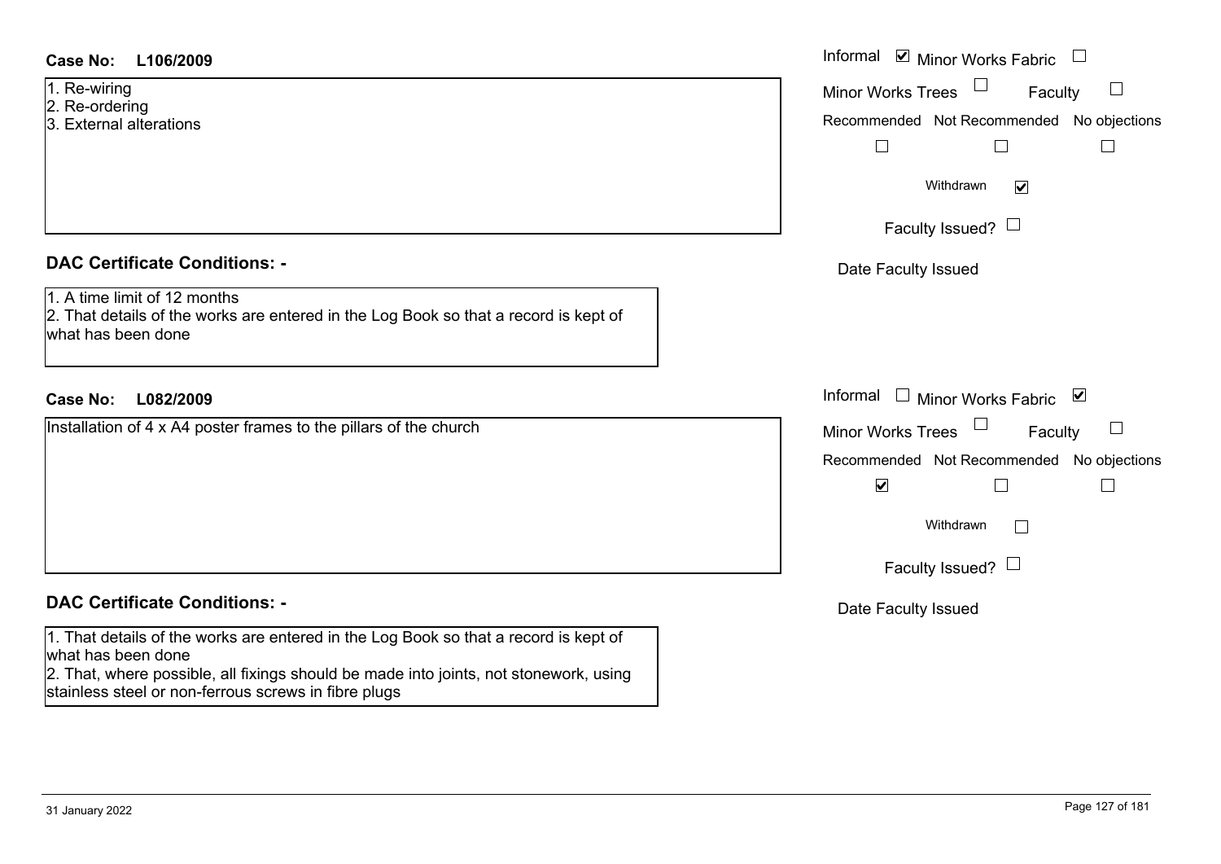**Case No:** **L106/2009**

1. Re-wiring
2. Re-ordering
3. External alterations

Informal ☑ Minor Works Fabric ☐

Minor Works Trees ☐ Faculty ☐

Recommended ☐ Not Recommended ☐ No objections ☐

Withdrawn ☑

Faculty Issued? ☐

Date Faculty Issued

### DAC Certificate Conditions: -

1. A time limit of 12 months
2. That details of the works are entered in the Log Book so that a record is kept of what has been done

**Case No:** **L082/2009**

Installation of 4 x A4 poster frames to the pillars of the church

Informal ☐ Minor Works Fabric ☑

Minor Works Trees ☐ Faculty ☐

Recommended ☑ Not Recommended ☐ No objections ☐

Withdrawn ☐

Faculty Issued? ☐

Date Faculty Issued

### DAC Certificate Conditions: -

1. That details of the works are entered in the Log Book so that a record is kept of what has been done
2. That, where possible, all fixings should be made into joints, not stonework, using stainless steel or non-ferrous screws in fibre plugs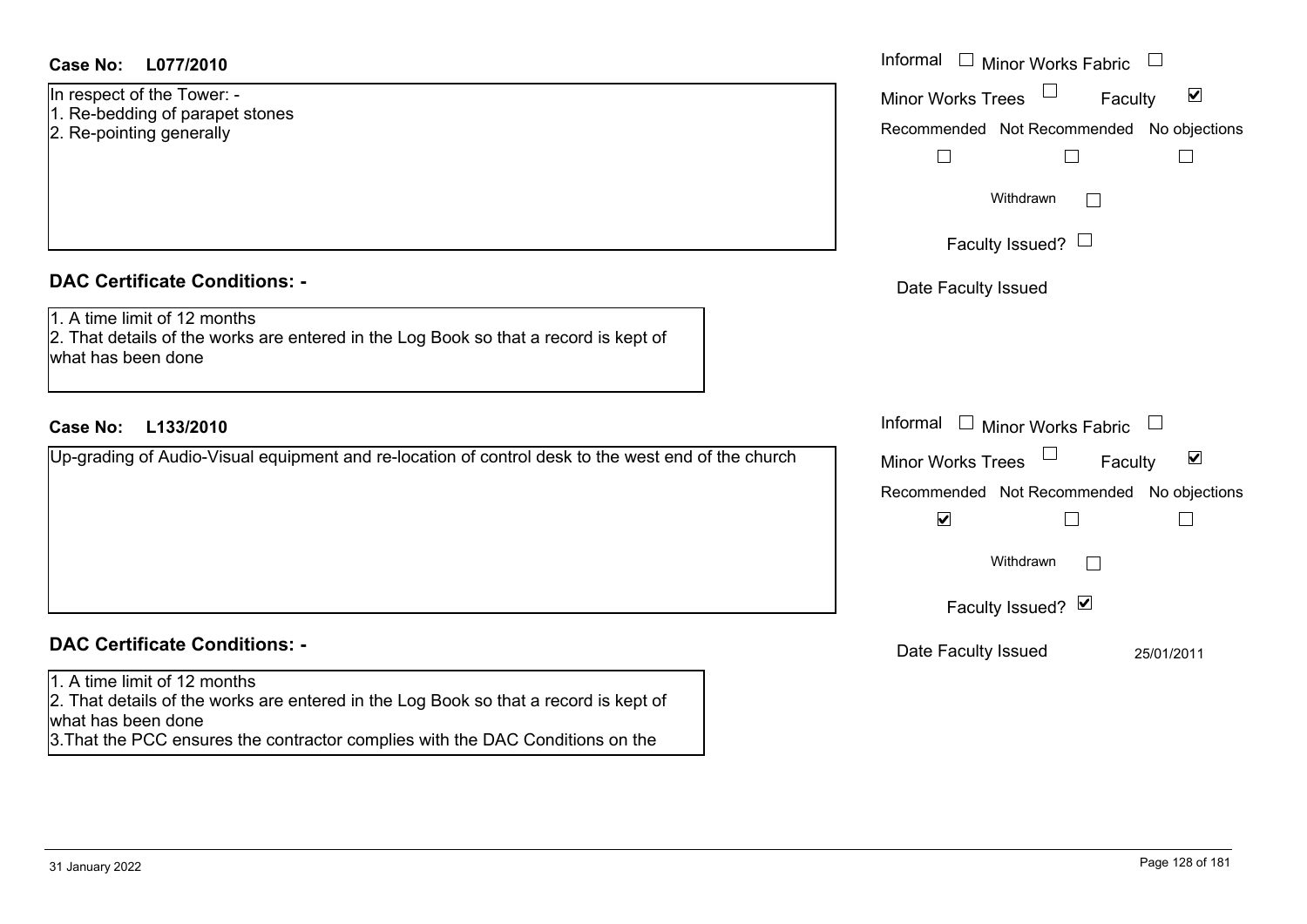**Case No:** **L077/2010**

In respect of the Tower: -
1. Re-bedding of parapet stones
2. Re-pointing generally

Informal ☐ Minor Works Fabric ☐
Minor Works Trees ☐ Faculty ☑

| Recommended | Not Recommended | No objections |
|---|---|---|
| ☐ | ☐ | ☐ |

Withdrawn ☐

Faculty Issued? ☐

Date Faculty Issued

## DAC Certificate Conditions: -

1. A time limit of 12 months
2. That details of the works are entered in the Log Book so that a record is kept of what has been done

**Case No:** **L133/2010**

Up-grading of Audio-Visual equipment and re-location of control desk to the west end of the church

Informal ☐ Minor Works Fabric ☐
Minor Works Trees ☐ Faculty ☑

| Recommended | Not Recommended | No objections |
|---|---|---|
| ☑ | ☐ | ☐ |

Withdrawn ☐

Faculty Issued? ☑

Date Faculty Issued 25/01/2011

## DAC Certificate Conditions: -

1. A time limit of 12 months
2. That details of the works are entered in the Log Book so that a record is kept of what has been done
3.That the PCC ensures the contractor complies with the DAC Conditions on the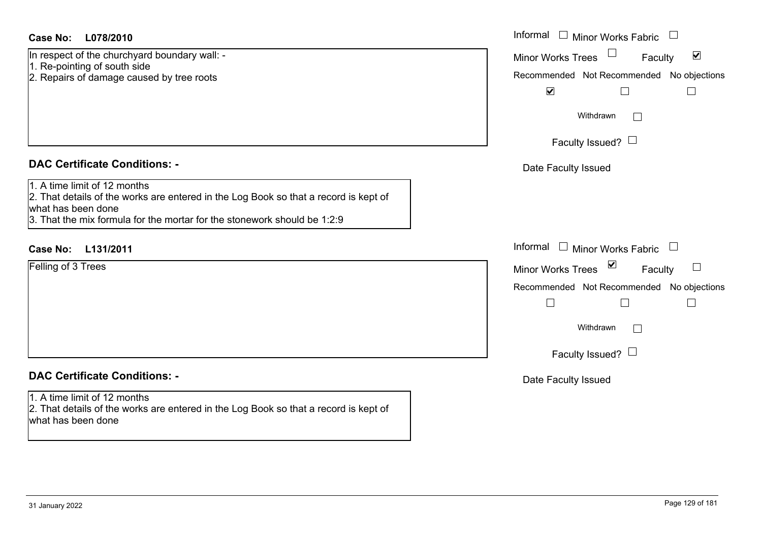**Case No: L078/2010**

In respect of the churchyard boundary wall: -
1. Re-pointing of south side
2. Repairs of damage caused by tree roots

Informal ☐ Minor Works Fabric ☐
Minor Works Trees ☐ Faculty ☑
Recommended ☑ Not Recommended ☐ No objections ☐
Withdrawn ☐
Faculty Issued? ☐
Date Faculty Issued

**DAC Certificate Conditions: -**

1. A time limit of 12 months
2. That details of the works are entered in the Log Book so that a record is kept of what has been done
3. That the mix formula for the mortar for the stonework should be 1:2:9

**Case No: L131/2011**

Felling of 3 Trees

Informal ☐ Minor Works Fabric ☐
Minor Works Trees ☑ Faculty ☐
Recommended ☐ Not Recommended ☐ No objections ☐
Withdrawn ☐
Faculty Issued? ☐
Date Faculty Issued

**DAC Certificate Conditions: -**

1. A time limit of 12 months
2. That details of the works are entered in the Log Book so that a record is kept of what has been done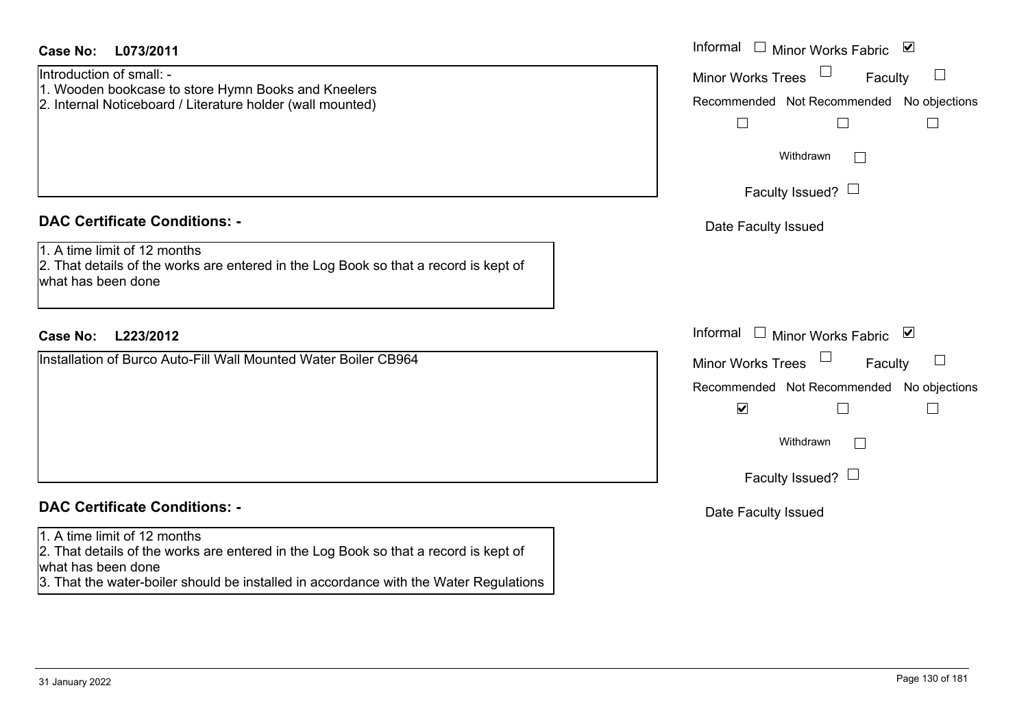**Case No: L073/2011**

Introduction of small: -
1. Wooden bookcase to store Hymn Books and Kneelers
2. Internal Noticeboard / Literature holder (wall mounted)

Informal ☐ Minor Works Fabric ☑
Minor Works Trees ☐ Faculty ☐

| Recommended | Not Recommended | No objections |
|---|---|---|
| ☐ | ☐ | ☐ |

Withdrawn ☐

Faculty Issued? ☐

Date Faculty Issued

## DAC Certificate Conditions: -

1. A time limit of 12 months
2. That details of the works are entered in the Log Book so that a record is kept of what has been done

**Case No: L223/2012**

Installation of Burco Auto-Fill Wall Mounted Water Boiler CB964

Informal ☐ Minor Works Fabric ☑
Minor Works Trees ☐ Faculty ☐

| Recommended | Not Recommended | No objections |
|---|---|---|
| ☑ | ☐ | ☐ |

Withdrawn ☐

Faculty Issued? ☐

Date Faculty Issued

## DAC Certificate Conditions: -

1. A time limit of 12 months
2. That details of the works are entered in the Log Book so that a record is kept of what has been done
3. That the water-boiler should be installed in accordance with the Water Regulations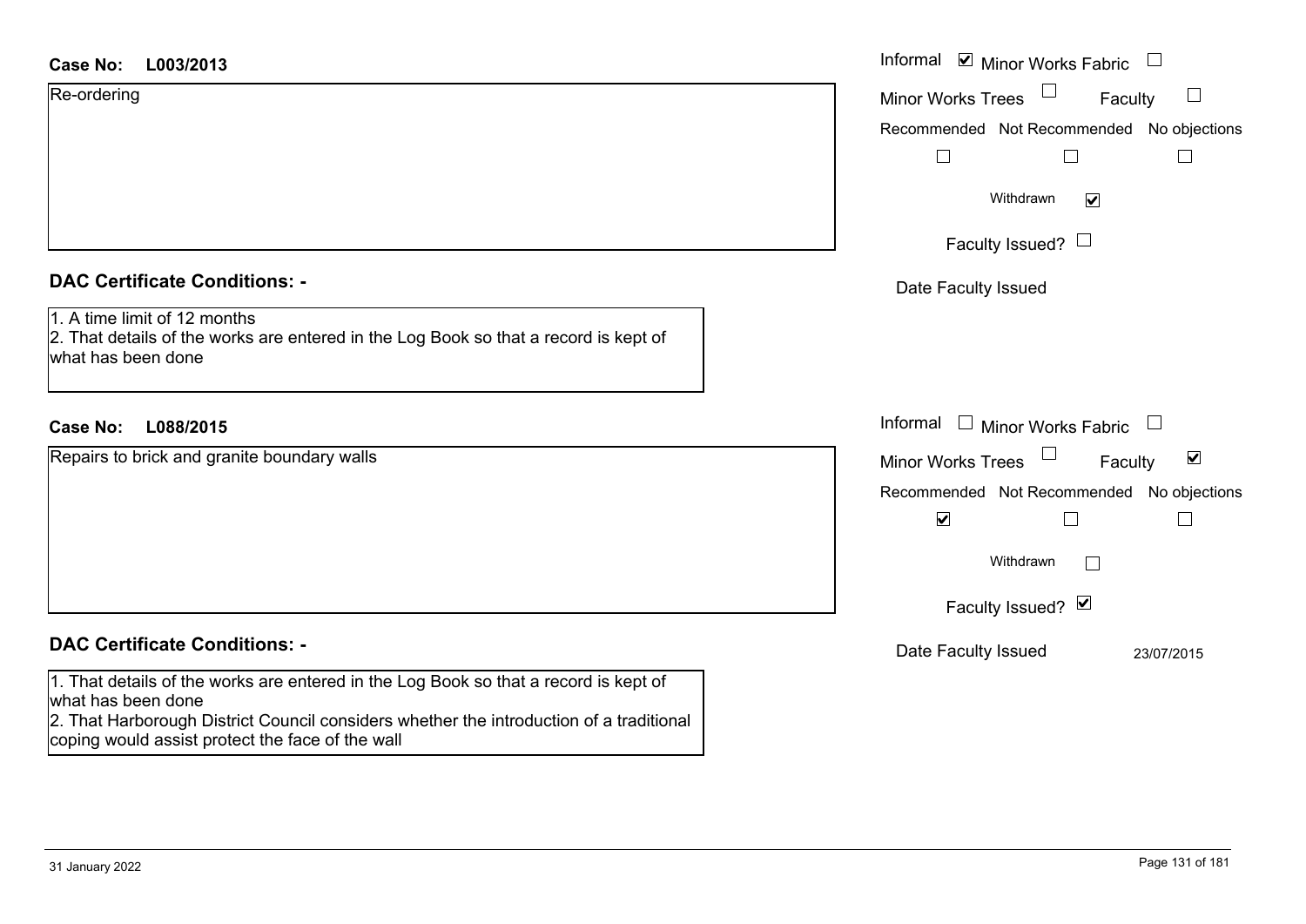**Case No: L003/2013**

Re-ordering

Informal ☑ Minor Works Fabric ☐

Minor Works Trees ☐ Faculty ☐

Recommended ☐ Not Recommended ☐ No objections ☐

Withdrawn ☑

Faculty Issued? ☐

Date Faculty Issued

## DAC Certificate Conditions: -

1. A time limit of 12 months
2. That details of the works are entered in the Log Book so that a record is kept of what has been done

**Case No: L088/2015**

Repairs to brick and granite boundary walls

Informal ☐ Minor Works Fabric ☐

Minor Works Trees ☐ Faculty ☑

Recommended ☑ Not Recommended ☐ No objections ☐

Withdrawn ☐

Faculty Issued? ☑

Date Faculty Issued 23/07/2015

## DAC Certificate Conditions: -

1. That details of the works are entered in the Log Book so that a record is kept of what has been done
2. That Harborough District Council considers whether the introduction of a traditional coping would assist protect the face of the wall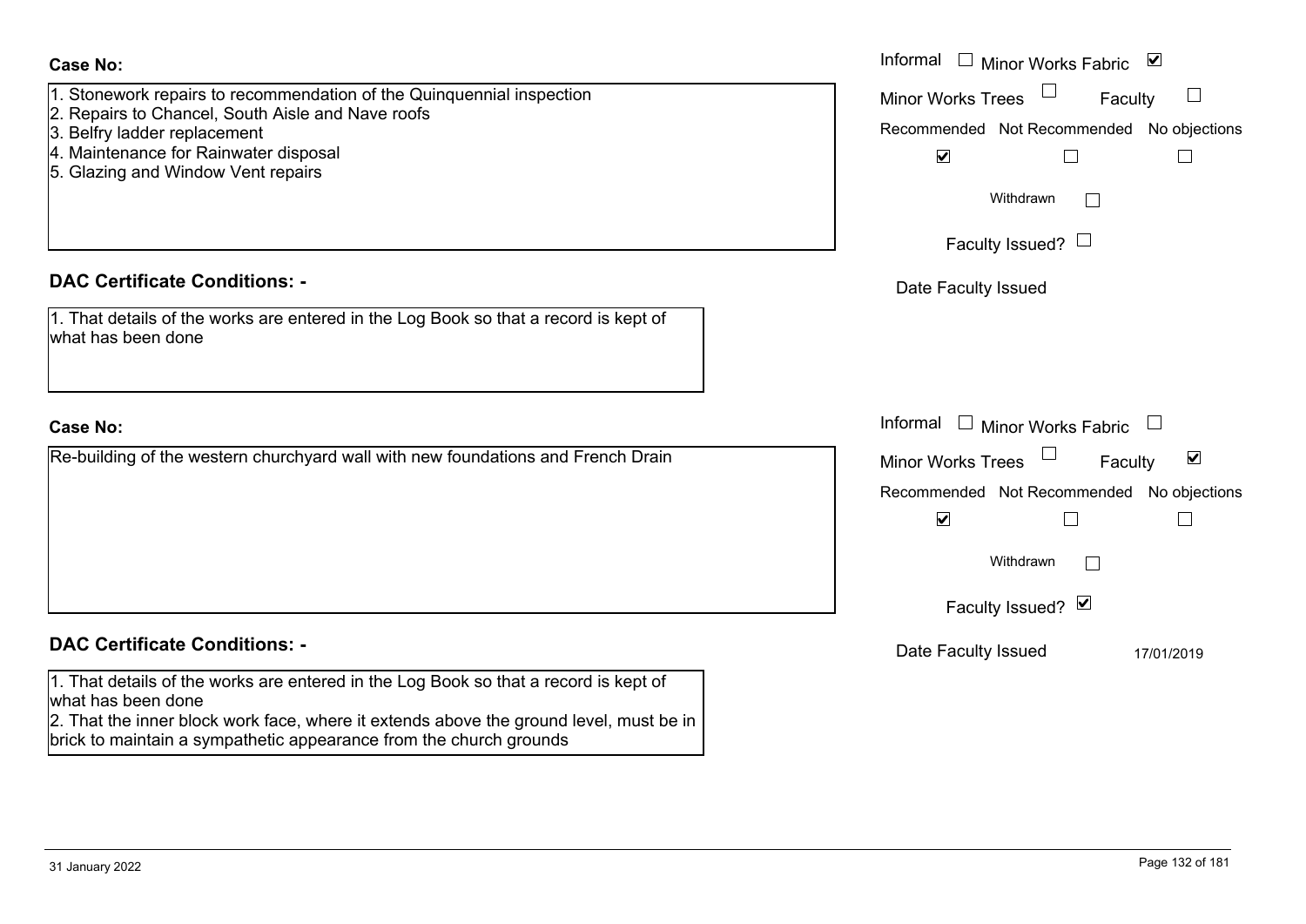**Case No:**

1. Stonework repairs to recommendation of the Quinquennial inspection
2. Repairs to Chancel, South Aisle and Nave roofs
3. Belfry ladder replacement
4. Maintenance for Rainwater disposal
5. Glazing and Window Vent repairs

Informal ☐ Minor Works Fabric ☑

Minor Works Trees ☐ Faculty ☐

| Recommended | Not Recommended | No objections |
|---|---|---|
| ☑ | ☐ | ☐ |

Withdrawn ☐

Faculty Issued? ☐

Date Faculty Issued

**DAC Certificate Conditions: -**

1. That details of the works are entered in the Log Book so that a record is kept of what has been done

**Case No:**

Re-building of the western churchyard wall with new foundations and French Drain

Informal ☐ Minor Works Fabric ☐

Minor Works Trees ☐ Faculty ☑

| Recommended | Not Recommended | No objections |
|---|---|---|
| ☑ | ☐ | ☐ |

Withdrawn ☐

Faculty Issued? ☑

Date Faculty Issued 17/01/2019

**DAC Certificate Conditions: -**

1. That details of the works are entered in the Log Book so that a record is kept of what has been done
2. That the inner block work face, where it extends above the ground level, must be in brick to maintain a sympathetic appearance from the church grounds

31 January 2022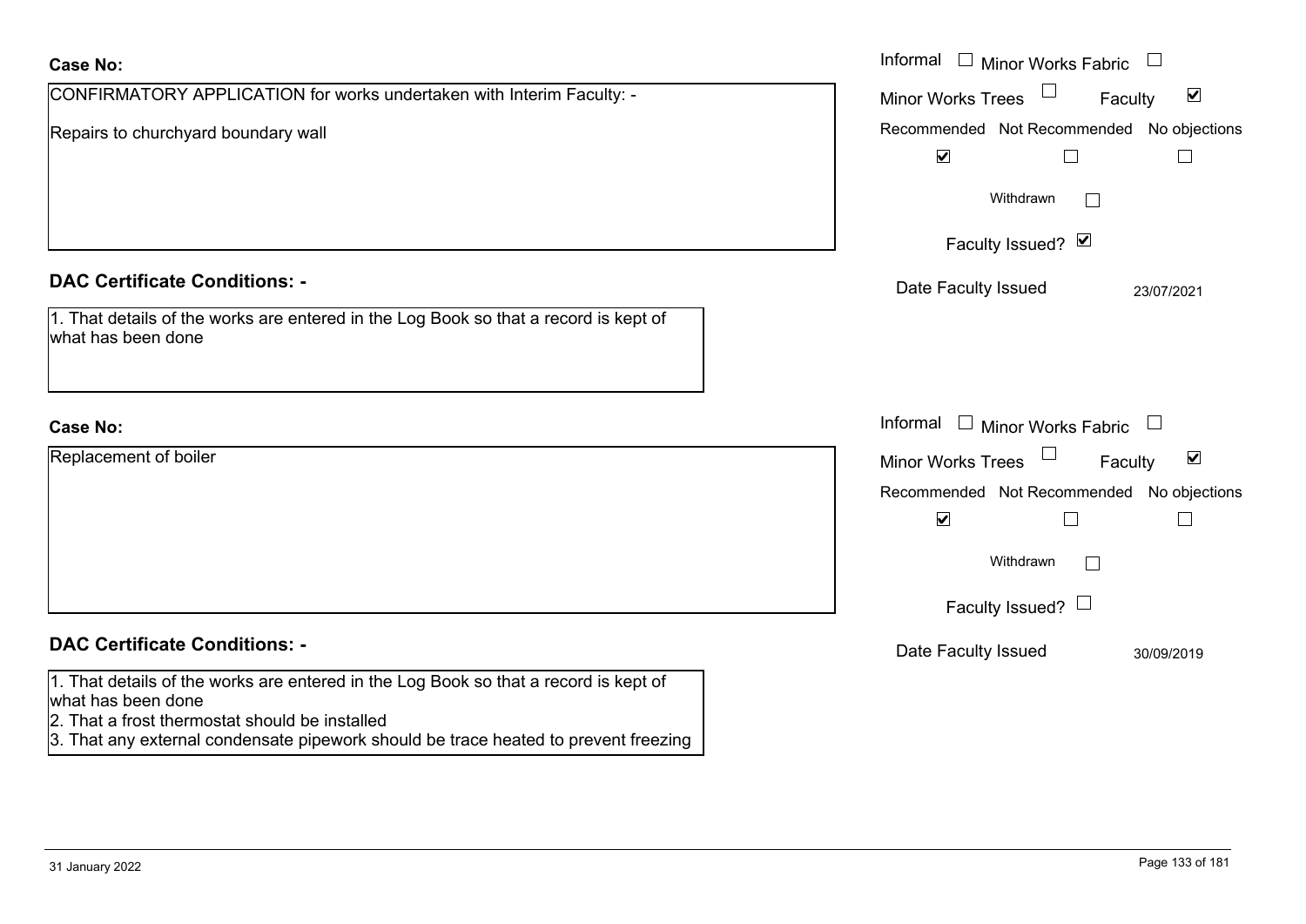**Case No:**

CONFIRMATORY APPLICATION for works undertaken with Interim Faculty: -

Repairs to churchyard boundary wall

Informal ☐ Minor Works Fabric ☐

Minor Works Trees ☐ Faculty ☑

Recommended ☑ Not Recommended ☐ No objections ☐

Withdrawn ☐

Faculty Issued? ☑

Date Faculty Issued 23/07/2021

**DAC Certificate Conditions: -**

1. That details of the works are entered in the Log Book so that a record is kept of what has been done

**Case No:**

Replacement of boiler

Informal ☐ Minor Works Fabric ☐

Minor Works Trees ☐ Faculty ☑

Recommended ☑ Not Recommended ☐ No objections ☐

Withdrawn ☐

Faculty Issued? ☐

Date Faculty Issued 30/09/2019

**DAC Certificate Conditions: -**

1. That details of the works are entered in the Log Book so that a record is kept of what has been done
2. That a frost thermostat should be installed
3. That any external condensate pipework should be trace heated to prevent freezing

31 January 2022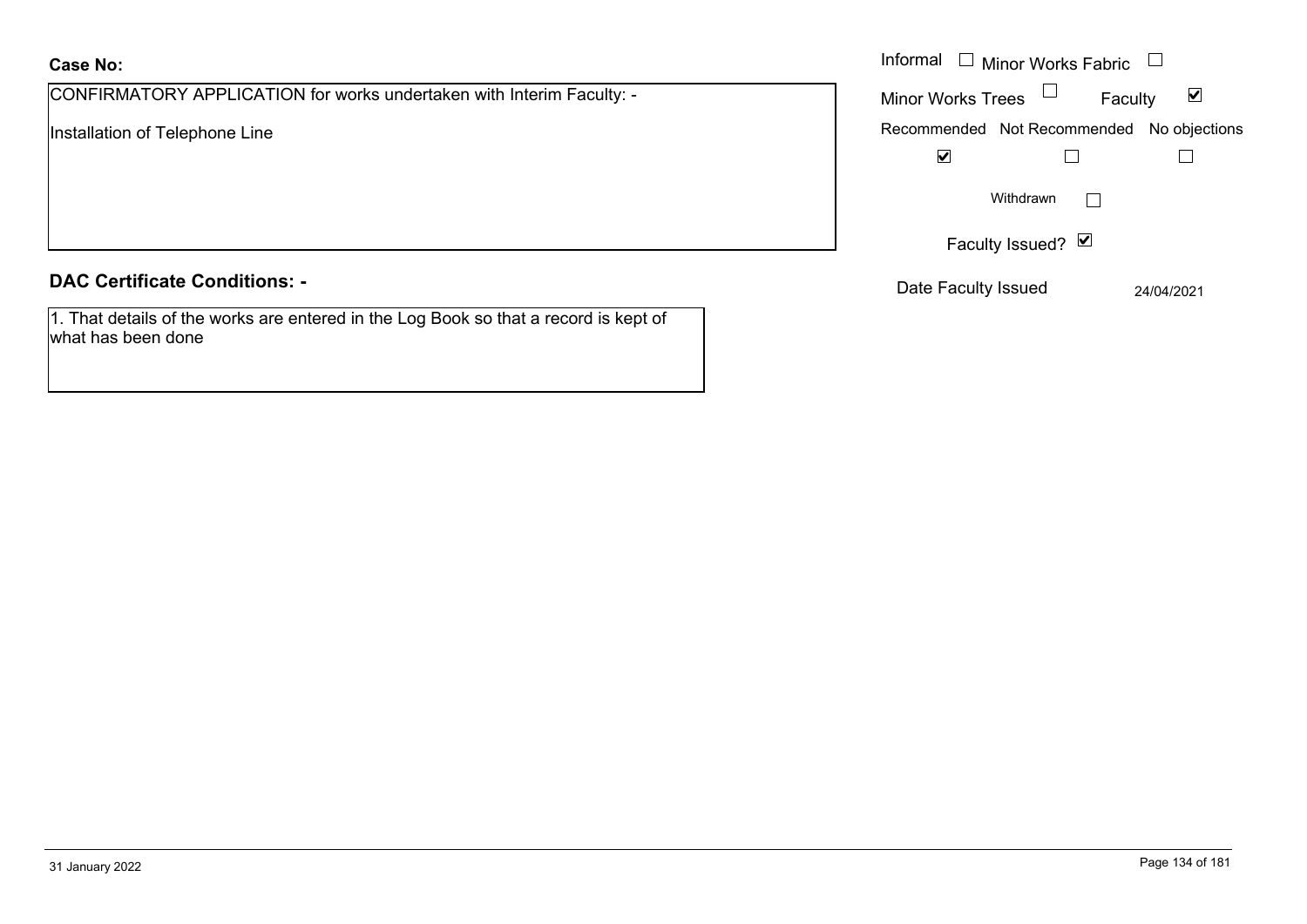**Case No:**

CONFIRMATORY APPLICATION for works undertaken with Interim Faculty: -

Installation of Telephone Line

Informal ☐ Minor Works Fabric ☐

Minor Works Trees ☐ Faculty ☑

| Recommended | Not Recommended | No objections |
|---|---|---|
| ☑ | ☐ | ☐ |

Withdrawn ☐

Faculty Issued? ☑

Date Faculty Issued 24/04/2021

**DAC Certificate Conditions: -**

1. That details of the works are entered in the Log Book so that a record is kept of what has been done

31 January 2022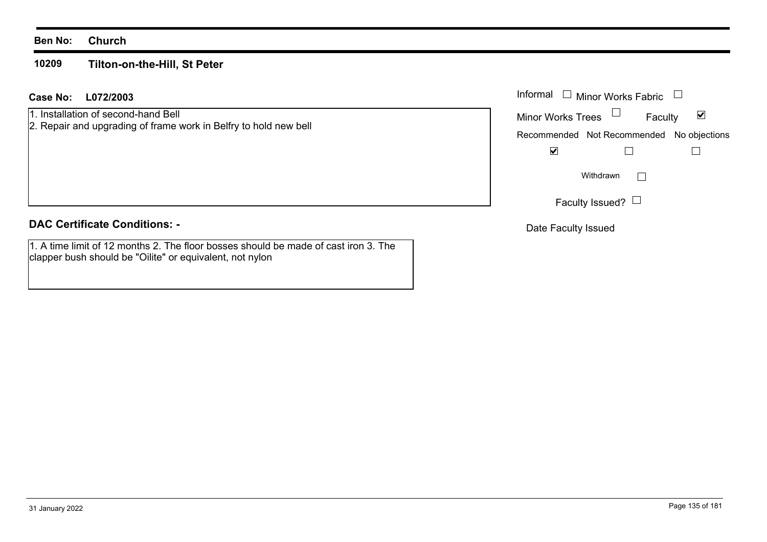**Ben No:** **Church**

**10209** **Tilton-on-the-Hill, St Peter**

**Case No:** **L072/2003**

1. Installation of second-hand Bell
2. Repair and upgrading of frame work in Belfry to hold new bell

Informal ☐ Minor Works Fabric ☐

Minor Works Trees ☐ Faculty ☑

| Recommended | Not Recommended | No objections |
| --- | --- | --- |
| ☑ | ☐ | ☐ |

Withdrawn ☐

Faculty Issued? ☐

Date Faculty Issued

## DAC Certificate Conditions: -

1. A time limit of 12 months 2. The floor bosses should be made of cast iron 3. The clapper bush should be "Oilite" or equivalent, not nylon

31 January 2022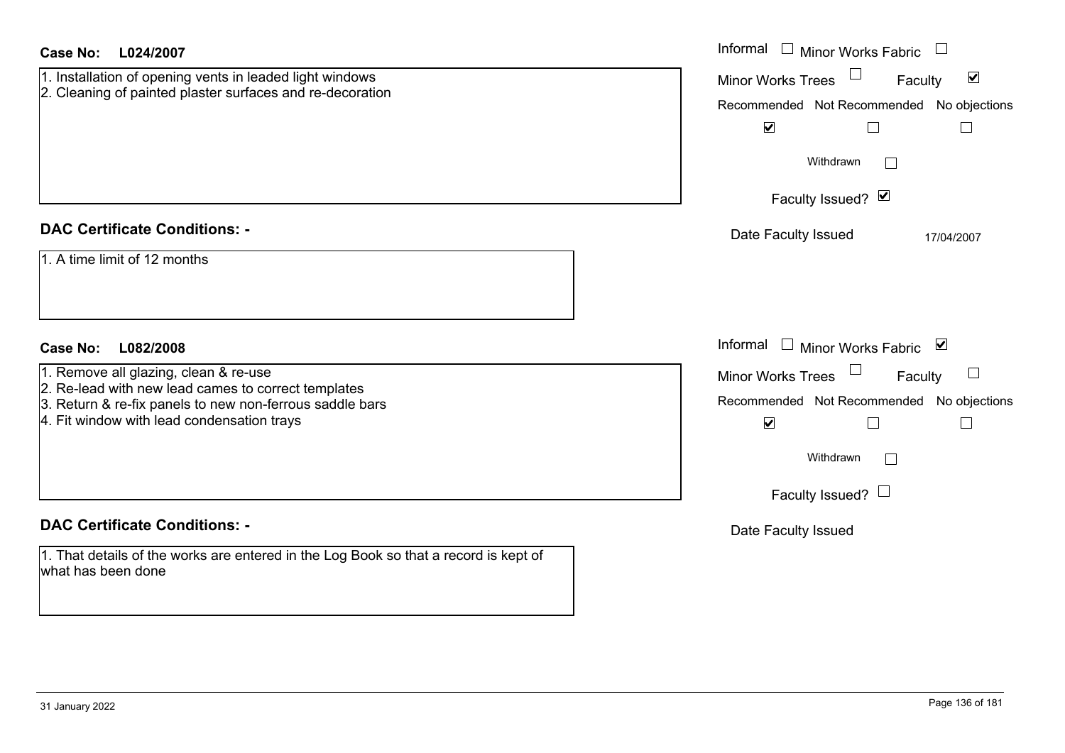**Case No: L024/2007**

1. Installation of opening vents in leaded light windows
2. Cleaning of painted plaster surfaces and re-decoration

Informal ☐ Minor Works Fabric ☐
Minor Works Trees ☐ Faculty ☑

| Recommended | Not Recommended | No objections |
|---|---|---|
| ☑ | ☐ | ☐ |

Withdrawn ☐

Faculty Issued? ☑

Date Faculty Issued 17/04/2007

**DAC Certificate Conditions: -**

1. A time limit of 12 months

**Case No: L082/2008**

1. Remove all glazing, clean & re-use
2. Re-lead with new lead cames to correct templates
3. Return & re-fix panels to new non-ferrous saddle bars
4. Fit window with lead condensation trays

Informal ☐ Minor Works Fabric ☑
Minor Works Trees ☐ Faculty ☐

| Recommended | Not Recommended | No objections |
|---|---|---|
| ☑ | ☐ | ☐ |

Withdrawn ☐

Faculty Issued? ☐

Date Faculty Issued

**DAC Certificate Conditions: -**

1. That details of the works are entered in the Log Book so that a record is kept of what has been done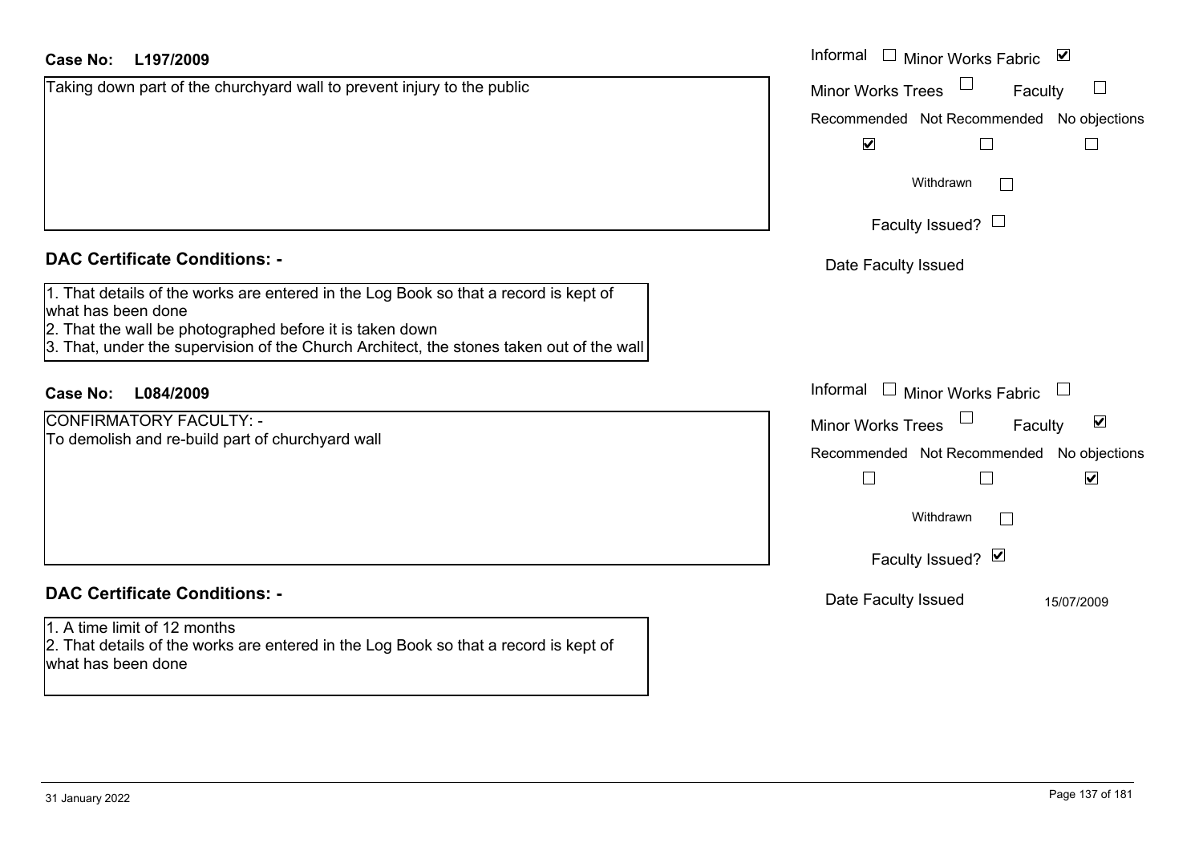**Case No:** **L197/2009**

Taking down part of the churchyard wall to prevent injury to the public

Informal ☐ Minor Works Fabric ☑

Minor Works Trees ☐ Faculty ☐

| Recommended | Not Recommended | No objections |
| --- | --- | --- |
| ☑ | ☐ | ☐ |

Withdrawn ☐

Faculty Issued? ☐

Date Faculty Issued

## DAC Certificate Conditions: -

1. That details of the works are entered in the Log Book so that a record is kept of what has been done
2. That the wall be photographed before it is taken down
3. That, under the supervision of the Church Architect, the stones taken out of the wall

**Case No:** **L084/2009**

CONFIRMATORY FACULTY: -
To demolish and re-build part of churchyard wall

Informal ☐ Minor Works Fabric ☐

Minor Works Trees ☐ Faculty ☑

| Recommended | Not Recommended | No objections |
| --- | --- | --- |
| ☐ | ☐ | ☑ |

Withdrawn ☐

Faculty Issued? ☑

Date Faculty Issued 15/07/2009

## DAC Certificate Conditions: -

1. A time limit of 12 months
2. That details of the works are entered in the Log Book so that a record is kept of what has been done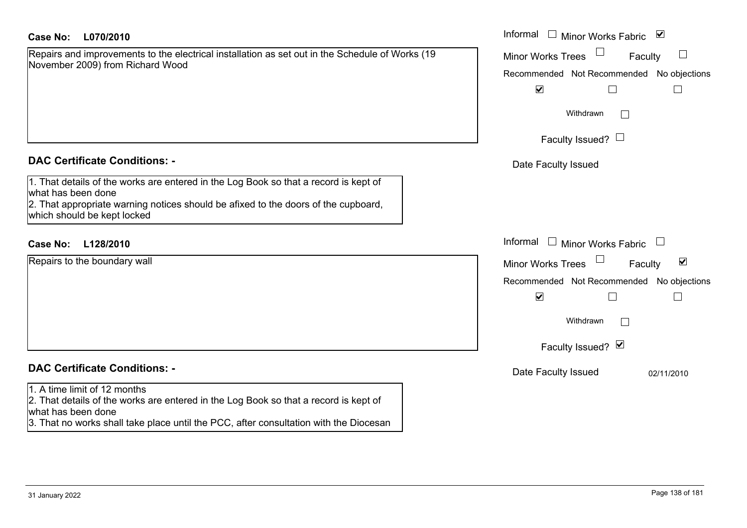**Case No:** **L070/2010**

Repairs and improvements to the electrical installation as set out in the Schedule of Works (19 November 2009) from Richard Wood

Informal ☐ Minor Works Fabric ☑
Minor Works Trees ☐ Faculty ☐

Recommended ☑ Not Recommended ☐ No objections ☐

Withdrawn ☐

Faculty Issued? ☐

Date Faculty Issued

## DAC Certificate Conditions: -

1. That details of the works are entered in the Log Book so that a record is kept of what has been done
2. That appropriate warning notices should be afixed to the doors of the cupboard, which should be kept locked

**Case No:** **L128/2010**

Repairs to the boundary wall

Informal ☐ Minor Works Fabric ☐
Minor Works Trees ☐ Faculty ☑

Recommended ☑ Not Recommended ☐ No objections ☐

Withdrawn ☐

Faculty Issued? ☑

Date Faculty Issued 02/11/2010

## DAC Certificate Conditions: -

1. A time limit of 12 months
2. That details of the works are entered in the Log Book so that a record is kept of what has been done
3. That no works shall take place until the PCC, after consultation with the Diocesan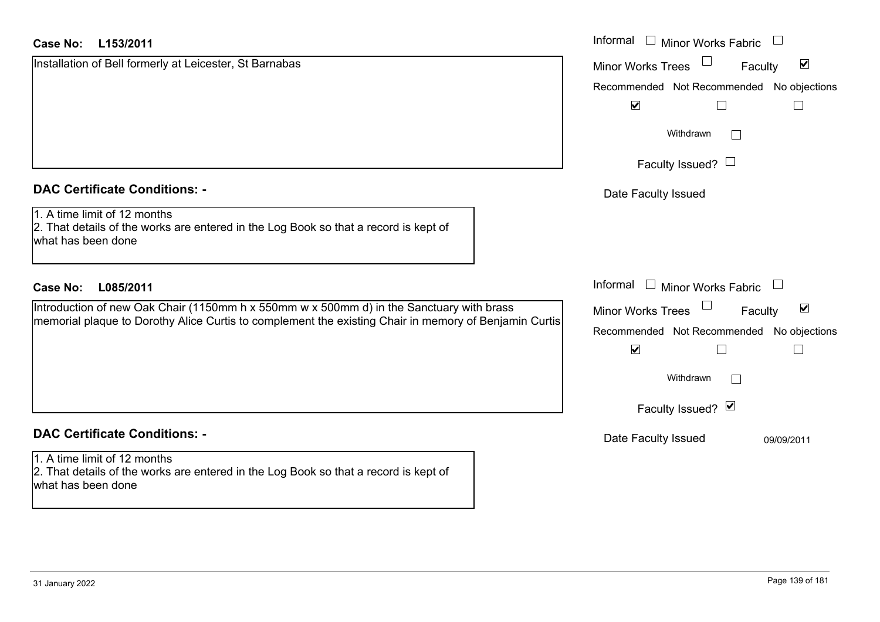**Case No: L153/2011**

Installation of Bell formerly at Leicester, St Barnabas

Informal ☐ Minor Works Fabric ☐

Minor Works Trees ☐ Faculty ☑

Recommended ☑ Not Recommended ☐ No objections ☐

Withdrawn ☐

Faculty Issued? ☐

Date Faculty Issued

## DAC Certificate Conditions: -

1. A time limit of 12 months
2. That details of the works are entered in the Log Book so that a record is kept of what has been done

**Case No: L085/2011**

Introduction of new Oak Chair (1150mm h x 550mm w x 500mm d) in the Sanctuary with brass memorial plaque to Dorothy Alice Curtis to complement the existing Chair in memory of Benjamin Curtis

Informal ☐ Minor Works Fabric ☐

Minor Works Trees ☐ Faculty ☑

Recommended ☑ Not Recommended ☐ No objections ☐

Withdrawn ☐

Faculty Issued? ☑

Date Faculty Issued 09/09/2011

## DAC Certificate Conditions: -

1. A time limit of 12 months
2. That details of the works are entered in the Log Book so that a record is kept of what has been done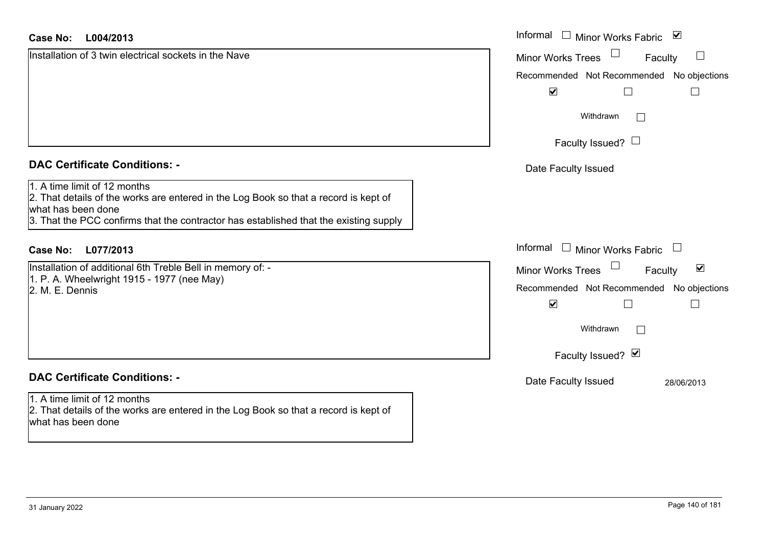**Case No: L004/2013**

Installation of 3 twin electrical sockets in the Nave

Informal ☐ Minor Works Fabric ☑

Minor Works Trees ☐ Faculty ☐

Recommended ☑ Not Recommended ☐ No objections ☐

Withdrawn ☐

Faculty Issued? ☐

Date Faculty Issued

## DAC Certificate Conditions: -

1. A time limit of 12 months
2. That details of the works are entered in the Log Book so that a record is kept of what has been done
3. That the PCC confirms that the contractor has established that the existing supply

**Case No: L077/2013**

Installation of additional 6th Treble Bell in memory of: -
1. P. A. Wheelwright 1915 - 1977 (nee May)
2. M. E. Dennis

Informal ☐ Minor Works Fabric ☐

Minor Works Trees ☐ Faculty ☑

Recommended ☑ Not Recommended ☐ No objections ☐

Withdrawn ☐

Faculty Issued? ☑

Date Faculty Issued 28/06/2013

## DAC Certificate Conditions: -

1. A time limit of 12 months
2. That details of the works are entered in the Log Book so that a record is kept of what has been done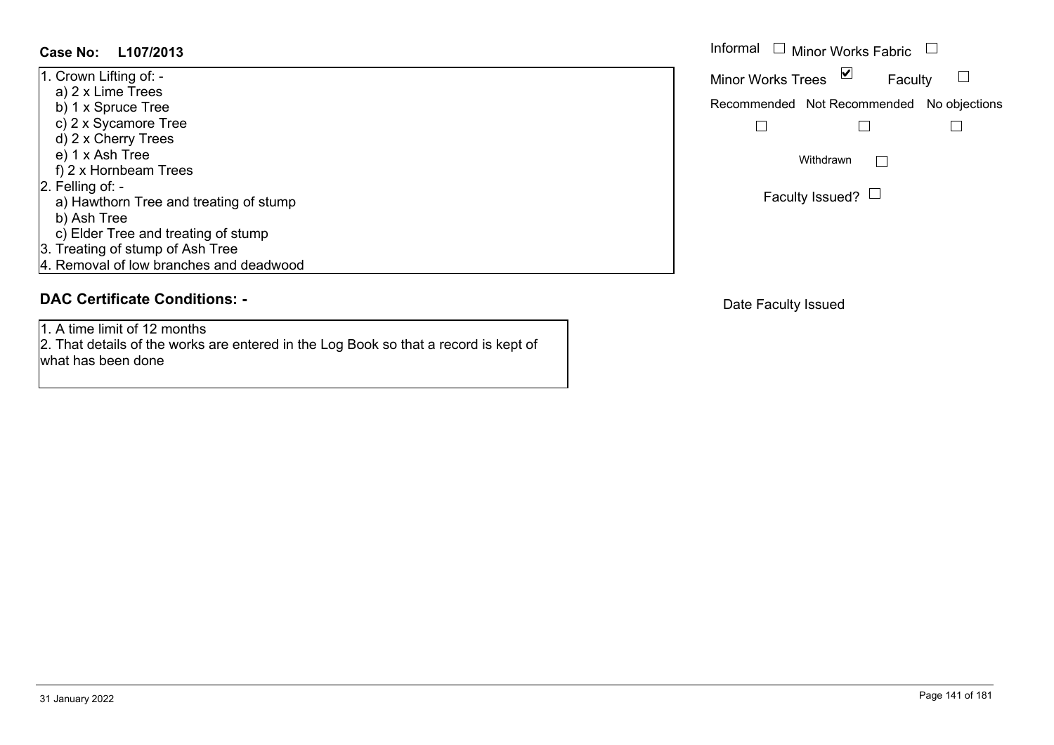**Case No: L107/2013**

1. Crown Lifting of: -
   a) 2 x Lime Trees
   b) 1 x Spruce Tree
   c) 2 x Sycamore Tree
   d) 2 x Cherry Trees
   e) 1 x Ash Tree
   f) 2 x Hornbeam Trees
2. Felling of: -
   a) Hawthorn Tree and treating of stump
   b) Ash Tree
   c) Elder Tree and treating of stump
3. Treating of stump of Ash Tree
4. Removal of low branches and deadwood

Informal ☐ Minor Works Fabric ☐

Minor Works Trees ☑ Faculty ☐

| Recommended | Not Recommended | No objections |
|---|---|---|
| ☐ | ☐ | ☐ |

Withdrawn ☐

Faculty Issued? ☐

## DAC Certificate Conditions: -

1. A time limit of 12 months
2. That details of the works are entered in the Log Book so that a record is kept of what has been done

Date Faculty Issued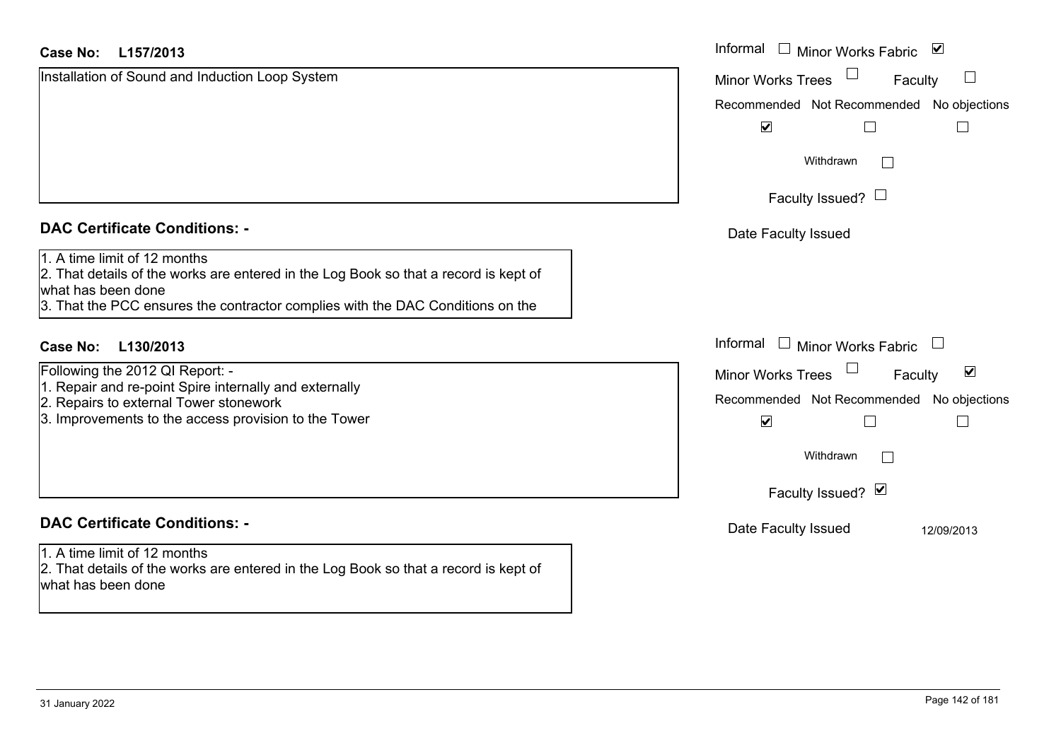**Case No: L157/2013**

Installation of Sound and Induction Loop System

Informal ☐ Minor Works Fabric ☑

Minor Works Trees ☐ Faculty ☐

| Recommended | Not Recommended | No objections |
|---|---|---|
| ☑ | ☐ | ☐ |

Withdrawn ☐

Faculty Issued? ☐

Date Faculty Issued

## DAC Certificate Conditions: -

1. A time limit of 12 months
2. That details of the works are entered in the Log Book so that a record is kept of what has been done
3. That the PCC ensures the contractor complies with the DAC Conditions on the

**Case No: L130/2013**

Following the 2012 QI Report: -

1. Repair and re-point Spire internally and externally
2. Repairs to external Tower stonework
3. Improvements to the access provision to the Tower

Informal ☐ Minor Works Fabric ☐

Minor Works Trees ☐ Faculty ☑

| Recommended | Not Recommended | No objections |
|---|---|---|
| ☑ | ☐ | ☐ |

Withdrawn ☐

Faculty Issued? ☑

Date Faculty Issued 12/09/2013

## DAC Certificate Conditions: -

1. A time limit of 12 months
2. That details of the works are entered in the Log Book so that a record is kept of what has been done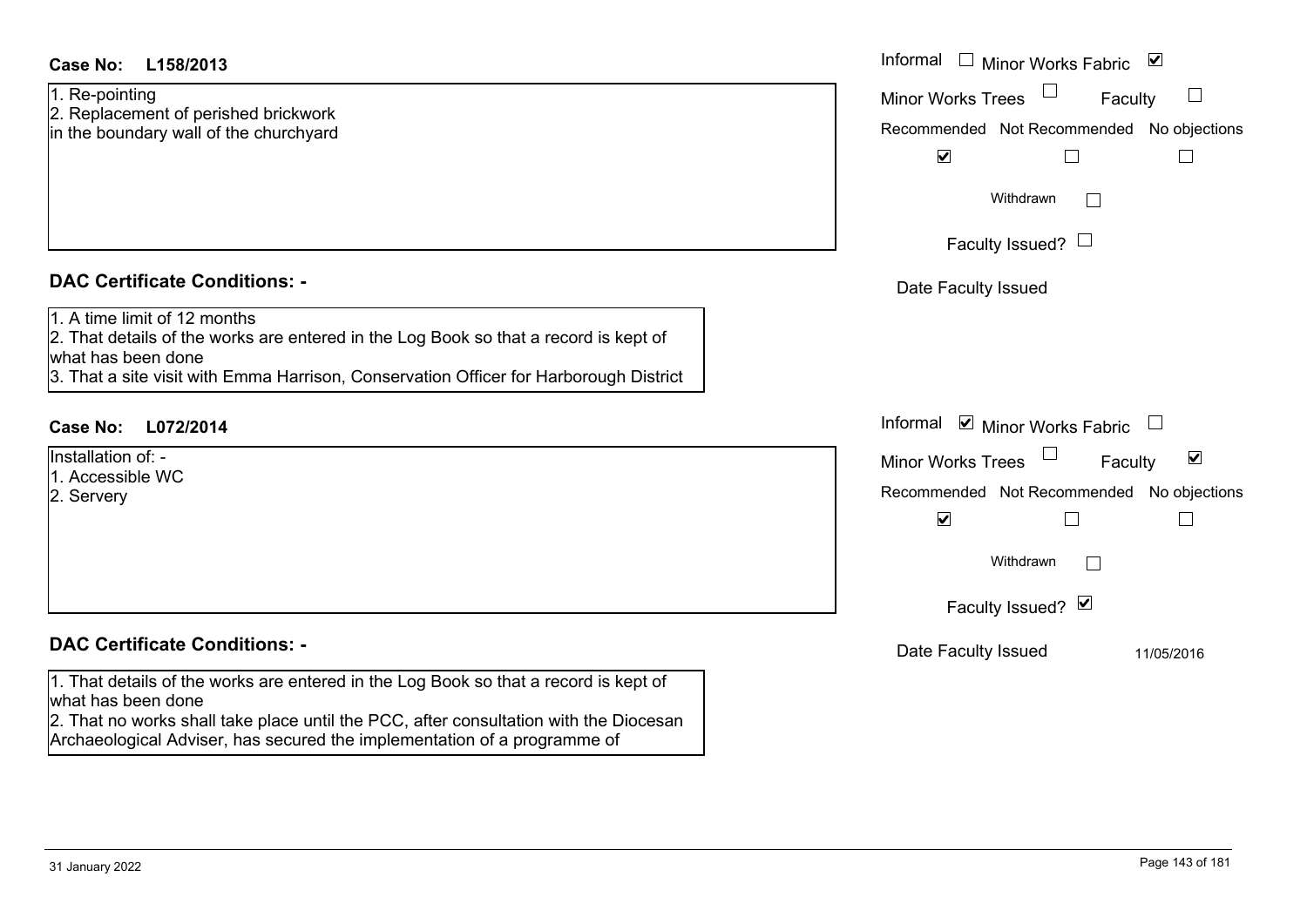**Case No: L158/2013**

1. Re-pointing
2. Replacement of perished brickwork in the boundary wall of the churchyard

Informal ☐ Minor Works Fabric ☑

Minor Works Trees ☐ Faculty ☐

Recommended ☑ Not Recommended ☐ No objections ☐

Withdrawn ☐

Faculty Issued? ☐

Date Faculty Issued

**DAC Certificate Conditions: -**

1. A time limit of 12 months
2. That details of the works are entered in the Log Book so that a record is kept of what has been done
3. That a site visit with Emma Harrison, Conservation Officer for Harborough District

**Case No: L072/2014**

Installation of: -
1. Accessible WC
2. Servery

Informal ☑ Minor Works Fabric ☐

Minor Works Trees ☐ Faculty ☑

Recommended ☑ Not Recommended ☐ No objections ☐

Withdrawn ☐

Faculty Issued? ☑

Date Faculty Issued 11/05/2016

**DAC Certificate Conditions: -**

1. That details of the works are entered in the Log Book so that a record is kept of what has been done
2. That no works shall take place until the PCC, after consultation with the Diocesan Archaeological Adviser, has secured the implementation of a programme of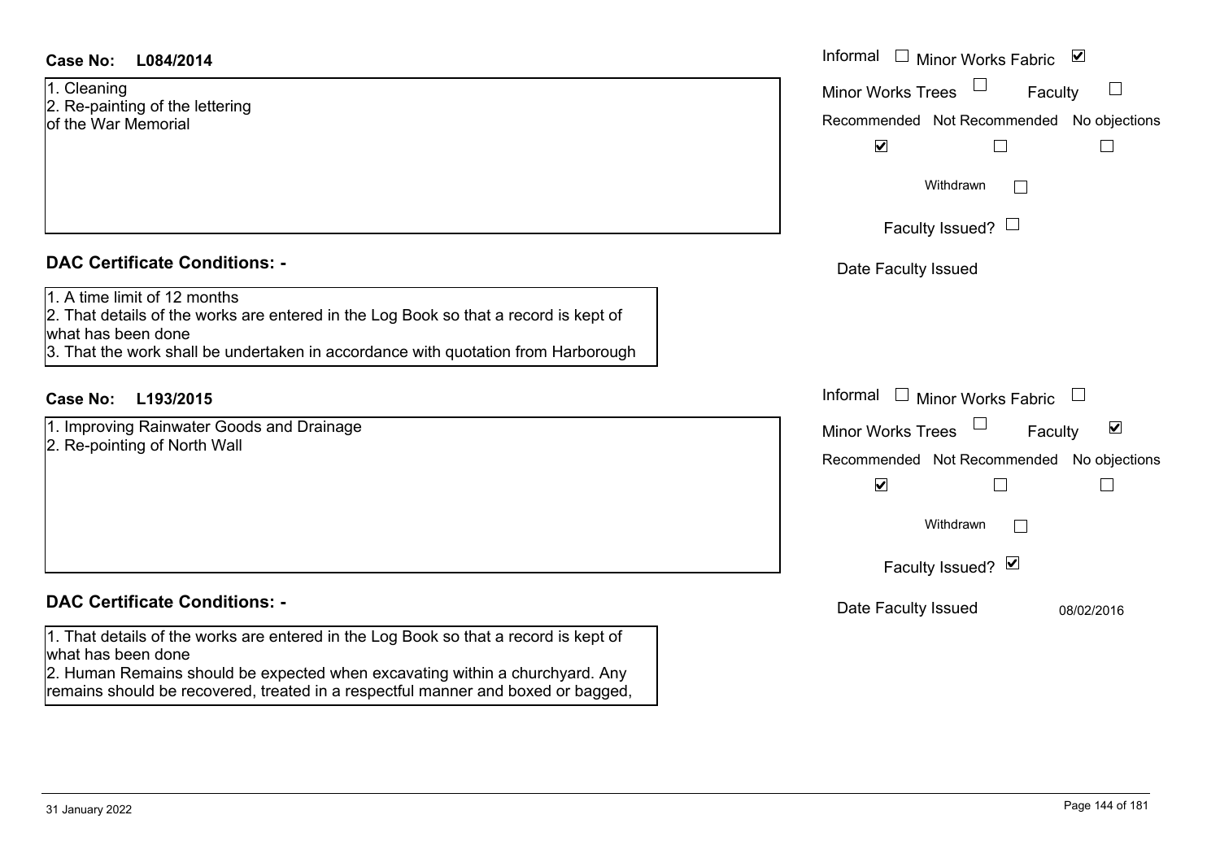**Case No: L084/2014**

1. Cleaning
2. Re-painting of the lettering of the War Memorial

Informal ☐ Minor Works Fabric ☑

Minor Works Trees ☐ Faculty ☐

Recommended ☑ Not Recommended ☐ No objections ☐

Withdrawn ☐

Faculty Issued? ☐

Date Faculty Issued

## DAC Certificate Conditions: -

1. A time limit of 12 months
2. That details of the works are entered in the Log Book so that a record is kept of what has been done
3. That the work shall be undertaken in accordance with quotation from Harborough

**Case No: L193/2015**

1. Improving Rainwater Goods and Drainage
2. Re-pointing of North Wall

Informal ☐ Minor Works Fabric ☐

Minor Works Trees ☐ Faculty ☑

Recommended ☑ Not Recommended ☐ No objections ☐

Withdrawn ☐

Faculty Issued? ☑

Date Faculty Issued 08/02/2016

## DAC Certificate Conditions: -

1. That details of the works are entered in the Log Book so that a record is kept of what has been done
2. Human Remains should be expected when excavating within a churchyard. Any remains should be recovered, treated in a respectful manner and boxed or bagged,

31 January 2022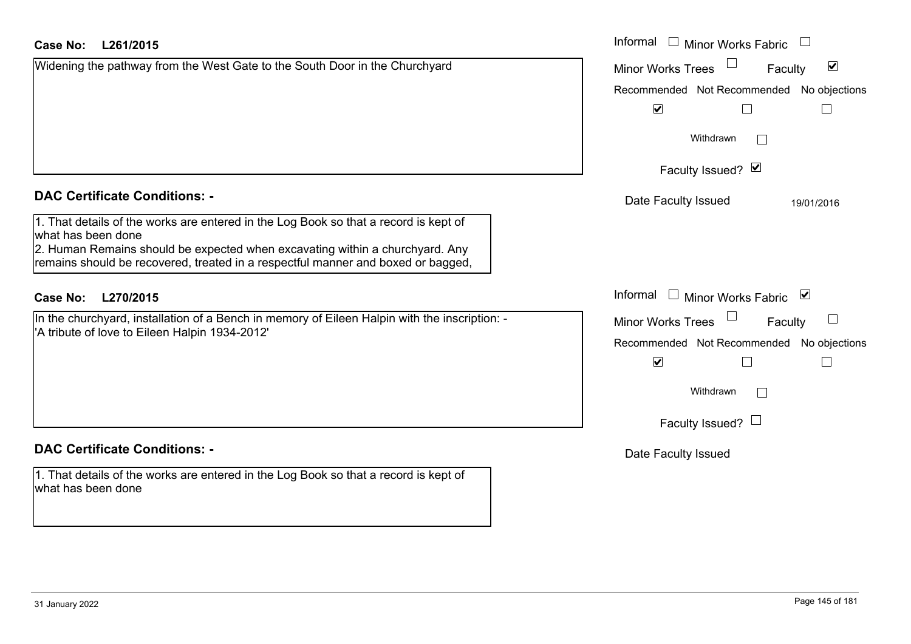**Case No:** **L261/2015**

Widening the pathway from the West Gate to the South Door in the Churchyard

Informal ☐ Minor Works Fabric ☐
Minor Works Trees ☐ Faculty ☑

| Recommended | Not Recommended | No objections |
|---|---|---|
| ☑ | ☐ | ☐ |

Withdrawn ☐

Faculty Issued? ☑

Date Faculty Issued 19/01/2016

## DAC Certificate Conditions: -

1. That details of the works are entered in the Log Book so that a record is kept of what has been done
2. Human Remains should be expected when excavating within a churchyard. Any remains should be recovered, treated in a respectful manner and boxed or bagged,

**Case No:** **L270/2015**

In the churchyard, installation of a Bench in memory of Eileen Halpin with the inscription: - 'A tribute of love to Eileen Halpin 1934-2012'

Informal ☐ Minor Works Fabric ☑
Minor Works Trees ☐ Faculty ☐

| Recommended | Not Recommended | No objections |
|---|---|---|
| ☑ | ☐ | ☐ |

Withdrawn ☐

Faculty Issued? ☐

Date Faculty Issued

## DAC Certificate Conditions: -

1. That details of the works are entered in the Log Book so that a record is kept of what has been done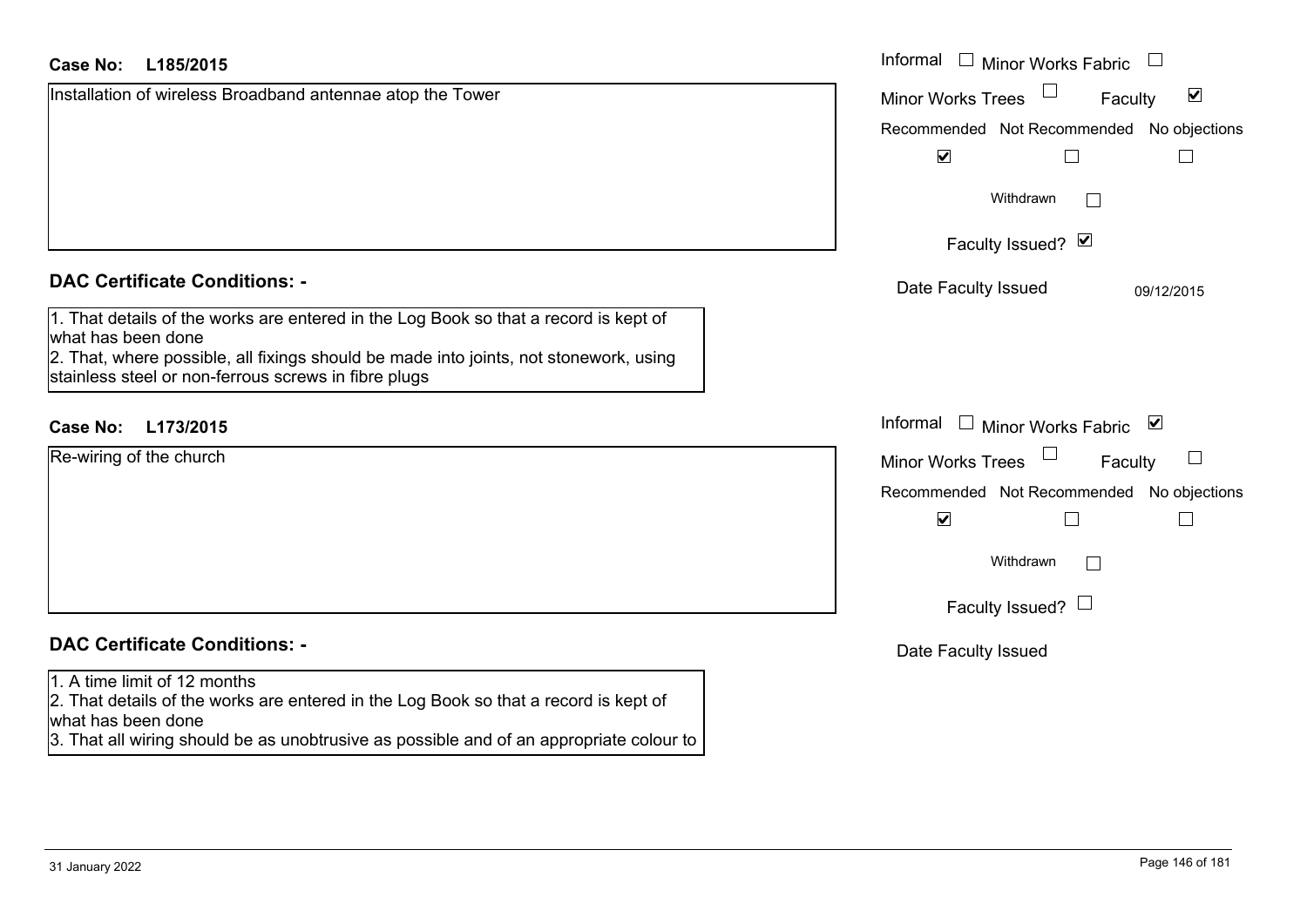**Case No: L185/2015**

Installation of wireless Broadband antennae atop the Tower

Informal ☐ Minor Works Fabric ☐
Minor Works Trees ☐ Faculty ☑

Recommended ☑ Not Recommended ☐ No objections ☐

Withdrawn ☐

Faculty Issued? ☑

Date Faculty Issued 09/12/2015

## DAC Certificate Conditions: -

1. That details of the works are entered in the Log Book so that a record is kept of what has been done
2. That, where possible, all fixings should be made into joints, not stonework, using stainless steel or non-ferrous screws in fibre plugs

**Case No: L173/2015**

Re-wiring of the church

Informal ☐ Minor Works Fabric ☑
Minor Works Trees ☐ Faculty ☐

Recommended ☑ Not Recommended ☐ No objections ☐

Withdrawn ☐

Faculty Issued? ☐

Date Faculty Issued

## DAC Certificate Conditions: -

1. A time limit of 12 months
2. That details of the works are entered in the Log Book so that a record is kept of what has been done
3. That all wiring should be as unobtrusive as possible and of an appropriate colour to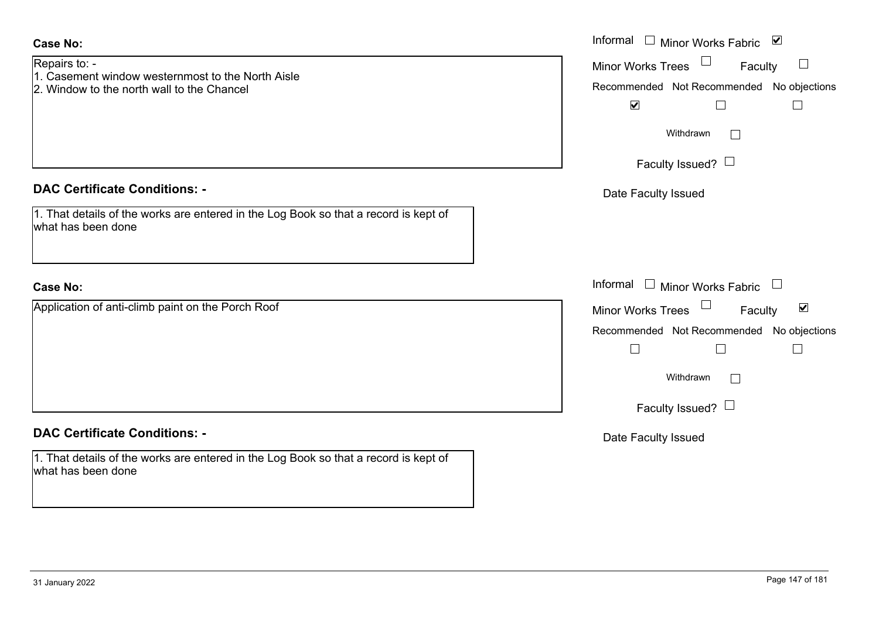**Case No:**

Repairs to: -
1. Casement window westernmost to the North Aisle
2. Window to the north wall to the Chancel

Informal ☐ Minor Works Fabric ☑

Minor Works Trees ☐ Faculty ☐

Recommended ☑ Not Recommended ☐ No objections ☐

Withdrawn ☐

Faculty Issued? ☐

Date Faculty Issued

**DAC Certificate Conditions: -**

1. That details of the works are entered in the Log Book so that a record is kept of what has been done

**Case No:**

Application of anti-climb paint on the Porch Roof

Informal ☐ Minor Works Fabric ☐

Minor Works Trees ☐ Faculty ☑

Recommended ☐ Not Recommended ☐ No objections ☐

Withdrawn ☐

Faculty Issued? ☐

Date Faculty Issued

**DAC Certificate Conditions: -**

1. That details of the works are entered in the Log Book so that a record is kept of what has been done

31 January 2022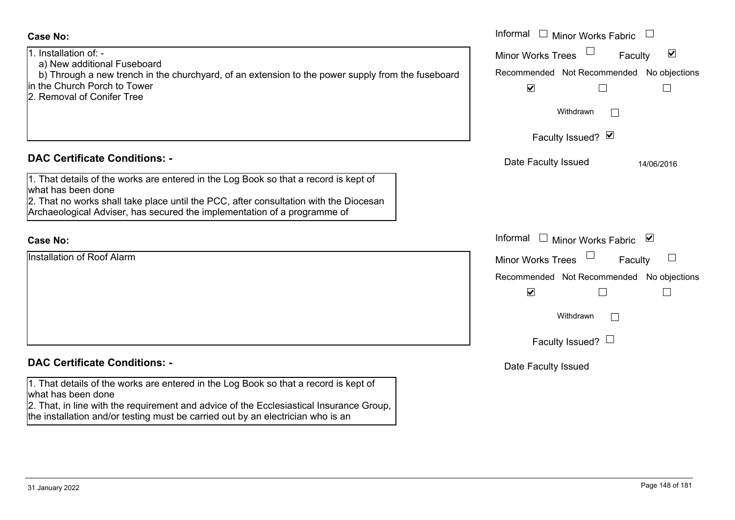**Case No:**

1. Installation of: -
   a) New additional Fuseboard
   b) Through a new trench in the churchyard, of an extension to the power supply from the fuseboard in the Church Porch to Tower
2. Removal of Conifer Tree

Informal ☐ Minor Works Fabric ☐
Minor Works Trees ☐ Faculty ☑
Recommended ☑ Not Recommended ☐ No objections ☐
Withdrawn ☐
Faculty Issued? ☑
Date Faculty Issued 14/06/2016

## DAC Certificate Conditions: -

1. That details of the works are entered in the Log Book so that a record is kept of what has been done
2. That no works shall take place until the PCC, after consultation with the Diocesan Archaeological Adviser, has secured the implementation of a programme of

**Case No:**

Installation of Roof Alarm

Informal ☐ Minor Works Fabric ☑
Minor Works Trees ☐ Faculty ☐
Recommended ☑ Not Recommended ☐ No objections ☐
Withdrawn ☐
Faculty Issued? ☐
Date Faculty Issued

## DAC Certificate Conditions: -

1. That details of the works are entered in the Log Book so that a record is kept of what has been done
2. That, in line with the requirement and advice of the Ecclesiastical Insurance Group, the installation and/or testing must be carried out by an electrician who is an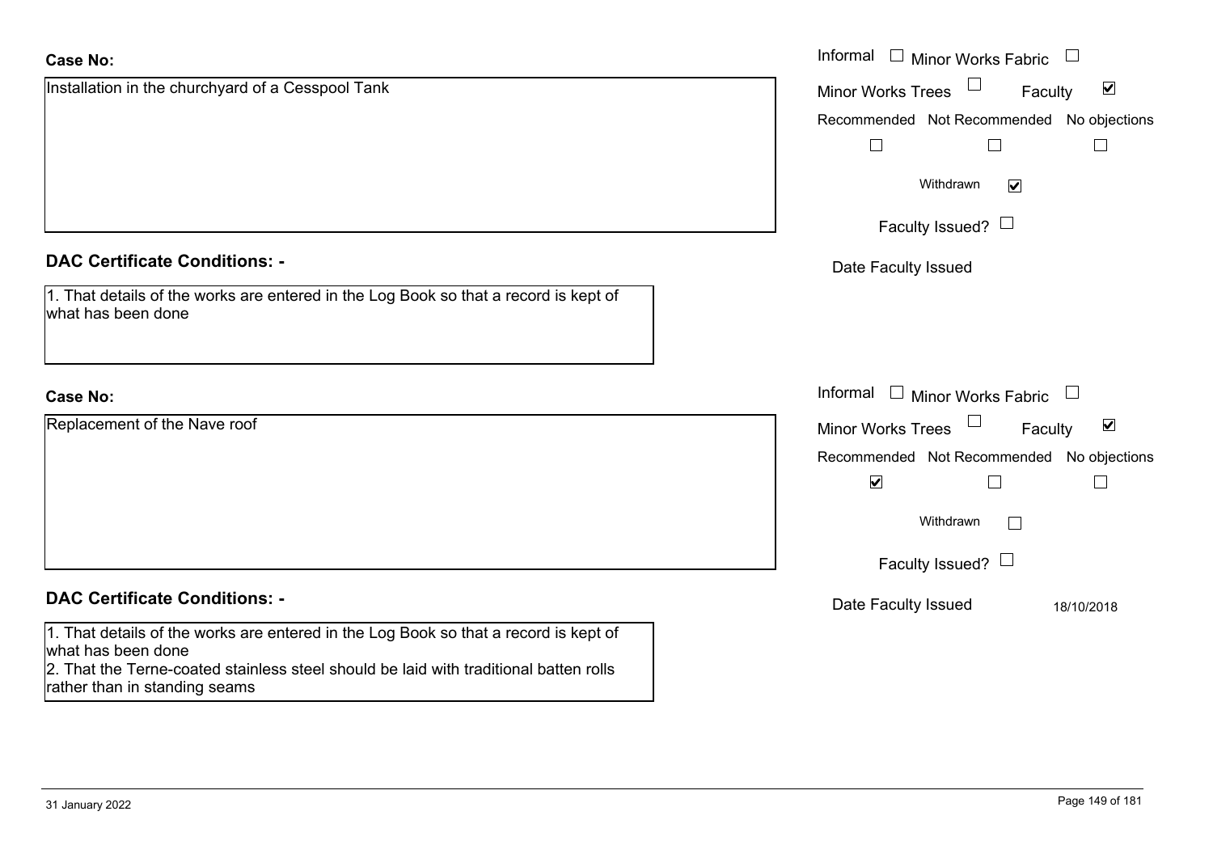**Case No:**

Installation in the churchyard of a Cesspool Tank

Informal ☐ Minor Works Fabric ☐
Minor Works Trees ☐ Faculty ☑
Recommended ☐ Not Recommended ☐ No objections ☐
Withdrawn ☑
Faculty Issued? ☐
Date Faculty Issued

**DAC Certificate Conditions: -**

1. That details of the works are entered in the Log Book so that a record is kept of what has been done

**Case No:**

Replacement of the Nave roof

Informal ☐ Minor Works Fabric ☐
Minor Works Trees ☐ Faculty ☑
Recommended ☑ Not Recommended ☐ No objections ☐
Withdrawn ☐
Faculty Issued? ☐
Date Faculty Issued 18/10/2018

**DAC Certificate Conditions: -**

1. That details of the works are entered in the Log Book so that a record is kept of what has been done
2. That the Terne-coated stainless steel should be laid with traditional batten rolls rather than in standing seams

31 January 2022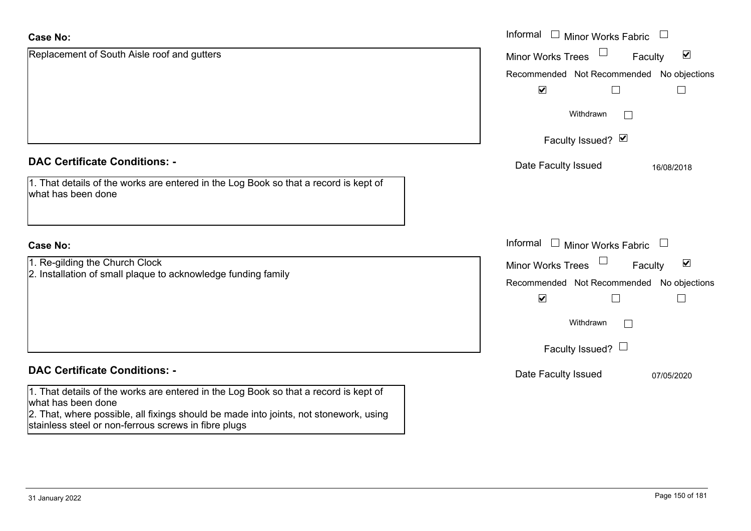**Case No:**

Replacement of South Aisle roof and gutters

Informal ☐ Minor Works Fabric ☐
Minor Works Trees ☐ Faculty ☑

| Recommended | Not Recommended | No objections |
| --- | --- | --- |
| ☑ | ☐ | ☐ |

Withdrawn ☐

Faculty Issued? ☑

Date Faculty Issued 16/08/2018

**DAC Certificate Conditions: -**

1. That details of the works are entered in the Log Book so that a record is kept of what has been done

**Case No:**

1. Re-gilding the Church Clock
2. Installation of small plaque to acknowledge funding family

Informal ☐ Minor Works Fabric ☐
Minor Works Trees ☐ Faculty ☑

| Recommended | Not Recommended | No objections |
| --- | --- | --- |
| ☑ | ☐ | ☐ |

Withdrawn ☐

Faculty Issued? ☐

Date Faculty Issued 07/05/2020

**DAC Certificate Conditions: -**

1. That details of the works are entered in the Log Book so that a record is kept of what has been done
2. That, where possible, all fixings should be made into joints, not stonework, using stainless steel or non-ferrous screws in fibre plugs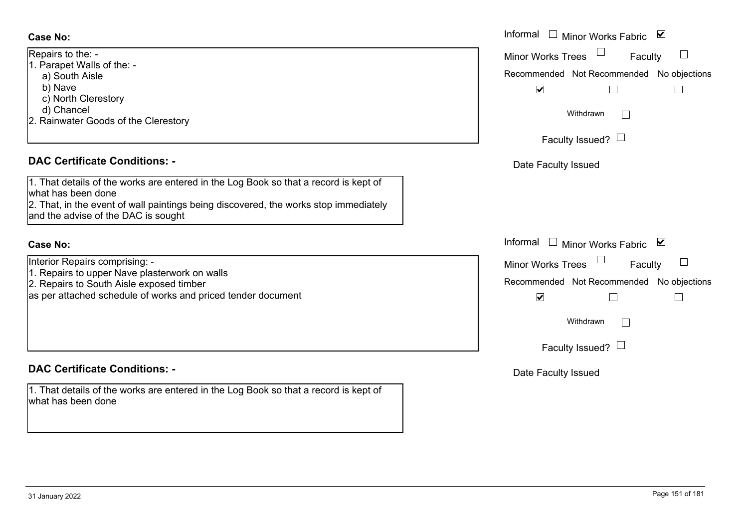**Case No:**

Repairs to the: -
1. Parapet Walls of the: -
   a) South Aisle
   b) Nave
   c) North Clerestory
   d) Chancel
2. Rainwater Goods of the Clerestory

Informal ☐ Minor Works Fabric ☑

Minor Works Trees ☐ Faculty ☐

Recommended ☑ Not Recommended ☐ No objections ☐

Withdrawn ☐

Faculty Issued? ☐

Date Faculty Issued

**DAC Certificate Conditions: -**

1. That details of the works are entered in the Log Book so that a record is kept of what has been done
2. That, in the event of wall paintings being discovered, the works stop immediately and the advise of the DAC is sought

**Case No:**

Interior Repairs comprising: -
1. Repairs to upper Nave plasterwork on walls
2. Repairs to South Aisle exposed timber
as per attached schedule of works and priced tender document

Informal ☐ Minor Works Fabric ☑

Minor Works Trees ☐ Faculty ☐

Recommended ☑ Not Recommended ☐ No objections ☐

Withdrawn ☐

Faculty Issued? ☐

Date Faculty Issued

**DAC Certificate Conditions: -**

1. That details of the works are entered in the Log Book so that a record is kept of what has been done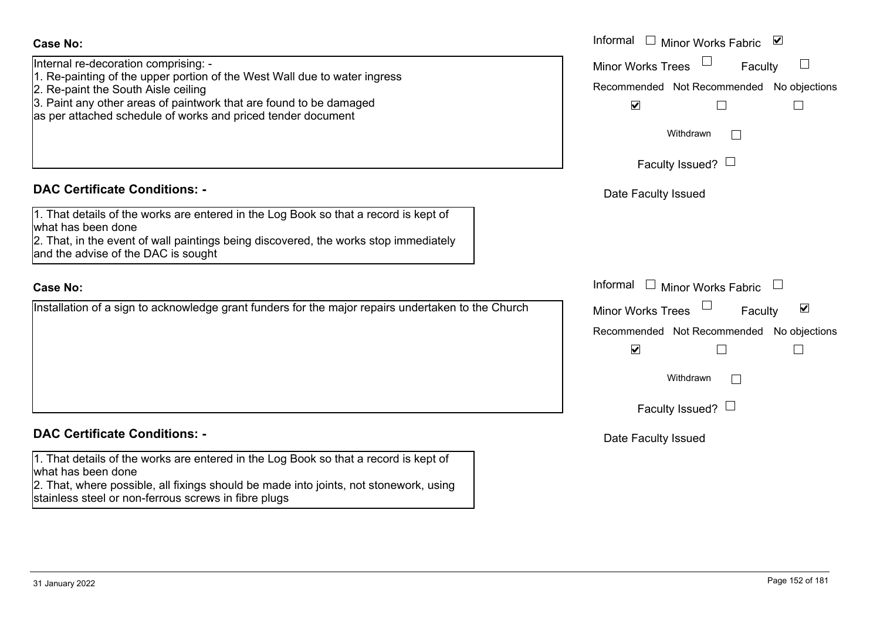**Case No:**

Internal re-decoration comprising: -
1. Re-painting of the upper portion of the West Wall due to water ingress
2. Re-paint the South Aisle ceiling
3. Paint any other areas of paintwork that are found to be damaged
as per attached schedule of works and priced tender document

Informal ☐ Minor Works Fabric ☑
Minor Works Trees ☐ Faculty ☐
Recommended ☑ Not Recommended ☐ No objections ☐
Withdrawn ☐
Faculty Issued? ☐
Date Faculty Issued

**DAC Certificate Conditions: -**

1. That details of the works are entered in the Log Book so that a record is kept of what has been done
2. That, in the event of wall paintings being discovered, the works stop immediately and the advise of the DAC is sought

**Case No:**

Installation of a sign to acknowledge grant funders for the major repairs undertaken to the Church

Informal ☐ Minor Works Fabric ☐
Minor Works Trees ☐ Faculty ☑
Recommended ☑ Not Recommended ☐ No objections ☐
Withdrawn ☐
Faculty Issued? ☐
Date Faculty Issued

**DAC Certificate Conditions: -**

1. That details of the works are entered in the Log Book so that a record is kept of what has been done
2. That, where possible, all fixings should be made into joints, not stonework, using stainless steel or non-ferrous screws in fibre plugs

31 January 2022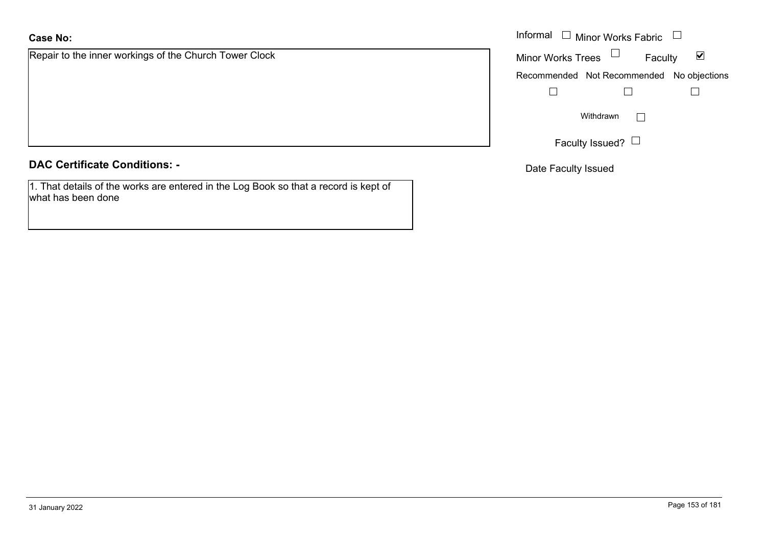**Case No:**

Repair to the inner workings of the Church Tower Clock

Informal ☐ Minor Works Fabric ☐

Minor Works Trees ☐ Faculty ☑

Recommended ☐ Not Recommended ☐ No objections ☐

Withdrawn ☐

Faculty Issued? ☐

Date Faculty Issued

**DAC Certificate Conditions: -**

1. That details of the works are entered in the Log Book so that a record is kept of what has been done

31 January 2022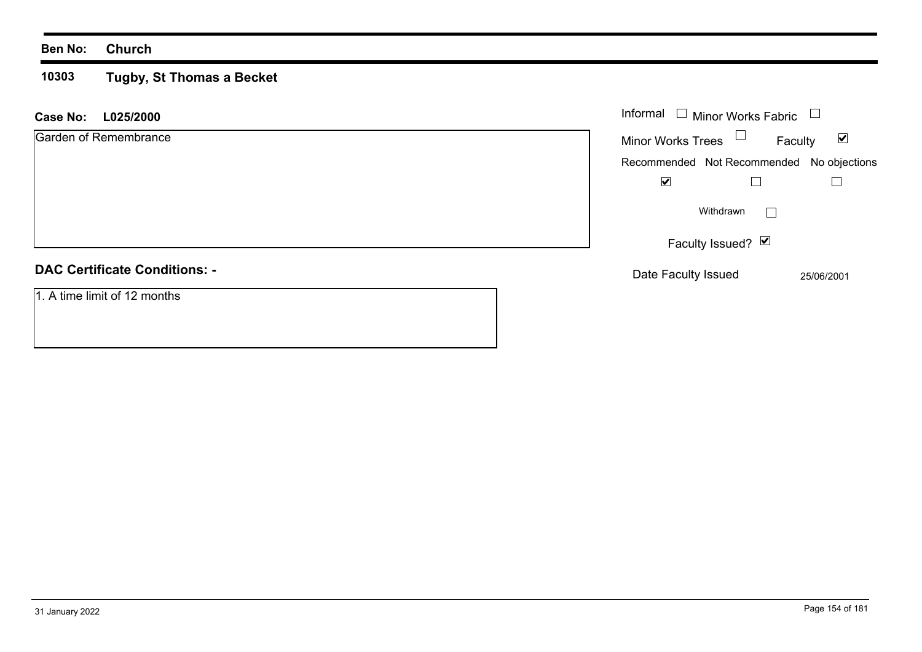**Ben No:** **Church**

**10303** **Tugby, St Thomas a Becket**

**Case No:** **L025/2000**

Garden of Remembrance

Informal ☐ Minor Works Fabric ☐

Minor Works Trees ☐ Faculty ☑

| Recommended | Not Recommended | No objections |
|---|---|---|
| ☑ | ☐ | ☐ |

Withdrawn ☐

Faculty Issued? ☑

Date Faculty Issued 25/06/2001

## DAC Certificate Conditions: -

1. A time limit of 12 months

31 January 2022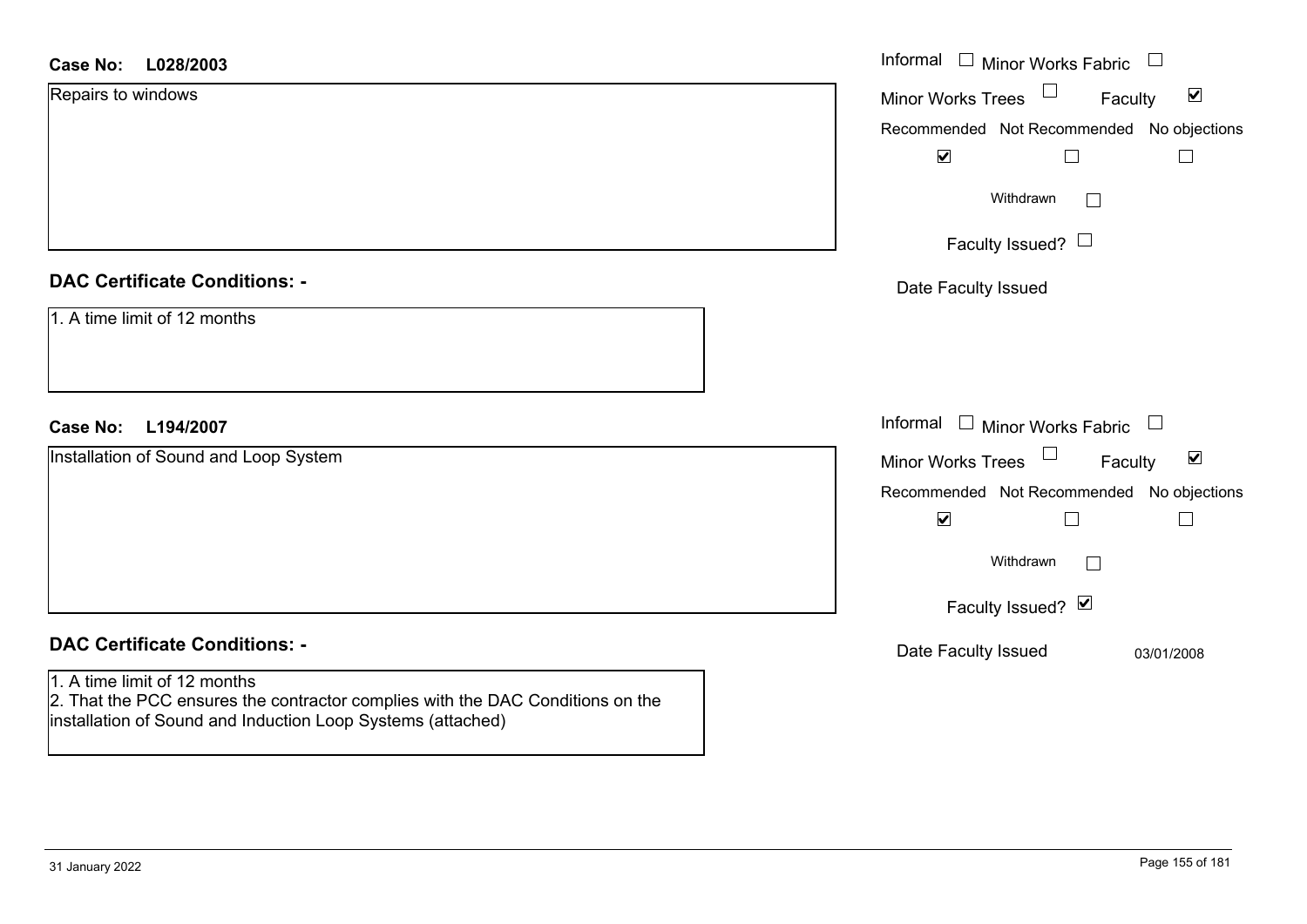**Case No:** **L028/2003**

Repairs to windows

Informal ☐ Minor Works Fabric ☐

Minor Works Trees ☐ Faculty ☑

Recommended ☑ Not Recommended ☐ No objections ☐

Withdrawn ☐

Faculty Issued? ☐

Date Faculty Issued

## DAC Certificate Conditions: -

1. A time limit of 12 months

**Case No:** **L194/2007**

Installation of Sound and Loop System

Informal ☐ Minor Works Fabric ☐

Minor Works Trees ☐ Faculty ☑

Recommended ☑ Not Recommended ☐ No objections ☐

Withdrawn ☐

Faculty Issued? ☑

Date Faculty Issued 03/01/2008

## DAC Certificate Conditions: -

1. A time limit of 12 months
2. That the PCC ensures the contractor complies with the DAC Conditions on the installation of Sound and Induction Loop Systems (attached)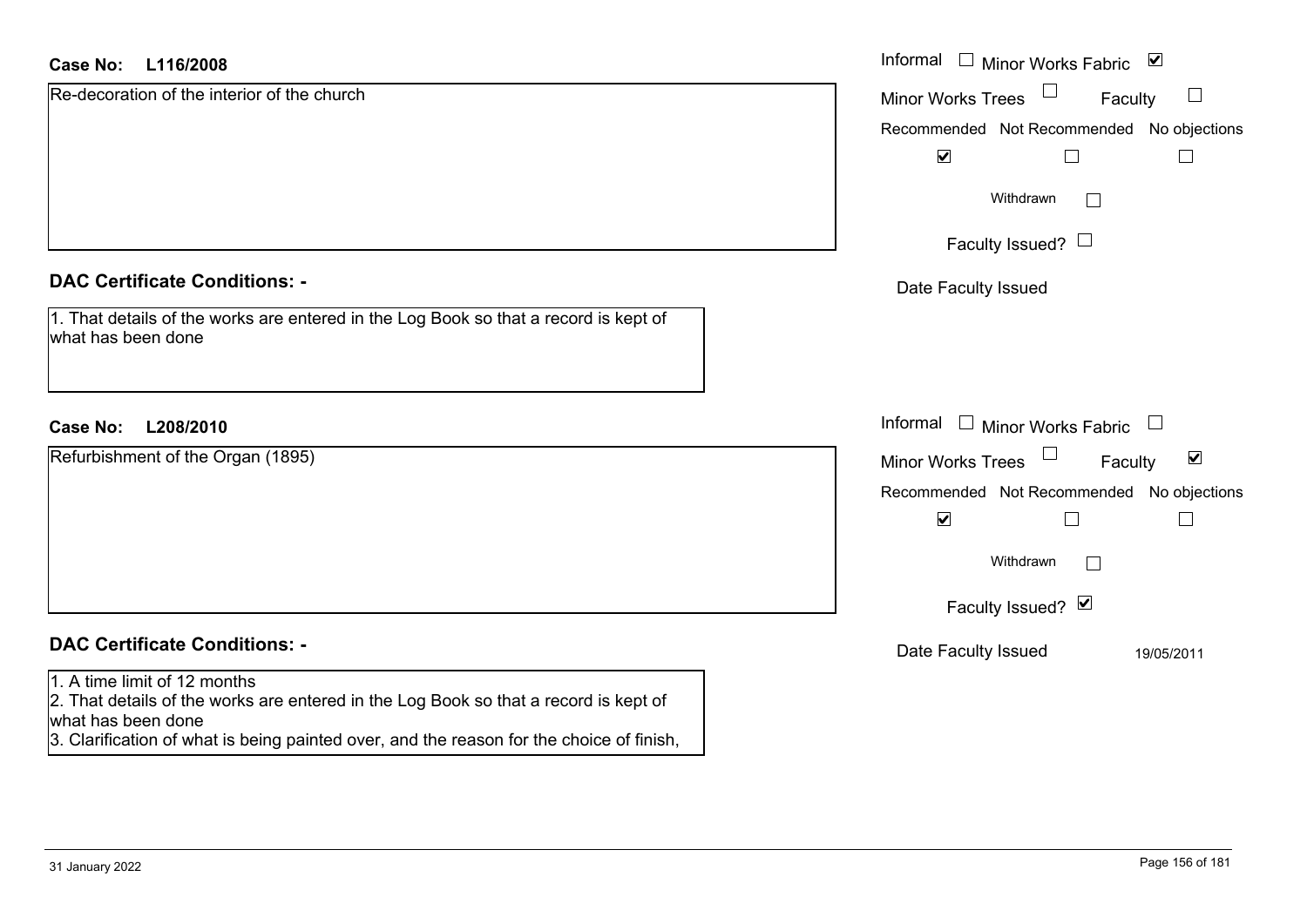**Case No:** L116/2008

Re-decoration of the interior of the church

Informal ☐ Minor Works Fabric ☑
Minor Works Trees ☐ Faculty ☐

| Recommended | Not Recommended | No objections |
| --- | --- | --- |
| ☑ | ☐ | ☐ |

Withdrawn ☐

Faculty Issued? ☐

Date Faculty Issued

## DAC Certificate Conditions: -

1. That details of the works are entered in the Log Book so that a record is kept of what has been done

**Case No:** L208/2010

Refurbishment of the Organ (1895)

Informal ☐ Minor Works Fabric ☐
Minor Works Trees ☐ Faculty ☑

| Recommended | Not Recommended | No objections |
| --- | --- | --- |
| ☑ | ☐ | ☐ |

Withdrawn ☐

Faculty Issued? ☑

Date Faculty Issued 19/05/2011

## DAC Certificate Conditions: -

1. A time limit of 12 months
2. That details of the works are entered in the Log Book so that a record is kept of what has been done
3. Clarification of what is being painted over, and the reason for the choice of finish,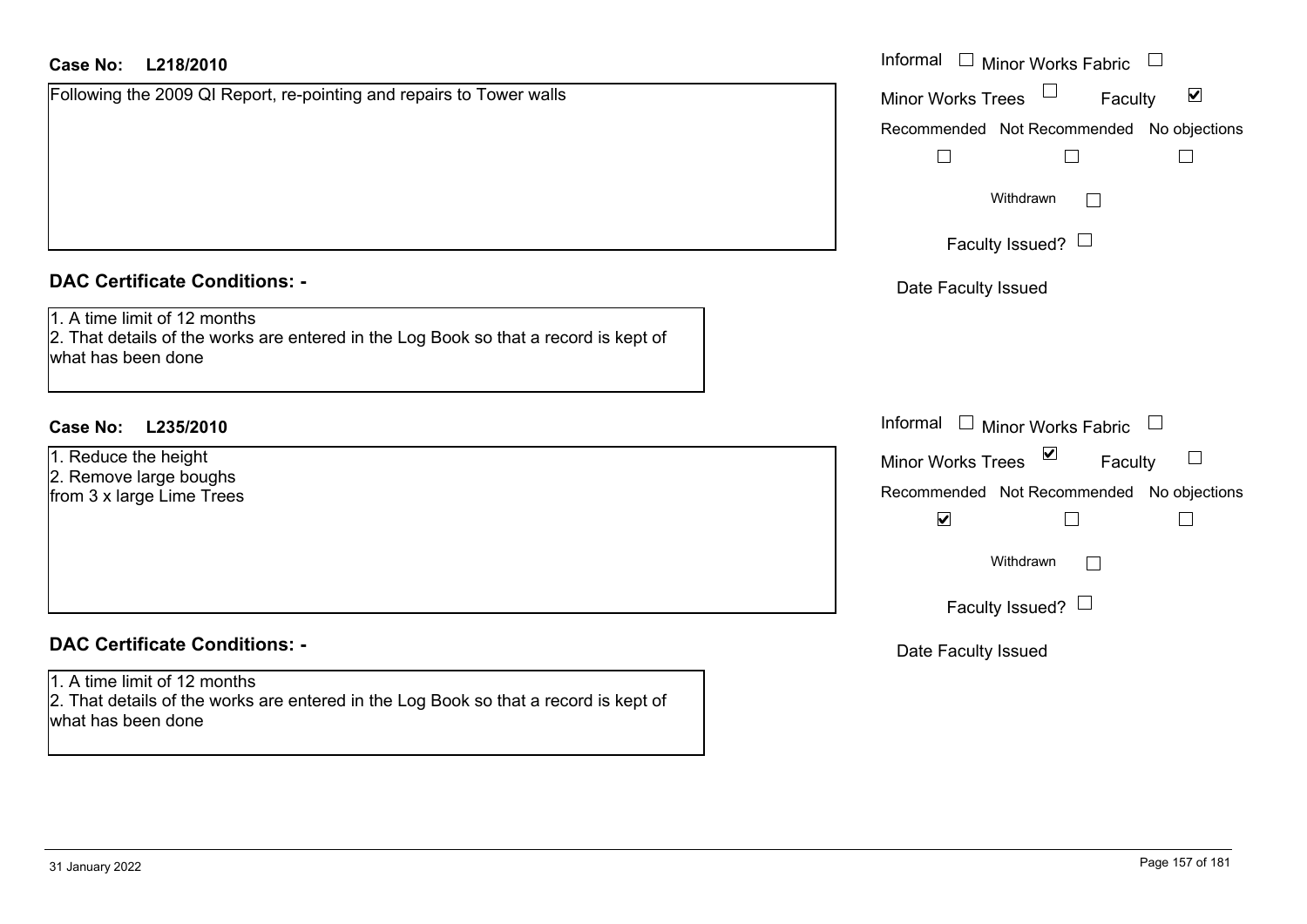**Case No: L218/2010**

Following the 2009 QI Report, re-pointing and repairs to Tower walls

Informal ☐ Minor Works Fabric ☐
Minor Works Trees ☐ Faculty ☑
Recommended ☐ Not Recommended ☐ No objections ☐
Withdrawn ☐
Faculty Issued? ☐
Date Faculty Issued

**DAC Certificate Conditions: -**

1. A time limit of 12 months
2. That details of the works are entered in the Log Book so that a record is kept of what has been done

**Case No: L235/2010**

1. Reduce the height
2. Remove large boughs
from 3 x large Lime Trees

Informal ☐ Minor Works Fabric ☐
Minor Works Trees ☑ Faculty ☐
Recommended ☑ Not Recommended ☐ No objections ☐
Withdrawn ☐
Faculty Issued? ☐
Date Faculty Issued

**DAC Certificate Conditions: -**

1. A time limit of 12 months
2. That details of the works are entered in the Log Book so that a record is kept of what has been done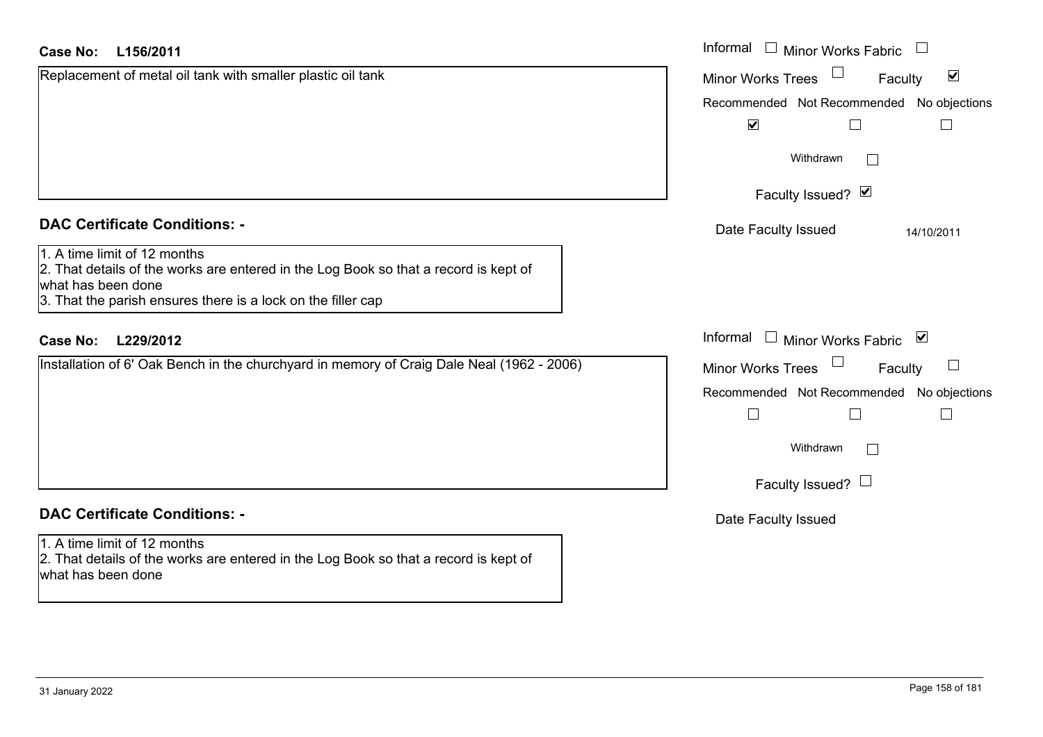**Case No:** **L156/2011**

Replacement of metal oil tank with smaller plastic oil tank

Informal ☐ Minor Works Fabric ☐
Minor Works Trees ☐ Faculty ☑
Recommended ☑ Not Recommended ☐ No objections ☐
Withdrawn ☐
Faculty Issued? ☑
Date Faculty Issued 14/10/2011

## DAC Certificate Conditions: -

1. A time limit of 12 months
2. That details of the works are entered in the Log Book so that a record is kept of what has been done
3. That the parish ensures there is a lock on the filler cap

**Case No:** **L229/2012**

Installation of 6' Oak Bench in the churchyard in memory of Craig Dale Neal (1962 - 2006)

Informal ☐ Minor Works Fabric ☑
Minor Works Trees ☐ Faculty ☐
Recommended ☐ Not Recommended ☐ No objections ☐
Withdrawn ☐
Faculty Issued? ☐
Date Faculty Issued

## DAC Certificate Conditions: -

1. A time limit of 12 months
2. That details of the works are entered in the Log Book so that a record is kept of what has been done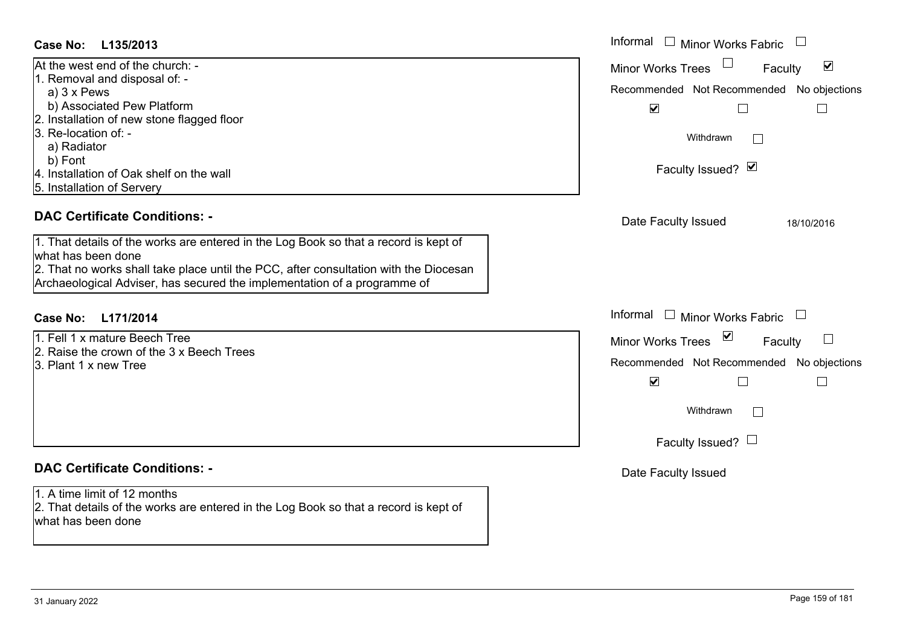## Case No: L135/2013

At the west end of the church: -
1. Removal and disposal of: -
   a) 3 x Pews
   b) Associated Pew Platform
2. Installation of new stone flagged floor
3. Re-location of: -
   a) Radiator
   b) Font
4. Installation of Oak shelf on the wall
5. Installation of Servery

Informal ☐ Minor Works Fabric ☐
Minor Works Trees ☐ Faculty ☑

| Recommended | Not Recommended | No objections |
|---|---|---|
| ☑ | ☐ | ☐ |

Withdrawn ☐

Faculty Issued? ☑

Date Faculty Issued: 18/10/2016

### DAC Certificate Conditions: -

1. That details of the works are entered in the Log Book so that a record is kept of what has been done
2. That no works shall take place until the PCC, after consultation with the Diocesan Archaeological Adviser, has secured the implementation of a programme of

## Case No: L171/2014

1. Fell 1 x mature Beech Tree
2. Raise the crown of the 3 x Beech Trees
3. Plant 1 x new Tree

Informal ☐ Minor Works Fabric ☐
Minor Works Trees ☑ Faculty ☐

| Recommended | Not Recommended | No objections |
|---|---|---|
| ☑ | ☐ | ☐ |

Withdrawn ☐

Faculty Issued? ☐

Date Faculty Issued

### DAC Certificate Conditions: -

1. A time limit of 12 months
2. That details of the works are entered in the Log Book so that a record is kept of what has been done

31 January 2022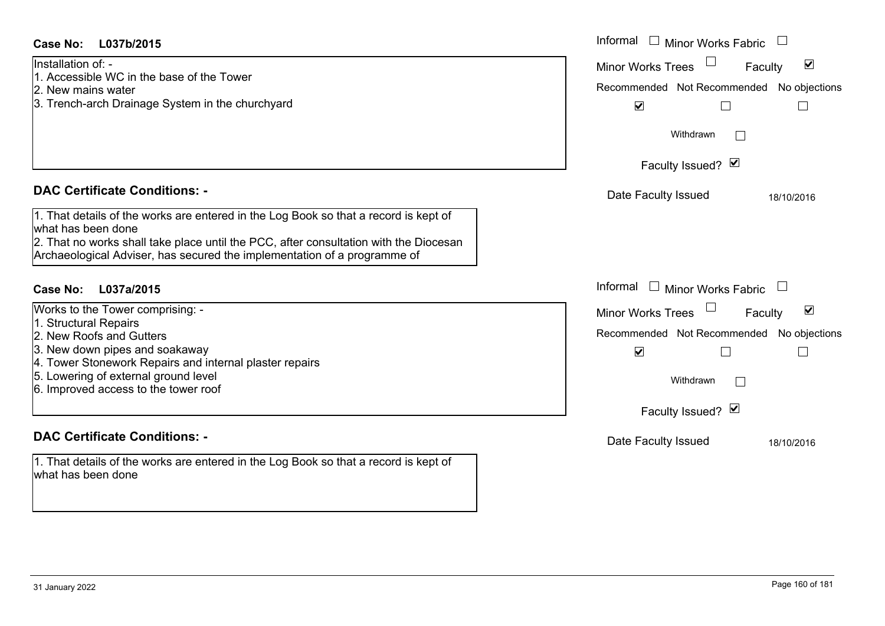**Case No: L037b/2015**

Installation of: -
1. Accessible WC in the base of the Tower
2. New mains water
3. Trench-arch Drainage System in the churchyard

Informal ☐ Minor Works Fabric ☐
Minor Works Trees ☐ Faculty ☑

| Recommended | Not Recommended | No objections |
| --- | --- | --- |
| ☑ | ☐ | ☐ |

Withdrawn ☐

Faculty Issued? ☑

Date Faculty Issued 18/10/2016

## DAC Certificate Conditions: -

1. That details of the works are entered in the Log Book so that a record is kept of what has been done
2. That no works shall take place until the PCC, after consultation with the Diocesan Archaeological Adviser, has secured the implementation of a programme of

**Case No: L037a/2015**

Works to the Tower comprising: -
1. Structural Repairs
2. New Roofs and Gutters
3. New down pipes and soakaway
4. Tower Stonework Repairs and internal plaster repairs
5. Lowering of external ground level
6. Improved access to the tower roof

Informal ☐ Minor Works Fabric ☐
Minor Works Trees ☐ Faculty ☑

| Recommended | Not Recommended | No objections |
| --- | --- | --- |
| ☑ | ☐ | ☐ |

Withdrawn ☐

Faculty Issued? ☑

Date Faculty Issued 18/10/2016

## DAC Certificate Conditions: -

1. That details of the works are entered in the Log Book so that a record is kept of what has been done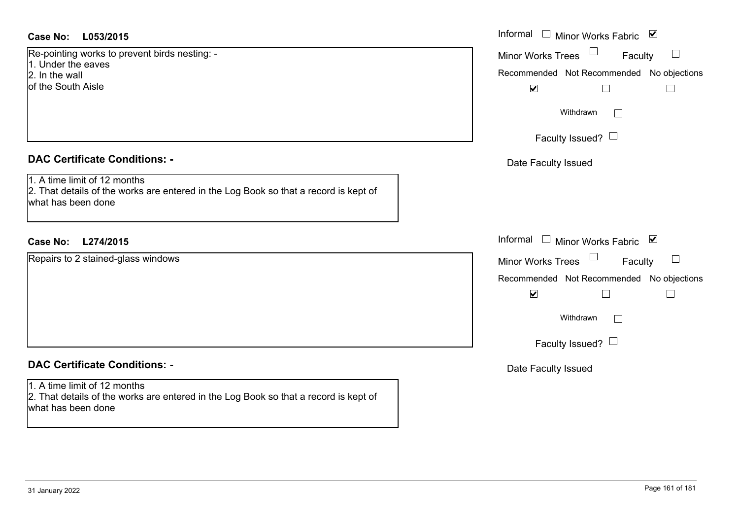**Case No: L053/2015**

Re-pointing works to prevent birds nesting: -
1. Under the eaves
2. In the wall
of the South Aisle

Informal ☐ Minor Works Fabric ☑
Minor Works Trees ☐ Faculty ☐
Recommended ☑ Not Recommended ☐ No objections ☐
Withdrawn ☐
Faculty Issued? ☐
Date Faculty Issued

**DAC Certificate Conditions: -**

1. A time limit of 12 months
2. That details of the works are entered in the Log Book so that a record is kept of what has been done

**Case No: L274/2015**

Repairs to 2 stained-glass windows

Informal ☐ Minor Works Fabric ☑
Minor Works Trees ☐ Faculty ☐
Recommended ☑ Not Recommended ☐ No objections ☐
Withdrawn ☐
Faculty Issued? ☐
Date Faculty Issued

**DAC Certificate Conditions: -**

1. A time limit of 12 months
2. That details of the works are entered in the Log Book so that a record is kept of what has been done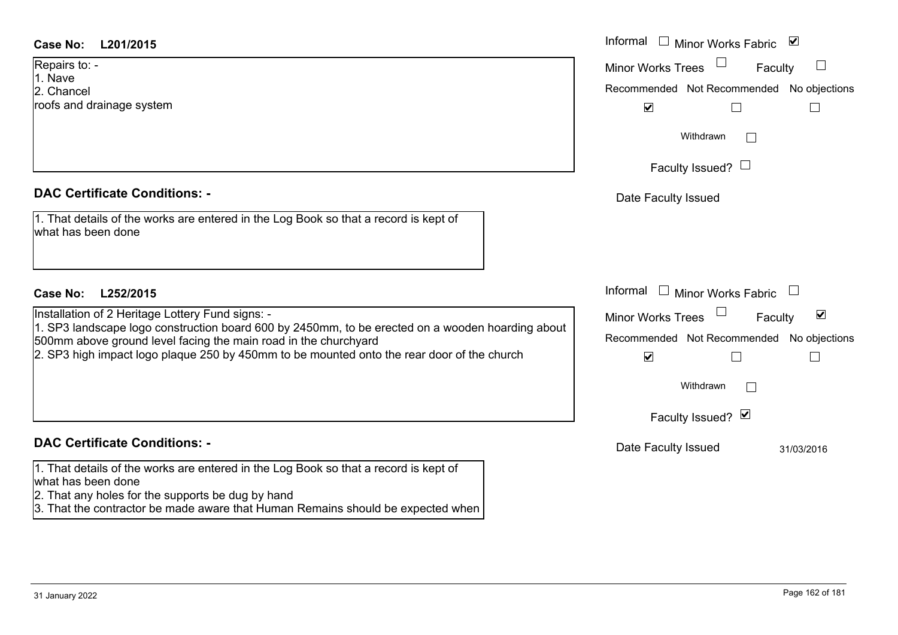**Case No:** **L201/2015**

Repairs to: -
1. Nave
2. Chancel
roofs and drainage system

Informal ☐ Minor Works Fabric ☑
Minor Works Trees ☐ Faculty ☐
Recommended ☑ Not Recommended ☐ No objections ☐
Withdrawn ☐
Faculty Issued? ☐
Date Faculty Issued

**DAC Certificate Conditions: -**

1. That details of the works are entered in the Log Book so that a record is kept of what has been done

**Case No:** **L252/2015**

Installation of 2 Heritage Lottery Fund signs: -
1. SP3 landscape logo construction board 600 by 2450mm, to be erected on a wooden hoarding about 500mm above ground level facing the main road in the churchyard
2. SP3 high impact logo plaque 250 by 450mm to be mounted onto the rear door of the church

Informal ☐ Minor Works Fabric ☐
Minor Works Trees ☐ Faculty ☑
Recommended ☑ Not Recommended ☐ No objections ☐
Withdrawn ☐
Faculty Issued? ☑
Date Faculty Issued 31/03/2016

**DAC Certificate Conditions: -**

1. That details of the works are entered in the Log Book so that a record is kept of what has been done
2. That any holes for the supports be dug by hand
3. That the contractor be made aware that Human Remains should be expected when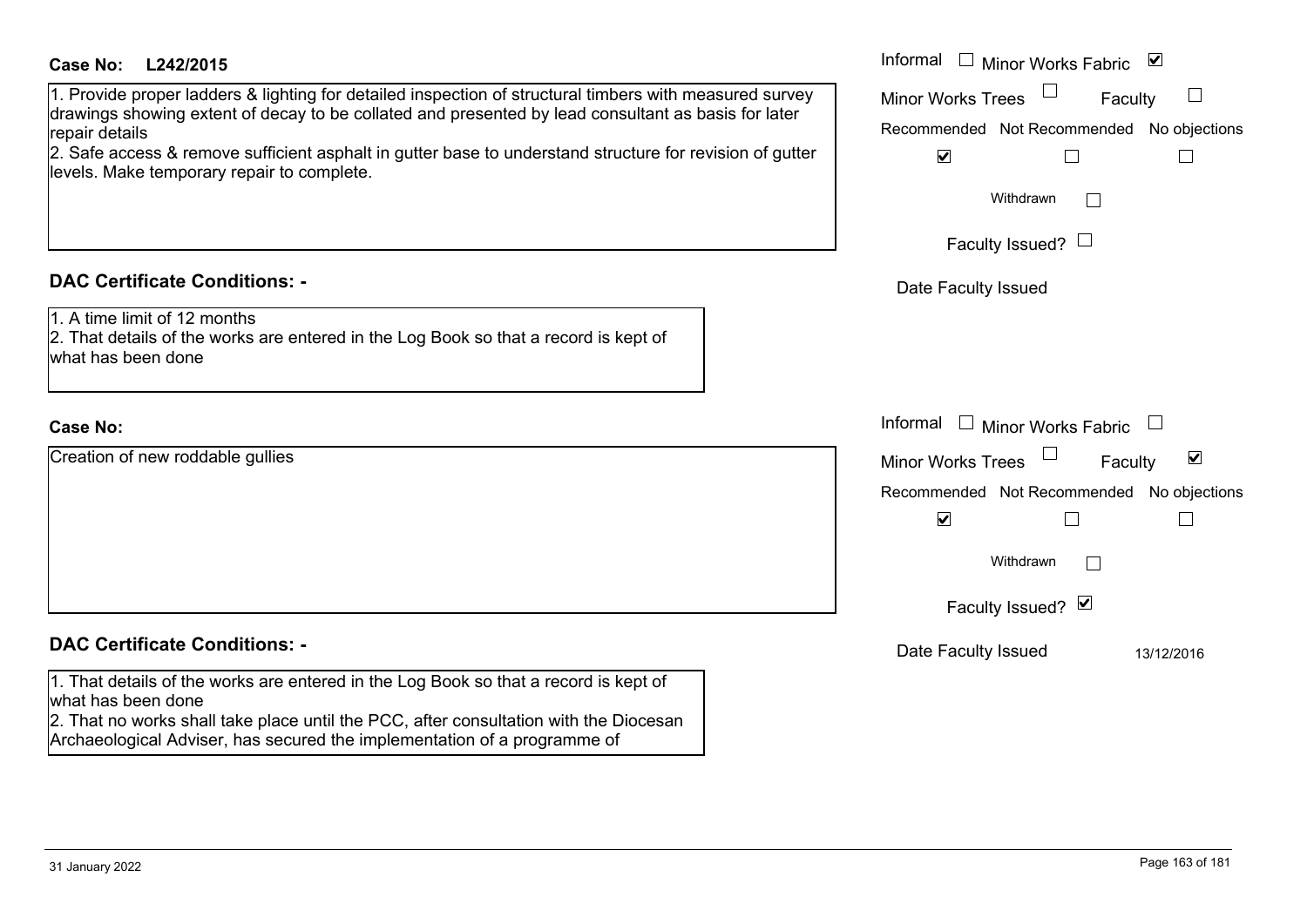**Case No:** L242/2015

1. Provide proper ladders & lighting for detailed inspection of structural timbers with measured survey drawings showing extent of decay to be collated and presented by lead consultant as basis for later repair details
2. Safe access & remove sufficient asphalt in gutter base to understand structure for revision of gutter levels. Make temporary repair to complete.

Informal ☐ Minor Works Fabric ☑
Minor Works Trees ☐ Faculty ☐
Recommended ☑ Not Recommended ☐ No objections ☐
Withdrawn ☐
Faculty Issued? ☐
Date Faculty Issued

## DAC Certificate Conditions: -

1. A time limit of 12 months
2. That details of the works are entered in the Log Book so that a record is kept of what has been done

**Case No:**

Creation of new roddable gullies

Informal ☐ Minor Works Fabric ☐
Minor Works Trees ☐ Faculty ☑
Recommended ☑ Not Recommended ☐ No objections ☐
Withdrawn ☐
Faculty Issued? ☑
Date Faculty Issued 13/12/2016

## DAC Certificate Conditions: -

1. That details of the works are entered in the Log Book so that a record is kept of what has been done
2. That no works shall take place until the PCC, after consultation with the Diocesan Archaeological Adviser, has secured the implementation of a programme of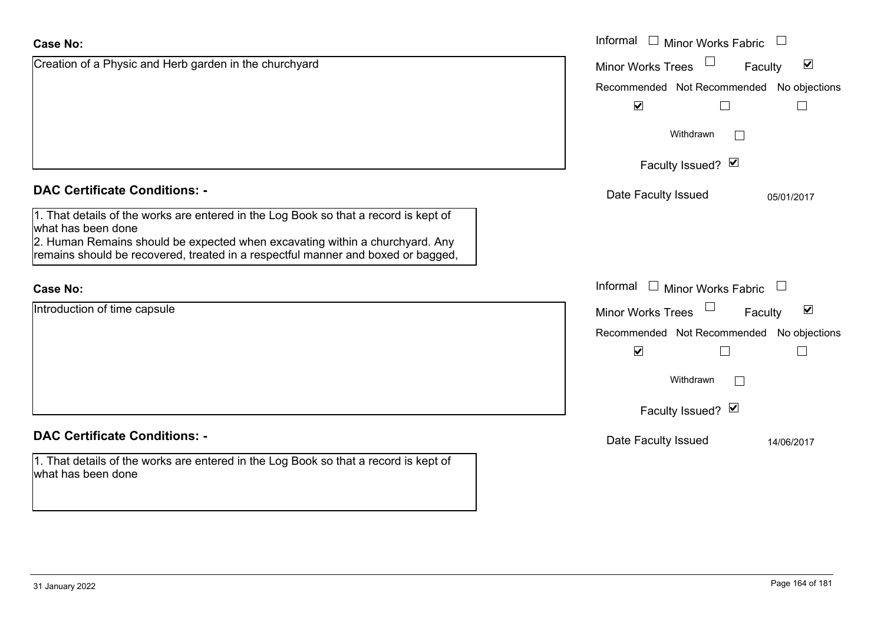**Case No:**

Creation of a Physic and Herb garden in the churchyard

Informal ☐ Minor Works Fabric ☐
Minor Works Trees ☐ Faculty ☑

| Recommended | Not Recommended | No objections |
| --- | --- | --- |
| ☑ | ☐ | ☐ |

Withdrawn ☐

Faculty Issued? ☑

Date Faculty Issued 05/01/2017

**DAC Certificate Conditions: -**

1. That details of the works are entered in the Log Book so that a record is kept of what has been done
2. Human Remains should be expected when excavating within a churchyard. Any remains should be recovered, treated in a respectful manner and boxed or bagged,

**Case No:**

Introduction of time capsule

Informal ☐ Minor Works Fabric ☐
Minor Works Trees ☐ Faculty ☑

| Recommended | Not Recommended | No objections |
| --- | --- | --- |
| ☑ | ☐ | ☐ |

Withdrawn ☐

Faculty Issued? ☑

Date Faculty Issued 14/06/2017

**DAC Certificate Conditions: -**

1. That details of the works are entered in the Log Book so that a record is kept of what has been done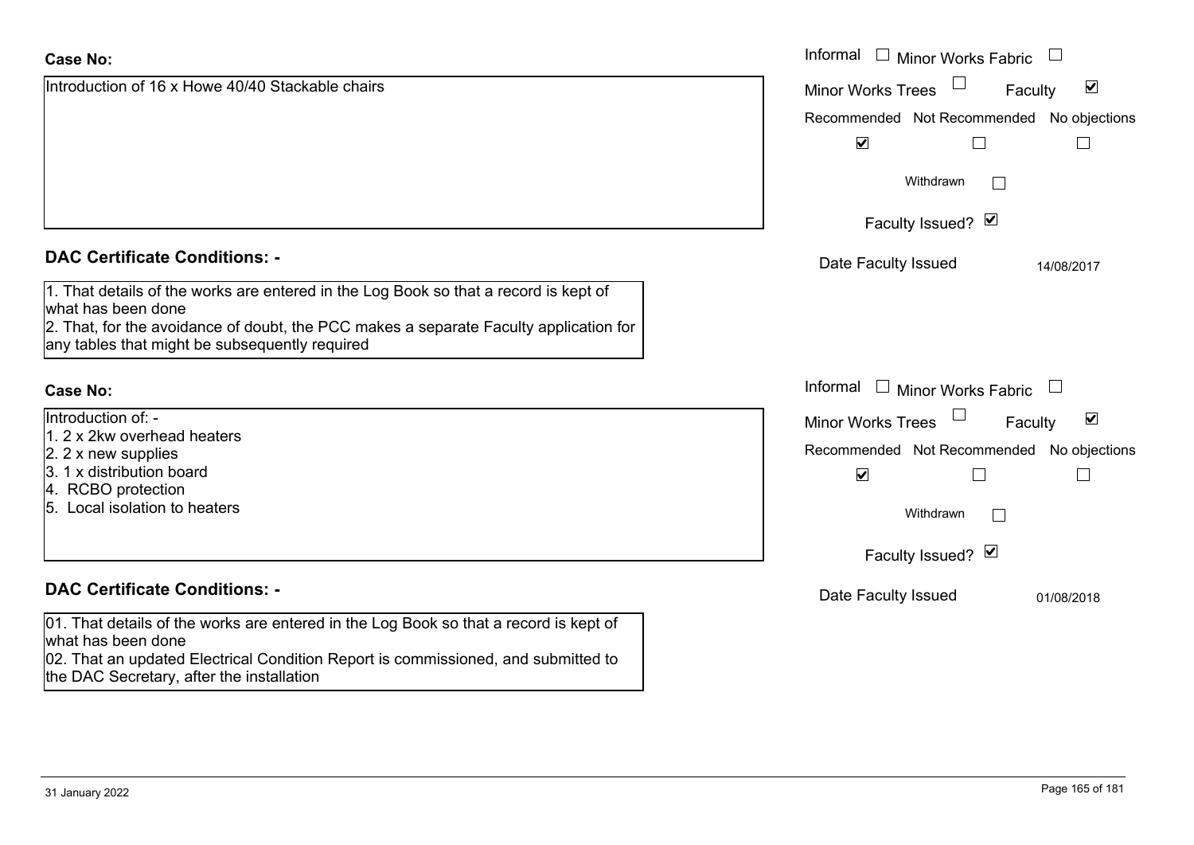**Case No:**

Introduction of 16 x Howe 40/40 Stackable chairs

Informal ☐ Minor Works Fabric ☐

Minor Works Trees ☐ Faculty ☑

| Recommended | Not Recommended | No objections |
| --- | --- | --- |
| ☑ | ☐ | ☐ |

Withdrawn ☐

Faculty Issued? ☑

Date Faculty Issued 14/08/2017

**DAC Certificate Conditions: -**

1. That details of the works are entered in the Log Book so that a record is kept of what has been done
2. That, for the avoidance of doubt, the PCC makes a separate Faculty application for any tables that might be subsequently required

**Case No:**

Introduction of: -
1. 2 x 2kw overhead heaters
2. 2 x new supplies
3. 1 x distribution board
4. RCBO protection
5. Local isolation to heaters

Informal ☐ Minor Works Fabric ☐

Minor Works Trees ☐ Faculty ☑

| Recommended | Not Recommended | No objections |
| --- | --- | --- |
| ☑ | ☐ | ☐ |

Withdrawn ☐

Faculty Issued? ☑

Date Faculty Issued 01/08/2018

**DAC Certificate Conditions: -**

01. That details of the works are entered in the Log Book so that a record is kept of what has been done
02. That an updated Electrical Condition Report is commissioned, and submitted to the DAC Secretary, after the installation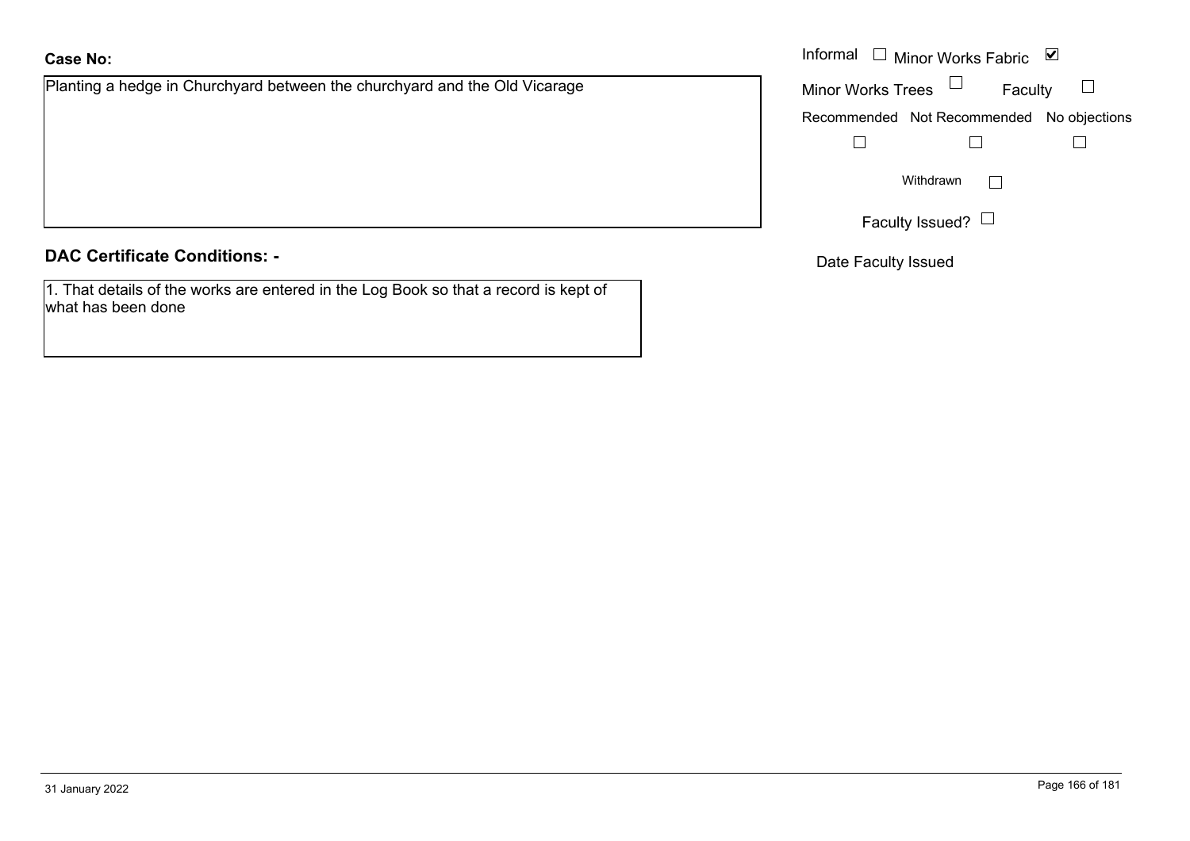**Case No:**

Planting a hedge in Churchyard between the churchyard and the Old Vicarage

Informal ☐ Minor Works Fabric ☑

Minor Works Trees ☐ Faculty ☐

Recommended ☐ Not Recommended ☐ No objections ☐

Withdrawn ☐

Faculty Issued? ☐

Date Faculty Issued

**DAC Certificate Conditions: -**

1. That details of the works are entered in the Log Book so that a record is kept of what has been done

31 January 2022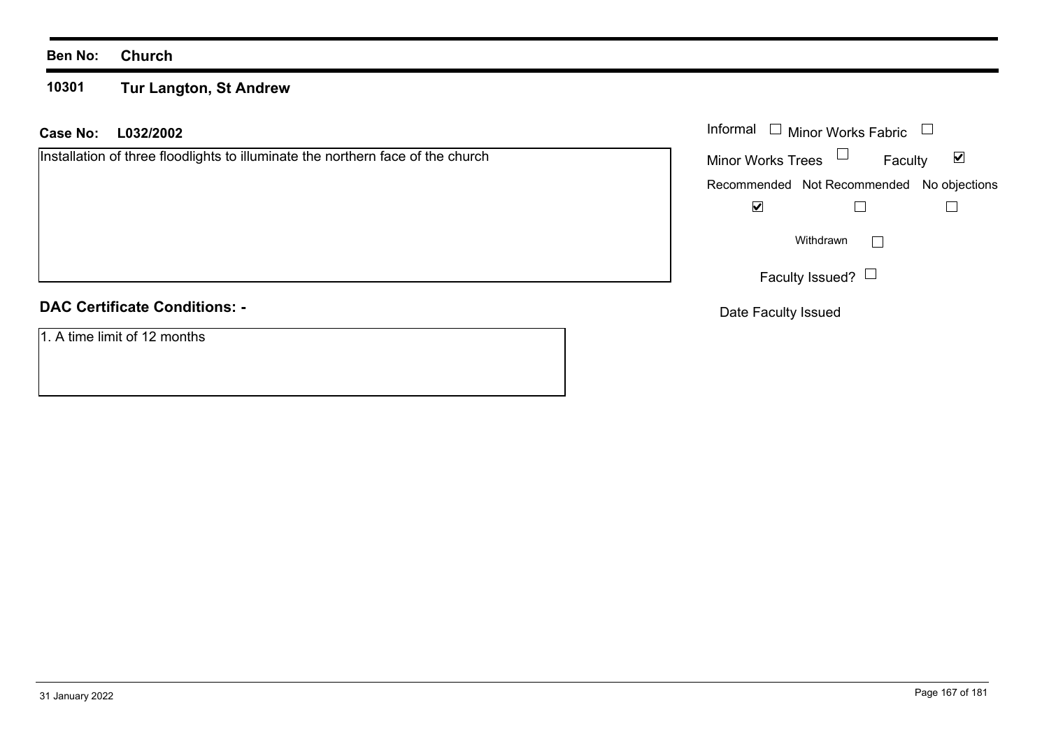**Ben No:** **Church**

**10301** **Tur Langton, St Andrew**

**Case No:** **L032/2002**

Installation of three floodlights to illuminate the northern face of the church

Informal ☐ Minor Works Fabric ☐

Minor Works Trees ☐ Faculty ☑

| Recommended | Not Recommended | No objections |
| --- | --- | --- |
| ☑ | ☐ | ☐ |

Withdrawn ☐

Faculty Issued? ☐

Date Faculty Issued

**DAC Certificate Conditions: -**

1. A time limit of 12 months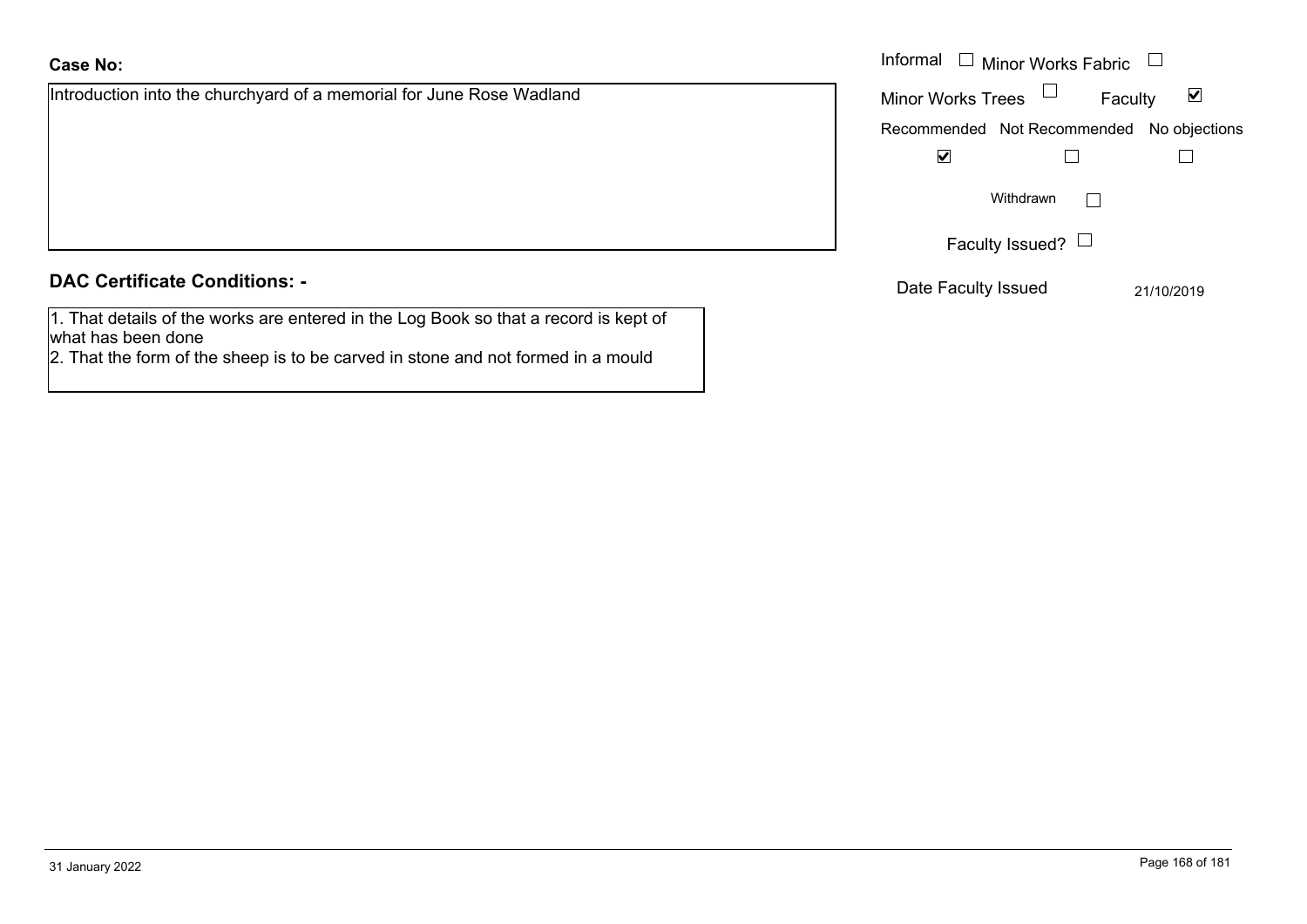**Case No:**

Introduction into the churchyard of a memorial for June Rose Wadland

| Informal ☐ | Minor Works Fabric ☐ |
|---|---|
| Minor Works Trees ☐ | Faculty ☑ |

| Recommended | Not Recommended | No objections |
|---|---|---|
| ☑ | ☐ | ☐ |

Withdrawn ☐

Faculty Issued? ☐

Date Faculty Issued 21/10/2019

## DAC Certificate Conditions: -

1. That details of the works are entered in the Log Book so that a record is kept of what has been done
2. That the form of the sheep is to be carved in stone and not formed in a mould

31 January 2022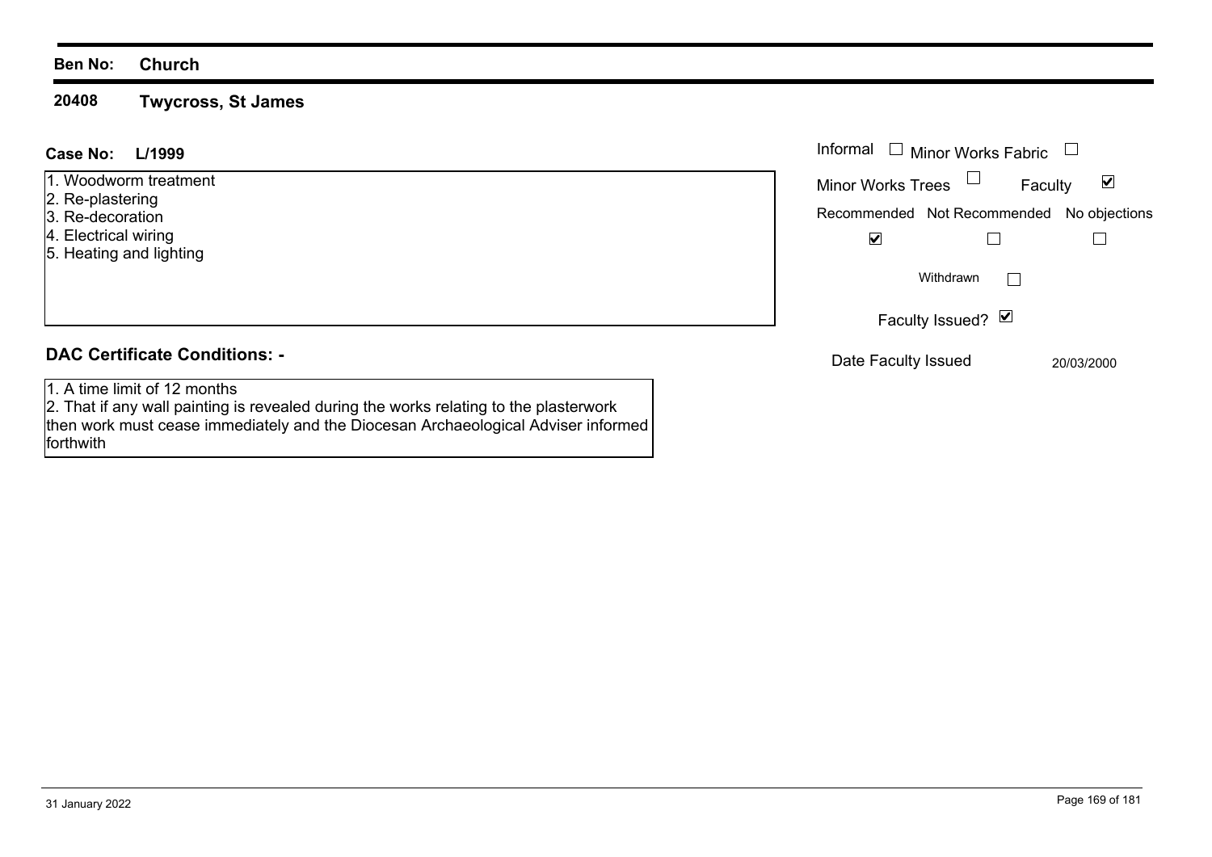**Ben No:** **Church**

**20408** **Twycross, St James**

**Case No:** **L/1999**

1. Woodworm treatment
2. Re-plastering
3. Re-decoration
4. Electrical wiring
5. Heating and lighting

Informal ☐ Minor Works Fabric ☐

Minor Works Trees ☐ Faculty ☑

| Recommended | Not Recommended | No objections |
|---|---|---|
| ☑ | ☐ | ☐ |

Withdrawn ☐

Faculty Issued? ☑

Date Faculty Issued 20/03/2000

## DAC Certificate Conditions: -

1. A time limit of 12 months
2. That if any wall painting is revealed during the works relating to the plasterwork then work must cease immediately and the Diocesan Archaeological Adviser informed forthwith

31 January 2022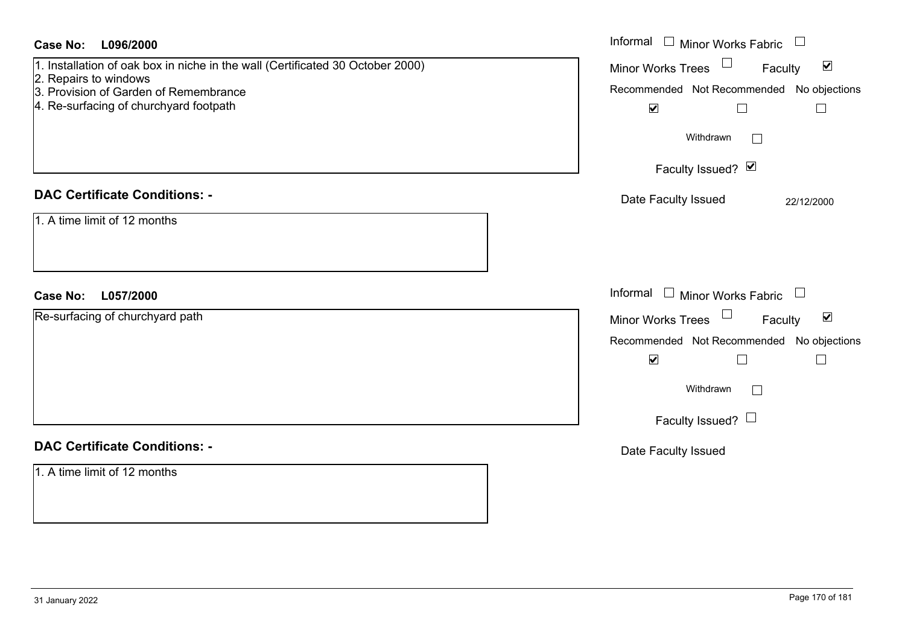**Case No: L096/2000**

1. Installation of oak box in niche in the wall (Certificated 30 October 2000)
2. Repairs to windows
3. Provision of Garden of Remembrance
4. Re-surfacing of churchyard footpath

Informal ☐ Minor Works Fabric ☐
Minor Works Trees ☐ Faculty ☑

| Recommended | Not Recommended | No objections |
|---|---|---|
| ☑ | ☐ | ☐ |

Withdrawn ☐

Faculty Issued? ☑

Date Faculty Issued 22/12/2000

## DAC Certificate Conditions: -

1. A time limit of 12 months

**Case No: L057/2000**

Re-surfacing of churchyard path

Informal ☐ Minor Works Fabric ☐
Minor Works Trees ☐ Faculty ☑

| Recommended | Not Recommended | No objections |
|---|---|---|
| ☑ | ☐ | ☐ |

Withdrawn ☐

Faculty Issued? ☐

Date Faculty Issued

## DAC Certificate Conditions: -

1. A time limit of 12 months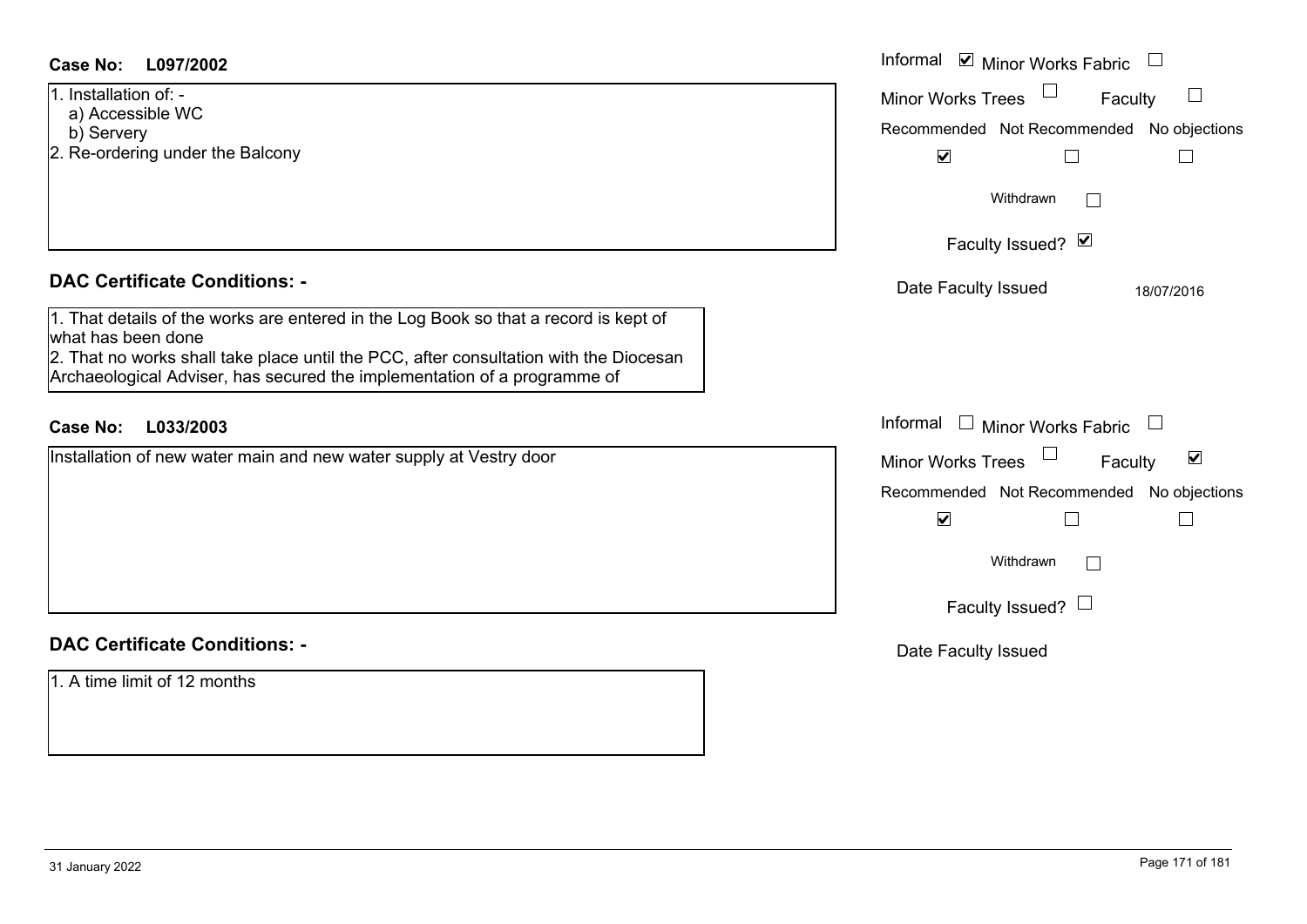**Case No:** **L097/2002**

1. Installation of: -
   a) Accessible WC
   b) Servery
2. Re-ordering under the Balcony

Informal ☑ Minor Works Fabric ☐

Minor Works Trees ☐ Faculty ☐

Recommended ☑ Not Recommended ☐ No objections ☐

Withdrawn ☐

Faculty Issued? ☑

Date Faculty Issued 18/07/2016

## DAC Certificate Conditions: -

1. That details of the works are entered in the Log Book so that a record is kept of what has been done
2. That no works shall take place until the PCC, after consultation with the Diocesan Archaeological Adviser, has secured the implementation of a programme of

**Case No:** **L033/2003**

Installation of new water main and new water supply at Vestry door

Informal ☐ Minor Works Fabric ☐

Minor Works Trees ☐ Faculty ☑

Recommended ☑ Not Recommended ☐ No objections ☐

Withdrawn ☐

Faculty Issued? ☐

Date Faculty Issued

## DAC Certificate Conditions: -

1. A time limit of 12 months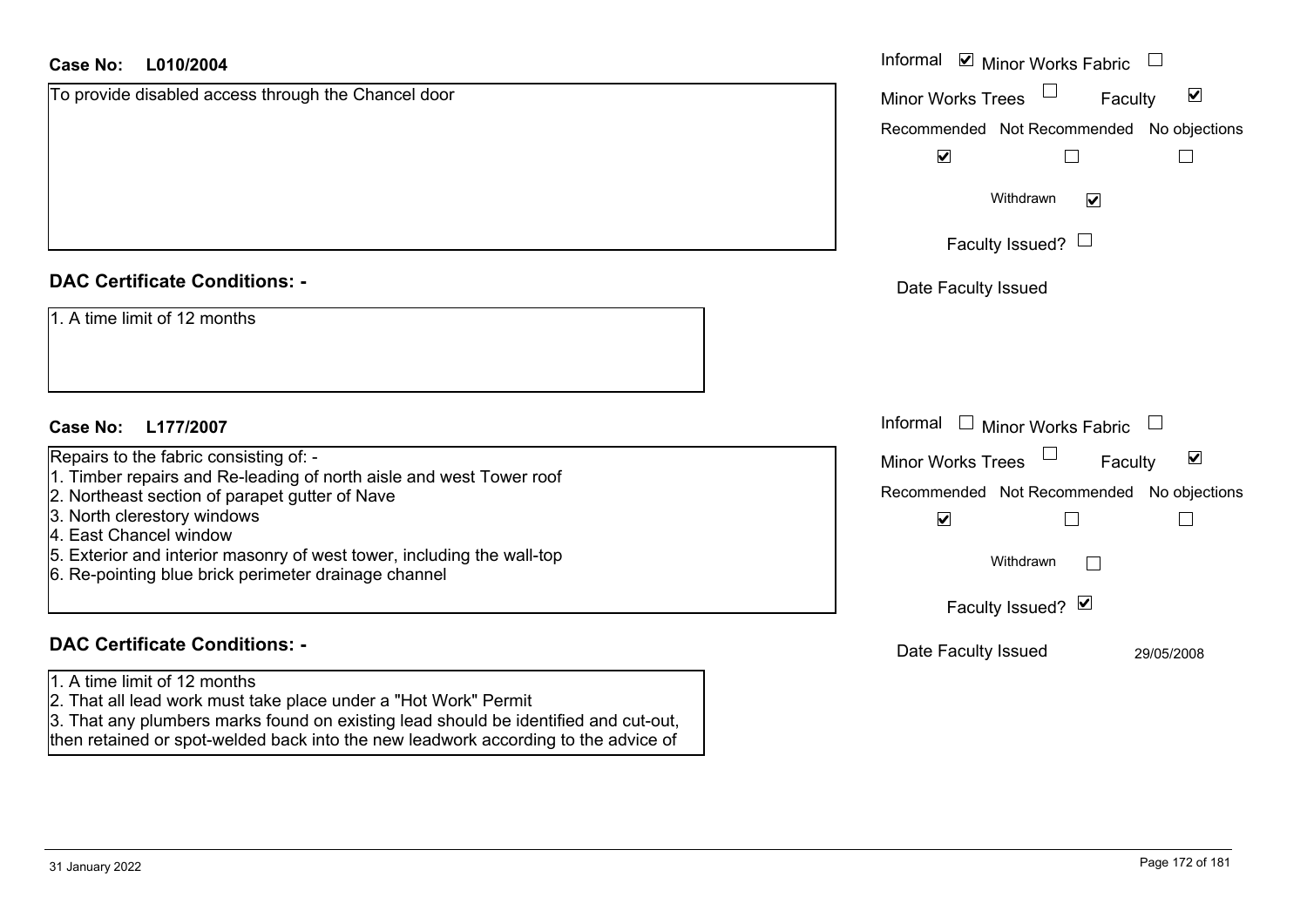**Case No: L010/2004**

To provide disabled access through the Chancel door

Informal ☑ Minor Works Fabric ☐

Minor Works Trees ☐ Faculty ☑

| Recommended | Not Recommended | No objections |
|---|---|---|
| ☑ | ☐ | ☐ |

Withdrawn ☑

Faculty Issued? ☐

Date Faculty Issued

## DAC Certificate Conditions: -

1. A time limit of 12 months

**Case No: L177/2007**

Repairs to the fabric consisting of: -
1. Timber repairs and Re-leading of north aisle and west Tower roof
2. Northeast section of parapet gutter of Nave
3. North clerestory windows
4. East Chancel window
5. Exterior and interior masonry of west tower, including the wall-top
6. Re-pointing blue brick perimeter drainage channel

Informal ☐ Minor Works Fabric ☐

Minor Works Trees ☐ Faculty ☑

| Recommended | Not Recommended | No objections |
|---|---|---|
| ☑ | ☐ | ☐ |

Withdrawn ☐

Faculty Issued? ☑

Date Faculty Issued 29/05/2008

## DAC Certificate Conditions: -

1. A time limit of 12 months
2. That all lead work must take place under a "Hot Work" Permit
3. That any plumbers marks found on existing lead should be identified and cut-out, then retained or spot-welded back into the new leadwork according to the advice of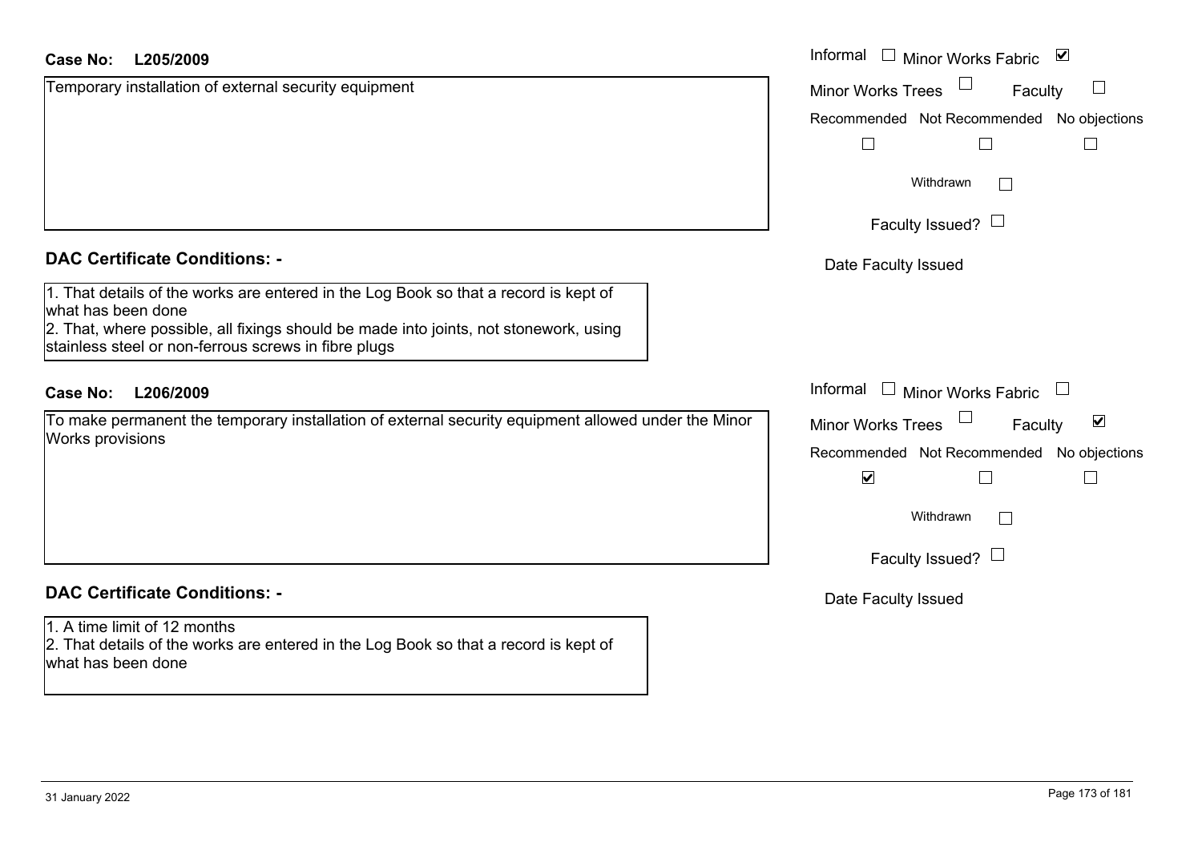**Case No: L205/2009**

Temporary installation of external security equipment

Informal ☐ Minor Works Fabric ☑

Minor Works Trees ☐ Faculty ☐

Recommended ☐ Not Recommended ☐ No objections ☐

Withdrawn ☐

Faculty Issued? ☐

Date Faculty Issued

## DAC Certificate Conditions: -

1. That details of the works are entered in the Log Book so that a record is kept of what has been done
2. That, where possible, all fixings should be made into joints, not stonework, using stainless steel or non-ferrous screws in fibre plugs

**Case No: L206/2009**

To make permanent the temporary installation of external security equipment allowed under the Minor Works provisions

Informal ☐ Minor Works Fabric ☐

Minor Works Trees ☐ Faculty ☑

Recommended ☑ Not Recommended ☐ No objections ☐

Withdrawn ☐

Faculty Issued? ☐

Date Faculty Issued

## DAC Certificate Conditions: -

1. A time limit of 12 months
2. That details of the works are entered in the Log Book so that a record is kept of what has been done

31 January 2022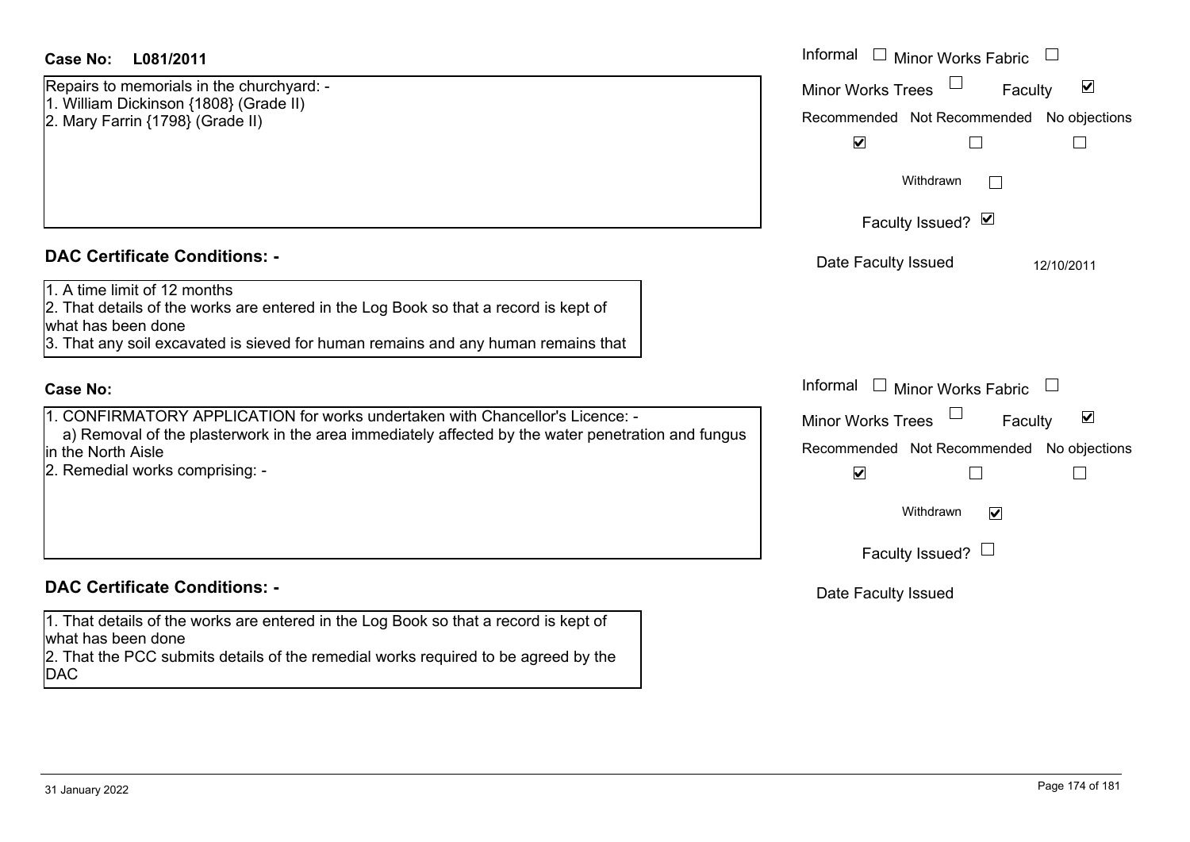**Case No: L081/2011**

Repairs to memorials in the churchyard: -
1. William Dickinson {1808} (Grade II)
2. Mary Farrin {1798} (Grade II)

Informal ☐ Minor Works Fabric ☐
Minor Works Trees ☐ Faculty ☑
Recommended ☑ Not Recommended ☐ No objections ☐
Withdrawn ☐
Faculty Issued? ☑
Date Faculty Issued 12/10/2011

## DAC Certificate Conditions: -

1. A time limit of 12 months
2. That details of the works are entered in the Log Book so that a record is kept of what has been done
3. That any soil excavated is sieved for human remains and any human remains that

**Case No:**

1. CONFIRMATORY APPLICATION for works undertaken with Chancellor's Licence: -
   a) Removal of the plasterwork in the area immediately affected by the water penetration and fungus in the North Aisle
2. Remedial works comprising: -

Informal ☐ Minor Works Fabric ☐
Minor Works Trees ☐ Faculty ☑
Recommended ☑ Not Recommended ☐ No objections ☐
Withdrawn ☑
Faculty Issued? ☐
Date Faculty Issued

## DAC Certificate Conditions: -

1. That details of the works are entered in the Log Book so that a record is kept of what has been done
2. That the PCC submits details of the remedial works required to be agreed by the DAC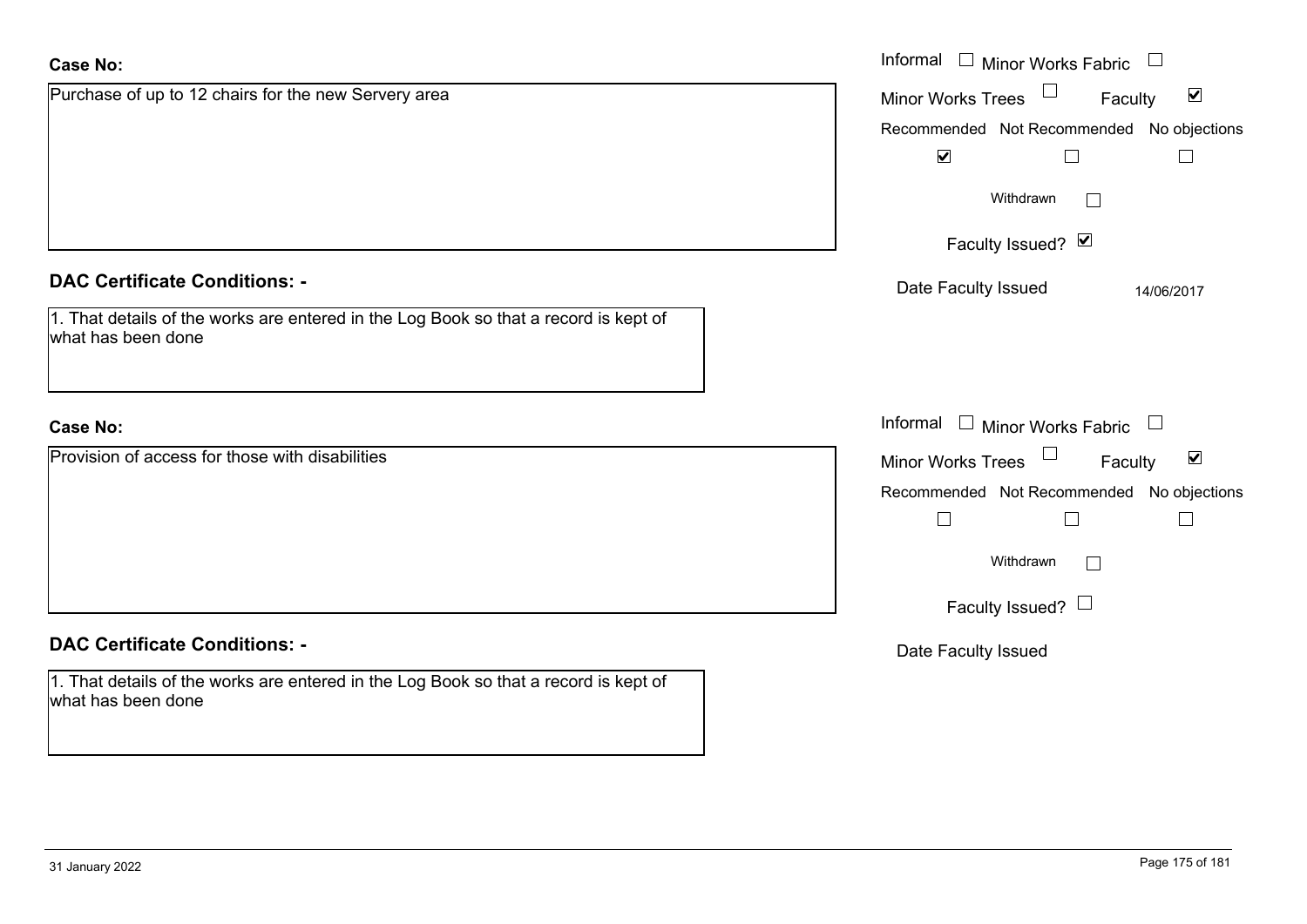**Case No:**

Purchase of up to 12 chairs for the new Servery area

Informal ☐ Minor Works Fabric ☐
Minor Works Trees ☐ Faculty ☑
Recommended ☑ Not Recommended ☐ No objections ☐
Withdrawn ☐
Faculty Issued? ☑
Date Faculty Issued 14/06/2017

**DAC Certificate Conditions: -**

1. That details of the works are entered in the Log Book so that a record is kept of what has been done

**Case No:**

Provision of access for those with disabilities

Informal ☐ Minor Works Fabric ☐
Minor Works Trees ☐ Faculty ☑
Recommended ☐ Not Recommended ☐ No objections ☐
Withdrawn ☐
Faculty Issued? ☐
Date Faculty Issued

**DAC Certificate Conditions: -**

1. That details of the works are entered in the Log Book so that a record is kept of what has been done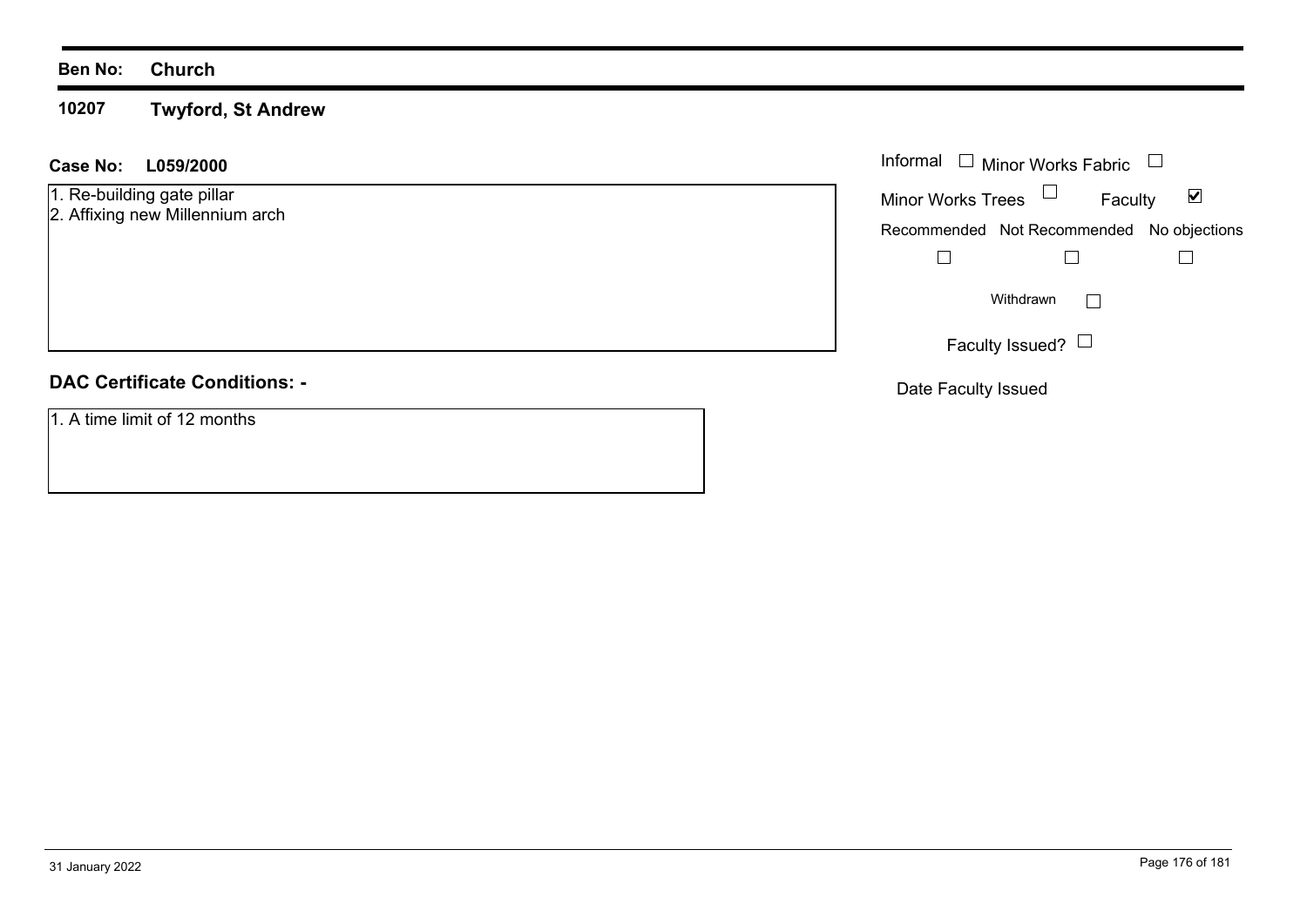**Ben No:** **Church**

## 10207 Twyford, St Andrew

**Case No:** **L059/2000**

1. Re-building gate pillar
2. Affixing new Millennium arch

Informal ☐ Minor Works Fabric ☐

Minor Works Trees ☐ Faculty ☑

Recommended ☐ Not Recommended ☐ No objections ☐

Withdrawn ☐

Faculty Issued? ☐

Date Faculty Issued

### DAC Certificate Conditions: -

1. A time limit of 12 months

31 January 2022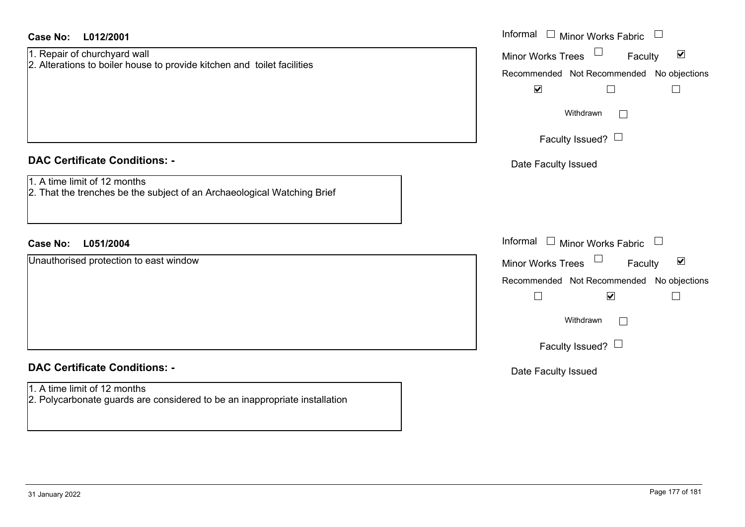**Case No:** **L012/2001**

1. Repair of churchyard wall
2. Alterations to boiler house to provide kitchen and toilet facilities

Informal ☐ Minor Works Fabric ☐

Minor Works Trees ☐ Faculty ☑

| Recommended | Not Recommended | No objections |
| --- | --- | --- |
| ☑ | ☐ | ☐ |

Withdrawn ☐

Faculty Issued? ☐

Date Faculty Issued

## DAC Certificate Conditions: -

1. A time limit of 12 months
2. That the trenches be the subject of an Archaeological Watching Brief

**Case No:** **L051/2004**

Unauthorised protection to east window

Informal ☐ Minor Works Fabric ☐

Minor Works Trees ☐ Faculty ☑

| Recommended | Not Recommended | No objections |
| --- | --- | --- |
| ☐ | ☑ | ☐ |

Withdrawn ☐

Faculty Issued? ☐

Date Faculty Issued

## DAC Certificate Conditions: -

1. A time limit of 12 months
2. Polycarbonate guards are considered to be an inappropriate installation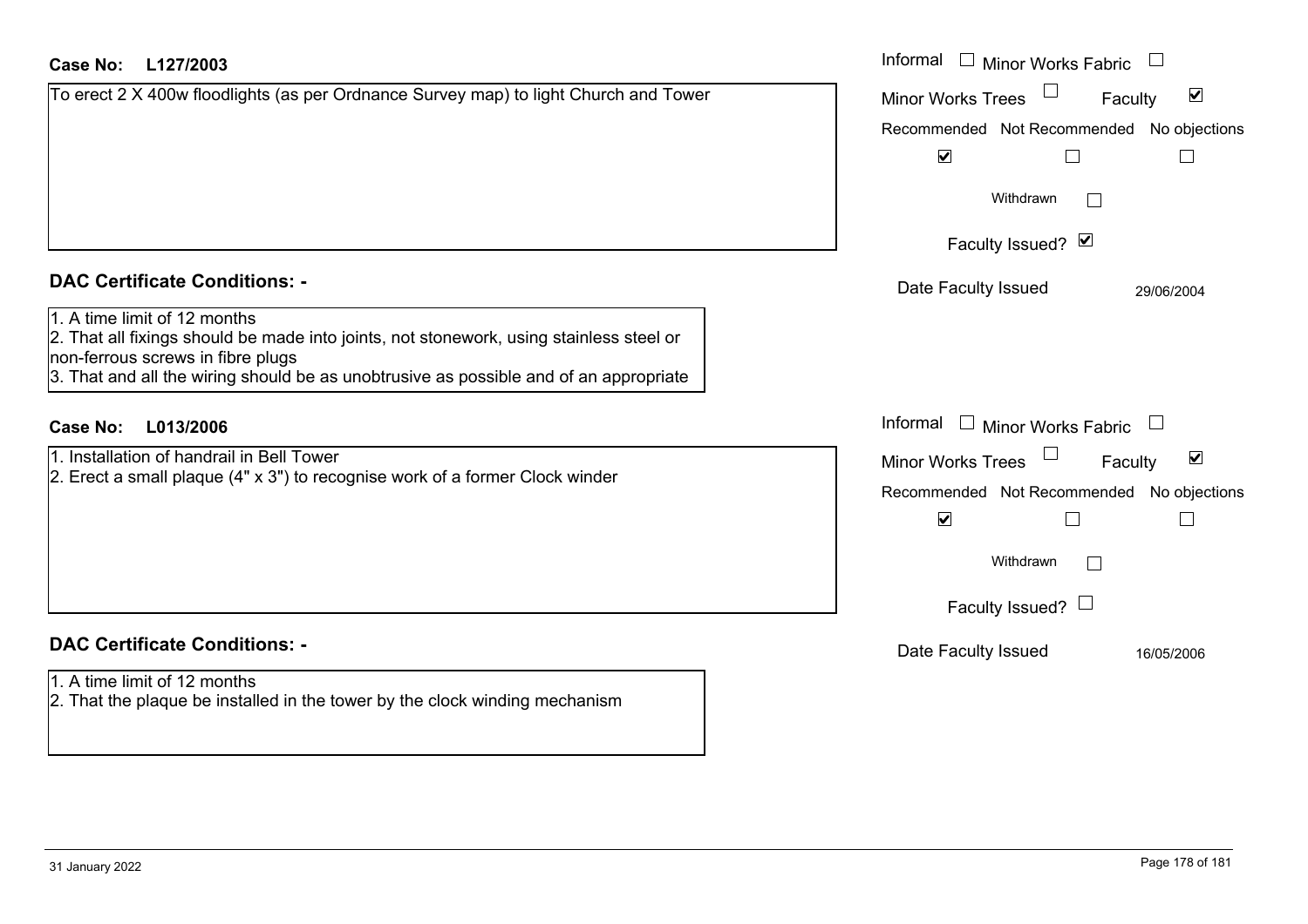**Case No: L127/2003**

To erect 2 X 400w floodlights (as per Ordnance Survey map) to light Church and Tower

| | |
|---|---|
| Informal | ☐ |
| Minor Works Fabric | ☐ |
| Minor Works Trees | ☐ |
| Faculty | ☑ |
| Recommended | ☑ |
| Not Recommended | ☐ |
| No objections | ☐ |
| Withdrawn | ☐ |
| Faculty Issued? | ☑ |
| Date Faculty Issued | 29/06/2004 |

**DAC Certificate Conditions: -**

1. A time limit of 12 months
2. That all fixings should be made into joints, not stonework, using stainless steel or non-ferrous screws in fibre plugs
3. That and all the wiring should be as unobtrusive as possible and of an appropriate

**Case No: L013/2006**

1. Installation of handrail in Bell Tower
2. Erect a small plaque (4" x 3") to recognise work of a former Clock winder

| | |
|---|---|
| Informal | ☐ |
| Minor Works Fabric | ☐ |
| Minor Works Trees | ☐ |
| Faculty | ☑ |
| Recommended | ☑ |
| Not Recommended | ☐ |
| No objections | ☐ |
| Withdrawn | ☐ |
| Faculty Issued? | ☐ |
| Date Faculty Issued | 16/05/2006 |

**DAC Certificate Conditions: -**

1. A time limit of 12 months
2. That the plaque be installed in the tower by the clock winding mechanism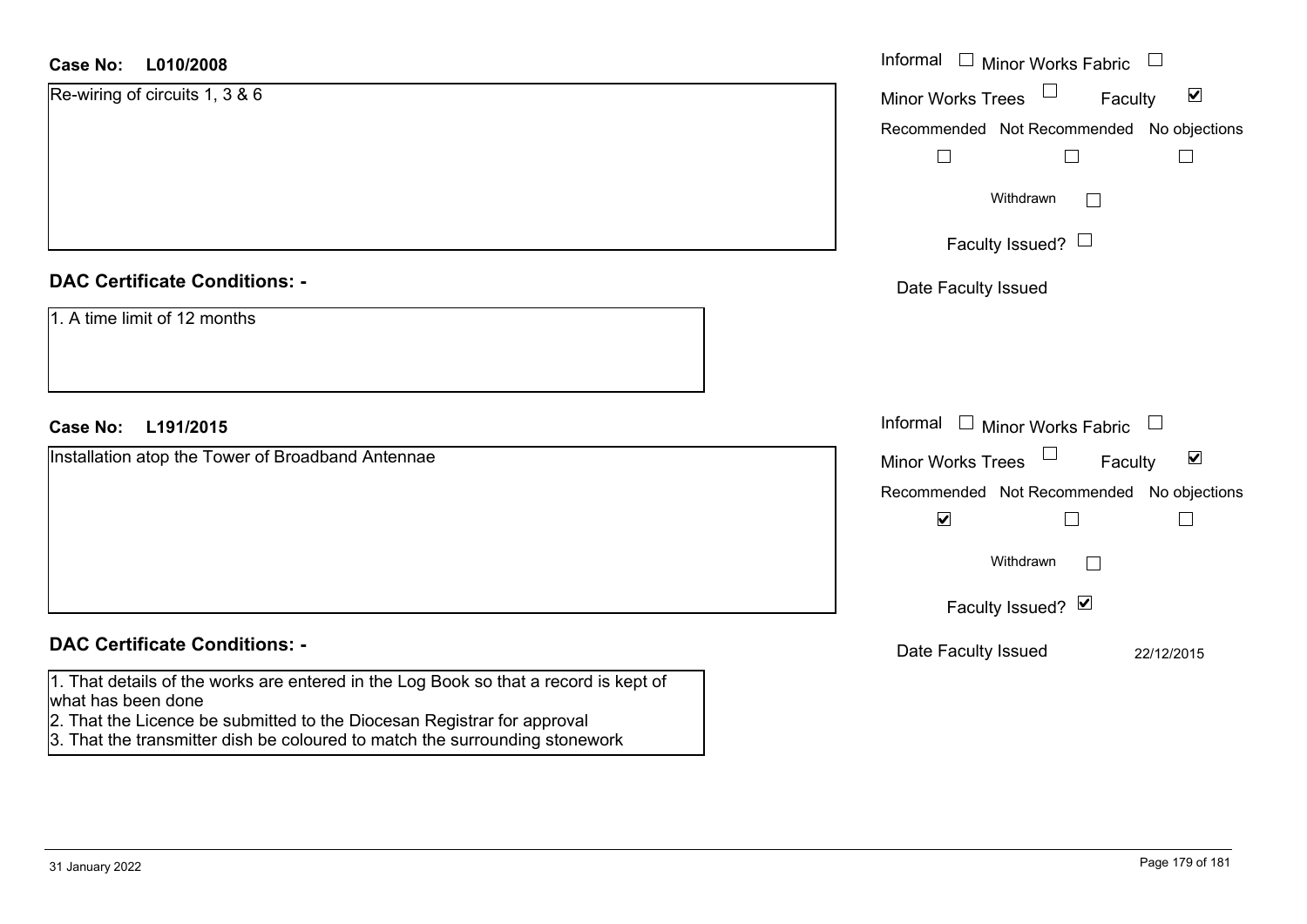**Case No:** **L010/2008**

Re-wiring of circuits 1, 3 & 6

Informal ☐ Minor Works Fabric ☐

Minor Works Trees ☐ Faculty ☑

Recommended ☐ Not Recommended ☐ No objections ☐

Withdrawn ☐

Faculty Issued? ☐

Date Faculty Issued

## DAC Certificate Conditions: -

1. A time limit of 12 months

**Case No:** **L191/2015**

Installation atop the Tower of Broadband Antennae

Informal ☐ Minor Works Fabric ☐

Minor Works Trees ☐ Faculty ☑

Recommended ☑ Not Recommended ☐ No objections ☐

Withdrawn ☐

Faculty Issued? ☑

Date Faculty Issued 22/12/2015

## DAC Certificate Conditions: -

1. That details of the works are entered in the Log Book so that a record is kept of what has been done
2. That the Licence be submitted to the Diocesan Registrar for approval
3. That the transmitter dish be coloured to match the surrounding stonework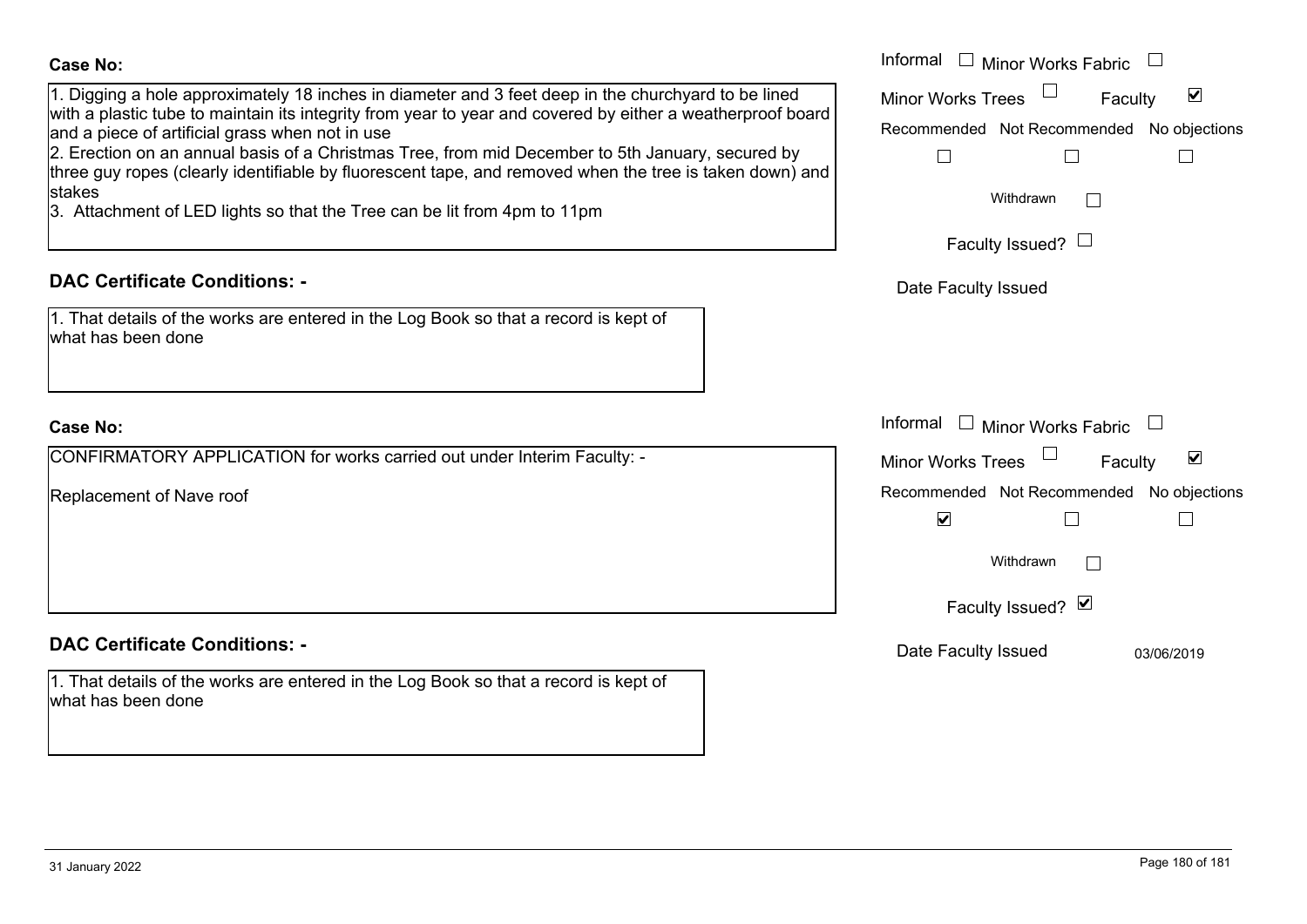**Case No:**

1. Digging a hole approximately 18 inches in diameter and 3 feet deep in the churchyard to be lined with a plastic tube to maintain its integrity from year to year and covered by either a weatherproof board and a piece of artificial grass when not in use
2. Erection on an annual basis of a Christmas Tree, from mid December to 5th January, secured by three guy ropes (clearly identifiable by fluorescent tape, and removed when the tree is taken down) and stakes
3. Attachment of LED lights so that the Tree can be lit from 4pm to 11pm

Informal ☐ Minor Works Fabric ☐
Minor Works Trees ☐ Faculty ☑

Recommended ☐ Not Recommended ☐ No objections ☐

Withdrawn ☐

Faculty Issued? ☐

Date Faculty Issued

**DAC Certificate Conditions: -**

1. That details of the works are entered in the Log Book so that a record is kept of what has been done

**Case No:**

CONFIRMATORY APPLICATION for works carried out under Interim Faculty: -

Replacement of Nave roof

Informal ☐ Minor Works Fabric ☐
Minor Works Trees ☐ Faculty ☑

Recommended ☑ Not Recommended ☐ No objections ☐

Withdrawn ☐

Faculty Issued? ☑

Date Faculty Issued 03/06/2019

**DAC Certificate Conditions: -**

1. That details of the works are entered in the Log Book so that a record is kept of what has been done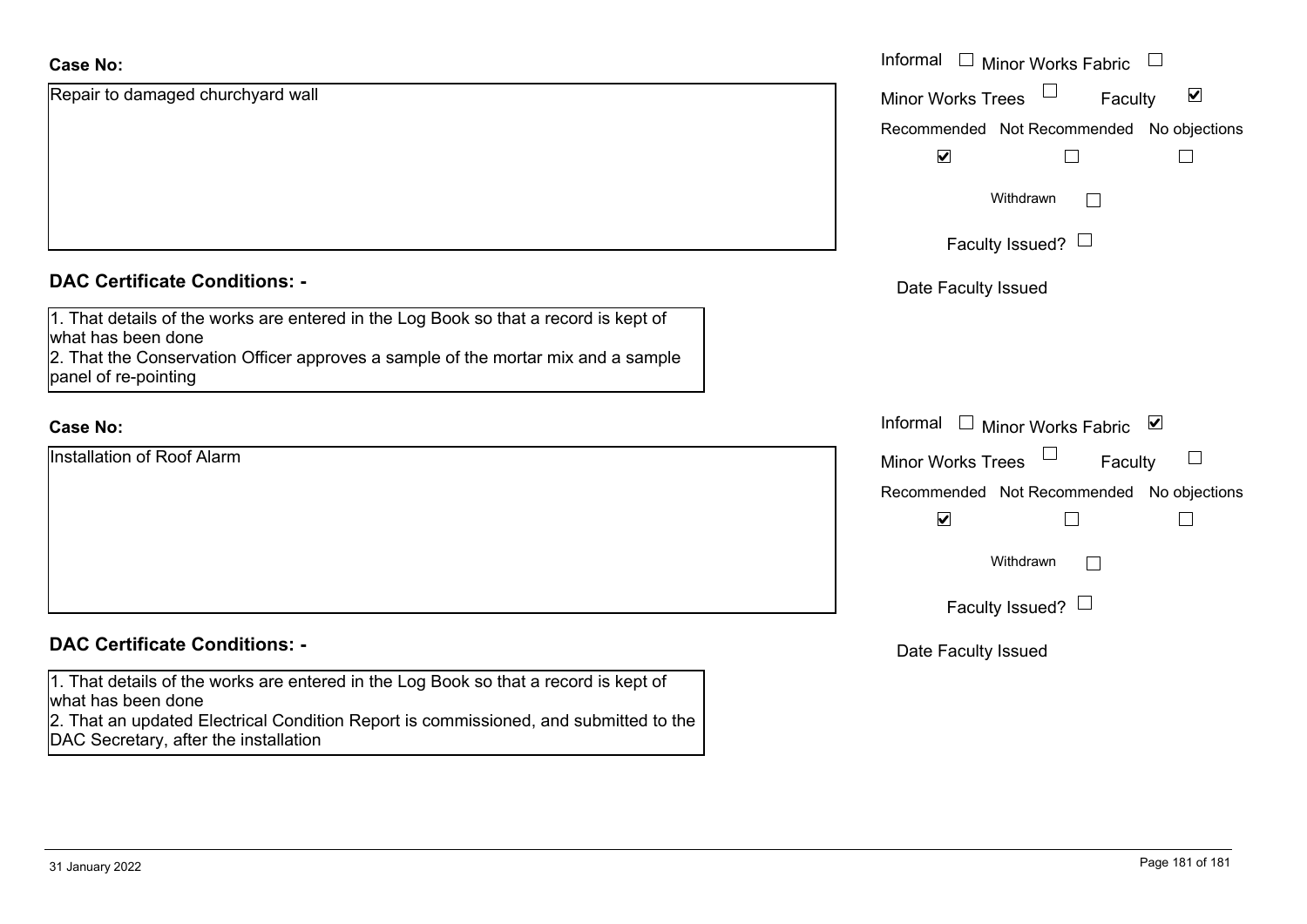**Case No:**

Repair to damaged churchyard wall

Informal ☐ Minor Works Fabric ☐
Minor Works Trees ☐ Faculty ☑
Recommended ☑ Not Recommended ☐ No objections ☐
Withdrawn ☐
Faculty Issued? ☐
Date Faculty Issued

**DAC Certificate Conditions: -**

1. That details of the works are entered in the Log Book so that a record is kept of what has been done
2. That the Conservation Officer approves a sample of the mortar mix and a sample panel of re-pointing

**Case No:**

Installation of Roof Alarm

Informal ☐ Minor Works Fabric ☑
Minor Works Trees ☐ Faculty ☐
Recommended ☑ Not Recommended ☐ No objections ☐
Withdrawn ☐
Faculty Issued? ☐
Date Faculty Issued

**DAC Certificate Conditions: -**

1. That details of the works are entered in the Log Book so that a record is kept of what has been done
2. That an updated Electrical Condition Report is commissioned, and submitted to the DAC Secretary, after the installation

31 January 2022